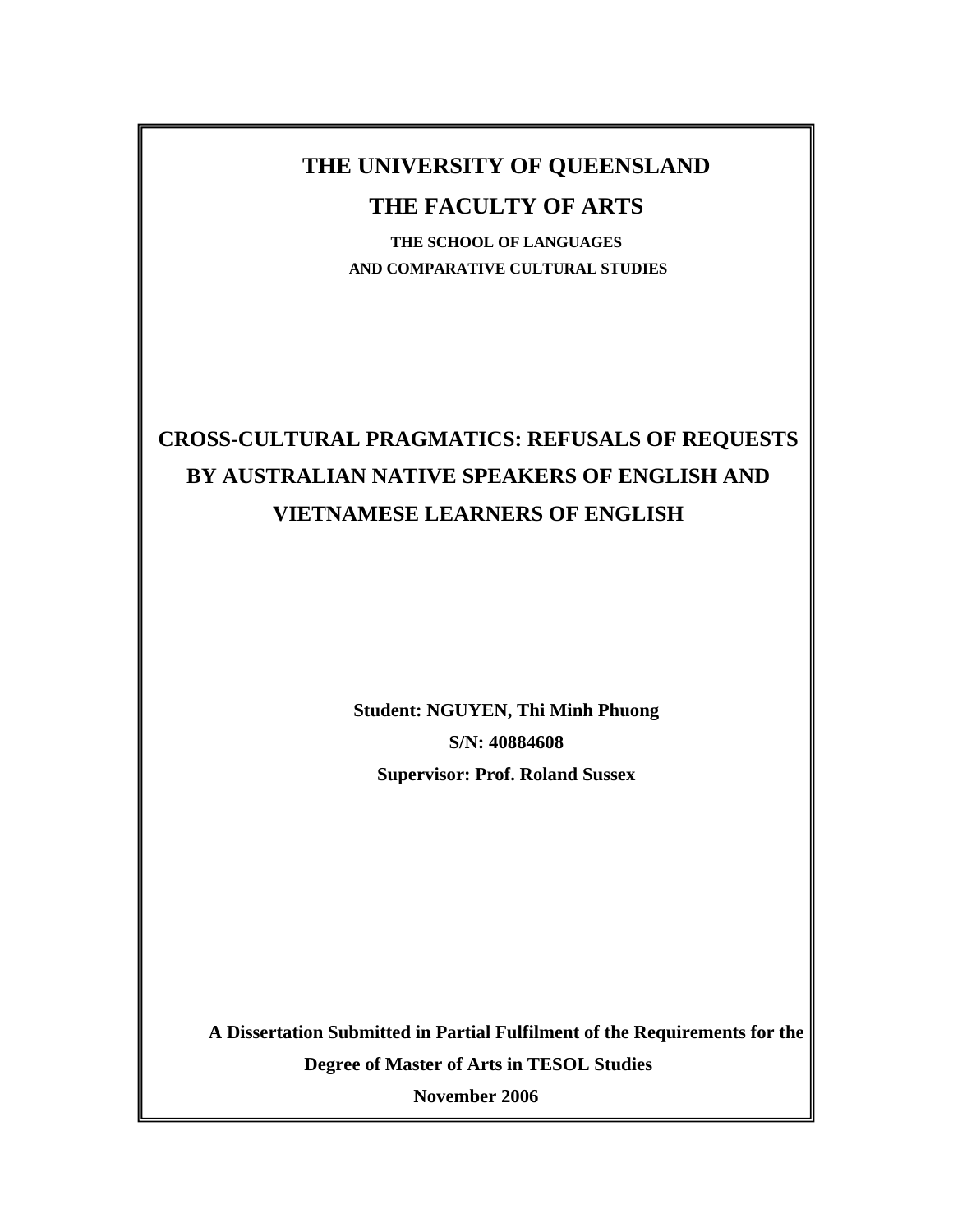# THE UNIVERSITY OF QUEENSLAND

## THE FACULTY OF ARTS

**THE SCHOOL OF LANGUAGES**
**AND COMPARATIVE CULTURAL STUDIES**

# CROSS-CULTURAL PRAGMATICS: REFUSALS OF REQUESTS BY AUSTRALIAN NATIVE SPEAKERS OF ENGLISH AND VIETNAMESE LEARNERS OF ENGLISH

**Student: NGUYEN, Thi Minh Phuong**

**S/N: 40884608**

**Supervisor: Prof. Roland Sussex**

**A Dissertation Submitted in Partial Fulfilment of the Requirements for the Degree of Master of Arts in TESOL Studies**

**November 2006**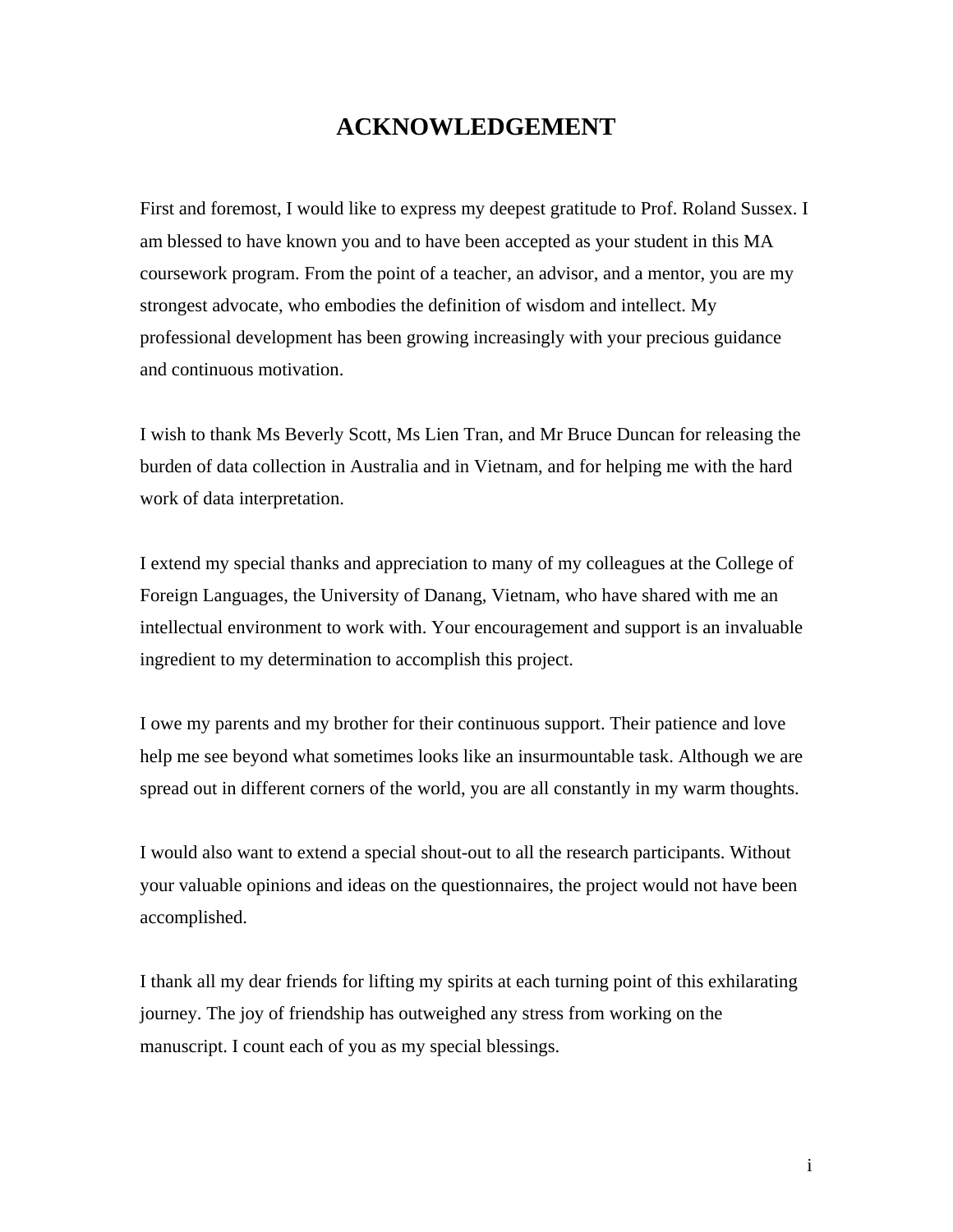# ACKNOWLEDGEMENT

First and foremost, I would like to express my deepest gratitude to Prof. Roland Sussex. I am blessed to have known you and to have been accepted as your student in this MA coursework program. From the point of a teacher, an advisor, and a mentor, you are my strongest advocate, who embodies the definition of wisdom and intellect. My professional development has been growing increasingly with your precious guidance and continuous motivation.

I wish to thank Ms Beverly Scott, Ms Lien Tran, and Mr Bruce Duncan for releasing the burden of data collection in Australia and in Vietnam, and for helping me with the hard work of data interpretation.

I extend my special thanks and appreciation to many of my colleagues at the College of Foreign Languages, the University of Danang, Vietnam, who have shared with me an intellectual environment to work with. Your encouragement and support is an invaluable ingredient to my determination to accomplish this project.

I owe my parents and my brother for their continuous support. Their patience and love help me see beyond what sometimes looks like an insurmountable task. Although we are spread out in different corners of the world, you are all constantly in my warm thoughts.

I would also want to extend a special shout-out to all the research participants. Without your valuable opinions and ideas on the questionnaires, the project would not have been accomplished.

I thank all my dear friends for lifting my spirits at each turning point of this exhilarating journey. The joy of friendship has outweighed any stress from working on the manuscript. I count each of you as my special blessings.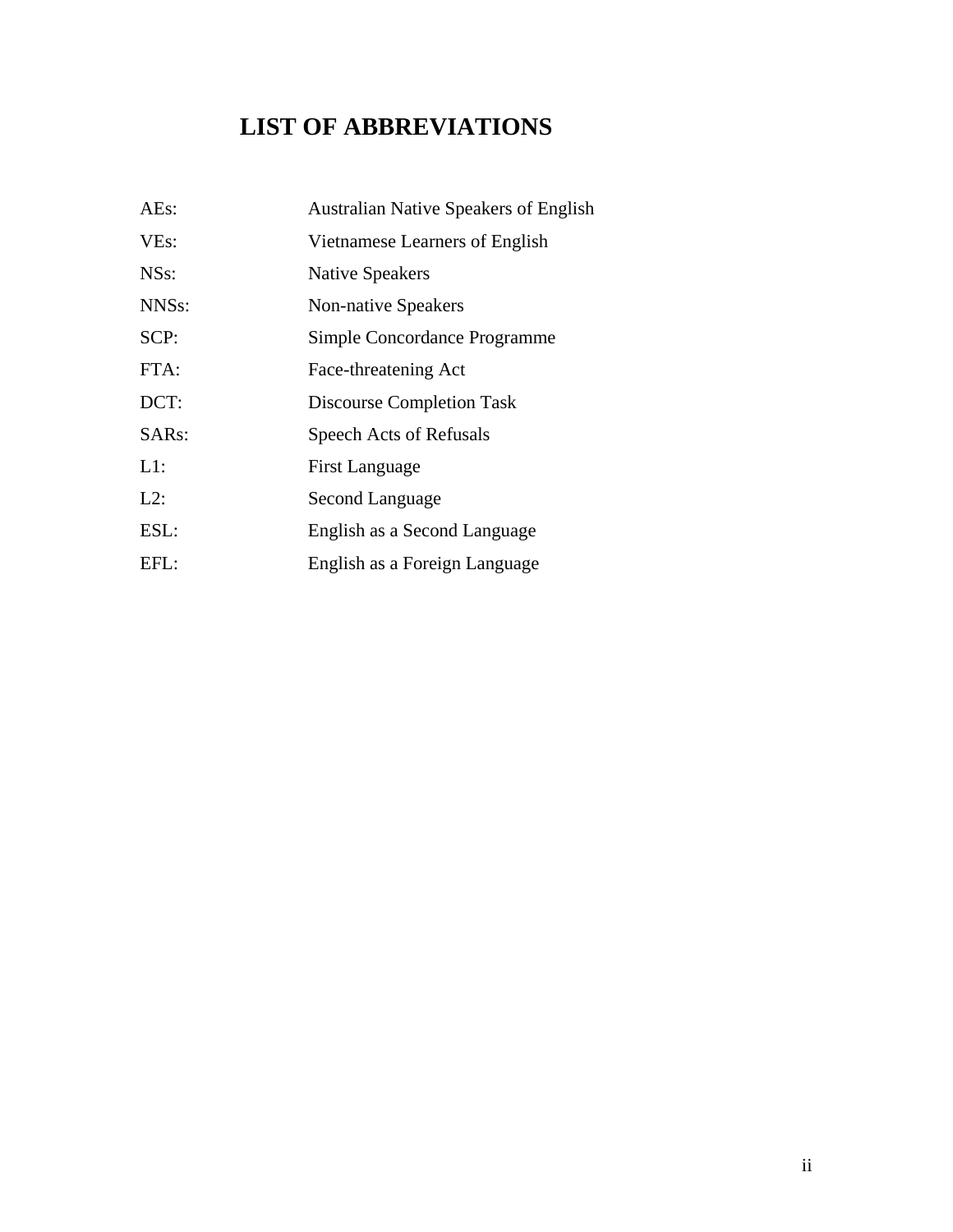# LIST OF ABBREVIATIONS

| | |
|---|---|
| AEs: | Australian Native Speakers of English |
| VEs: | Vietnamese Learners of English |
| NSs: | Native Speakers |
| NNSs: | Non-native Speakers |
| SCP: | Simple Concordance Programme |
| FTA: | Face-threatening Act |
| DCT: | Discourse Completion Task |
| SARs: | Speech Acts of Refusals |
| L1: | First Language |
| L2: | Second Language |
| ESL: | English as a Second Language |
| EFL: | English as a Foreign Language |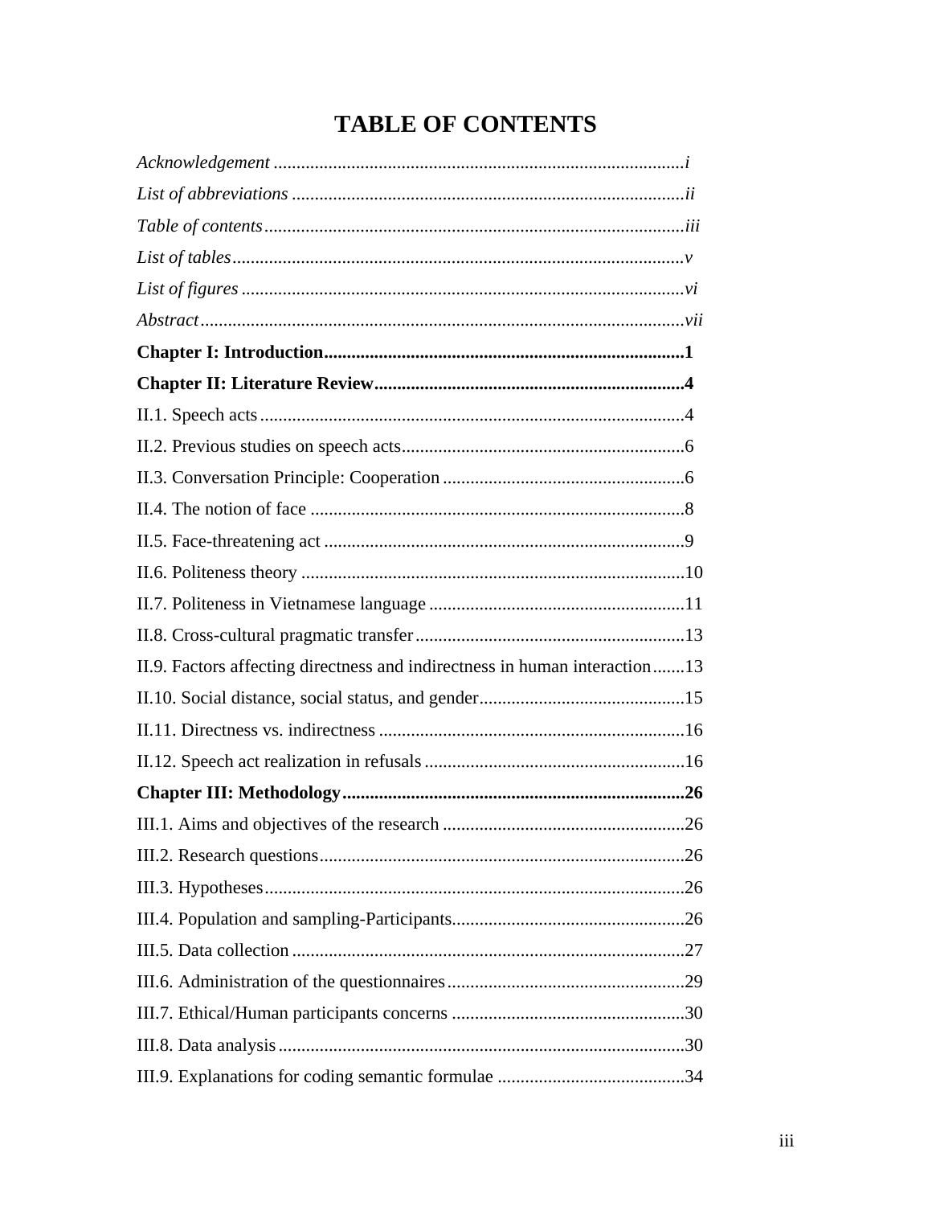# TABLE OF CONTENTS

*Acknowledgement* ........................................................................................*i*

*List of abbreviations* ....................................................................................*ii*

*Table of contents*..........................................................................................*iii*

*List of tables*.................................................................................................*v*

*List of figures* ...............................................................................................*vi*

*Abstract*........................................................................................................*vii*

**Chapter I: Introduction..............................................................................1**

**Chapter II: Literature Review...................................................................4**

II.1. Speech acts...........................................................................................4

II.2. Previous studies on speech acts.............................................................6

II.3. Conversation Principle: Cooperation ....................................................6

II.4. The notion of face .................................................................................8

II.5. Face-threatening act .............................................................................9

II.6. Politeness theory ..................................................................................10

II.7. Politeness in Vietnamese language .......................................................11

II.8. Cross-cultural pragmatic transfer..........................................................13

II.9. Factors affecting directness and indirectness in human interaction.......13

II.10. Social distance, social status, and gender............................................15

II.11. Directness vs. indirectness .................................................................16

II.12. Speech act realization in refusals ........................................................16

**Chapter III: Methodology..........................................................................26**

III.1. Aims and objectives of the research ....................................................26

III.2. Research questions..............................................................................26

III.3. Hypotheses..........................................................................................26

III.4. Population and sampling-Participants..................................................26

III.5. Data collection .....................................................................................27

III.6. Administration of the questionnaires...................................................29

III.7. Ethical/Human participants concerns ..................................................30

III.8. Data analysis........................................................................................30

III.9. Explanations for coding semantic formulae .........................................34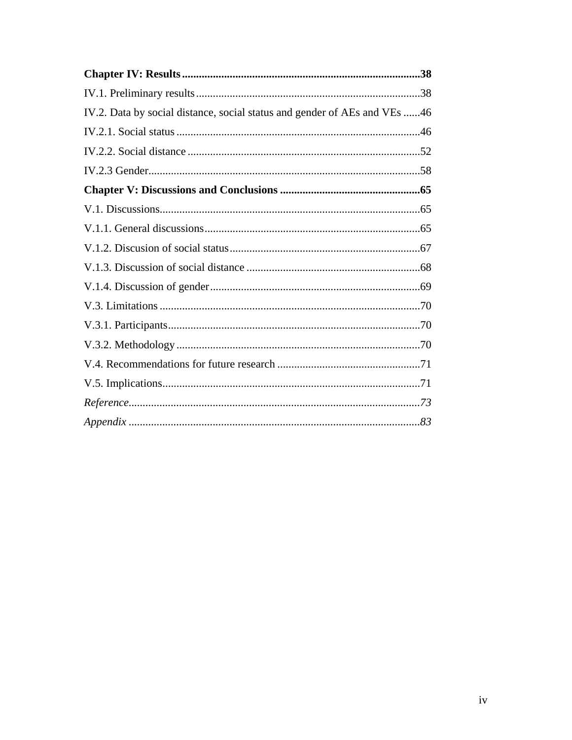**Chapter IV: Results** .......................................................................................**38**

IV.1. Preliminary results................................................................................38

IV.2. Data by social distance, social status and gender of AEs and VEs ......46

IV.2.1. Social status ......................................................................................46

IV.2.2. Social distance ..................................................................................52

IV.2.3 Gender................................................................................................58

**Chapter V: Discussions and Conclusions** .................................................**65**

V.1. Discussions............................................................................................65

V.1.1. General discussions............................................................................65

V.1.2. Discusion of social status...................................................................67

V.1.3. Discussion of social distance .............................................................68

V.1.4. Discussion of gender..........................................................................69

V.3. Limitations ............................................................................................70

V.3.1. Participants.........................................................................................70

V.3.2. Methodology ......................................................................................70

V.4. Recommendations for future research ..................................................71

V.5. Implications...........................................................................................71

*Reference*.......................................................................................................*73*

*Appendix* ......................................................................................................*83*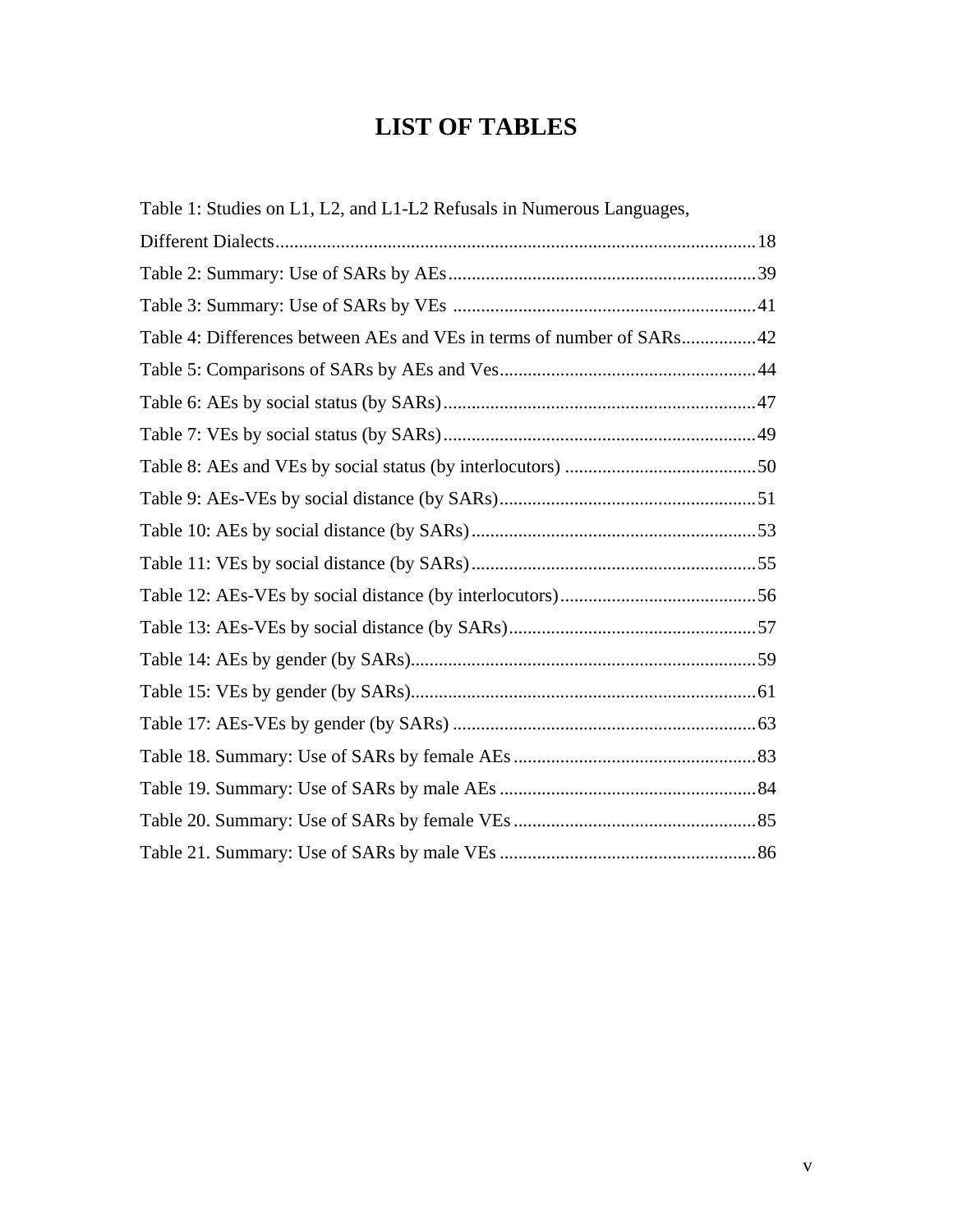# LIST OF TABLES

Table 1: Studies on L1, L2, and L1-L2 Refusals in Numerous Languages, Different Dialects....................................................................................................18

Table 2: Summary: Use of SARs by AEs..................................................................39

Table 3: Summary: Use of SARs by VEs .................................................................41

Table 4: Differences between AEs and VEs in terms of number of SARs................42

Table 5: Comparisons of SARs by AEs and Ves.......................................................44

Table 6: AEs by social status (by SARs)...................................................................47

Table 7: VEs by social status (by SARs)...................................................................49

Table 8: AEs and VEs by social status (by interlocutors) .........................................50

Table 9: AEs-VEs by social distance (by SARs).......................................................51

Table 10: AEs by social distance (by SARs).............................................................53

Table 11: VEs by social distance (by SARs).............................................................55

Table 12: AEs-VEs by social distance (by interlocutors)..........................................56

Table 13: AEs-VEs by social distance (by SARs).....................................................57

Table 14: AEs by gender (by SARs)..........................................................................59

Table 15: VEs by gender (by SARs)..........................................................................61

Table 17: AEs-VEs by gender (by SARs) .................................................................63

Table 18. Summary: Use of SARs by female AEs....................................................83

Table 19. Summary: Use of SARs by male AEs.......................................................84

Table 20. Summary: Use of SARs by female VEs....................................................85

Table 21. Summary: Use of SARs by male VEs.......................................................86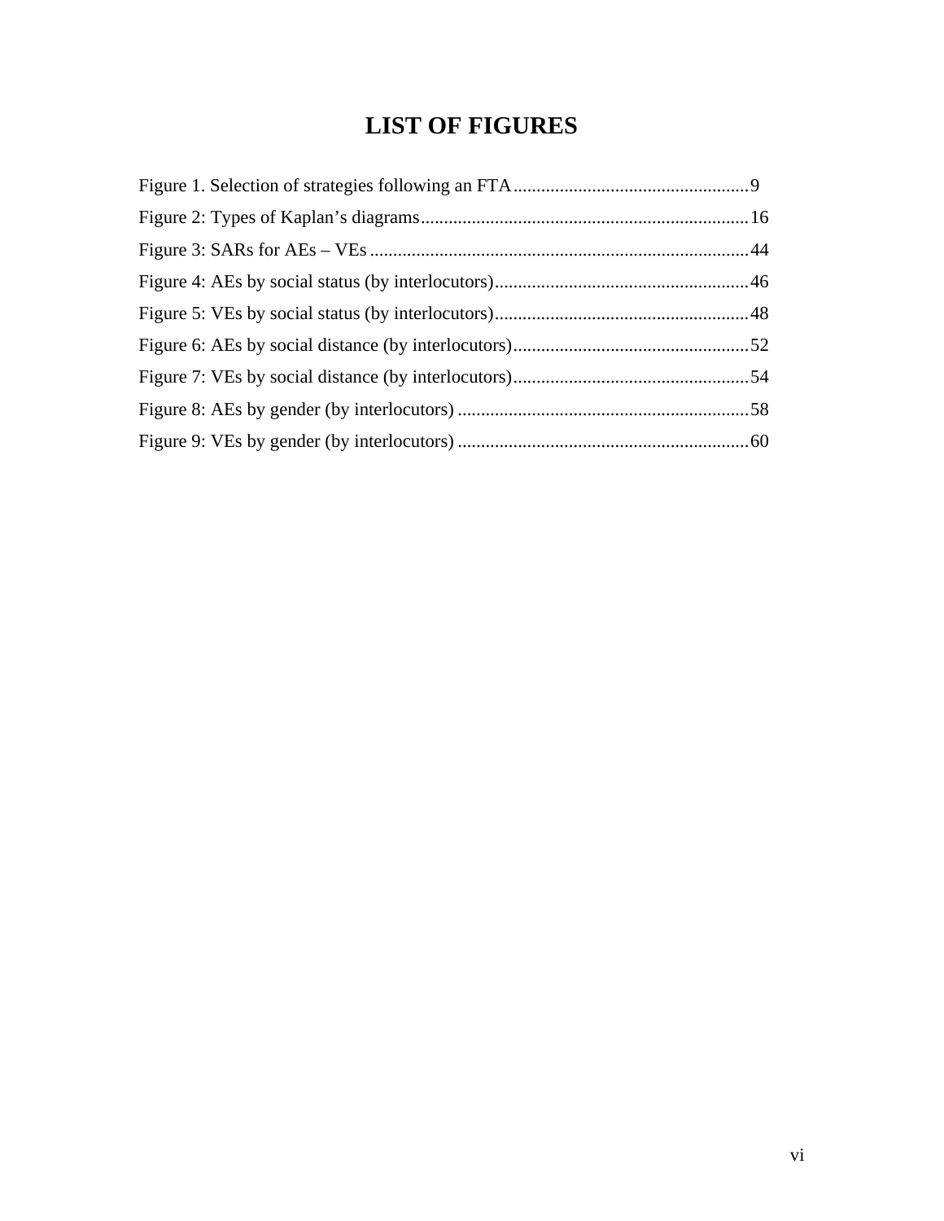# LIST OF FIGURES

Figure 1. Selection of strategies following an FTA....................................................9

Figure 2: Types of Kaplan's diagrams.......................................................................16

Figure 3: SARs for AEs – VEs..................................................................................44

Figure 4: AEs by social status (by interlocutors).......................................................46

Figure 5: VEs by social status (by interlocutors).......................................................48

Figure 6: AEs by social distance (by interlocutors)...................................................52

Figure 7: VEs by social distance (by interlocutors)...................................................54

Figure 8: AEs by gender (by interlocutors) ...............................................................58

Figure 9: VEs by gender (by interlocutors) ...............................................................60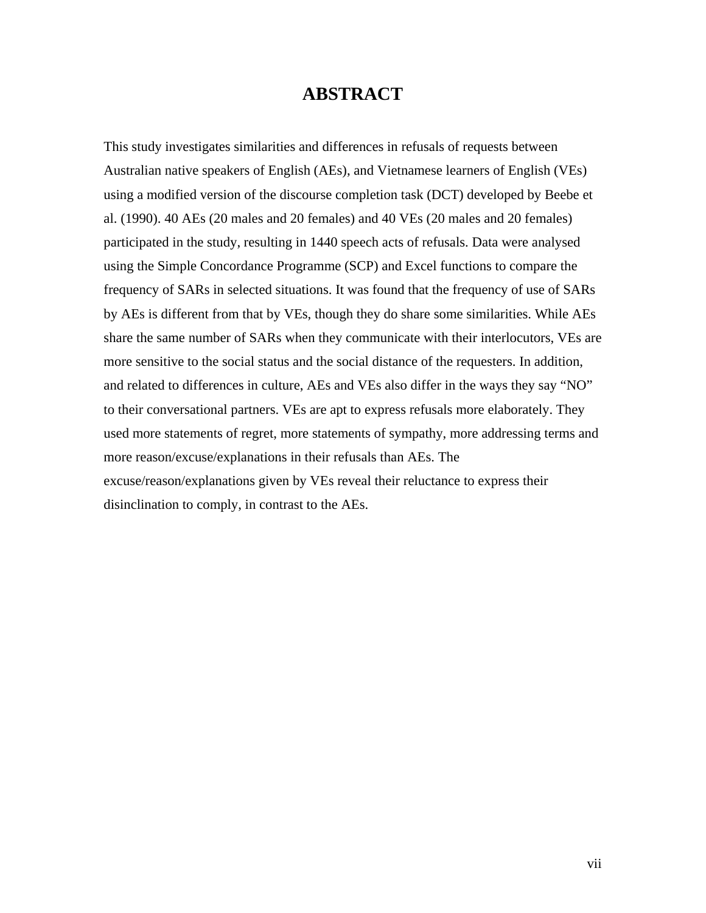# ABSTRACT

This study investigates similarities and differences in refusals of requests between Australian native speakers of English (AEs), and Vietnamese learners of English (VEs) using a modified version of the discourse completion task (DCT) developed by Beebe et al. (1990). 40 AEs (20 males and 20 females) and 40 VEs (20 males and 20 females) participated in the study, resulting in 1440 speech acts of refusals. Data were analysed using the Simple Concordance Programme (SCP) and Excel functions to compare the frequency of SARs in selected situations. It was found that the frequency of use of SARs by AEs is different from that by VEs, though they do share some similarities. While AEs share the same number of SARs when they communicate with their interlocutors, VEs are more sensitive to the social status and the social distance of the requesters. In addition, and related to differences in culture, AEs and VEs also differ in the ways they say "NO" to their conversational partners. VEs are apt to express refusals more elaborately. They used more statements of regret, more statements of sympathy, more addressing terms and more reason/excuse/explanations in their refusals than AEs. The excuse/reason/explanations given by VEs reveal their reluctance to express their disinclination to comply, in contrast to the AEs.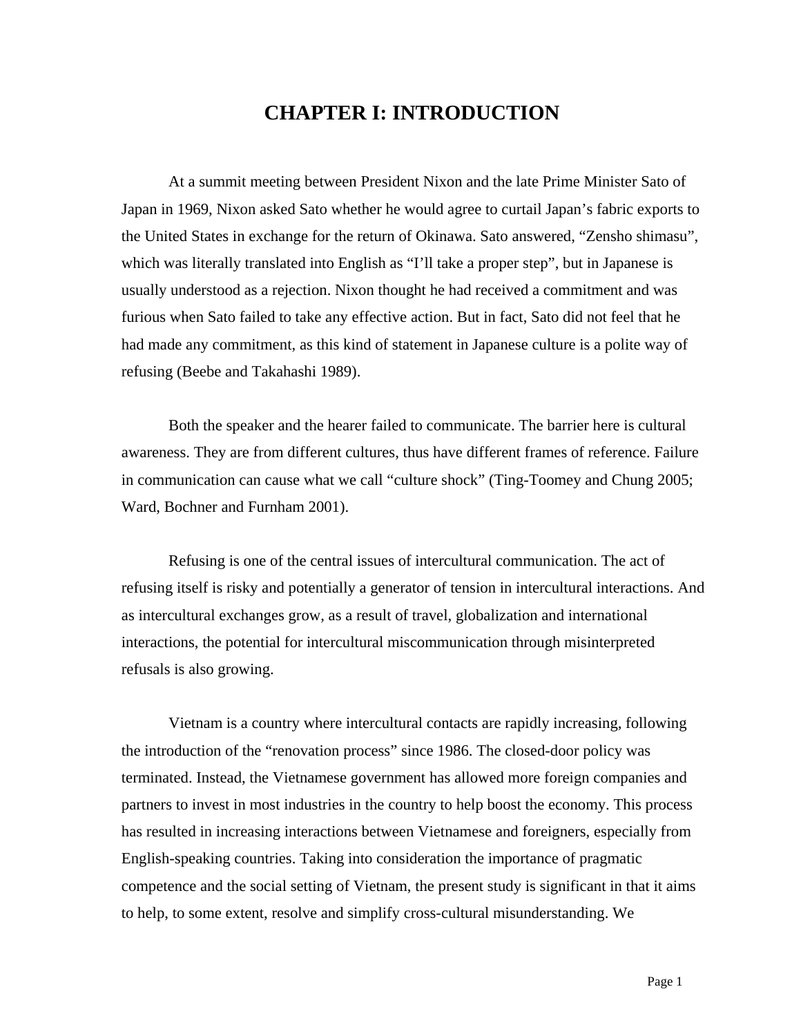# CHAPTER I: INTRODUCTION

At a summit meeting between President Nixon and the late Prime Minister Sato of Japan in 1969, Nixon asked Sato whether he would agree to curtail Japan's fabric exports to the United States in exchange for the return of Okinawa. Sato answered, "Zensho shimasu", which was literally translated into English as "I'll take a proper step", but in Japanese is usually understood as a rejection. Nixon thought he had received a commitment and was furious when Sato failed to take any effective action. But in fact, Sato did not feel that he had made any commitment, as this kind of statement in Japanese culture is a polite way of refusing (Beebe and Takahashi 1989).

Both the speaker and the hearer failed to communicate. The barrier here is cultural awareness. They are from different cultures, thus have different frames of reference. Failure in communication can cause what we call "culture shock" (Ting-Toomey and Chung 2005; Ward, Bochner and Furnham 2001).

Refusing is one of the central issues of intercultural communication. The act of refusing itself is risky and potentially a generator of tension in intercultural interactions. And as intercultural exchanges grow, as a result of travel, globalization and international interactions, the potential for intercultural miscommunication through misinterpreted refusals is also growing.

Vietnam is a country where intercultural contacts are rapidly increasing, following the introduction of the "renovation process" since 1986. The closed-door policy was terminated. Instead, the Vietnamese government has allowed more foreign companies and partners to invest in most industries in the country to help boost the economy. This process has resulted in increasing interactions between Vietnamese and foreigners, especially from English-speaking countries. Taking into consideration the importance of pragmatic competence and the social setting of Vietnam, the present study is significant in that it aims to help, to some extent, resolve and simplify cross-cultural misunderstanding. We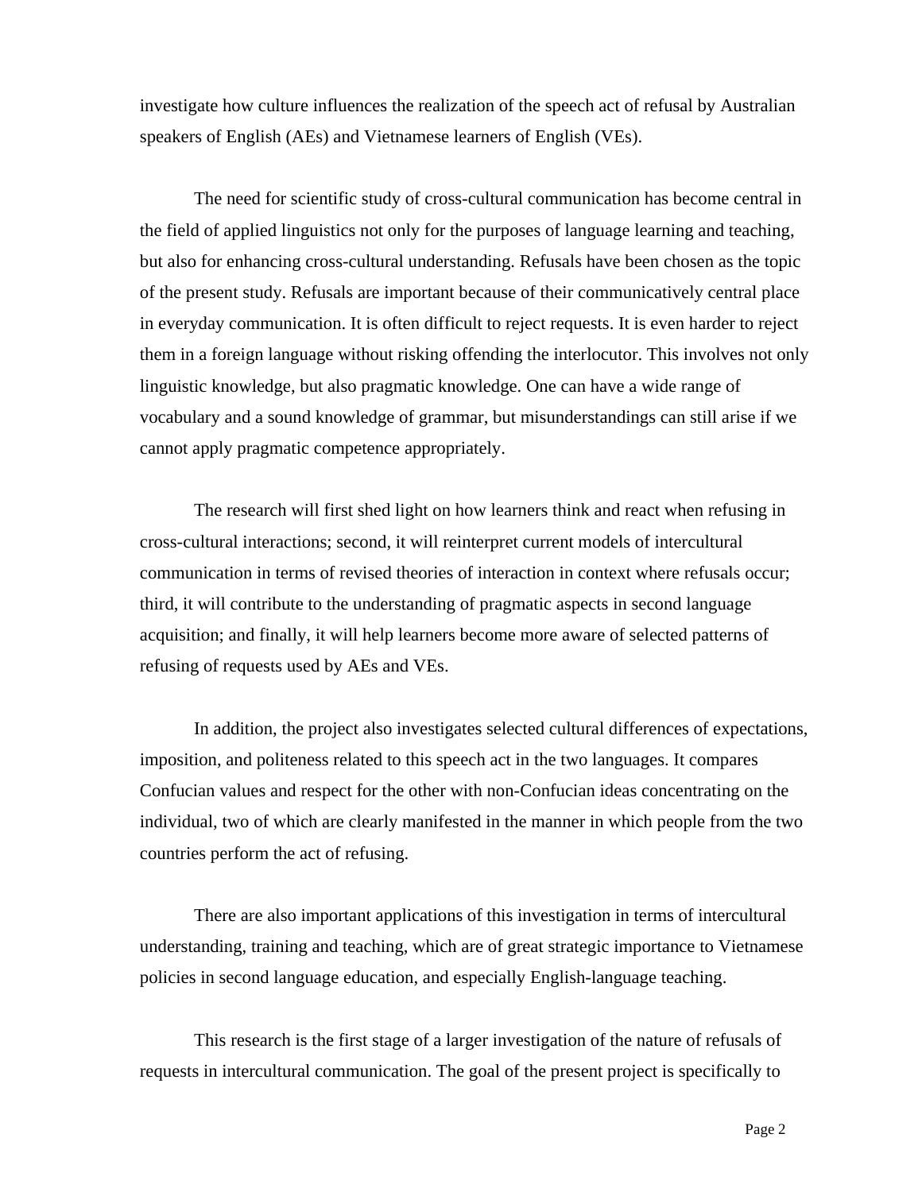investigate how culture influences the realization of the speech act of refusal by Australian speakers of English (AEs) and Vietnamese learners of English (VEs).

The need for scientific study of cross-cultural communication has become central in the field of applied linguistics not only for the purposes of language learning and teaching, but also for enhancing cross-cultural understanding. Refusals have been chosen as the topic of the present study. Refusals are important because of their communicatively central place in everyday communication. It is often difficult to reject requests. It is even harder to reject them in a foreign language without risking offending the interlocutor. This involves not only linguistic knowledge, but also pragmatic knowledge. One can have a wide range of vocabulary and a sound knowledge of grammar, but misunderstandings can still arise if we cannot apply pragmatic competence appropriately.

The research will first shed light on how learners think and react when refusing in cross-cultural interactions; second, it will reinterpret current models of intercultural communication in terms of revised theories of interaction in context where refusals occur; third, it will contribute to the understanding of pragmatic aspects in second language acquisition; and finally, it will help learners become more aware of selected patterns of refusing of requests used by AEs and VEs.

In addition, the project also investigates selected cultural differences of expectations, imposition, and politeness related to this speech act in the two languages. It compares Confucian values and respect for the other with non-Confucian ideas concentrating on the individual, two of which are clearly manifested in the manner in which people from the two countries perform the act of refusing.

There are also important applications of this investigation in terms of intercultural understanding, training and teaching, which are of great strategic importance to Vietnamese policies in second language education, and especially English-language teaching.

This research is the first stage of a larger investigation of the nature of refusals of requests in intercultural communication. The goal of the present project is specifically to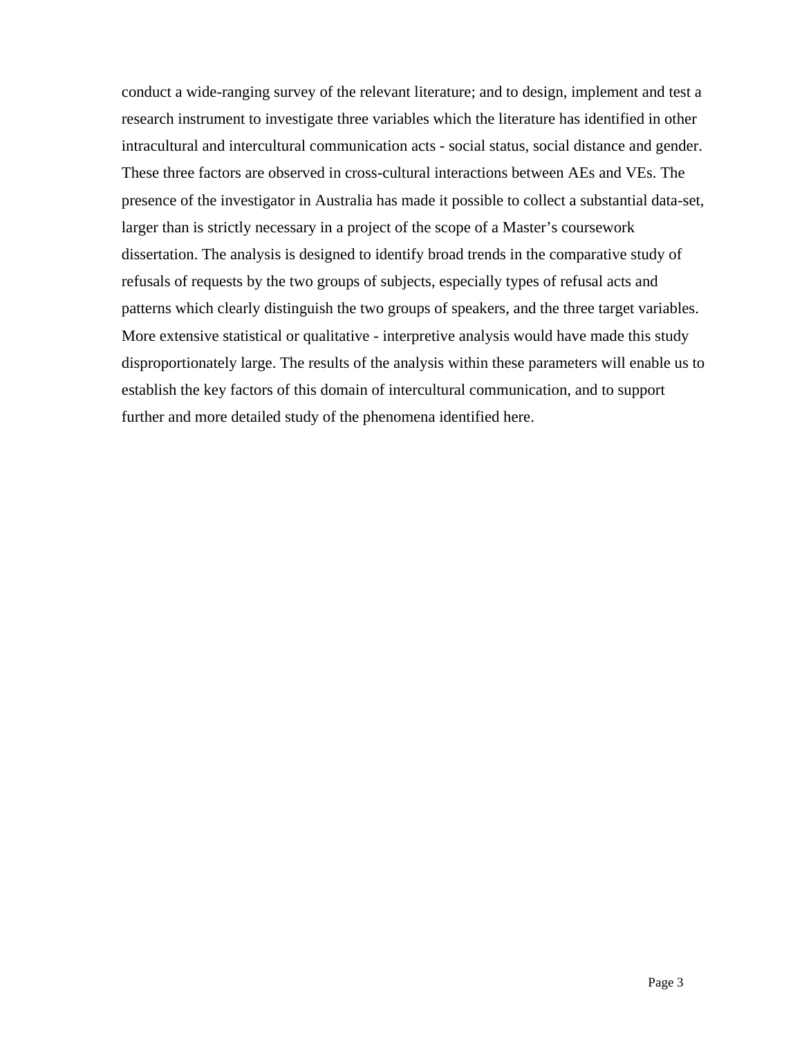conduct a wide-ranging survey of the relevant literature; and to design, implement and test a research instrument to investigate three variables which the literature has identified in other intracultural and intercultural communication acts - social status, social distance and gender. These three factors are observed in cross-cultural interactions between AEs and VEs. The presence of the investigator in Australia has made it possible to collect a substantial data-set, larger than is strictly necessary in a project of the scope of a Master's coursework dissertation. The analysis is designed to identify broad trends in the comparative study of refusals of requests by the two groups of subjects, especially types of refusal acts and patterns which clearly distinguish the two groups of speakers, and the three target variables. More extensive statistical or qualitative - interpretive analysis would have made this study disproportionately large. The results of the analysis within these parameters will enable us to establish the key factors of this domain of intercultural communication, and to support further and more detailed study of the phenomena identified here.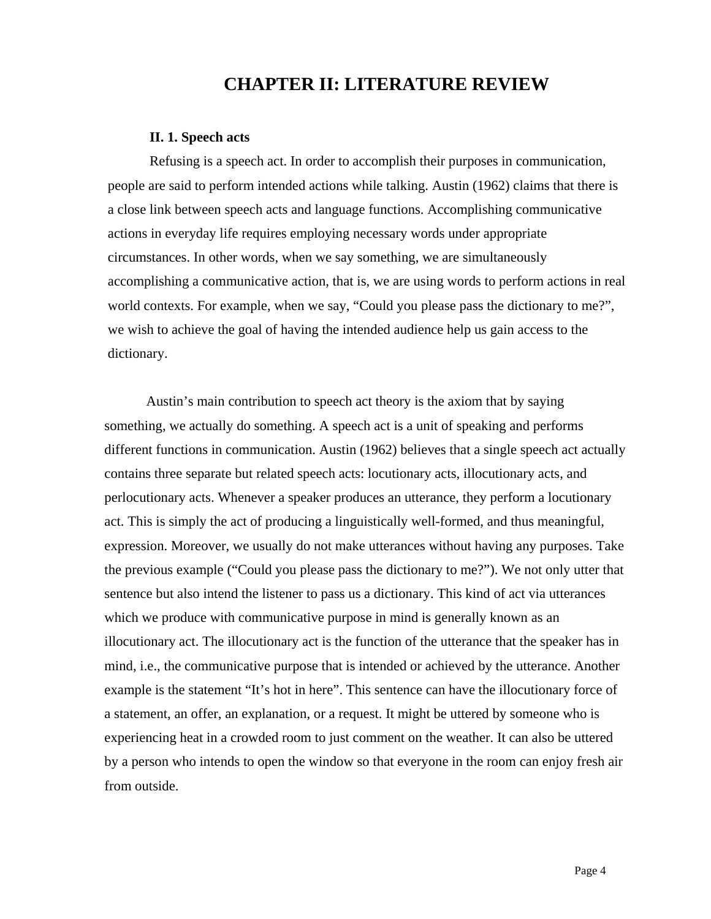# CHAPTER II: LITERATURE REVIEW

### II. 1. Speech acts

Refusing is a speech act. In order to accomplish their purposes in communication, people are said to perform intended actions while talking. Austin (1962) claims that there is a close link between speech acts and language functions. Accomplishing communicative actions in everyday life requires employing necessary words under appropriate circumstances. In other words, when we say something, we are simultaneously accomplishing a communicative action, that is, we are using words to perform actions in real world contexts. For example, when we say, "Could you please pass the dictionary to me?", we wish to achieve the goal of having the intended audience help us gain access to the dictionary.

Austin's main contribution to speech act theory is the axiom that by saying something, we actually do something. A speech act is a unit of speaking and performs different functions in communication. Austin (1962) believes that a single speech act actually contains three separate but related speech acts: locutionary acts, illocutionary acts, and perlocutionary acts. Whenever a speaker produces an utterance, they perform a locutionary act. This is simply the act of producing a linguistically well-formed, and thus meaningful, expression. Moreover, we usually do not make utterances without having any purposes. Take the previous example ("Could you please pass the dictionary to me?"). We not only utter that sentence but also intend the listener to pass us a dictionary. This kind of act via utterances which we produce with communicative purpose in mind is generally known as an illocutionary act. The illocutionary act is the function of the utterance that the speaker has in mind, i.e., the communicative purpose that is intended or achieved by the utterance. Another example is the statement "It's hot in here". This sentence can have the illocutionary force of a statement, an offer, an explanation, or a request. It might be uttered by someone who is experiencing heat in a crowded room to just comment on the weather. It can also be uttered by a person who intends to open the window so that everyone in the room can enjoy fresh air from outside.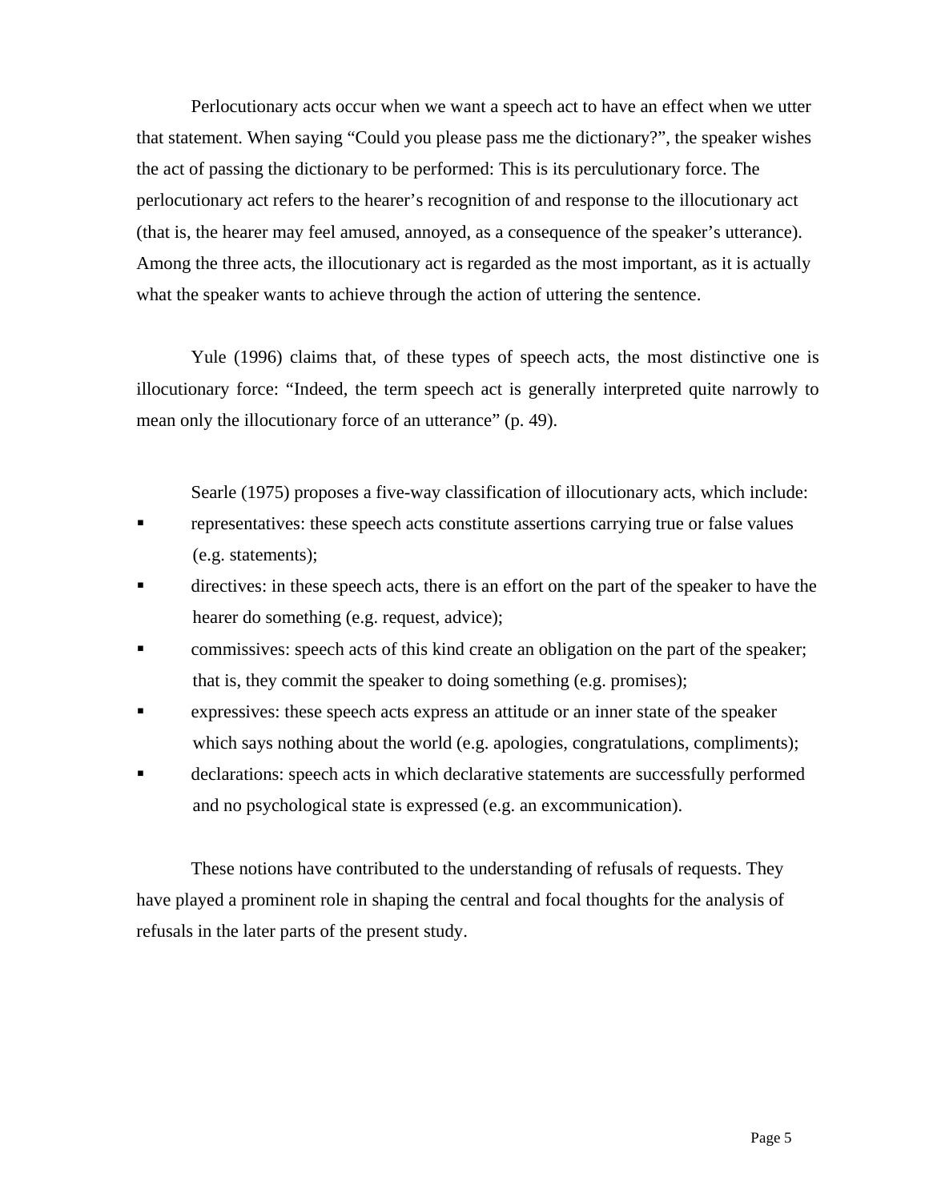Perlocutionary acts occur when we want a speech act to have an effect when we utter that statement. When saying "Could you please pass me the dictionary?", the speaker wishes the act of passing the dictionary to be performed: This is its perculutionary force. The perlocutionary act refers to the hearer's recognition of and response to the illocutionary act (that is, the hearer may feel amused, annoyed, as a consequence of the speaker's utterance). Among the three acts, the illocutionary act is regarded as the most important, as it is actually what the speaker wants to achieve through the action of uttering the sentence.

Yule (1996) claims that, of these types of speech acts, the most distinctive one is illocutionary force: "Indeed, the term speech act is generally interpreted quite narrowly to mean only the illocutionary force of an utterance" (p. 49).

Searle (1975) proposes a five-way classification of illocutionary acts, which include:

- representatives: these speech acts constitute assertions carrying true or false values (e.g. statements);
- directives: in these speech acts, there is an effort on the part of the speaker to have the hearer do something (e.g. request, advice);
- commissives: speech acts of this kind create an obligation on the part of the speaker; that is, they commit the speaker to doing something (e.g. promises);
- expressives: these speech acts express an attitude or an inner state of the speaker which says nothing about the world (e.g. apologies, congratulations, compliments);
- declarations: speech acts in which declarative statements are successfully performed and no psychological state is expressed (e.g. an excommunication).

These notions have contributed to the understanding of refusals of requests. They have played a prominent role in shaping the central and focal thoughts for the analysis of refusals in the later parts of the present study.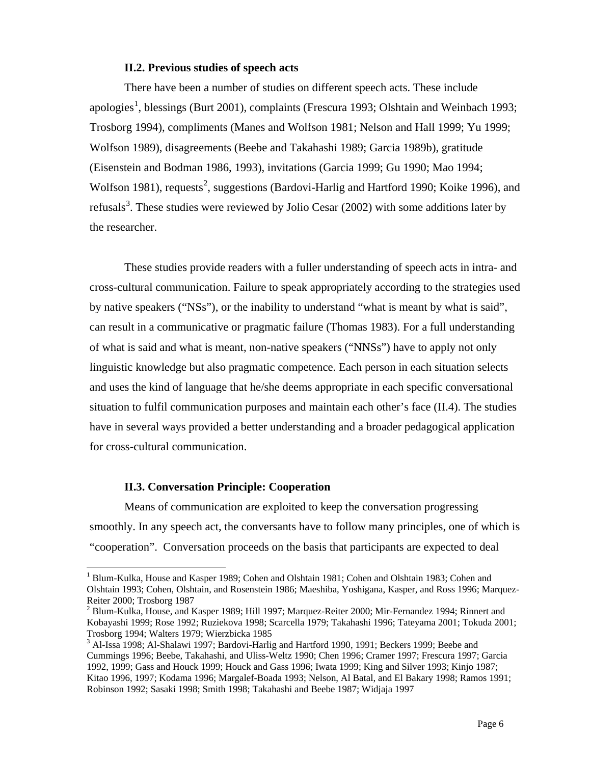### II.2. Previous studies of speech acts

There have been a number of studies on different speech acts. These include apologies[1], blessings (Burt 2001), complaints (Frescura 1993; Olshtain and Weinbach 1993; Trosborg 1994), compliments (Manes and Wolfson 1981; Nelson and Hall 1999; Yu 1999; Wolfson 1989), disagreements (Beebe and Takahashi 1989; Garcia 1989b), gratitude (Eisenstein and Bodman 1986, 1993), invitations (Garcia 1999; Gu 1990; Mao 1994; Wolfson 1981), requests[2], suggestions (Bardovi-Harlig and Hartford 1990; Koike 1996), and refusals[3]. These studies were reviewed by Jolio Cesar (2002) with some additions later by the researcher.

These studies provide readers with a fuller understanding of speech acts in intra- and cross-cultural communication. Failure to speak appropriately according to the strategies used by native speakers ("NSs"), or the inability to understand "what is meant by what is said", can result in a communicative or pragmatic failure (Thomas 1983). For a full understanding of what is said and what is meant, non-native speakers ("NNSs") have to apply not only linguistic knowledge but also pragmatic competence. Each person in each situation selects and uses the kind of language that he/she deems appropriate in each specific conversational situation to fulfil communication purposes and maintain each other's face (II.4). The studies have in several ways provided a better understanding and a broader pedagogical application for cross-cultural communication.

### II.3. Conversation Principle: Cooperation

Means of communication are exploited to keep the conversation progressing smoothly. In any speech act, the conversants have to follow many principles, one of which is "cooperation". Conversation proceeds on the basis that participants are expected to deal

---

[1] Blum-Kulka, House and Kasper 1989; Cohen and Olshtain 1981; Cohen and Olshtain 1983; Cohen and Olshtain 1993; Cohen, Olshtain, and Rosenstein 1986; Maeshiba, Yoshigana, Kasper, and Ross 1996; Marquez-Reiter 2000; Trosborg 1987

[2] Blum-Kulka, House, and Kasper 1989; Hill 1997; Marquez-Reiter 2000; Mir-Fernandez 1994; Rinnert and Kobayashi 1999; Rose 1992; Ruziekova 1998; Scarcella 1979; Takahashi 1996; Tateyama 2001; Tokuda 2001; Trosborg 1994; Walters 1979; Wierzbicka 1985

[3] Al-Issa 1998; Al-Shalawi 1997; Bardovi-Harlig and Hartford 1990, 1991; Beckers 1999; Beebe and Cummings 1996; Beebe, Takahashi, and Uliss-Weltz 1990; Chen 1996; Cramer 1997; Frescura 1997; Garcia 1992, 1999; Gass and Houck 1999; Houck and Gass 1996; Iwata 1999; King and Silver 1993; Kinjo 1987; Kitao 1996, 1997; Kodama 1996; Margalef-Boada 1993; Nelson, Al Batal, and El Bakary 1998; Ramos 1991; Robinson 1992; Sasaki 1998; Smith 1998; Takahashi and Beebe 1987; Widjaja 1997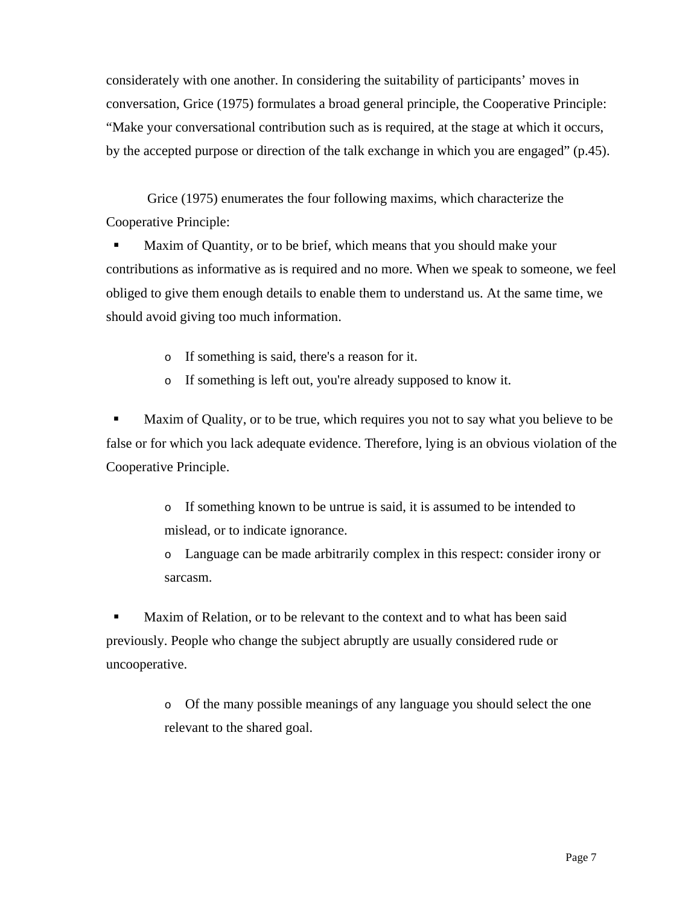considerately with one another. In considering the suitability of participants' moves in conversation, Grice (1975) formulates a broad general principle, the Cooperative Principle: "Make your conversational contribution such as is required, at the stage at which it occurs, by the accepted purpose or direction of the talk exchange in which you are engaged" (p.45).

Grice (1975) enumerates the four following maxims, which characterize the Cooperative Principle:

- Maxim of Quantity, or to be brief, which means that you should make your contributions as informative as is required and no more. When we speak to someone, we feel obliged to give them enough details to enable them to understand us. At the same time, we should avoid giving too much information.

    - If something is said, there's a reason for it.
    - If something is left out, you're already supposed to know it.

- Maxim of Quality, or to be true, which requires you not to say what you believe to be false or for which you lack adequate evidence. Therefore, lying is an obvious violation of the Cooperative Principle.

    - If something known to be untrue is said, it is assumed to be intended to mislead, or to indicate ignorance.
    - Language can be made arbitrarily complex in this respect: consider irony or sarcasm.

- Maxim of Relation, or to be relevant to the context and to what has been said previously. People who change the subject abruptly are usually considered rude or uncooperative.

    - Of the many possible meanings of any language you should select the one relevant to the shared goal.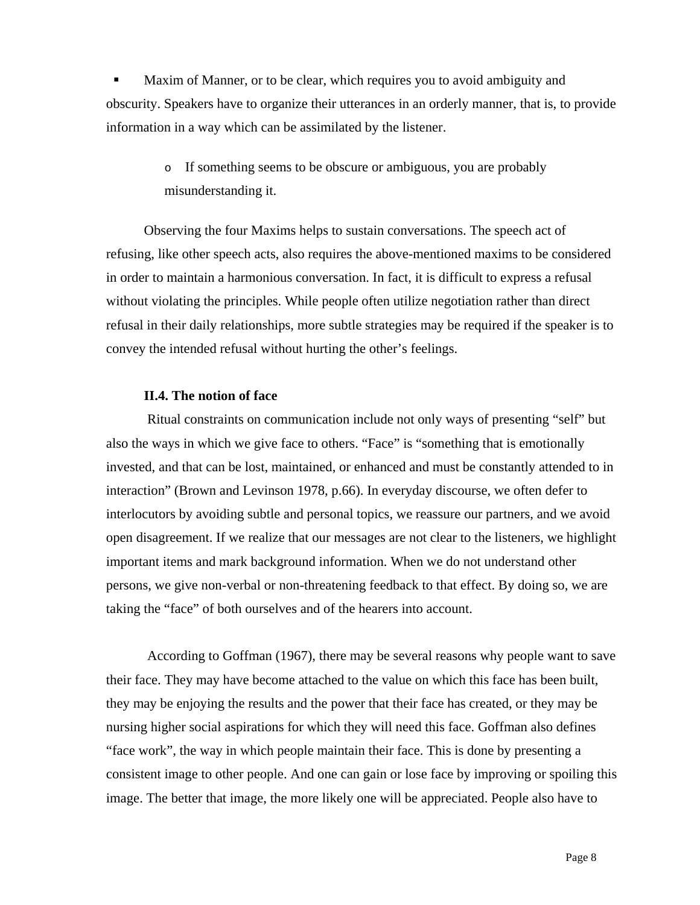- Maxim of Manner, or to be clear, which requires you to avoid ambiguity and obscurity. Speakers have to organize their utterances in an orderly manner, that is, to provide information in a way which can be assimilated by the listener.

    - If something seems to be obscure or ambiguous, you are probably misunderstanding it.

Observing the four Maxims helps to sustain conversations. The speech act of refusing, like other speech acts, also requires the above-mentioned maxims to be considered in order to maintain a harmonious conversation. In fact, it is difficult to express a refusal without violating the principles. While people often utilize negotiation rather than direct refusal in their daily relationships, more subtle strategies may be required if the speaker is to convey the intended refusal without hurting the other's feelings.

### II.4. The notion of face

Ritual constraints on communication include not only ways of presenting "self" but also the ways in which we give face to others. "Face" is "something that is emotionally invested, and that can be lost, maintained, or enhanced and must be constantly attended to in interaction" (Brown and Levinson 1978, p.66). In everyday discourse, we often defer to interlocutors by avoiding subtle and personal topics, we reassure our partners, and we avoid open disagreement. If we realize that our messages are not clear to the listeners, we highlight important items and mark background information. When we do not understand other persons, we give non-verbal or non-threatening feedback to that effect. By doing so, we are taking the "face" of both ourselves and of the hearers into account.

According to Goffman (1967), there may be several reasons why people want to save their face. They may have become attached to the value on which this face has been built, they may be enjoying the results and the power that their face has created, or they may be nursing higher social aspirations for which they will need this face. Goffman also defines "face work", the way in which people maintain their face. This is done by presenting a consistent image to other people. And one can gain or lose face by improving or spoiling this image. The better that image, the more likely one will be appreciated. People also have to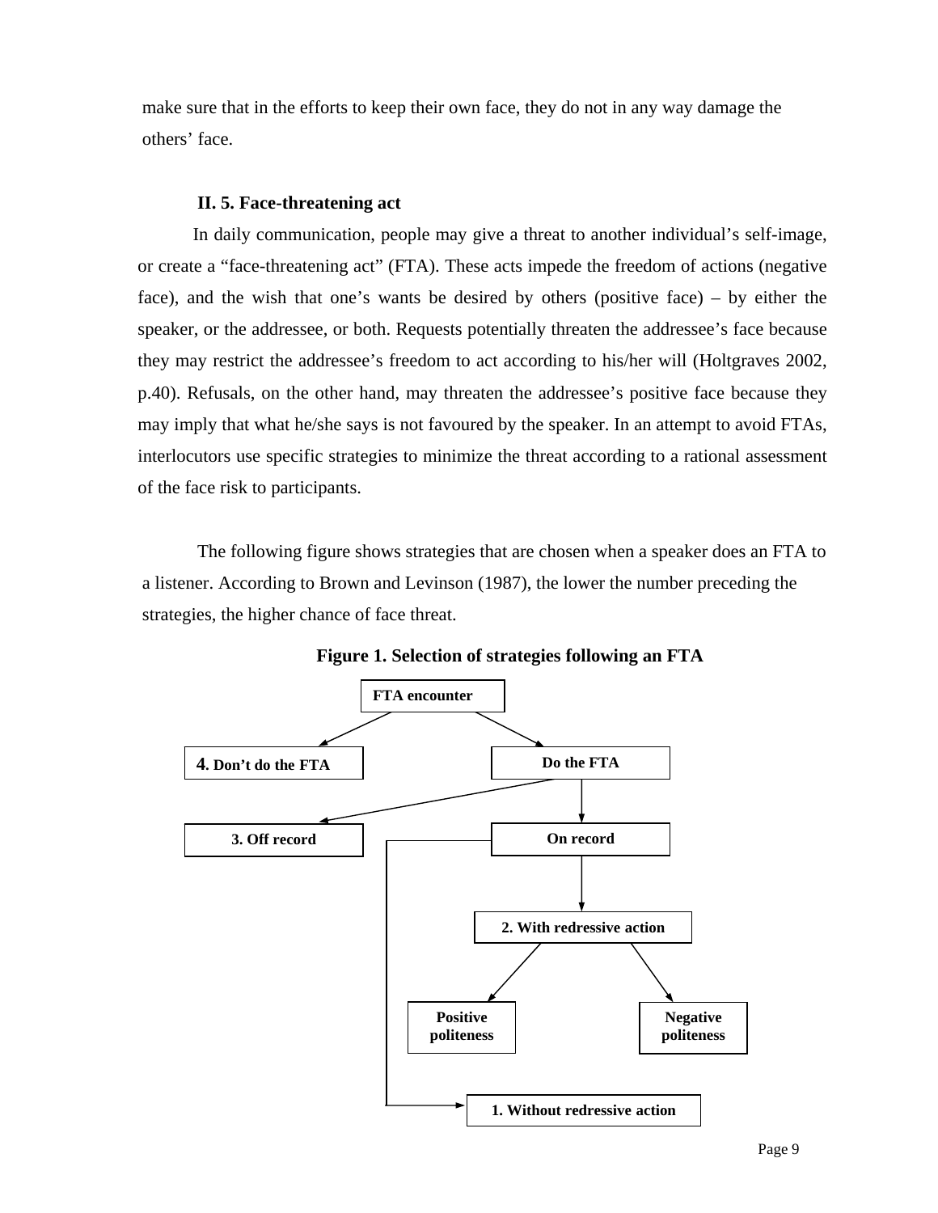make sure that in the efforts to keep their own face, they do not in any way damage the others' face.

### II. 5. Face-threatening act

In daily communication, people may give a threat to another individual's self-image, or create a "face-threatening act" (FTA). These acts impede the freedom of actions (negative face), and the wish that one's wants be desired by others (positive face) – by either the speaker, or the addressee, or both. Requests potentially threaten the addressee's face because they may restrict the addressee's freedom to act according to his/her will (Holtgraves 2002, p.40). Refusals, on the other hand, may threaten the addressee's positive face because they may imply that what he/she says is not favoured by the speaker. In an attempt to avoid FTAs, interlocutors use specific strategies to minimize the threat according to a rational assessment of the face risk to participants.

The following figure shows strategies that are chosen when a speaker does an FTA to a listener. According to Brown and Levinson (1987), the lower the number preceding the strategies, the higher chance of face threat.

**Figure 1. Selection of strategies following an FTA**

- **FTA encounter**
  - **4. Don't do the FTA**
  - **Do the FTA**
    - **3. Off record**
    - **On record**
      - **2. With redressive action**
        - **Positive politeness**
        - **Negative politeness**
      - **1. Without redressive action**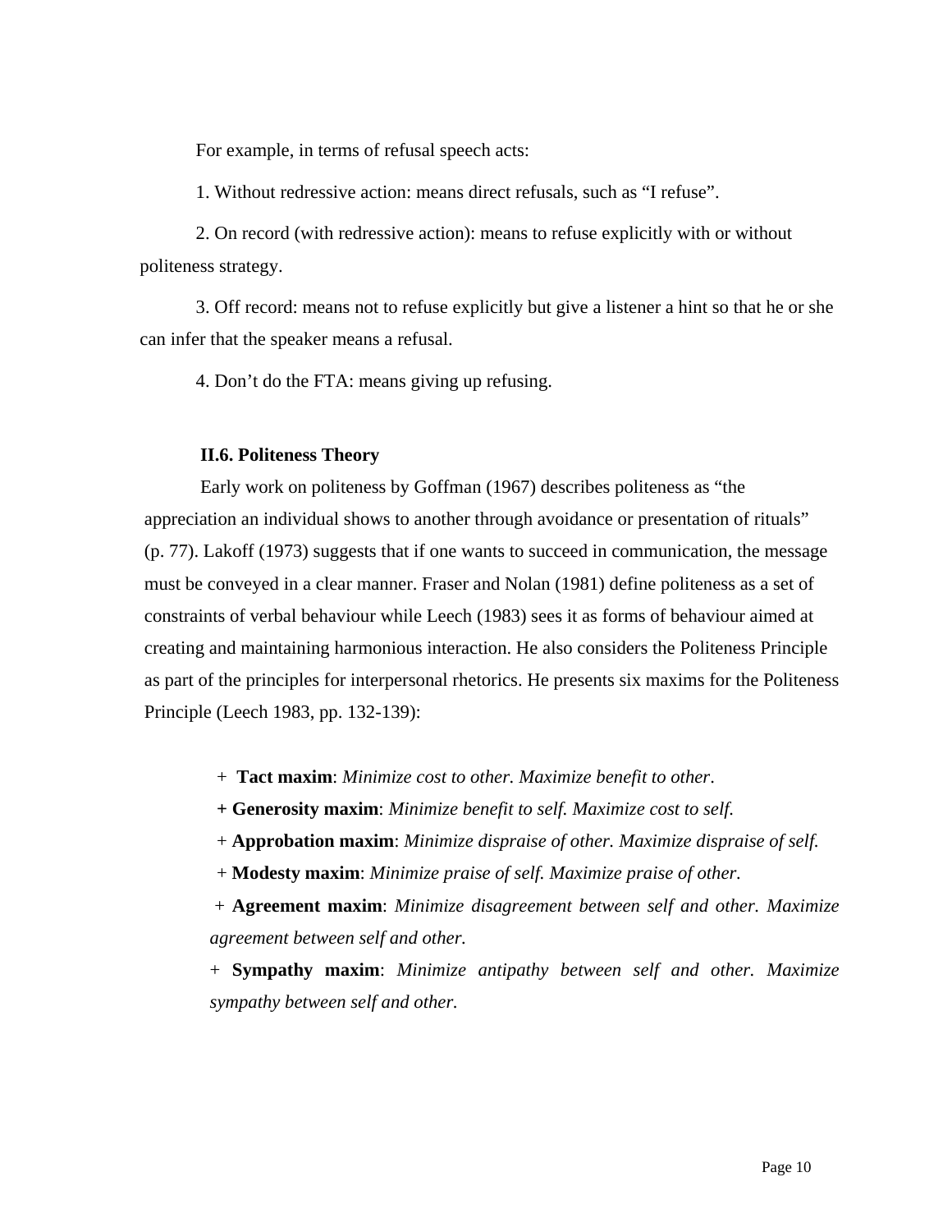For example, in terms of refusal speech acts:

1. Without redressive action: means direct refusals, such as "I refuse".

2. On record (with redressive action): means to refuse explicitly with or without politeness strategy.

3. Off record: means not to refuse explicitly but give a listener a hint so that he or she can infer that the speaker means a refusal.

4. Don't do the FTA: means giving up refusing.

### II.6. Politeness Theory

Early work on politeness by Goffman (1967) describes politeness as "the appreciation an individual shows to another through avoidance or presentation of rituals" (p. 77). Lakoff (1973) suggests that if one wants to succeed in communication, the message must be conveyed in a clear manner. Fraser and Nolan (1981) define politeness as a set of constraints of verbal behaviour while Leech (1983) sees it as forms of behaviour aimed at creating and maintaining harmonious interaction. He also considers the Politeness Principle as part of the principles for interpersonal rhetorics. He presents six maxims for the Politeness Principle (Leech 1983, pp. 132-139):

+ **Tact maxim**: *Minimize cost to other. Maximize benefit to other*.

+ **Generosity maxim**: *Minimize benefit to self. Maximize cost to self.*

+ **Approbation maxim**: *Minimize dispraise of other. Maximize dispraise of self.*

+ **Modesty maxim**: *Minimize praise of self. Maximize praise of other.*

+ **Agreement maxim**: *Minimize disagreement between self and other. Maximize agreement between self and other.*

+ **Sympathy maxim**: *Minimize antipathy between self and other. Maximize sympathy between self and other.*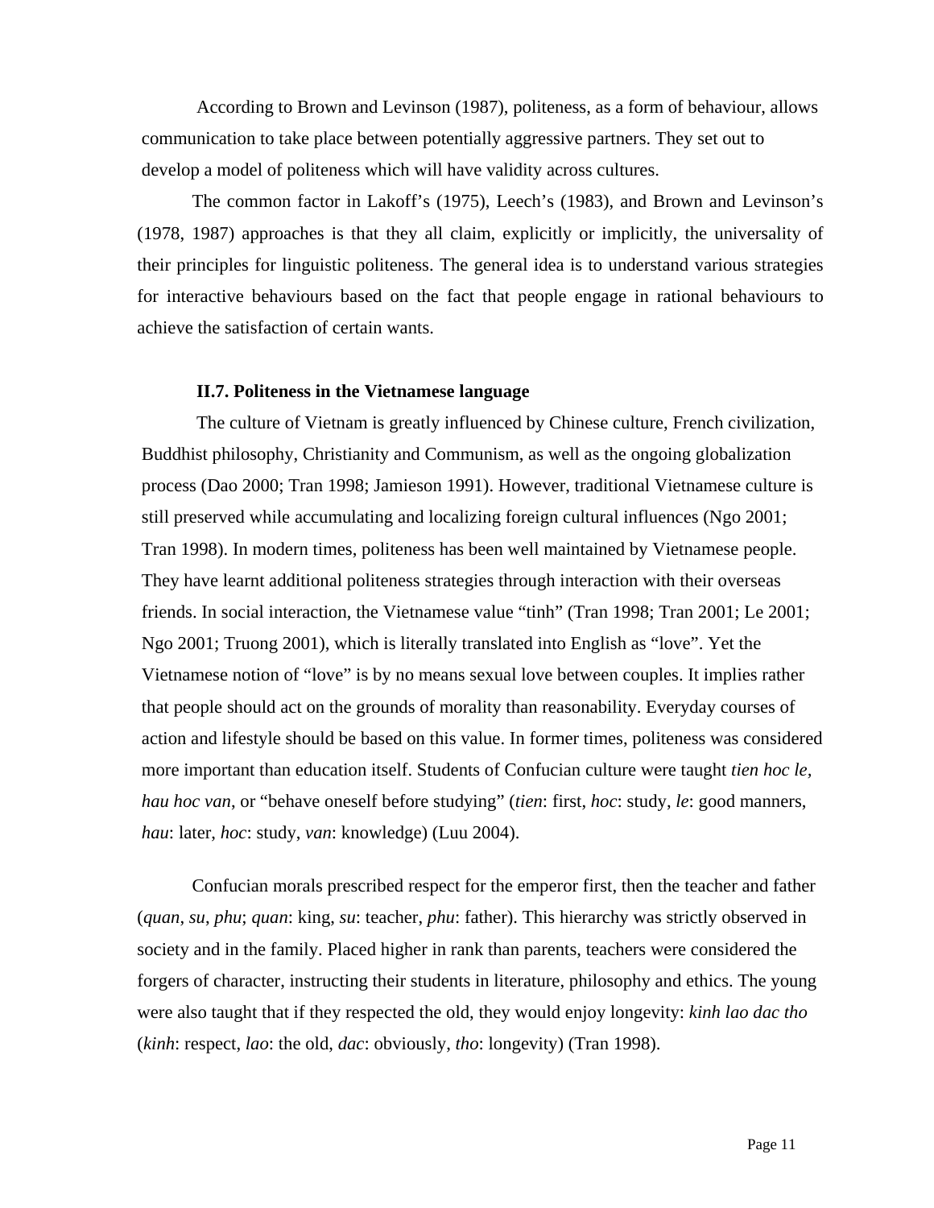According to Brown and Levinson (1987), politeness, as a form of behaviour, allows communication to take place between potentially aggressive partners. They set out to develop a model of politeness which will have validity across cultures.

The common factor in Lakoff's (1975), Leech's (1983), and Brown and Levinson's (1978, 1987) approaches is that they all claim, explicitly or implicitly, the universality of their principles for linguistic politeness. The general idea is to understand various strategies for interactive behaviours based on the fact that people engage in rational behaviours to achieve the satisfaction of certain wants.

### II.7. Politeness in the Vietnamese language

The culture of Vietnam is greatly influenced by Chinese culture, French civilization, Buddhist philosophy, Christianity and Communism, as well as the ongoing globalization process (Dao 2000; Tran 1998; Jamieson 1991). However, traditional Vietnamese culture is still preserved while accumulating and localizing foreign cultural influences (Ngo 2001; Tran 1998). In modern times, politeness has been well maintained by Vietnamese people. They have learnt additional politeness strategies through interaction with their overseas friends. In social interaction, the Vietnamese value "tinh" (Tran 1998; Tran 2001; Le 2001; Ngo 2001; Truong 2001), which is literally translated into English as "love". Yet the Vietnamese notion of "love" is by no means sexual love between couples. It implies rather that people should act on the grounds of morality than reasonability. Everyday courses of action and lifestyle should be based on this value. In former times, politeness was considered more important than education itself. Students of Confucian culture were taught *tien hoc le, hau hoc van*, or "behave oneself before studying" (*tien*: first, *hoc*: study, *le*: good manners, *hau*: later, *hoc*: study, *van*: knowledge) (Luu 2004).

Confucian morals prescribed respect for the emperor first, then the teacher and father (*quan*, *su*, *phu*; *quan*: king, *su*: teacher, *phu*: father). This hierarchy was strictly observed in society and in the family. Placed higher in rank than parents, teachers were considered the forgers of character, instructing their students in literature, philosophy and ethics. The young were also taught that if they respected the old, they would enjoy longevity: *kinh lao dac tho* (*kinh*: respect, *lao*: the old, *dac*: obviously, *tho*: longevity) (Tran 1998).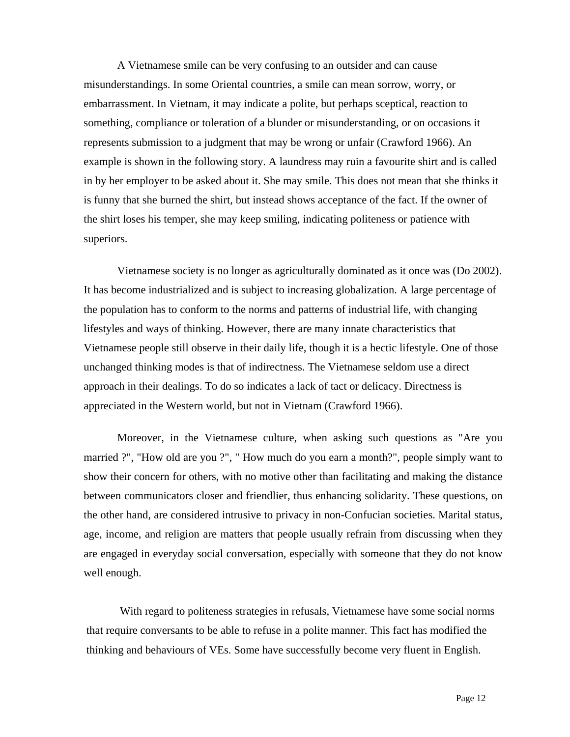A Vietnamese smile can be very confusing to an outsider and can cause misunderstandings. In some Oriental countries, a smile can mean sorrow, worry, or embarrassment. In Vietnam, it may indicate a polite, but perhaps sceptical, reaction to something, compliance or toleration of a blunder or misunderstanding, or on occasions it represents submission to a judgment that may be wrong or unfair (Crawford 1966). An example is shown in the following story. A laundress may ruin a favourite shirt and is called in by her employer to be asked about it. She may smile. This does not mean that she thinks it is funny that she burned the shirt, but instead shows acceptance of the fact. If the owner of the shirt loses his temper, she may keep smiling, indicating politeness or patience with superiors.

Vietnamese society is no longer as agriculturally dominated as it once was (Do 2002). It has become industrialized and is subject to increasing globalization. A large percentage of the population has to conform to the norms and patterns of industrial life, with changing lifestyles and ways of thinking. However, there are many innate characteristics that Vietnamese people still observe in their daily life, though it is a hectic lifestyle. One of those unchanged thinking modes is that of indirectness. The Vietnamese seldom use a direct approach in their dealings. To do so indicates a lack of tact or delicacy. Directness is appreciated in the Western world, but not in Vietnam (Crawford 1966).

Moreover, in the Vietnamese culture, when asking such questions as "Are you married ?", "How old are you ?", " How much do you earn a month?", people simply want to show their concern for others, with no motive other than facilitating and making the distance between communicators closer and friendlier, thus enhancing solidarity. These questions, on the other hand, are considered intrusive to privacy in non-Confucian societies. Marital status, age, income, and religion are matters that people usually refrain from discussing when they are engaged in everyday social conversation, especially with someone that they do not know well enough.

With regard to politeness strategies in refusals, Vietnamese have some social norms that require conversants to be able to refuse in a polite manner. This fact has modified the thinking and behaviours of VEs. Some have successfully become very fluent in English.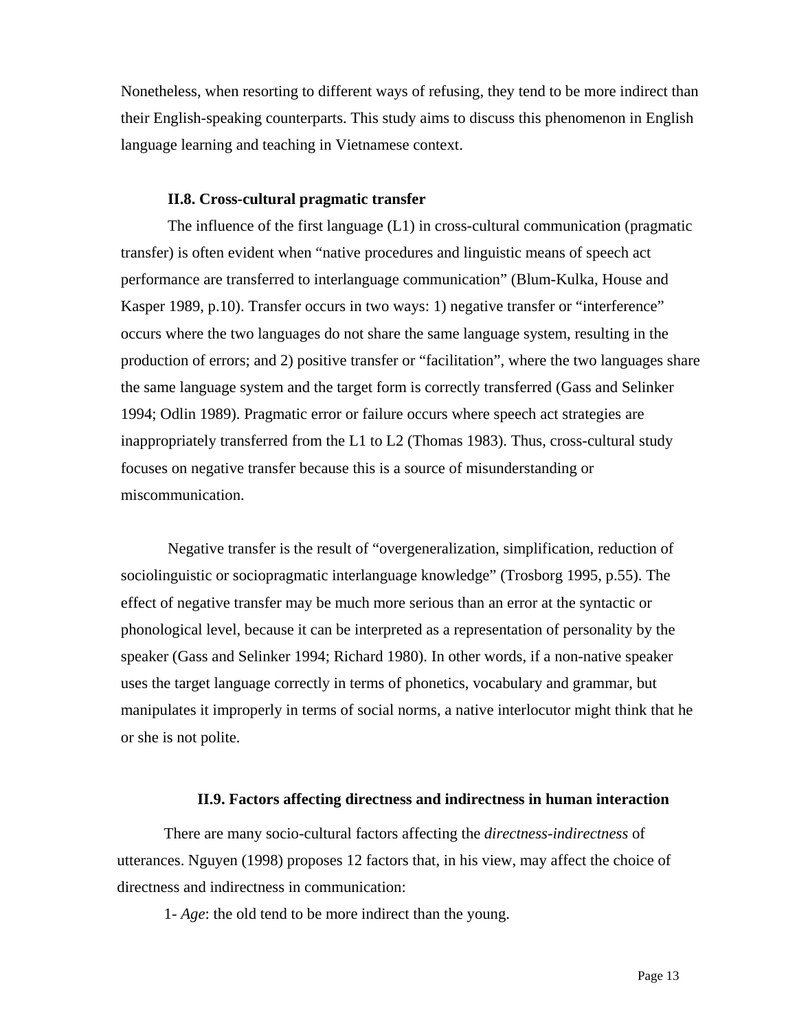Nonetheless, when resorting to different ways of refusing, they tend to be more indirect than their English-speaking counterparts. This study aims to discuss this phenomenon in English language learning and teaching in Vietnamese context.

### II.8. Cross-cultural pragmatic transfer

The influence of the first language (L1) in cross-cultural communication (pragmatic transfer) is often evident when "native procedures and linguistic means of speech act performance are transferred to interlanguage communication" (Blum-Kulka, House and Kasper 1989, p.10). Transfer occurs in two ways: 1) negative transfer or "interference" occurs where the two languages do not share the same language system, resulting in the production of errors; and 2) positive transfer or "facilitation", where the two languages share the same language system and the target form is correctly transferred (Gass and Selinker 1994; Odlin 1989). Pragmatic error or failure occurs where speech act strategies are inappropriately transferred from the L1 to L2 (Thomas 1983). Thus, cross-cultural study focuses on negative transfer because this is a source of misunderstanding or miscommunication.

Negative transfer is the result of "overgeneralization, simplification, reduction of sociolinguistic or sociopragmatic interlanguage knowledge" (Trosborg 1995, p.55). The effect of negative transfer may be much more serious than an error at the syntactic or phonological level, because it can be interpreted as a representation of personality by the speaker (Gass and Selinker 1994; Richard 1980). In other words, if a non-native speaker uses the target language correctly in terms of phonetics, vocabulary and grammar, but manipulates it improperly in terms of social norms, a native interlocutor might think that he or she is not polite.

### II.9. Factors affecting directness and indirectness in human interaction

There are many socio-cultural factors affecting the *directness-indirectness* of utterances. Nguyen (1998) proposes 12 factors that, in his view, may affect the choice of directness and indirectness in communication:

1- *Age*: the old tend to be more indirect than the young.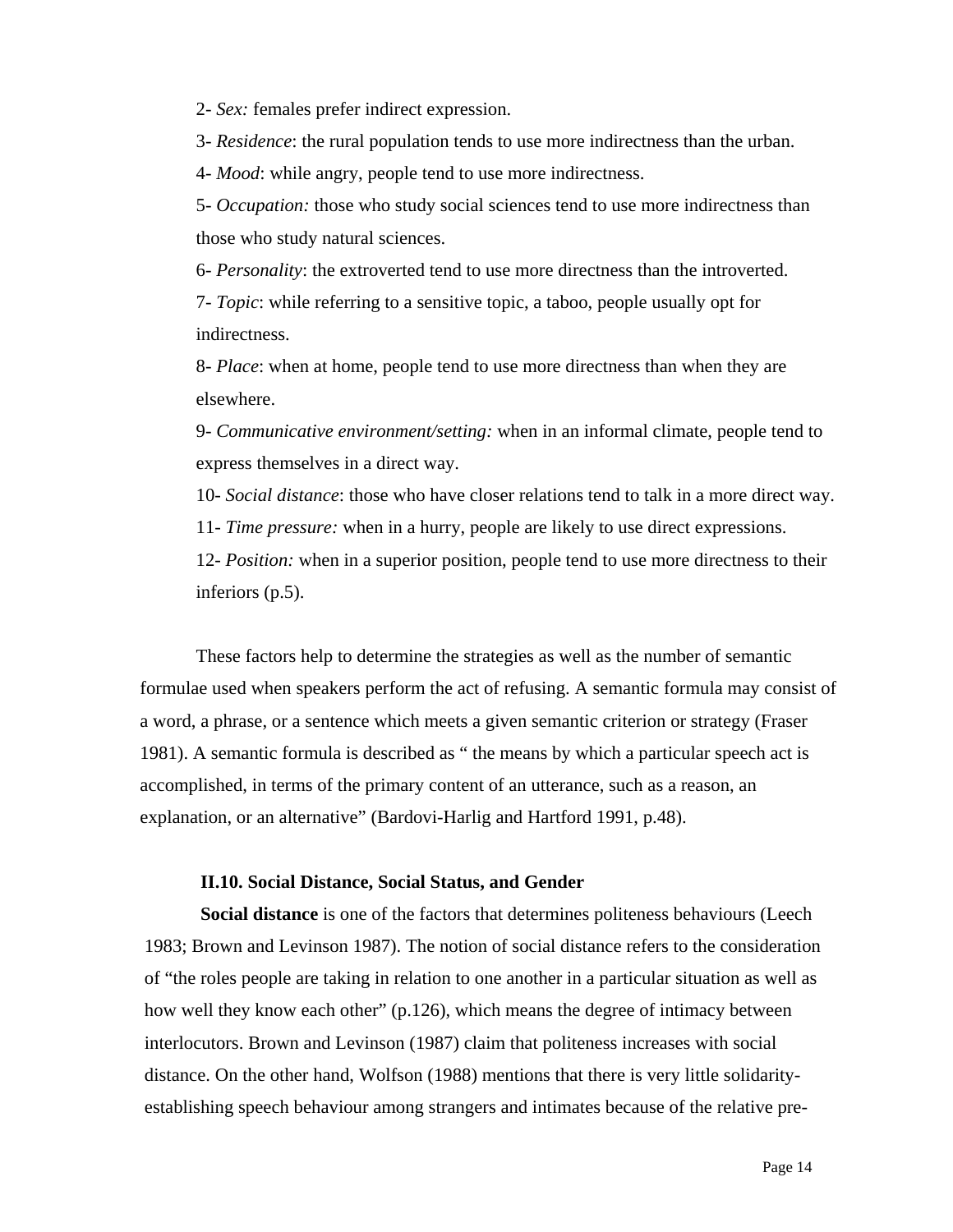2- *Sex:* females prefer indirect expression.

3- *Residence*: the rural population tends to use more indirectness than the urban.

4- *Mood*: while angry, people tend to use more indirectness.

5- *Occupation:* those who study social sciences tend to use more indirectness than those who study natural sciences.

6- *Personality*: the extroverted tend to use more directness than the introverted.

7- *Topic*: while referring to a sensitive topic, a taboo, people usually opt for indirectness.

8- *Place*: when at home, people tend to use more directness than when they are elsewhere.

9- *Communicative environment/setting:* when in an informal climate, people tend to express themselves in a direct way.

10- *Social distance*: those who have closer relations tend to talk in a more direct way.

11- *Time pressure:* when in a hurry, people are likely to use direct expressions.

12- *Position:* when in a superior position, people tend to use more directness to their inferiors (p.5).

These factors help to determine the strategies as well as the number of semantic formulae used when speakers perform the act of refusing. A semantic formula may consist of a word, a phrase, or a sentence which meets a given semantic criterion or strategy (Fraser 1981). A semantic formula is described as " the means by which a particular speech act is accomplished, in terms of the primary content of an utterance, such as a reason, an explanation, or an alternative" (Bardovi-Harlig and Hartford 1991, p.48).

### II.10. Social Distance, Social Status, and Gender

**Social distance** is one of the factors that determines politeness behaviours (Leech 1983; Brown and Levinson 1987). The notion of social distance refers to the consideration of "the roles people are taking in relation to one another in a particular situation as well as how well they know each other" (p.126), which means the degree of intimacy between interlocutors. Brown and Levinson (1987) claim that politeness increases with social distance. On the other hand, Wolfson (1988) mentions that there is very little solidarity-establishing speech behaviour among strangers and intimates because of the relative pre-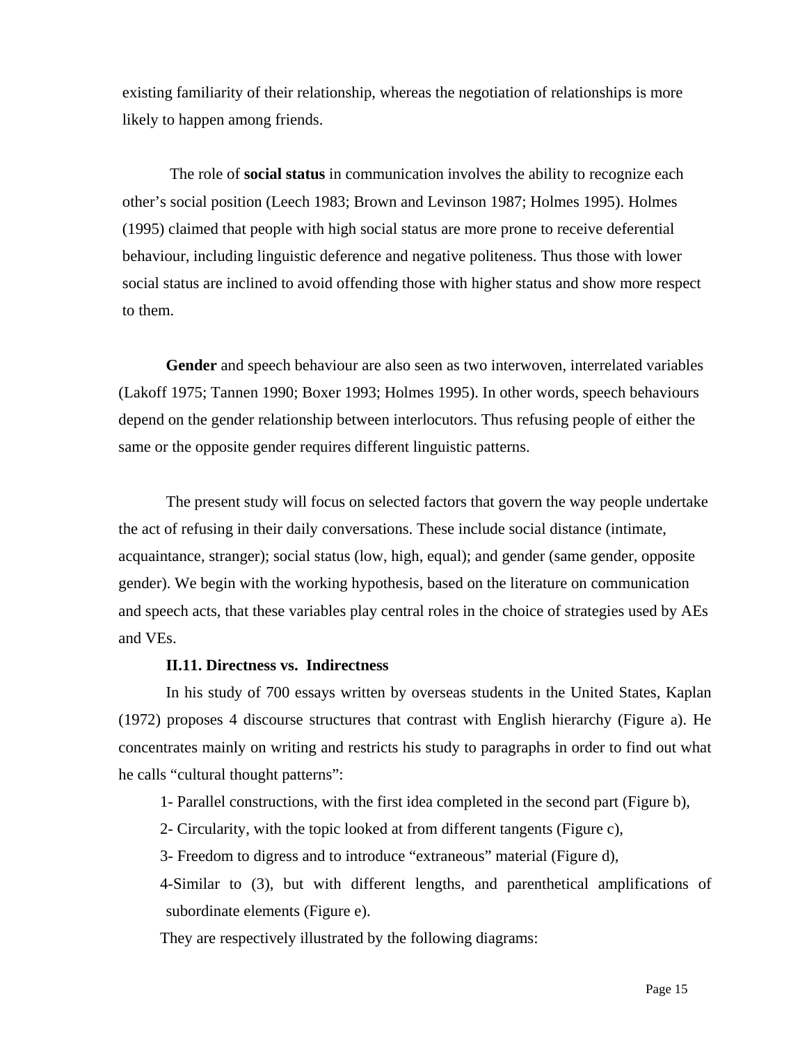existing familiarity of their relationship, whereas the negotiation of relationships is more likely to happen among friends.

The role of **social status** in communication involves the ability to recognize each other's social position (Leech 1983; Brown and Levinson 1987; Holmes 1995). Holmes (1995) claimed that people with high social status are more prone to receive deferential behaviour, including linguistic deference and negative politeness. Thus those with lower social status are inclined to avoid offending those with higher status and show more respect to them.

**Gender** and speech behaviour are also seen as two interwoven, interrelated variables (Lakoff 1975; Tannen 1990; Boxer 1993; Holmes 1995). In other words, speech behaviours depend on the gender relationship between interlocutors. Thus refusing people of either the same or the opposite gender requires different linguistic patterns.

The present study will focus on selected factors that govern the way people undertake the act of refusing in their daily conversations. These include social distance (intimate, acquaintance, stranger); social status (low, high, equal); and gender (same gender, opposite gender). We begin with the working hypothesis, based on the literature on communication and speech acts, that these variables play central roles in the choice of strategies used by AEs and VEs.

### II.11. Directness vs. Indirectness

In his study of 700 essays written by overseas students in the United States, Kaplan (1972) proposes 4 discourse structures that contrast with English hierarchy (Figure a). He concentrates mainly on writing and restricts his study to paragraphs in order to find out what he calls "cultural thought patterns":

1- Parallel constructions, with the first idea completed in the second part (Figure b),

2- Circularity, with the topic looked at from different tangents (Figure c),

3- Freedom to digress and to introduce "extraneous" material (Figure d),

4-Similar to (3), but with different lengths, and parenthetical amplifications of subordinate elements (Figure e).

They are respectively illustrated by the following diagrams: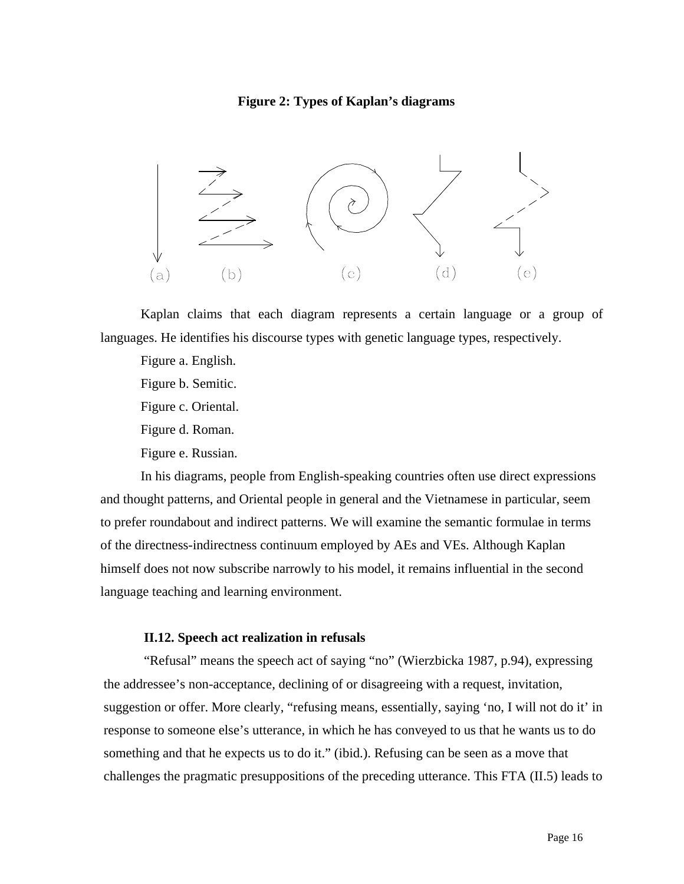**Figure 2: Types of Kaplan's diagrams**

(a) (b) (c) (d) (e)

Kaplan claims that each diagram represents a certain language or a group of languages. He identifies his discourse types with genetic language types, respectively.

Figure a. English.

Figure b. Semitic.

Figure c. Oriental.

Figure d. Roman.

Figure e. Russian.

In his diagrams, people from English-speaking countries often use direct expressions and thought patterns, and Oriental people in general and the Vietnamese in particular, seem to prefer roundabout and indirect patterns. We will examine the semantic formulae in terms of the directness-indirectness continuum employed by AEs and VEs. Although Kaplan himself does not now subscribe narrowly to his model, it remains influential in the second language teaching and learning environment.

### II.12. Speech act realization in refusals

"Refusal" means the speech act of saying "no" (Wierzbicka 1987, p.94), expressing the addressee's non-acceptance, declining of or disagreeing with a request, invitation, suggestion or offer. More clearly, "refusing means, essentially, saying 'no, I will not do it' in response to someone else's utterance, in which he has conveyed to us that he wants us to do something and that he expects us to do it." (ibid.). Refusing can be seen as a move that challenges the pragmatic presuppositions of the preceding utterance. This FTA (II.5) leads to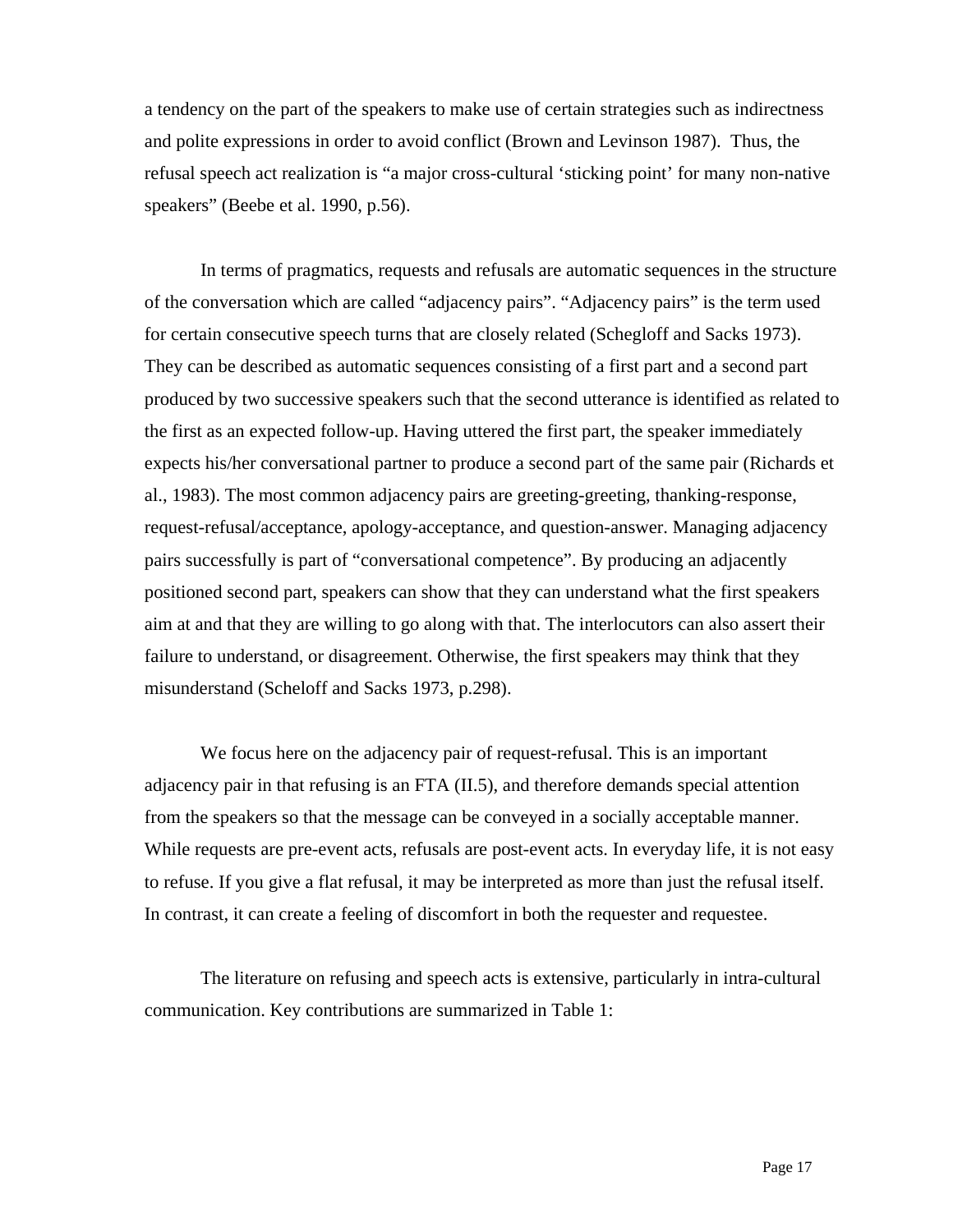a tendency on the part of the speakers to make use of certain strategies such as indirectness and polite expressions in order to avoid conflict (Brown and Levinson 1987). Thus, the refusal speech act realization is "a major cross-cultural 'sticking point' for many non-native speakers" (Beebe et al. 1990, p.56).

In terms of pragmatics, requests and refusals are automatic sequences in the structure of the conversation which are called "adjacency pairs". "Adjacency pairs" is the term used for certain consecutive speech turns that are closely related (Schegloff and Sacks 1973). They can be described as automatic sequences consisting of a first part and a second part produced by two successive speakers such that the second utterance is identified as related to the first as an expected follow-up. Having uttered the first part, the speaker immediately expects his/her conversational partner to produce a second part of the same pair (Richards et al., 1983). The most common adjacency pairs are greeting-greeting, thanking-response, request-refusal/acceptance, apology-acceptance, and question-answer. Managing adjacency pairs successfully is part of "conversational competence". By producing an adjacently positioned second part, speakers can show that they can understand what the first speakers aim at and that they are willing to go along with that. The interlocutors can also assert their failure to understand, or disagreement. Otherwise, the first speakers may think that they misunderstand (Scheloff and Sacks 1973, p.298).

We focus here on the adjacency pair of request-refusal. This is an important adjacency pair in that refusing is an FTA (II.5), and therefore demands special attention from the speakers so that the message can be conveyed in a socially acceptable manner. While requests are pre-event acts, refusals are post-event acts. In everyday life, it is not easy to refuse. If you give a flat refusal, it may be interpreted as more than just the refusal itself. In contrast, it can create a feeling of discomfort in both the requester and requestee.

The literature on refusing and speech acts is extensive, particularly in intra-cultural communication. Key contributions are summarized in Table 1: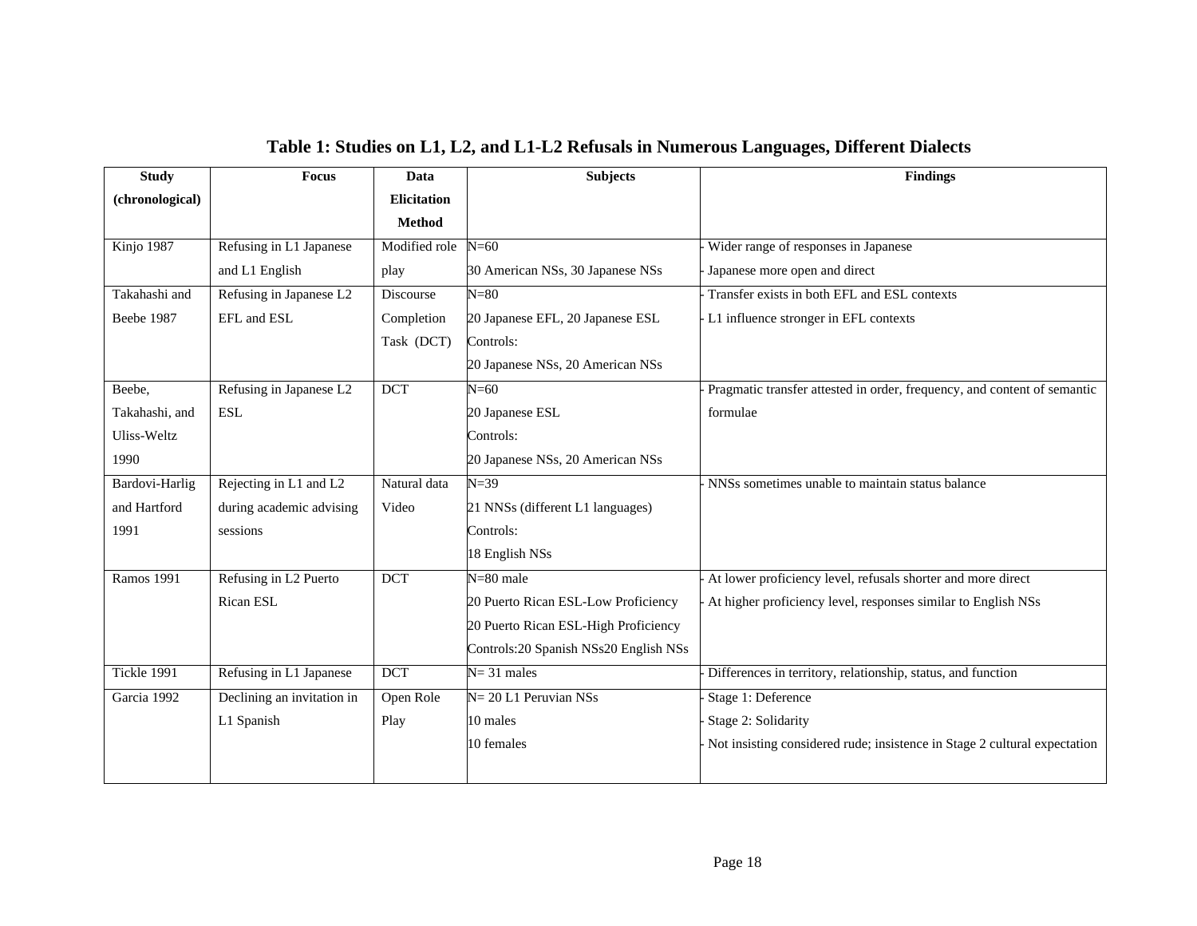**Table 1: Studies on L1, L2, and L1-L2 Refusals in Numerous Languages, Different Dialects**

| Study (chronological) | Focus | Data Elicitation Method | Subjects | Findings |
|---|---|---|---|---|
| Kinjo 1987 | Refusing in L1 Japanese and L1 English | Modified role play | N=60<br>30 American NSs, 30 Japanese NSs | - Wider range of responses in Japanese<br>- Japanese more open and direct |
| Takahashi and Beebe 1987 | Refusing in Japanese L2 EFL and ESL | Discourse Completion Task (DCT) | N=80<br>20 Japanese EFL, 20 Japanese ESL<br>Controls:<br>20 Japanese NSs, 20 American NSs | - Transfer exists in both EFL and ESL contexts<br>- L1 influence stronger in EFL contexts |
| Beebe, Takahashi, and Uliss-Weltz 1990 | Refusing in Japanese L2 ESL | DCT | N=60<br>20 Japanese ESL<br>Controls:<br>20 Japanese NSs, 20 American NSs | - Pragmatic transfer attested in order, frequency, and content of semantic formulae |
| Bardovi-Harlig and Hartford 1991 | Rejecting in L1 and L2 during academic advising sessions | Natural data Video | N=39<br>21 NNSs (different L1 languages)<br>Controls:<br>18 English NSs | - NNSs sometimes unable to maintain status balance |
| Ramos 1991 | Refusing in L2 Puerto Rican ESL | DCT | N=80 male<br>20 Puerto Rican ESL-Low Proficiency<br>20 Puerto Rican ESL-High Proficiency<br>Controls:20 Spanish NSs20 English NSs | - At lower proficiency level, refusals shorter and more direct<br>- At higher proficiency level, responses similar to English NSs |
| Tickle 1991 | Refusing in L1 Japanese | DCT | N= 31 males | - Differences in territory, relationship, status, and function |
| Garcia 1992 | Declining an invitation in L1 Spanish | Open Role Play | N= 20 L1 Peruvian NSs<br>10 males<br>10 females | - Stage 1: Deference<br>- Stage 2: Solidarity<br>- Not insisting considered rude; insistence in Stage 2 cultural expectation |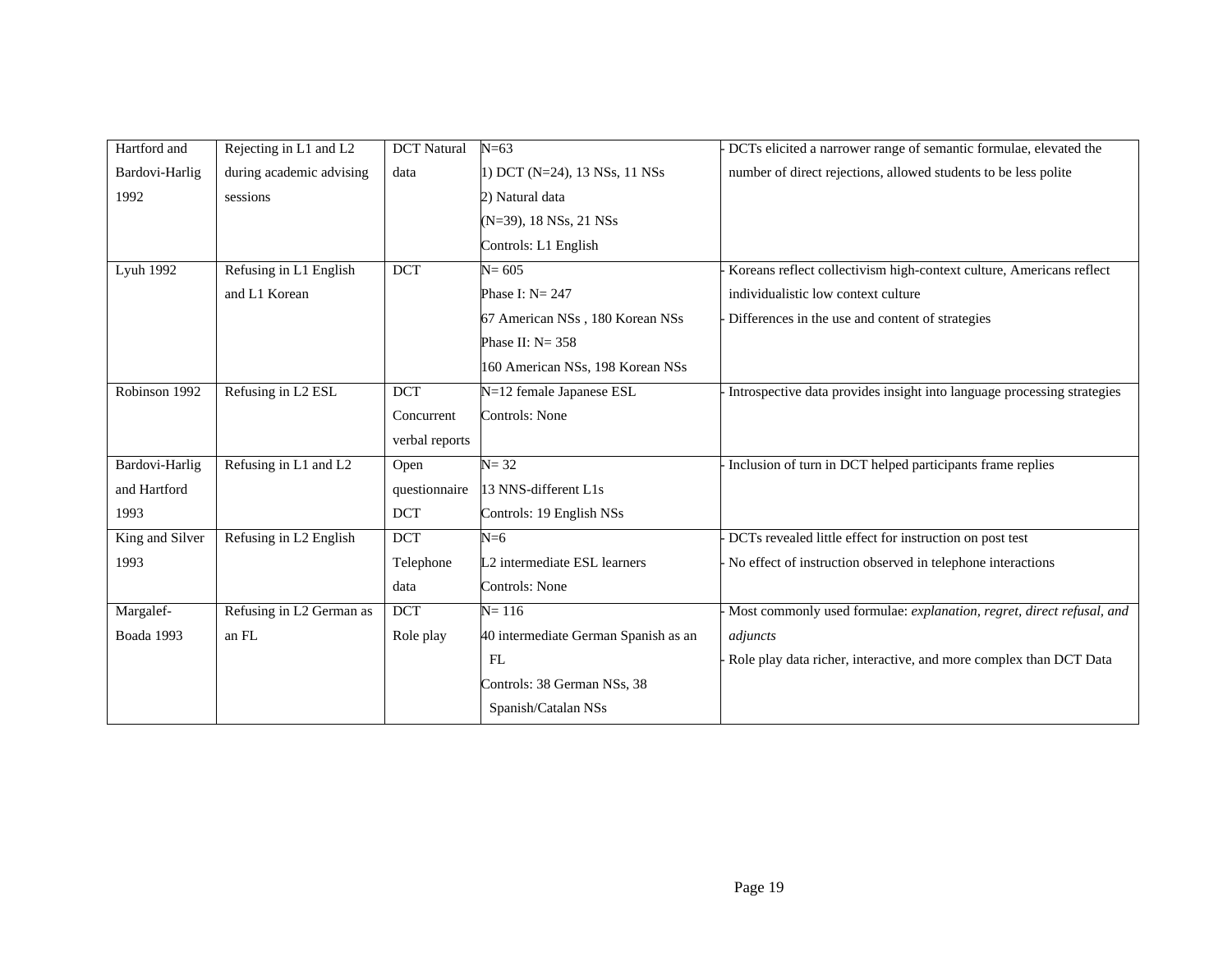| | | | | |
|---|---|---|---|---|
| Hartford and Bardovi-Harlig 1992 | Rejecting in L1 and L2 during academic advising sessions | DCT Natural data | N=63<br>1) DCT (N=24), 13 NSs, 11 NSs<br>2) Natural data<br>(N=39), 18 NSs, 21 NSs<br>Controls: L1 English | - DCTs elicited a narrower range of semantic formulae, elevated the number of direct rejections, allowed students to be less polite |
| Lyuh 1992 | Refusing in L1 English and L1 Korean | DCT | N= 605<br>Phase I: N= 247<br>67 American NSs , 180 Korean NSs<br>Phase II: N= 358<br>160 American NSs, 198 Korean NSs | - Koreans reflect collectivism high-context culture, Americans reflect individualistic low context culture<br>- Differences in the use and content of strategies |
| Robinson 1992 | Refusing in L2 ESL | DCT<br>Concurrent verbal reports | N=12 female Japanese ESL<br>Controls: None | - Introspective data provides insight into language processing strategies |
| Bardovi-Harlig and Hartford 1993 | Refusing in L1 and L2 | Open questionnaire DCT | N= 32<br>13 NNS-different L1s<br>Controls: 19 English NSs | - Inclusion of turn in DCT helped participants frame replies |
| King and Silver 1993 | Refusing in L2 English | DCT<br>Telephone data | N=6<br>L2 intermediate ESL learners<br>Controls: None | - DCTs revealed little effect for instruction on post test<br>- No effect of instruction observed in telephone interactions |
| Margalef-Boada 1993 | Refusing in L2 German as an FL | DCT<br>Role play | N= 116<br>40 intermediate German Spanish as an FL<br>Controls: 38 German NSs, 38 Spanish/Catalan NSs | - Most commonly used formulae: *explanation, regret, direct refusal, and adjuncts*<br>- Role play data richer, interactive, and more complex than DCT Data |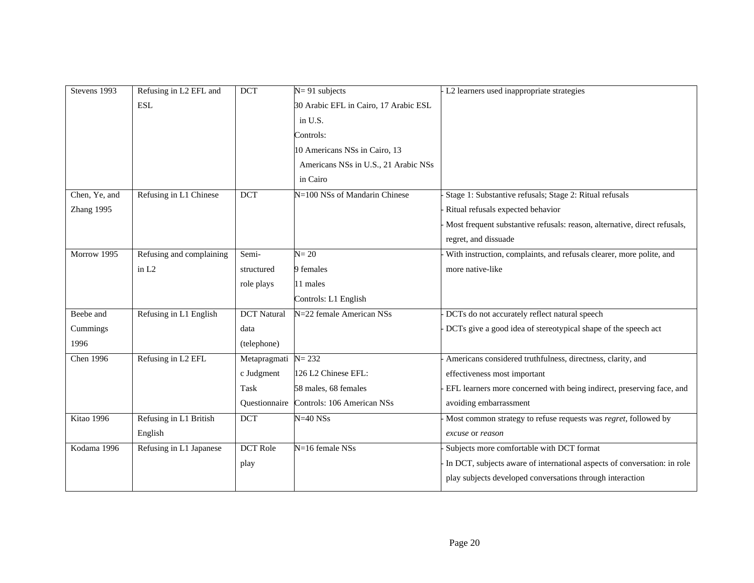| Stevens 1993 | Refusing in L2 EFL and ESL | DCT | N= 91 subjects<br>30 Arabic EFL in Cairo, 17 Arabic ESL in U.S.<br>Controls:<br>10 Americans NSs in Cairo, 13 Americans NSs in U.S., 21 Arabic NSs in Cairo | - L2 learners used inappropriate strategies |
|---|---|---|---|---|
| Chen, Ye, and Zhang 1995 | Refusing in L1 Chinese | DCT | N=100 NSs of Mandarin Chinese | - Stage 1: Substantive refusals; Stage 2: Ritual refusals<br>- Ritual refusals expected behavior<br>- Most frequent substantive refusals: reason, alternative, direct refusals, regret, and dissuade |
| Morrow 1995 | Refusing and complaining in L2 | Semi-structured role plays | N= 20<br>9 females<br>11 males<br>Controls: L1 English | - With instruction, complaints, and refusals clearer, more polite, and more native-like |
| Beebe and Cummings 1996 | Refusing in L1 English | DCT Natural data (telephone) | N=22 female American NSs | - DCTs do not accurately reflect natural speech<br>- DCTs give a good idea of stereotypical shape of the speech act |
| Chen 1996 | Refusing in L2 EFL | Metapragmatic Judgment Task Questionnaire | N= 232<br>126 L2 Chinese EFL:<br>58 males, 68 females<br>Controls: 106 American NSs | - Americans considered truthfulness, directness, clarity, and effectiveness most important<br>- EFL learners more concerned with being indirect, preserving face, and avoiding embarrassment |
| Kitao 1996 | Refusing in L1 British English | DCT | N=40 NSs | - Most common strategy to refuse requests was *regret*, followed by *excuse* or *reason* |
| Kodama 1996 | Refusing in L1 Japanese | DCT Role play | N=16 female NSs | - Subjects more comfortable with DCT format<br>- In DCT, subjects aware of international aspects of conversation: in role play subjects developed conversations through interaction |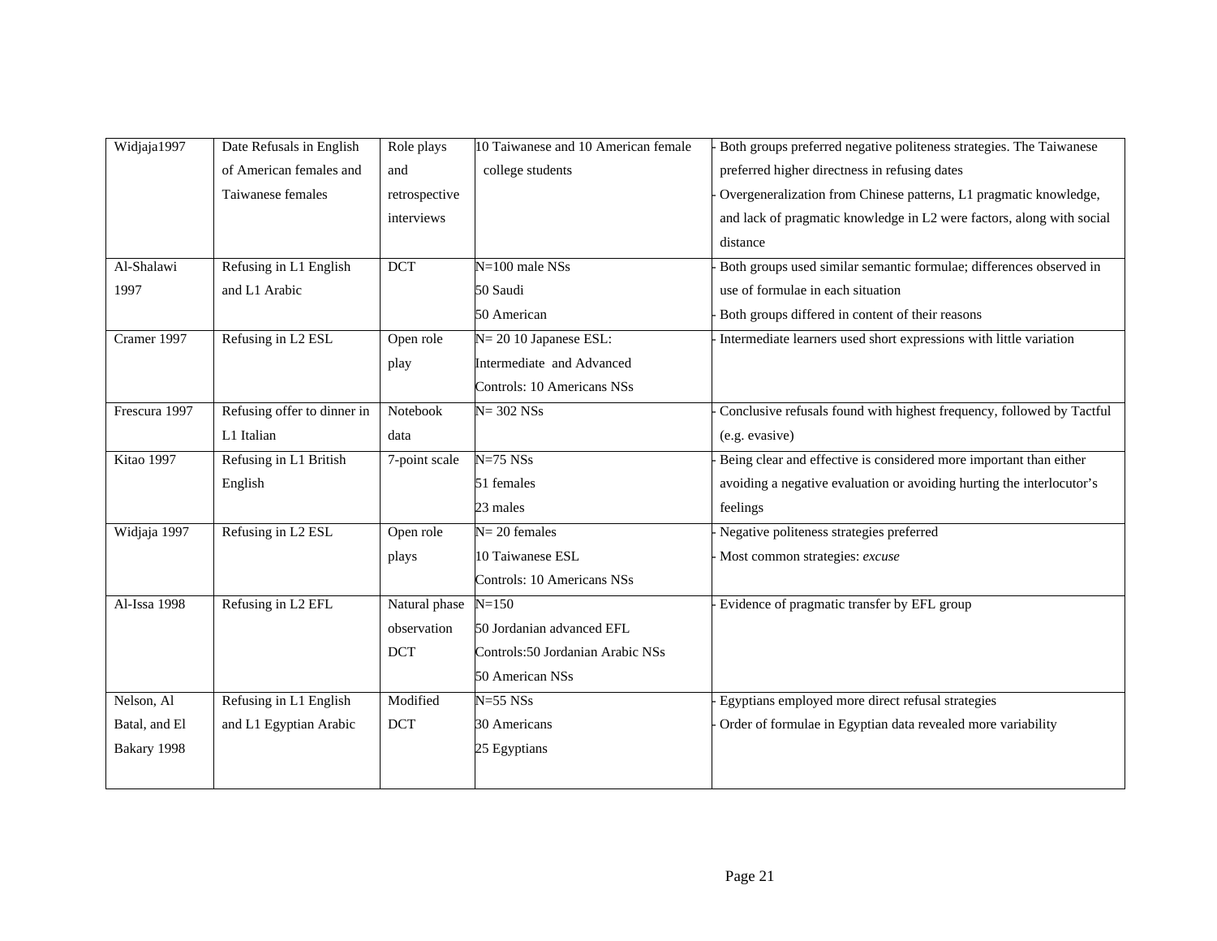| Widjaja1997 | Date Refusals in English of American females and Taiwanese females | Role plays and retrospective interviews | 10 Taiwanese and 10 American female college students | - Both groups preferred negative politeness strategies. The Taiwanese preferred higher directness in refusing dates<br>- Overgeneralization from Chinese patterns, L1 pragmatic knowledge, and lack of pragmatic knowledge in L2 were factors, along with social distance |
|---|---|---|---|---|
| Al-Shalawi 1997 | Refusing in L1 English and L1 Arabic | DCT | N=100 male NSs<br>50 Saudi<br>50 American | - Both groups used similar semantic formulae; differences observed in use of formulae in each situation<br>- Both groups differed in content of their reasons |
| Cramer 1997 | Refusing in L2 ESL | Open role play | N= 20 10 Japanese ESL: Intermediate and Advanced<br>Controls: 10 Americans NSs | - Intermediate learners used short expressions with little variation |
| Frescura 1997 | Refusing offer to dinner in L1 Italian | Notebook data | N= 302 NSs | - Conclusive refusals found with highest frequency, followed by Tactful (e.g. evasive) |
| Kitao 1997 | Refusing in L1 British English | 7-point scale | N=75 NSs<br>51 females<br>23 males | - Being clear and effective is considered more important than either avoiding a negative evaluation or avoiding hurting the interlocutor's feelings |
| Widjaja 1997 | Refusing in L2 ESL | Open role plays | N= 20 females<br>10 Taiwanese ESL<br>Controls: 10 Americans NSs | - Negative politeness strategies preferred<br>- Most common strategies: *excuse* |
| Al-Issa 1998 | Refusing in L2 EFL | Natural phase observation DCT | N=150<br>50 Jordanian advanced EFL<br>Controls:50 Jordanian Arabic NSs<br>50 American NSs | - Evidence of pragmatic transfer by EFL group |
| Nelson, Al Batal, and El Bakary 1998 | Refusing in L1 English and L1 Egyptian Arabic | Modified DCT | N=55 NSs<br>30 Americans<br>25 Egyptians | - Egyptians employed more direct refusal strategies<br>- Order of formulae in Egyptian data revealed more variability |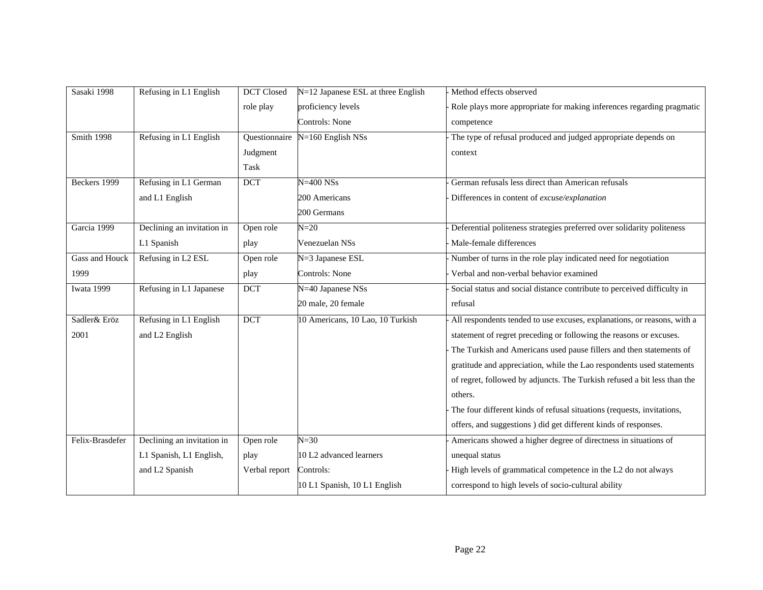| | | | | |
|---|---|---|---|---|
| Sasaki 1998 | Refusing in L1 English | DCT Closed role play | N=12 Japanese ESL at three English proficiency levels<br>Controls: None | - Method effects observed<br>- Role plays more appropriate for making inferences regarding pragmatic competence |
| Smith 1998 | Refusing in L1 English | Questionnaire Judgment Task | N=160 English NSs | - The type of refusal produced and judged appropriate depends on context |
| Beckers 1999 | Refusing in L1 German and L1 English | DCT | N=400 NSs<br>200 Americans<br>200 Germans | - German refusals less direct than American refusals<br>- Differences in content of *excuse/explanation* |
| Garcia 1999 | Declining an invitation in L1 Spanish | Open role play | N=20<br>Venezuelan NSs | - Deferential politeness strategies preferred over solidarity politeness<br>- Male-female differences |
| Gass and Houck 1999 | Refusing in L2 ESL | Open role play | N=3 Japanese ESL<br>Controls: None | - Number of turns in the role play indicated need for negotiation<br>- Verbal and non-verbal behavior examined |
| Iwata 1999 | Refusing in L1 Japanese | DCT | N=40 Japanese NSs<br>20 male, 20 female | - Social status and social distance contribute to perceived difficulty in refusal |
| Sadler& Eröz 2001 | Refusing in L1 English and L2 English | DCT | 10 Americans, 10 Lao, 10 Turkish | - All respondents tended to use excuses, explanations, or reasons, with a statement of regret preceding or following the reasons or excuses.<br>- The Turkish and Americans used pause fillers and then statements of gratitude and appreciation, while the Lao respondents used statements of regret, followed by adjuncts. The Turkish refused a bit less than the others.<br>- The four different kinds of refusal situations (requests, invitations, offers, and suggestions ) did get different kinds of responses. |
| Felix-Brasdefer | Declining an invitation in L1 Spanish, L1 English, and L2 Spanish | Open role play<br>Verbal report | N=30<br>10 L2 advanced learners<br>Controls:<br>10 L1 Spanish, 10 L1 English | - Americans showed a higher degree of directness in situations of unequal status<br>- High levels of grammatical competence in the L2 do not always correspond to high levels of socio-cultural ability |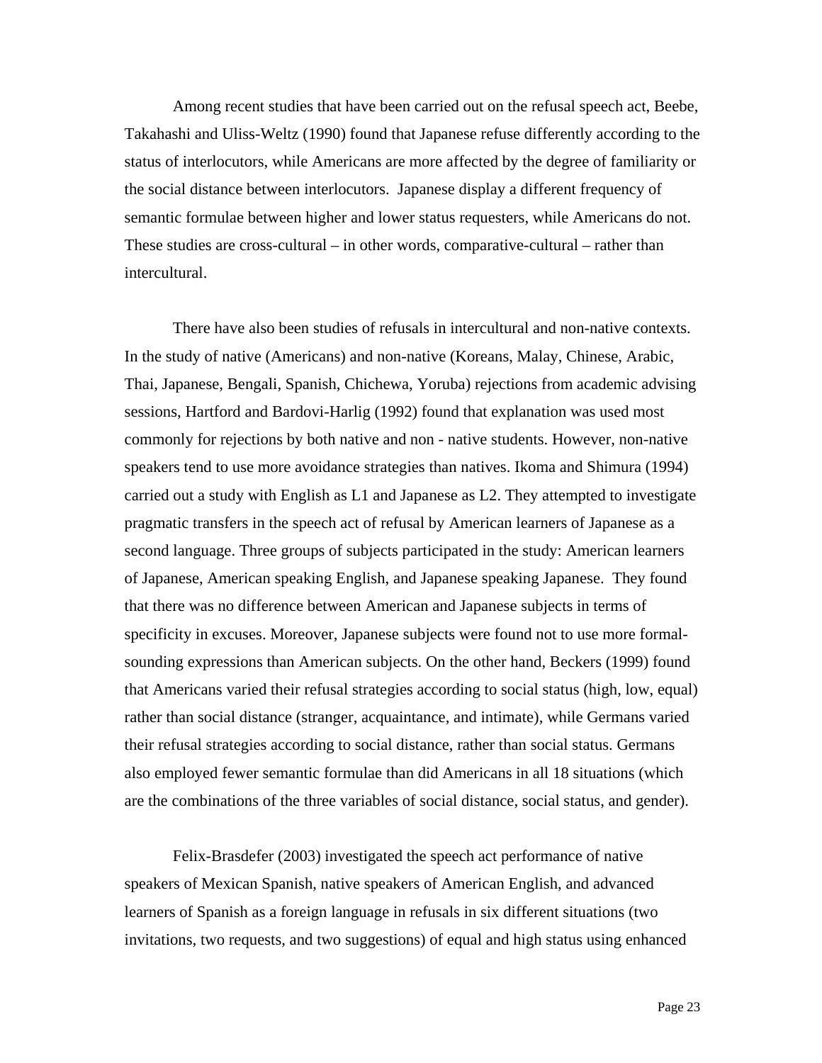Among recent studies that have been carried out on the refusal speech act, Beebe, Takahashi and Uliss-Weltz (1990) found that Japanese refuse differently according to the status of interlocutors, while Americans are more affected by the degree of familiarity or the social distance between interlocutors. Japanese display a different frequency of semantic formulae between higher and lower status requesters, while Americans do not. These studies are cross-cultural – in other words, comparative-cultural – rather than intercultural.

There have also been studies of refusals in intercultural and non-native contexts. In the study of native (Americans) and non-native (Koreans, Malay, Chinese, Arabic, Thai, Japanese, Bengali, Spanish, Chichewa, Yoruba) rejections from academic advising sessions, Hartford and Bardovi-Harlig (1992) found that explanation was used most commonly for rejections by both native and non - native students. However, non-native speakers tend to use more avoidance strategies than natives. Ikoma and Shimura (1994) carried out a study with English as L1 and Japanese as L2. They attempted to investigate pragmatic transfers in the speech act of refusal by American learners of Japanese as a second language. Three groups of subjects participated in the study: American learners of Japanese, American speaking English, and Japanese speaking Japanese. They found that there was no difference between American and Japanese subjects in terms of specificity in excuses. Moreover, Japanese subjects were found not to use more formal-sounding expressions than American subjects. On the other hand, Beckers (1999) found that Americans varied their refusal strategies according to social status (high, low, equal) rather than social distance (stranger, acquaintance, and intimate), while Germans varied their refusal strategies according to social distance, rather than social status. Germans also employed fewer semantic formulae than did Americans in all 18 situations (which are the combinations of the three variables of social distance, social status, and gender).

Felix-Brasdefer (2003) investigated the speech act performance of native speakers of Mexican Spanish, native speakers of American English, and advanced learners of Spanish as a foreign language in refusals in six different situations (two invitations, two requests, and two suggestions) of equal and high status using enhanced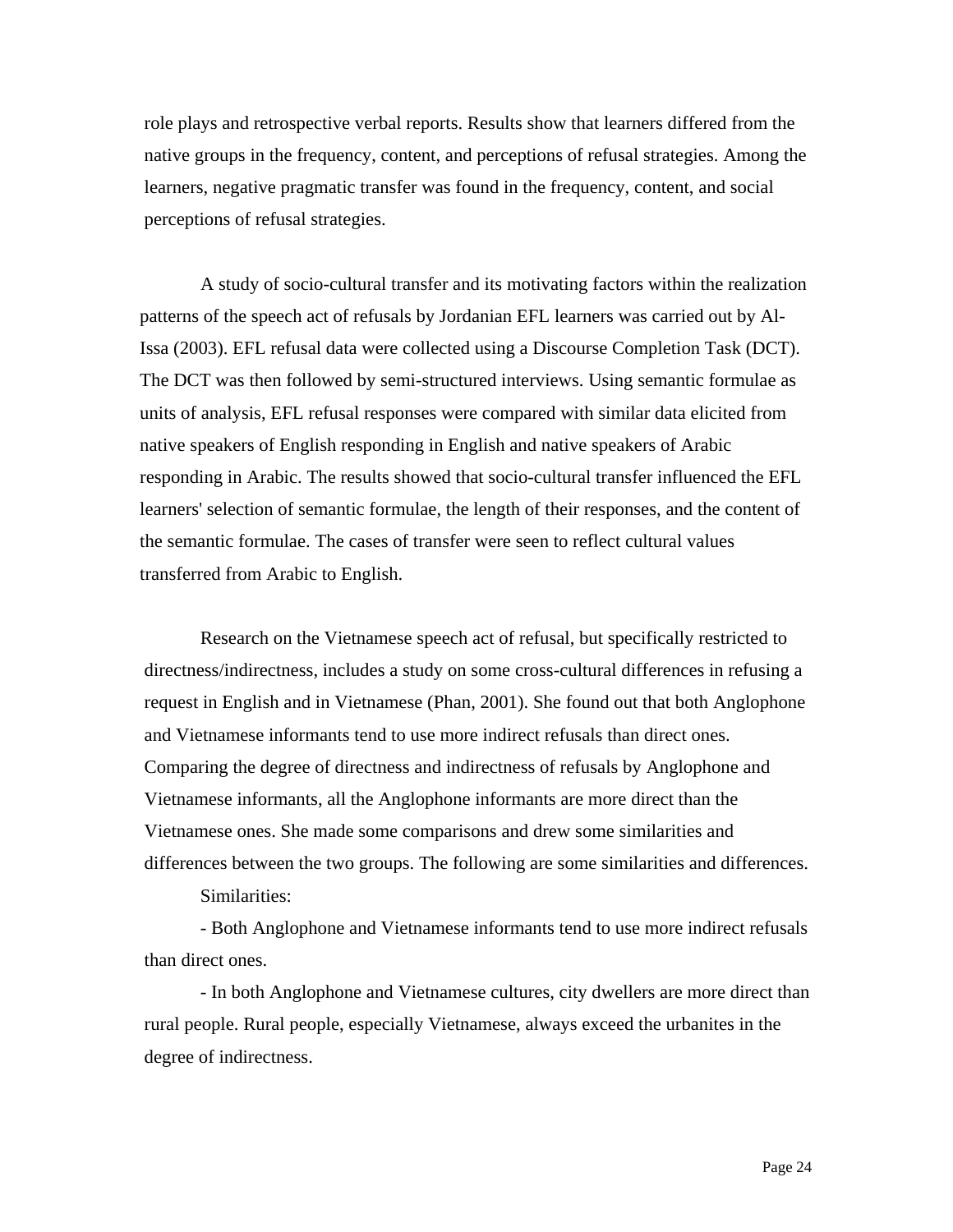role plays and retrospective verbal reports. Results show that learners differed from the native groups in the frequency, content, and perceptions of refusal strategies. Among the learners, negative pragmatic transfer was found in the frequency, content, and social perceptions of refusal strategies.

A study of socio-cultural transfer and its motivating factors within the realization patterns of the speech act of refusals by Jordanian EFL learners was carried out by Al-Issa (2003). EFL refusal data were collected using a Discourse Completion Task (DCT). The DCT was then followed by semi-structured interviews. Using semantic formulae as units of analysis, EFL refusal responses were compared with similar data elicited from native speakers of English responding in English and native speakers of Arabic responding in Arabic. The results showed that socio-cultural transfer influenced the EFL learners' selection of semantic formulae, the length of their responses, and the content of the semantic formulae. The cases of transfer were seen to reflect cultural values transferred from Arabic to English.

Research on the Vietnamese speech act of refusal, but specifically restricted to directness/indirectness, includes a study on some cross-cultural differences in refusing a request in English and in Vietnamese (Phan, 2001). She found out that both Anglophone and Vietnamese informants tend to use more indirect refusals than direct ones. Comparing the degree of directness and indirectness of refusals by Anglophone and Vietnamese informants, all the Anglophone informants are more direct than the Vietnamese ones. She made some comparisons and drew some similarities and differences between the two groups. The following are some similarities and differences.

Similarities:

- Both Anglophone and Vietnamese informants tend to use more indirect refusals than direct ones.

- In both Anglophone and Vietnamese cultures, city dwellers are more direct than rural people. Rural people, especially Vietnamese, always exceed the urbanites in the degree of indirectness.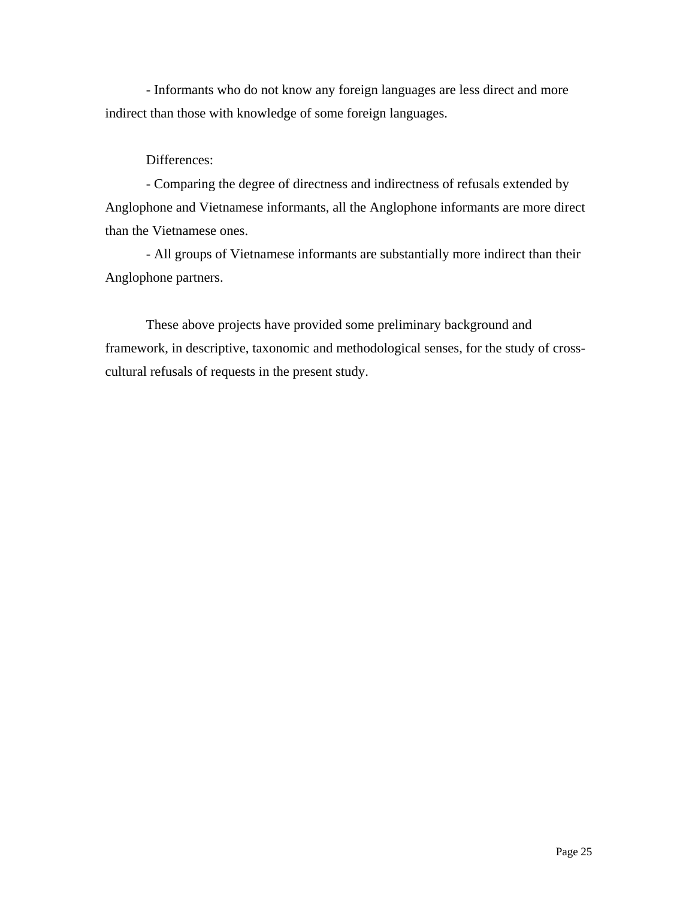- Informants who do not know any foreign languages are less direct and more indirect than those with knowledge of some foreign languages.

Differences:

- Comparing the degree of directness and indirectness of refusals extended by Anglophone and Vietnamese informants, all the Anglophone informants are more direct than the Vietnamese ones.

- All groups of Vietnamese informants are substantially more indirect than their Anglophone partners.

These above projects have provided some preliminary background and framework, in descriptive, taxonomic and methodological senses, for the study of cross-cultural refusals of requests in the present study.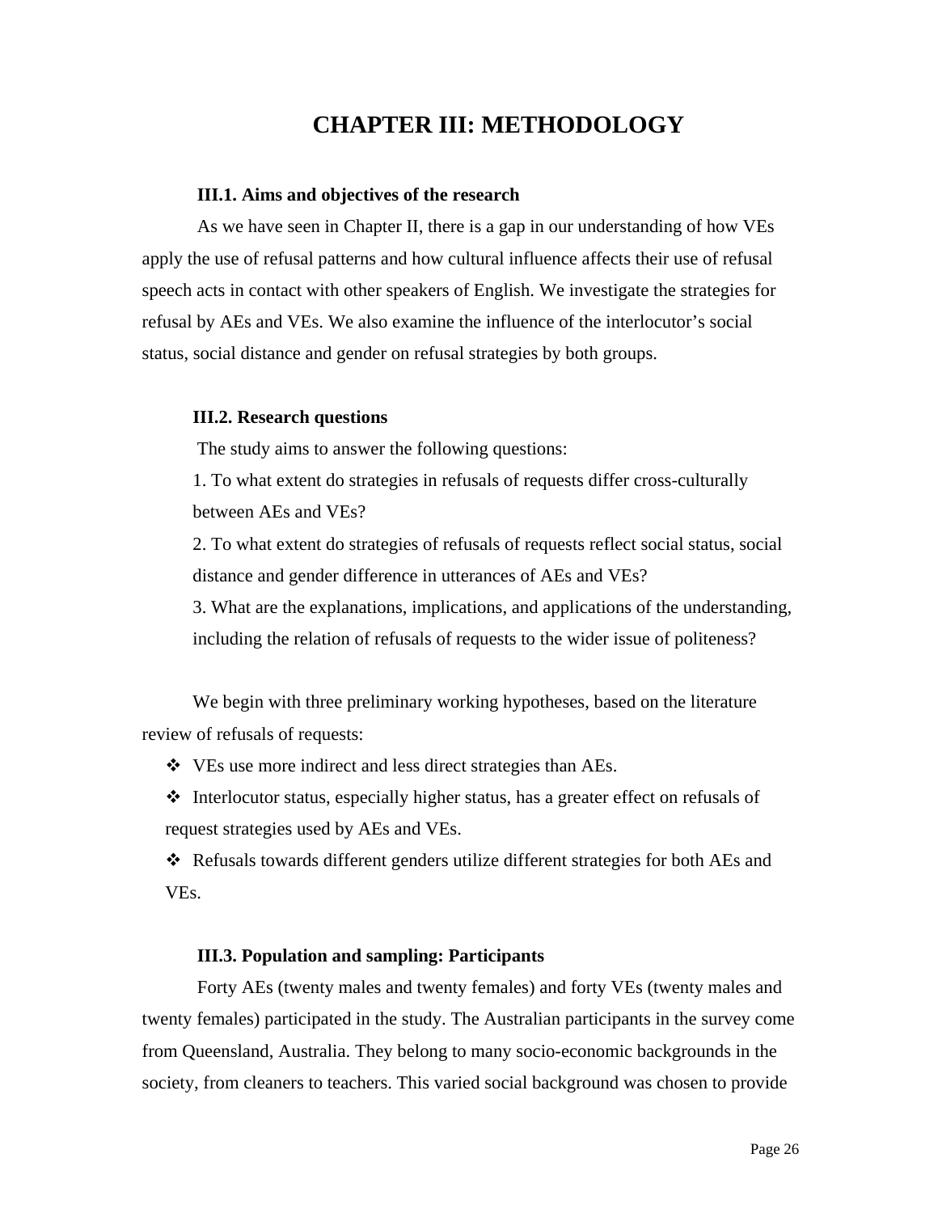# CHAPTER III: METHODOLOGY

### III.1. Aims and objectives of the research

As we have seen in Chapter II, there is a gap in our understanding of how VEs apply the use of refusal patterns and how cultural influence affects their use of refusal speech acts in contact with other speakers of English. We investigate the strategies for refusal by AEs and VEs. We also examine the influence of the interlocutor's social status, social distance and gender on refusal strategies by both groups.

### III.2. Research questions

The study aims to answer the following questions:

1. To what extent do strategies in refusals of requests differ cross-culturally between AEs and VEs?
2. To what extent do strategies of refusals of requests reflect social status, social distance and gender difference in utterances of AEs and VEs?
3. What are the explanations, implications, and applications of the understanding, including the relation of refusals of requests to the wider issue of politeness?

We begin with three preliminary working hypotheses, based on the literature review of refusals of requests:

- VEs use more indirect and less direct strategies than AEs.
- Interlocutor status, especially higher status, has a greater effect on refusals of request strategies used by AEs and VEs.
- Refusals towards different genders utilize different strategies for both AEs and VEs.

### III.3. Population and sampling: Participants

Forty AEs (twenty males and twenty females) and forty VEs (twenty males and twenty females) participated in the study. The Australian participants in the survey come from Queensland, Australia. They belong to many socio-economic backgrounds in the society, from cleaners to teachers. This varied social background was chosen to provide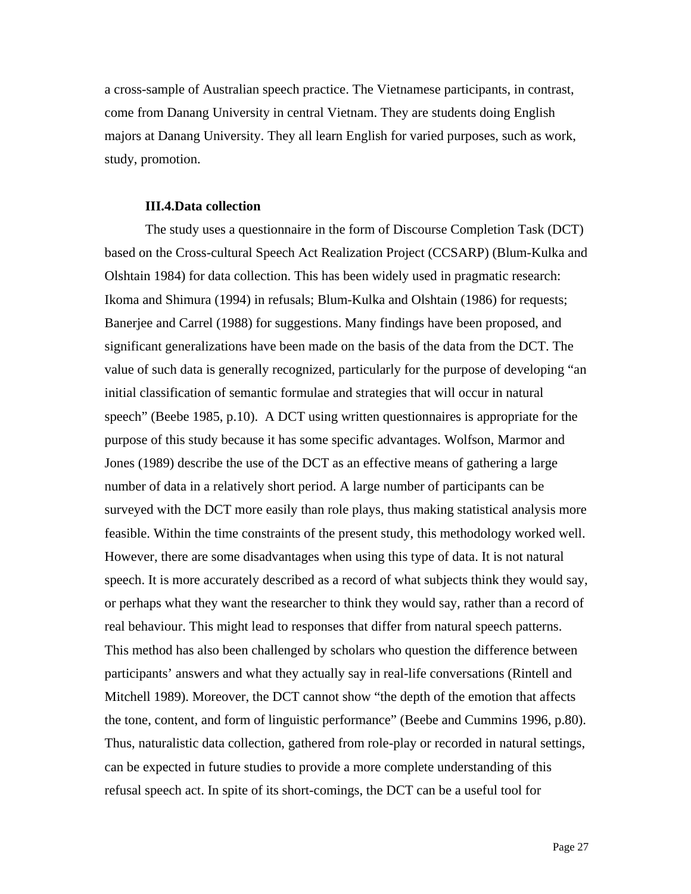a cross-sample of Australian speech practice. The Vietnamese participants, in contrast, come from Danang University in central Vietnam. They are students doing English majors at Danang University. They all learn English for varied purposes, such as work, study, promotion.

### III.4.Data collection

The study uses a questionnaire in the form of Discourse Completion Task (DCT) based on the Cross-cultural Speech Act Realization Project (CCSARP) (Blum-Kulka and Olshtain 1984) for data collection. This has been widely used in pragmatic research: Ikoma and Shimura (1994) in refusals; Blum-Kulka and Olshtain (1986) for requests; Banerjee and Carrel (1988) for suggestions. Many findings have been proposed, and significant generalizations have been made on the basis of the data from the DCT. The value of such data is generally recognized, particularly for the purpose of developing "an initial classification of semantic formulae and strategies that will occur in natural speech" (Beebe 1985, p.10). A DCT using written questionnaires is appropriate for the purpose of this study because it has some specific advantages. Wolfson, Marmor and Jones (1989) describe the use of the DCT as an effective means of gathering a large number of data in a relatively short period. A large number of participants can be surveyed with the DCT more easily than role plays, thus making statistical analysis more feasible. Within the time constraints of the present study, this methodology worked well. However, there are some disadvantages when using this type of data. It is not natural speech. It is more accurately described as a record of what subjects think they would say, or perhaps what they want the researcher to think they would say, rather than a record of real behaviour. This might lead to responses that differ from natural speech patterns. This method has also been challenged by scholars who question the difference between participants' answers and what they actually say in real-life conversations (Rintell and Mitchell 1989). Moreover, the DCT cannot show "the depth of the emotion that affects the tone, content, and form of linguistic performance" (Beebe and Cummins 1996, p.80). Thus, naturalistic data collection, gathered from role-play or recorded in natural settings, can be expected in future studies to provide a more complete understanding of this refusal speech act. In spite of its short-comings, the DCT can be a useful tool for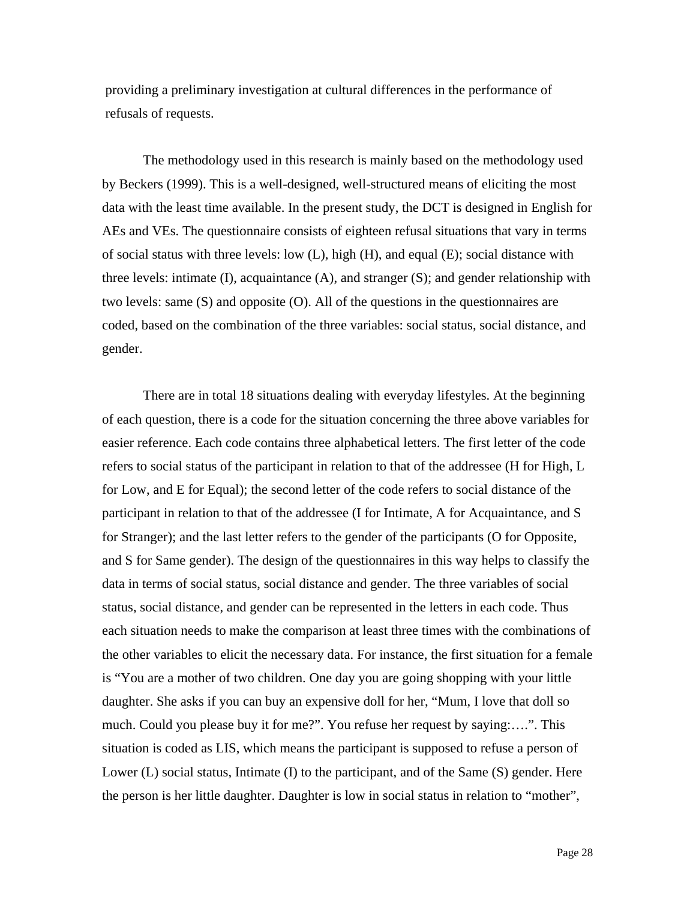providing a preliminary investigation at cultural differences in the performance of refusals of requests.

The methodology used in this research is mainly based on the methodology used by Beckers (1999). This is a well-designed, well-structured means of eliciting the most data with the least time available. In the present study, the DCT is designed in English for AEs and VEs. The questionnaire consists of eighteen refusal situations that vary in terms of social status with three levels: low (L), high (H), and equal (E); social distance with three levels: intimate (I), acquaintance (A), and stranger (S); and gender relationship with two levels: same (S) and opposite (O). All of the questions in the questionnaires are coded, based on the combination of the three variables: social status, social distance, and gender.

There are in total 18 situations dealing with everyday lifestyles. At the beginning of each question, there is a code for the situation concerning the three above variables for easier reference. Each code contains three alphabetical letters. The first letter of the code refers to social status of the participant in relation to that of the addressee (H for High, L for Low, and E for Equal); the second letter of the code refers to social distance of the participant in relation to that of the addressee (I for Intimate, A for Acquaintance, and S for Stranger); and the last letter refers to the gender of the participants (O for Opposite, and S for Same gender). The design of the questionnaires in this way helps to classify the data in terms of social status, social distance and gender. The three variables of social status, social distance, and gender can be represented in the letters in each code. Thus each situation needs to make the comparison at least three times with the combinations of the other variables to elicit the necessary data. For instance, the first situation for a female is "You are a mother of two children. One day you are going shopping with your little daughter. She asks if you can buy an expensive doll for her, "Mum, I love that doll so much. Could you please buy it for me?". You refuse her request by saying:….". This situation is coded as LIS, which means the participant is supposed to refuse a person of Lower (L) social status, Intimate (I) to the participant, and of the Same (S) gender. Here the person is her little daughter. Daughter is low in social status in relation to "mother",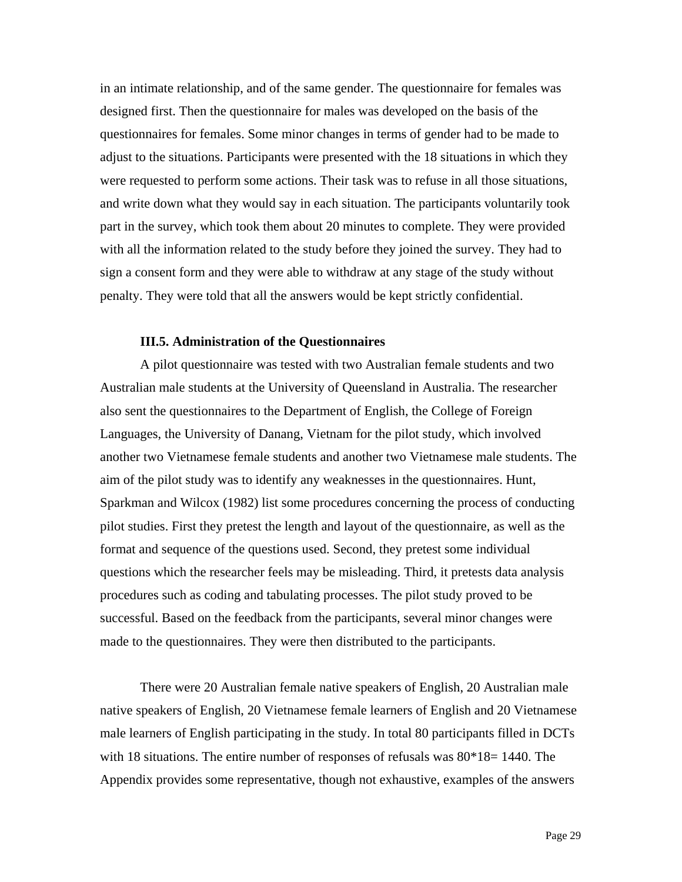in an intimate relationship, and of the same gender. The questionnaire for females was designed first. Then the questionnaire for males was developed on the basis of the questionnaires for females. Some minor changes in terms of gender had to be made to adjust to the situations. Participants were presented with the 18 situations in which they were requested to perform some actions. Their task was to refuse in all those situations, and write down what they would say in each situation. The participants voluntarily took part in the survey, which took them about 20 minutes to complete. They were provided with all the information related to the study before they joined the survey. They had to sign a consent form and they were able to withdraw at any stage of the study without penalty. They were told that all the answers would be kept strictly confidential.

### III.5. Administration of the Questionnaires

A pilot questionnaire was tested with two Australian female students and two Australian male students at the University of Queensland in Australia. The researcher also sent the questionnaires to the Department of English, the College of Foreign Languages, the University of Danang, Vietnam for the pilot study, which involved another two Vietnamese female students and another two Vietnamese male students. The aim of the pilot study was to identify any weaknesses in the questionnaires. Hunt, Sparkman and Wilcox (1982) list some procedures concerning the process of conducting pilot studies. First they pretest the length and layout of the questionnaire, as well as the format and sequence of the questions used. Second, they pretest some individual questions which the researcher feels may be misleading. Third, it pretests data analysis procedures such as coding and tabulating processes. The pilot study proved to be successful. Based on the feedback from the participants, several minor changes were made to the questionnaires. They were then distributed to the participants.

There were 20 Australian female native speakers of English, 20 Australian male native speakers of English, 20 Vietnamese female learners of English and 20 Vietnamese male learners of English participating in the study. In total 80 participants filled in DCTs with 18 situations. The entire number of responses of refusals was 80*18= 1440. The Appendix provides some representative, though not exhaustive, examples of the answers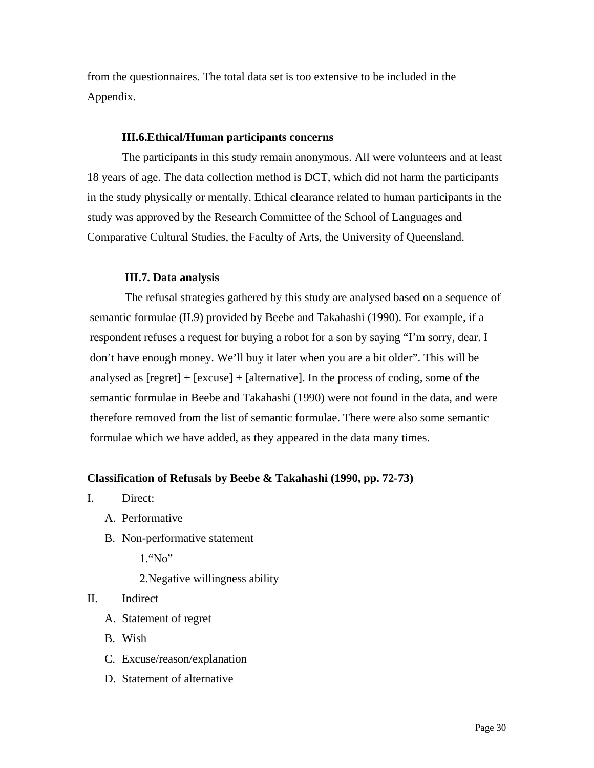from the questionnaires. The total data set is too extensive to be included in the Appendix.

### III.6.Ethical/Human participants concerns

The participants in this study remain anonymous. All were volunteers and at least 18 years of age. The data collection method is DCT, which did not harm the participants in the study physically or mentally. Ethical clearance related to human participants in the study was approved by the Research Committee of the School of Languages and Comparative Cultural Studies, the Faculty of Arts, the University of Queensland.

### III.7. Data analysis

The refusal strategies gathered by this study are analysed based on a sequence of semantic formulae (II.9) provided by Beebe and Takahashi (1990). For example, if a respondent refuses a request for buying a robot for a son by saying "I'm sorry, dear. I don't have enough money. We'll buy it later when you are a bit older". This will be analysed as [regret] + [excuse] + [alternative]. In the process of coding, some of the semantic formulae in Beebe and Takahashi (1990) were not found in the data, and were therefore removed from the list of semantic formulae. There were also some semantic formulae which we have added, as they appeared in the data many times.

**Classification of Refusals by Beebe & Takahashi (1990, pp. 72-73)**

I. Direct:
   - A. Performative
   - B. Non-performative statement
     1. "No"
     2. Negative willingness ability

II. Indirect
   - A. Statement of regret
   - B. Wish
   - C. Excuse/reason/explanation
   - D. Statement of alternative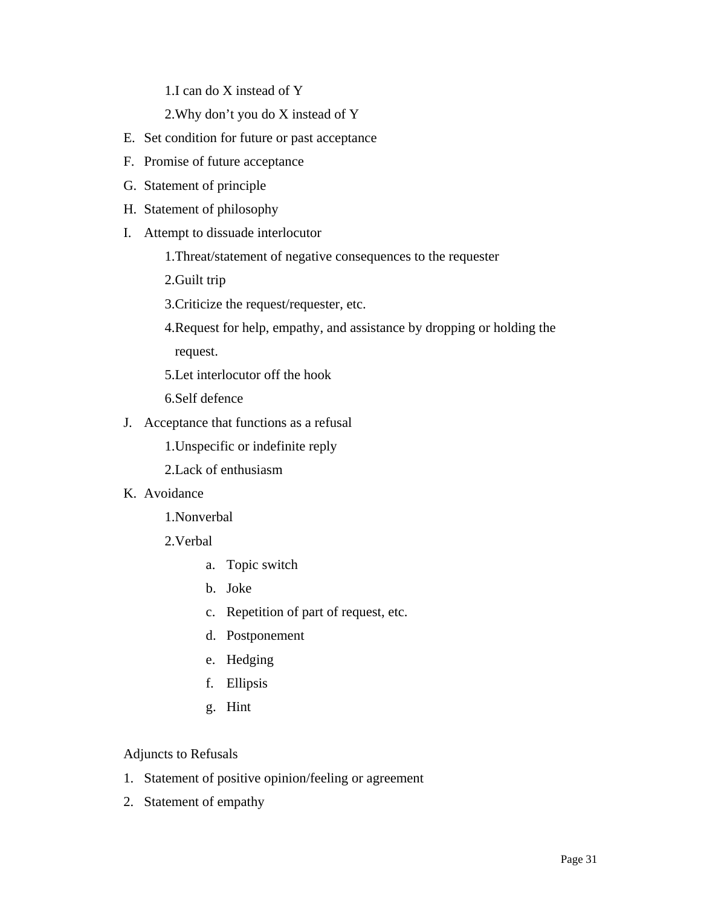1. I can do X instead of Y
2. Why don't you do X instead of Y

E. Set condition for future or past acceptance
F. Promise of future acceptance
G. Statement of principle
H. Statement of philosophy
I. Attempt to dissuade interlocutor
    1. Threat/statement of negative consequences to the requester
    2. Guilt trip
    3. Criticize the request/requester, etc.
    4. Request for help, empathy, and assistance by dropping or holding the request.
    5. Let interlocutor off the hook
    6. Self defence
J. Acceptance that functions as a refusal
    1. Unspecific or indefinite reply
    2. Lack of enthusiasm
K. Avoidance
    1. Nonverbal
    2. Verbal
        a. Topic switch
        b. Joke
        c. Repetition of part of request, etc.
        d. Postponement
        e. Hedging
        f. Ellipsis
        g. Hint

Adjuncts to Refusals

1. Statement of positive opinion/feeling or agreement
2. Statement of empathy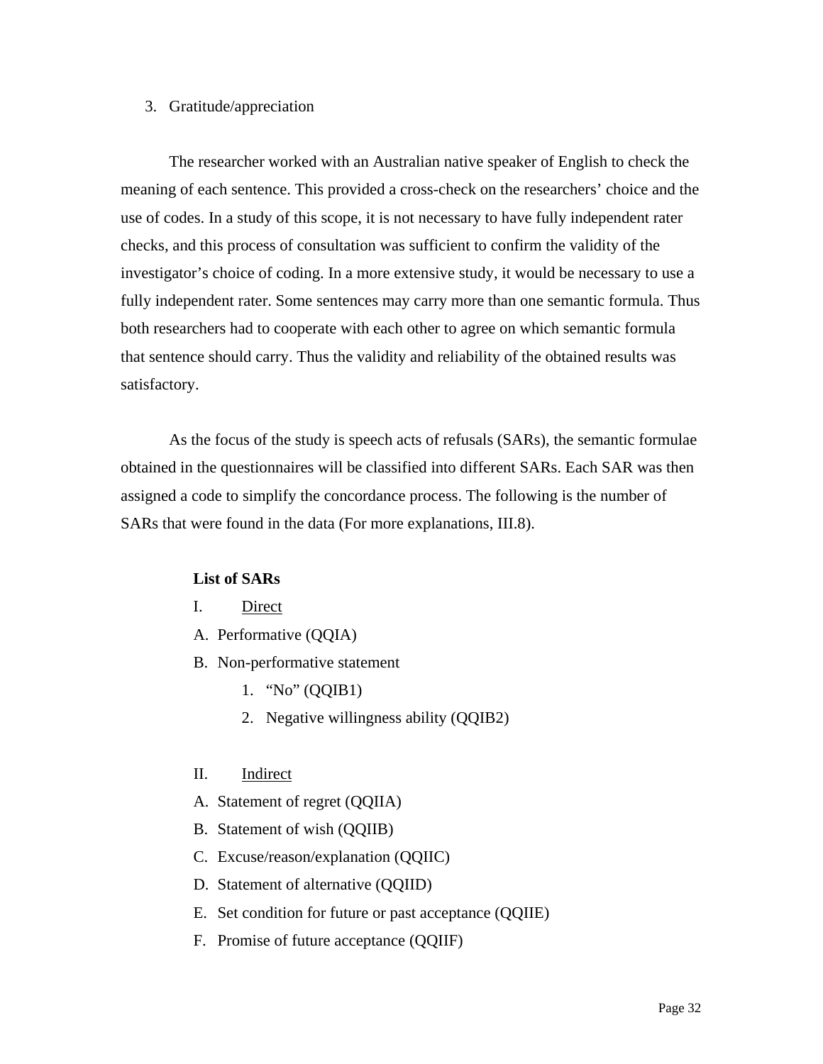3. Gratitude/appreciation

The researcher worked with an Australian native speaker of English to check the meaning of each sentence. This provided a cross-check on the researchers' choice and the use of codes. In a study of this scope, it is not necessary to have fully independent rater checks, and this process of consultation was sufficient to confirm the validity of the investigator's choice of coding. In a more extensive study, it would be necessary to use a fully independent rater. Some sentences may carry more than one semantic formula. Thus both researchers had to cooperate with each other to agree on which semantic formula that sentence should carry. Thus the validity and reliability of the obtained results was satisfactory.

As the focus of the study is speech acts of refusals (SARs), the semantic formulae obtained in the questionnaires will be classified into different SARs. Each SAR was then assigned a code to simplify the concordance process. The following is the number of SARs that were found in the data (For more explanations, III.8).

**List of SARs**

I. Direct

A. Performative (QQIA)

B. Non-performative statement

1. "No" (QQIB1)
2. Negative willingness ability (QQIB2)

II. Indirect

A. Statement of regret (QQIIA)

B. Statement of wish (QQIIB)

C. Excuse/reason/explanation (QQIIC)

D. Statement of alternative (QQIID)

E. Set condition for future or past acceptance (QQIIE)

F. Promise of future acceptance (QQIIF)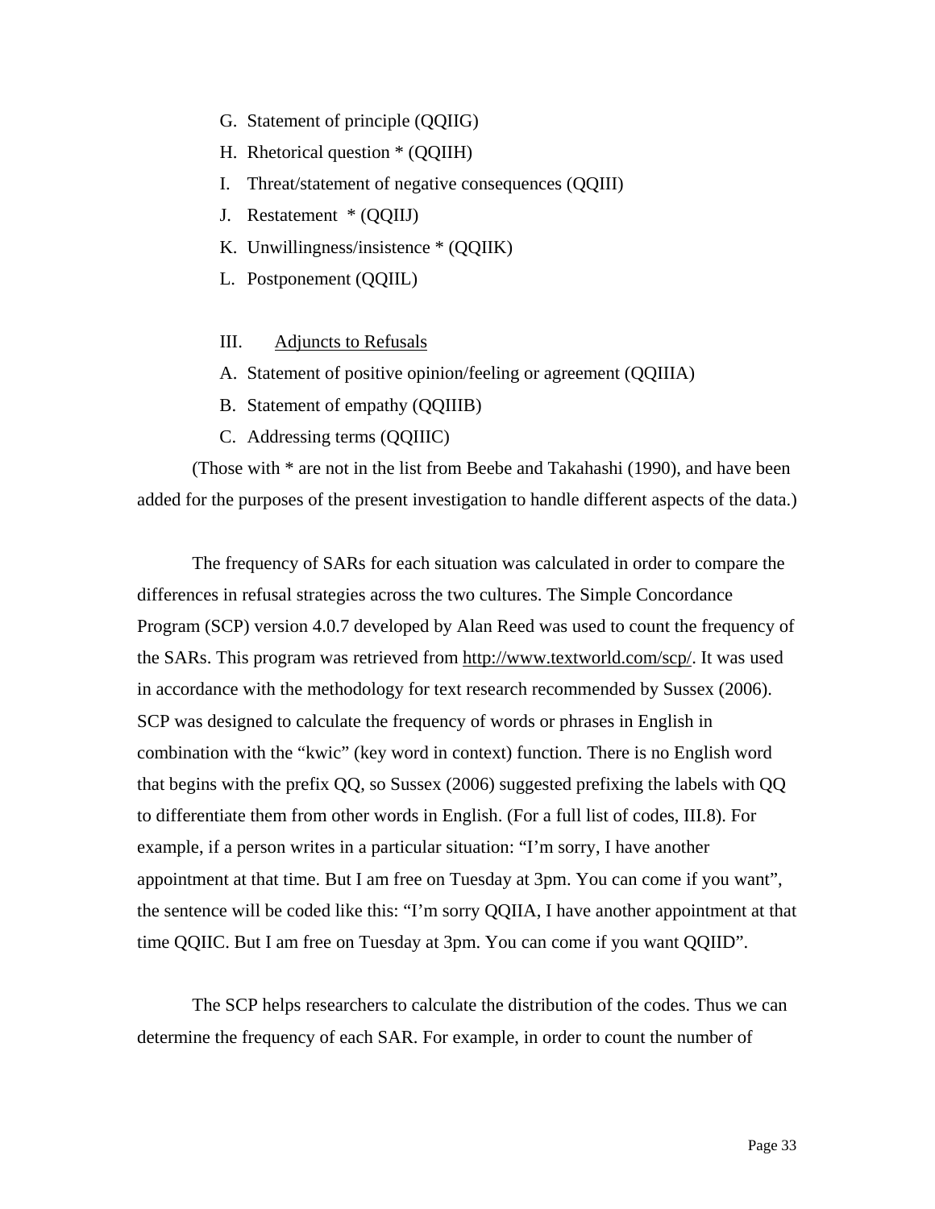G. Statement of principle (QQIIG)

H. Rhetorical question * (QQIIH)

I. Threat/statement of negative consequences (QQIII)

J. Restatement * (QQIIJ)

K. Unwillingness/insistence * (QQIIK)

L. Postponement (QQIIL)

III. Adjuncts to Refusals

A. Statement of positive opinion/feeling or agreement (QQIIIA)

B. Statement of empathy (QQIIIB)

C. Addressing terms (QQIIIC)

(Those with * are not in the list from Beebe and Takahashi (1990), and have been added for the purposes of the present investigation to handle different aspects of the data.)

The frequency of SARs for each situation was calculated in order to compare the differences in refusal strategies across the two cultures. The Simple Concordance Program (SCP) version 4.0.7 developed by Alan Reed was used to count the frequency of the SARs. This program was retrieved from http://www.textworld.com/scp/. It was used in accordance with the methodology for text research recommended by Sussex (2006). SCP was designed to calculate the frequency of words or phrases in English in combination with the "kwic" (key word in context) function. There is no English word that begins with the prefix QQ, so Sussex (2006) suggested prefixing the labels with QQ to differentiate them from other words in English. (For a full list of codes, III.8). For example, if a person writes in a particular situation: "I'm sorry, I have another appointment at that time. But I am free on Tuesday at 3pm. You can come if you want", the sentence will be coded like this: "I'm sorry QQIIA, I have another appointment at that time QQIIC. But I am free on Tuesday at 3pm. You can come if you want QQIID".

The SCP helps researchers to calculate the distribution of the codes. Thus we can determine the frequency of each SAR. For example, in order to count the number of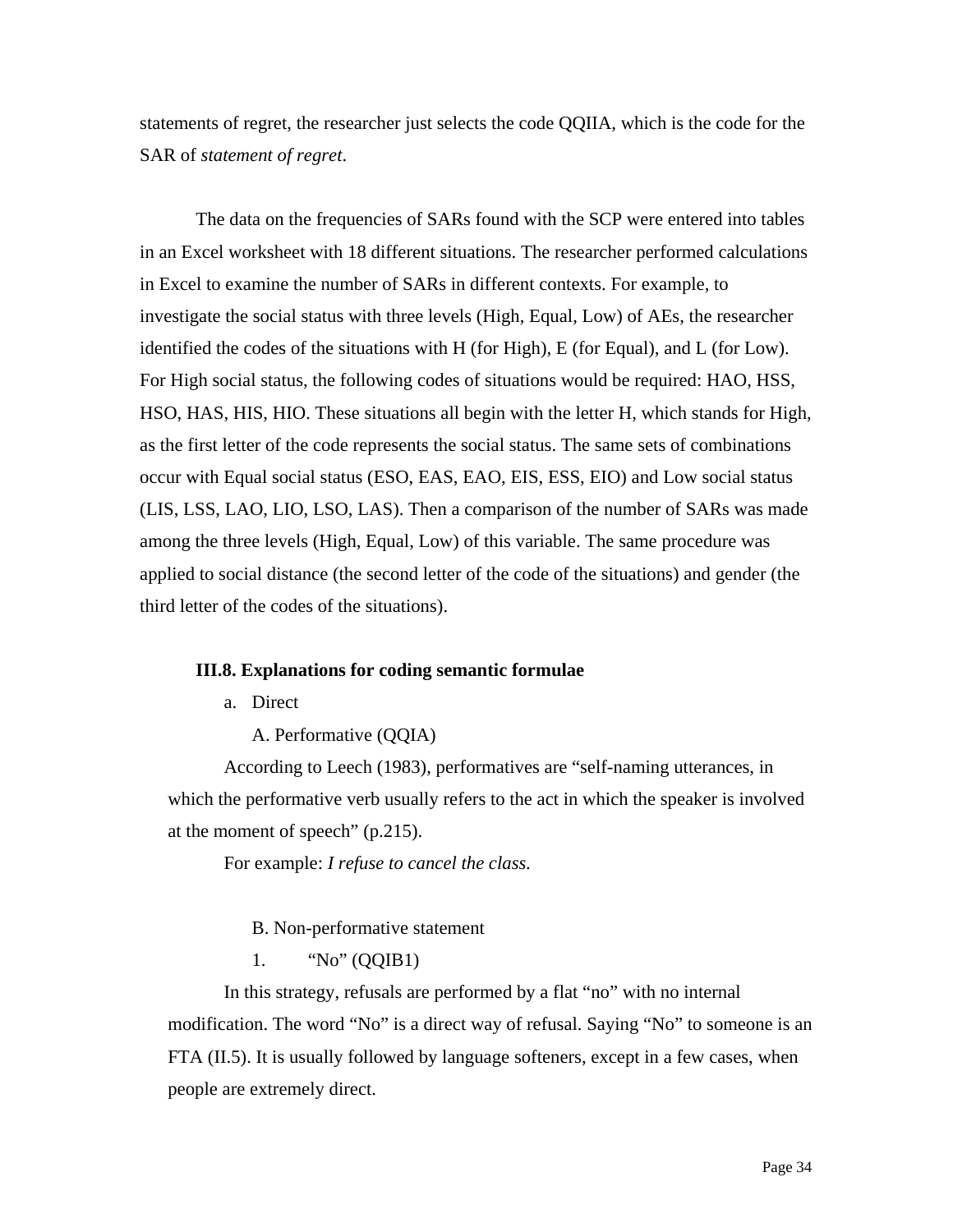statements of regret, the researcher just selects the code QQIIA, which is the code for the SAR of *statement of regret*.

The data on the frequencies of SARs found with the SCP were entered into tables in an Excel worksheet with 18 different situations. The researcher performed calculations in Excel to examine the number of SARs in different contexts. For example, to investigate the social status with three levels (High, Equal, Low) of AEs, the researcher identified the codes of the situations with H (for High), E (for Equal), and L (for Low). For High social status, the following codes of situations would be required: HAO, HSS, HSO, HAS, HIS, HIO. These situations all begin with the letter H, which stands for High, as the first letter of the code represents the social status. The same sets of combinations occur with Equal social status (ESO, EAS, EAO, EIS, ESS, EIO) and Low social status (LIS, LSS, LAO, LIO, LSO, LAS). Then a comparison of the number of SARs was made among the three levels (High, Equal, Low) of this variable. The same procedure was applied to social distance (the second letter of the code of the situations) and gender (the third letter of the codes of the situations).

### III.8. Explanations for coding semantic formulae

a. Direct

A. Performative (QQIA)

According to Leech (1983), performatives are "self-naming utterances, in which the performative verb usually refers to the act in which the speaker is involved at the moment of speech" (p.215).

For example: *I refuse to cancel the class.*

B. Non-performative statement

1. "No" (QQIB1)

In this strategy, refusals are performed by a flat "no" with no internal modification. The word "No" is a direct way of refusal. Saying "No" to someone is an FTA (II.5). It is usually followed by language softeners, except in a few cases, when people are extremely direct.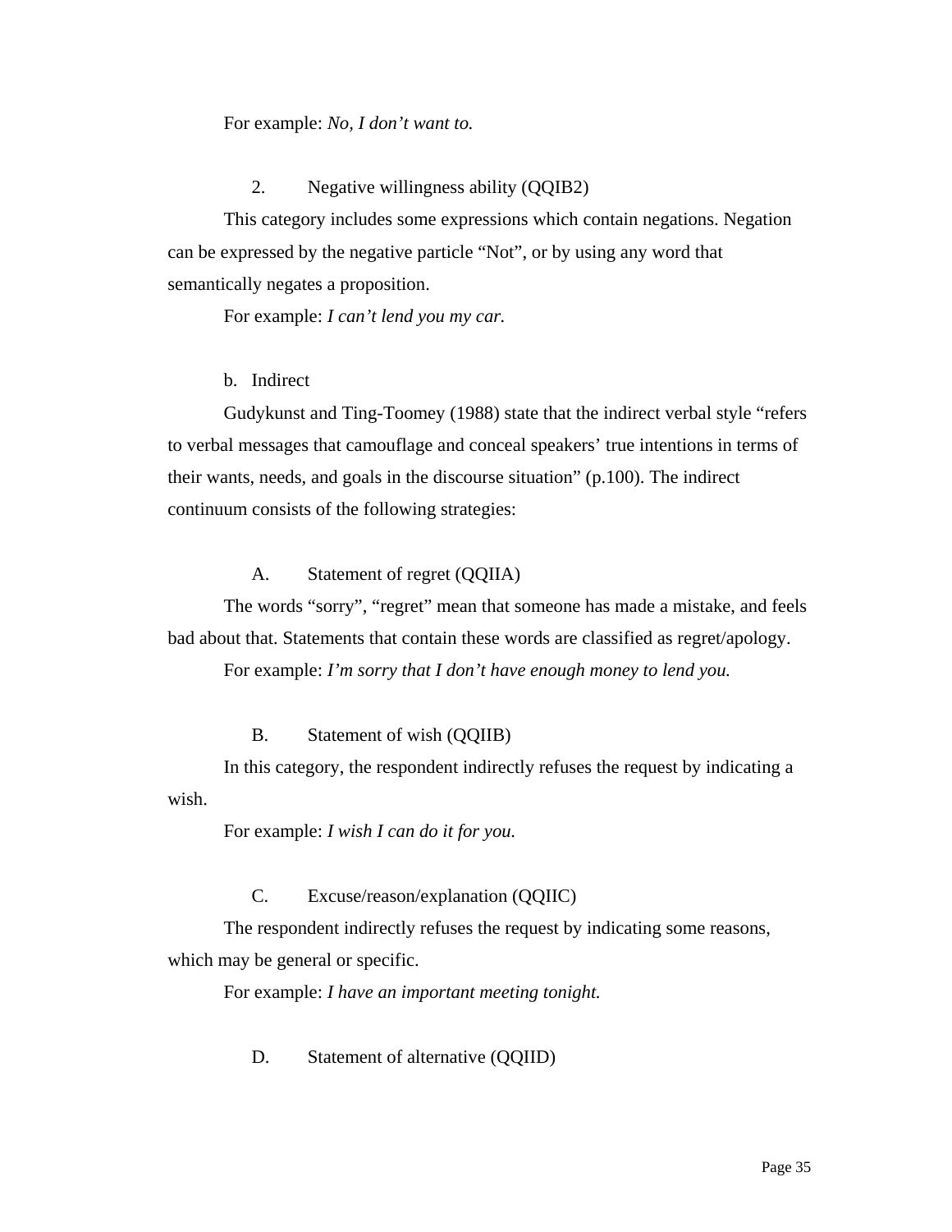For example: *No, I don't want to.*

2. Negative willingness ability (QQIB2)

This category includes some expressions which contain negations. Negation can be expressed by the negative particle "Not", or by using any word that semantically negates a proposition.

For example: *I can't lend you my car.*

b. Indirect

Gudykunst and Ting-Toomey (1988) state that the indirect verbal style "refers to verbal messages that camouflage and conceal speakers' true intentions in terms of their wants, needs, and goals in the discourse situation" (p.100). The indirect continuum consists of the following strategies:

A. Statement of regret (QQIIA)

The words "sorry", "regret" mean that someone has made a mistake, and feels bad about that. Statements that contain these words are classified as regret/apology.

For example: *I'm sorry that I don't have enough money to lend you.*

B. Statement of wish (QQIIB)

In this category, the respondent indirectly refuses the request by indicating a wish.

For example: *I wish I can do it for you.*

C. Excuse/reason/explanation (QQIIC)

The respondent indirectly refuses the request by indicating some reasons, which may be general or specific.

For example: *I have an important meeting tonight.*

D. Statement of alternative (QQIID)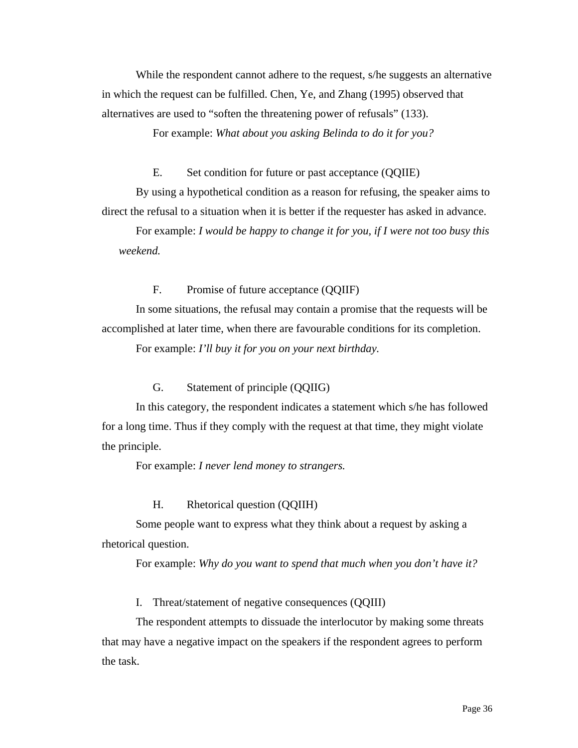While the respondent cannot adhere to the request, s/he suggests an alternative in which the request can be fulfilled. Chen, Ye, and Zhang (1995) observed that alternatives are used to “soften the threatening power of refusals” (133).

For example: *What about you asking Belinda to do it for you?*

E. Set condition for future or past acceptance (QQIIE)

By using a hypothetical condition as a reason for refusing, the speaker aims to direct the refusal to a situation when it is better if the requester has asked in advance.

For example: *I would be happy to change it for you, if I were not too busy this weekend.*

F. Promise of future acceptance (QQIIF)

In some situations, the refusal may contain a promise that the requests will be accomplished at later time, when there are favourable conditions for its completion.

For example: *I’ll buy it for you on your next birthday.*

G. Statement of principle (QQIIG)

In this category, the respondent indicates a statement which s/he has followed for a long time. Thus if they comply with the request at that time, they might violate the principle.

For example: *I never lend money to strangers.*

H. Rhetorical question (QQIIH)

Some people want to express what they think about a request by asking a rhetorical question.

For example: *Why do you want to spend that much when you don’t have it?*

I. Threat/statement of negative consequences (QQIII)

The respondent attempts to dissuade the interlocutor by making some threats that may have a negative impact on the speakers if the respondent agrees to perform the task.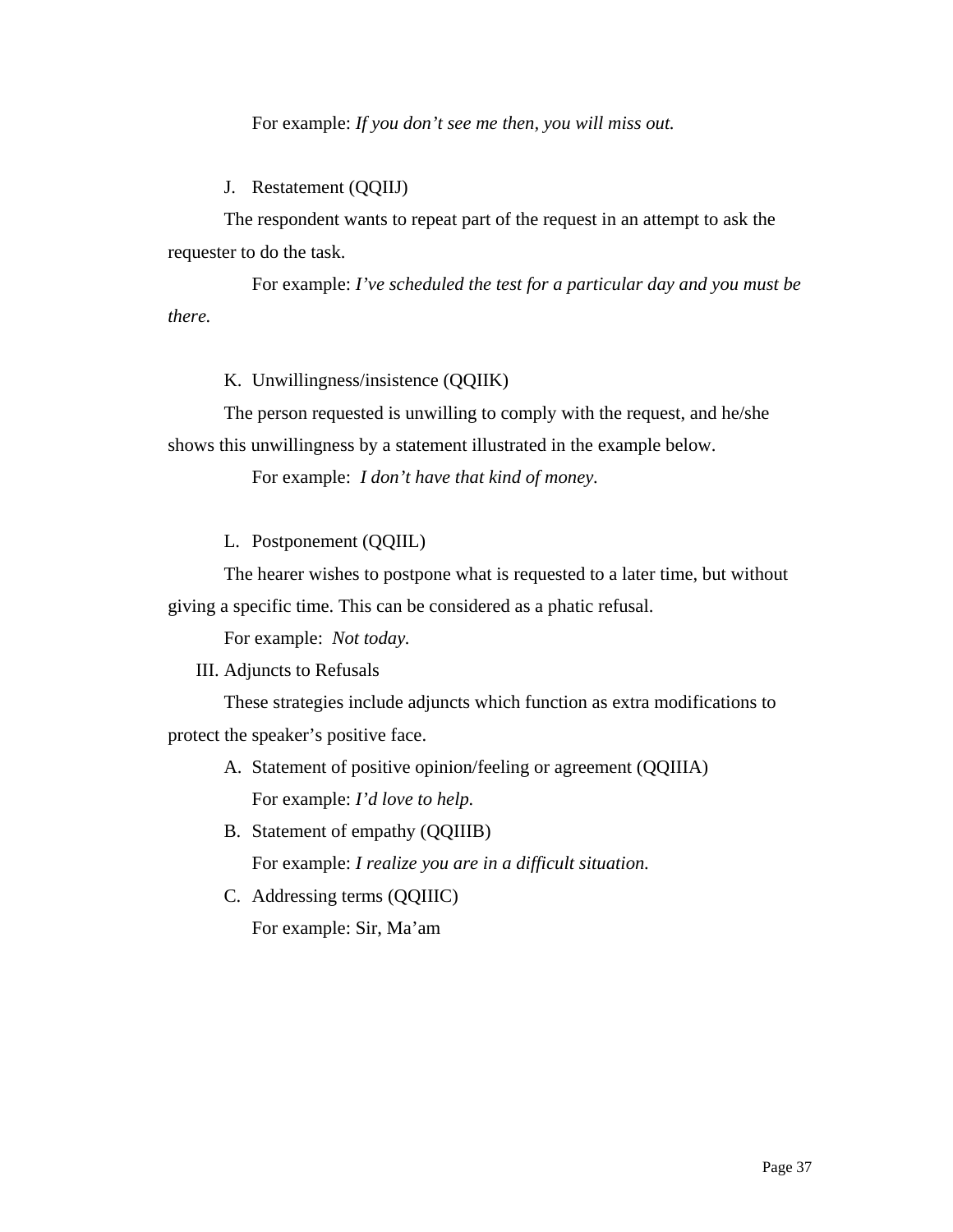For example: *If you don't see me then, you will miss out.*

J. Restatement (QQIIJ)

The respondent wants to repeat part of the request in an attempt to ask the requester to do the task.

For example: *I've scheduled the test for a particular day and you must be there.*

K. Unwillingness/insistence (QQIIK)

The person requested is unwilling to comply with the request, and he/she shows this unwillingness by a statement illustrated in the example below.

For example: *I don't have that kind of money*.

L. Postponement (QQIIL)

The hearer wishes to postpone what is requested to a later time, but without giving a specific time. This can be considered as a phatic refusal.

For example: *Not today.*

III. Adjuncts to Refusals

These strategies include adjuncts which function as extra modifications to protect the speaker's positive face.

A. Statement of positive opinion/feeling or agreement (QQIIIA)

   For example: *I'd love to help.*

B. Statement of empathy (QQIIIB)

   For example: *I realize you are in a difficult situation.*

C. Addressing terms (QQIIIC)

   For example: Sir, Ma'am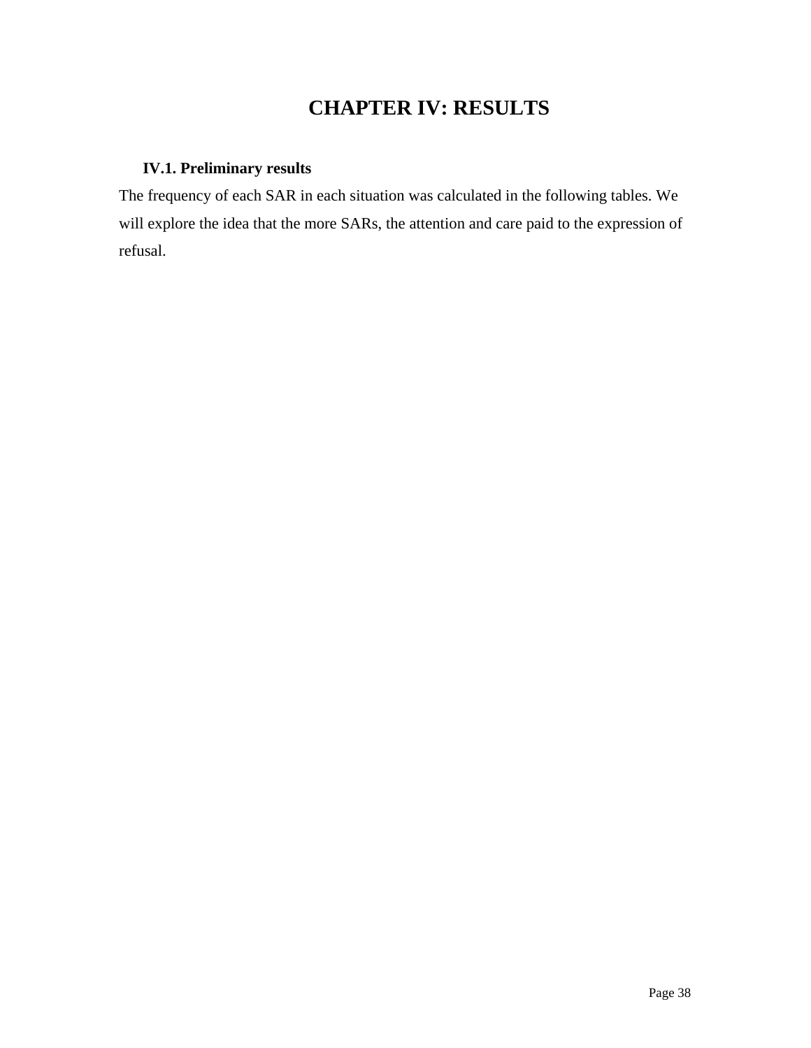# CHAPTER IV: RESULTS

## IV.1. Preliminary results

The frequency of each SAR in each situation was calculated in the following tables. We will explore the idea that the more SARs, the attention and care paid to the expression of refusal.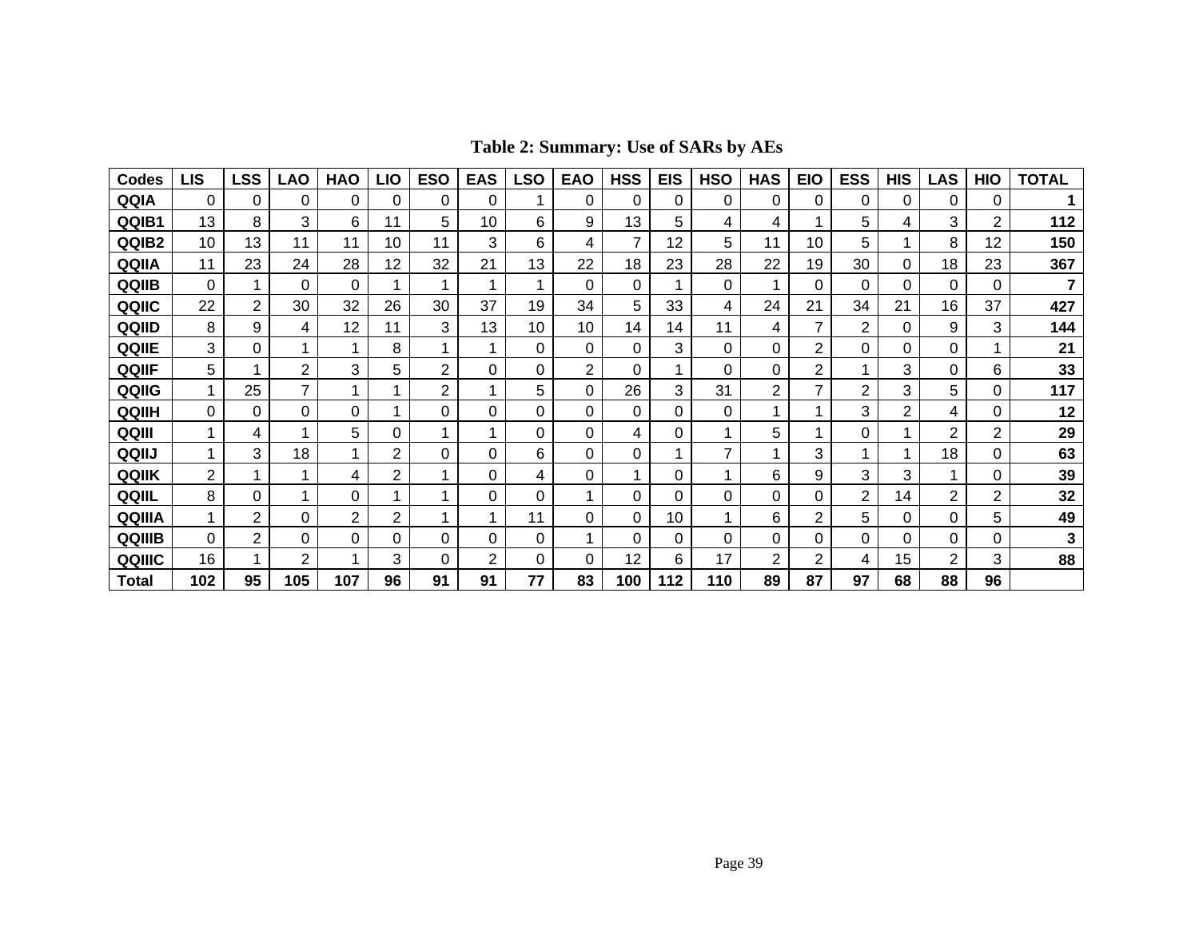**Table 2: Summary: Use of SARs by AEs**

| Codes | LIS | LSS | LAO | HAO | LIO | ESO | EAS | LSO | EAO | HSS | EIS | HSO | HAS | EIO | ESS | HIS | LAS | HIO | TOTAL |
|---|---|---|---|---|---|---|---|---|---|---|---|---|---|---|---|---|---|---|---|
| **QQIA** | 0 | 0 | 0 | 0 | 0 | 0 | 0 | 1 | 0 | 0 | 0 | 0 | 0 | 0 | 0 | 0 | 0 | 0 | **1** |
| **QQIB1** | 13 | 8 | 3 | 6 | 11 | 5 | 10 | 6 | 9 | 13 | 5 | 4 | 4 | 1 | 5 | 4 | 3 | 2 | **112** |
| **QQIB2** | 10 | 13 | 11 | 11 | 10 | 11 | 3 | 6 | 4 | 7 | 12 | 5 | 11 | 10 | 5 | 1 | 8 | 12 | **150** |
| **QQIIA** | 11 | 23 | 24 | 28 | 12 | 32 | 21 | 13 | 22 | 18 | 23 | 28 | 22 | 19 | 30 | 0 | 18 | 23 | **367** |
| **QQIIB** | 0 | 1 | 0 | 0 | 1 | 1 | 1 | 1 | 0 | 0 | 1 | 0 | 1 | 0 | 0 | 0 | 0 | 0 | **7** |
| **QQIIC** | 22 | 2 | 30 | 32 | 26 | 30 | 37 | 19 | 34 | 5 | 33 | 4 | 24 | 21 | 34 | 21 | 16 | 37 | **427** |
| **QQIID** | 8 | 9 | 4 | 12 | 11 | 3 | 13 | 10 | 10 | 14 | 14 | 11 | 4 | 7 | 2 | 0 | 9 | 3 | **144** |
| **QQIIE** | 3 | 0 | 1 | 1 | 8 | 1 | 1 | 0 | 0 | 0 | 3 | 0 | 0 | 2 | 0 | 0 | 0 | 1 | **21** |
| **QQIIF** | 5 | 1 | 2 | 3 | 5 | 2 | 0 | 0 | 2 | 0 | 1 | 0 | 0 | 2 | 1 | 3 | 0 | 6 | **33** |
| **QQIIG** | 1 | 25 | 7 | 1 | 1 | 2 | 1 | 5 | 0 | 26 | 3 | 31 | 2 | 7 | 2 | 3 | 5 | 0 | **117** |
| **QQIIH** | 0 | 0 | 0 | 0 | 1 | 0 | 0 | 0 | 0 | 0 | 0 | 0 | 1 | 1 | 3 | 2 | 4 | 0 | **12** |
| **QQIII** | 1 | 4 | 1 | 5 | 0 | 1 | 1 | 0 | 0 | 4 | 0 | 1 | 5 | 1 | 0 | 1 | 2 | 2 | **29** |
| **QQIIJ** | 1 | 3 | 18 | 1 | 2 | 0 | 0 | 6 | 0 | 0 | 1 | 7 | 1 | 3 | 1 | 1 | 18 | 0 | **63** |
| **QQIIK** | 2 | 1 | 1 | 4 | 2 | 1 | 0 | 4 | 0 | 1 | 0 | 1 | 6 | 9 | 3 | 3 | 1 | 0 | **39** |
| **QQIIL** | 8 | 0 | 1 | 0 | 1 | 1 | 0 | 0 | 1 | 0 | 0 | 0 | 0 | 0 | 2 | 14 | 2 | 2 | **32** |
| **QQIIIA** | 1 | 2 | 0 | 2 | 2 | 1 | 1 | 11 | 0 | 0 | 10 | 1 | 6 | 2 | 5 | 0 | 0 | 5 | **49** |
| **QQIIIB** | 0 | 2 | 0 | 0 | 0 | 0 | 0 | 0 | 1 | 0 | 0 | 0 | 0 | 0 | 0 | 0 | 0 | 0 | **3** |
| **QQIIIC** | 16 | 1 | 2 | 1 | 3 | 0 | 2 | 0 | 0 | 12 | 6 | 17 | 2 | 2 | 4 | 15 | 2 | 3 | **88** |
| **Total** | **102** | **95** | **105** | **107** | **96** | **91** | **91** | **77** | **83** | **100** | **112** | **110** | **89** | **87** | **97** | **68** | **88** | **96** | |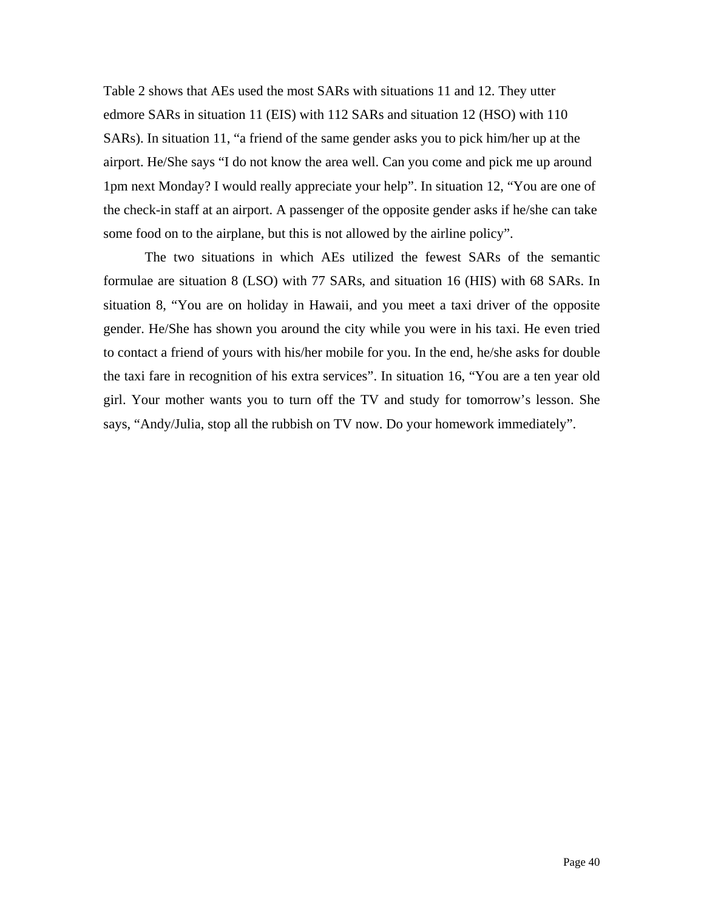Table 2 shows that AEs used the most SARs with situations 11 and 12. They utter edmore SARs in situation 11 (EIS) with 112 SARs and situation 12 (HSO) with 110 SARs). In situation 11, “a friend of the same gender asks you to pick him/her up at the airport. He/She says “I do not know the area well. Can you come and pick me up around 1pm next Monday? I would really appreciate your help”. In situation 12, “You are one of the check-in staff at an airport. A passenger of the opposite gender asks if he/she can take some food on to the airplane, but this is not allowed by the airline policy”.

The two situations in which AEs utilized the fewest SARs of the semantic formulae are situation 8 (LSO) with 77 SARs, and situation 16 (HIS) with 68 SARs. In situation 8, “You are on holiday in Hawaii, and you meet a taxi driver of the opposite gender. He/She has shown you around the city while you were in his taxi. He even tried to contact a friend of yours with his/her mobile for you. In the end, he/she asks for double the taxi fare in recognition of his extra services”. In situation 16, “You are a ten year old girl. Your mother wants you to turn off the TV and study for tomorrow’s lesson. She says, “Andy/Julia, stop all the rubbish on TV now. Do your homework immediately”.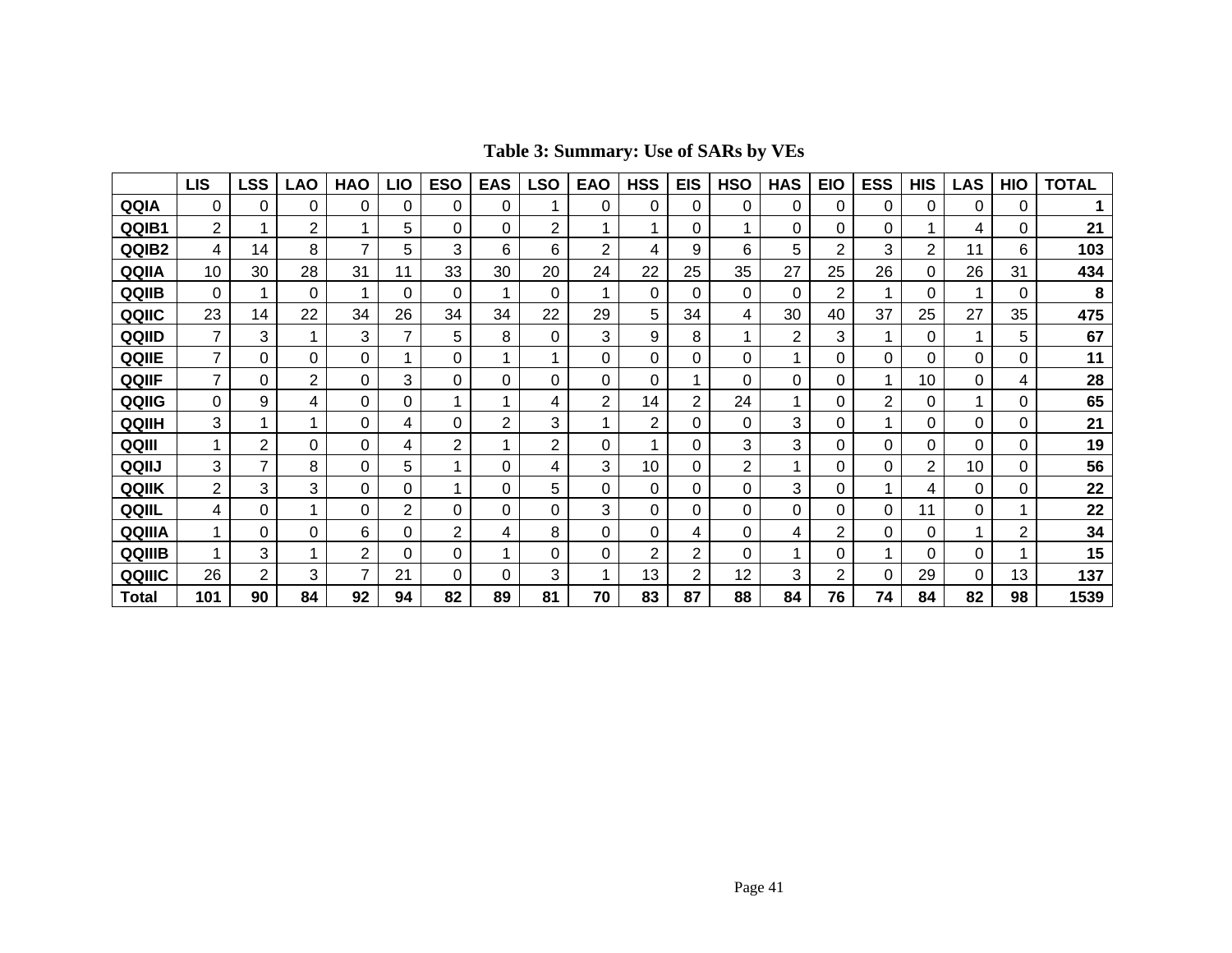**Table 3: Summary: Use of SARs by VEs**

| | LIS | LSS | LAO | HAO | LIO | ESO | EAS | LSO | EAO | HSS | EIS | HSO | HAS | EIO | ESS | HIS | LAS | HIO | TOTAL |
|---|---|---|---|---|---|---|---|---|---|---|---|---|---|---|---|---|---|---|---|
| **QQIA** | 0 | 0 | 0 | 0 | 0 | 0 | 0 | 1 | 0 | 0 | 0 | 0 | 0 | 0 | 0 | 0 | 0 | 0 | **1** |
| **QQIB1** | 2 | 1 | 2 | 1 | 5 | 0 | 0 | 2 | 1 | 1 | 0 | 1 | 0 | 0 | 0 | 1 | 4 | 0 | **21** |
| **QQIB2** | 4 | 14 | 8 | 7 | 5 | 3 | 6 | 6 | 2 | 4 | 9 | 6 | 5 | 2 | 3 | 2 | 11 | 6 | **103** |
| **QQIIA** | 10 | 30 | 28 | 31 | 11 | 33 | 30 | 20 | 24 | 22 | 25 | 35 | 27 | 25 | 26 | 0 | 26 | 31 | **434** |
| **QQIIB** | 0 | 1 | 0 | 1 | 0 | 0 | 1 | 0 | 1 | 0 | 0 | 0 | 0 | 2 | 1 | 0 | 1 | 0 | **8** |
| **QQIIC** | 23 | 14 | 22 | 34 | 26 | 34 | 34 | 22 | 29 | 5 | 34 | 4 | 30 | 40 | 37 | 25 | 27 | 35 | **475** |
| **QQIID** | 7 | 3 | 1 | 3 | 7 | 5 | 8 | 0 | 3 | 9 | 8 | 1 | 2 | 3 | 1 | 0 | 1 | 5 | **67** |
| **QQIIE** | 7 | 0 | 0 | 0 | 1 | 0 | 1 | 1 | 0 | 0 | 0 | 0 | 1 | 0 | 0 | 0 | 0 | 0 | **11** |
| **QQIIF** | 7 | 0 | 2 | 0 | 3 | 0 | 0 | 0 | 0 | 0 | 1 | 0 | 0 | 0 | 1 | 10 | 0 | 4 | **28** |
| **QQIIG** | 0 | 9 | 4 | 0 | 0 | 1 | 1 | 4 | 2 | 14 | 2 | 24 | 1 | 0 | 2 | 0 | 1 | 0 | **65** |
| **QQIIH** | 3 | 1 | 1 | 0 | 4 | 0 | 2 | 3 | 1 | 2 | 0 | 0 | 3 | 0 | 1 | 0 | 0 | 0 | **21** |
| **QQIII** | 1 | 2 | 0 | 0 | 4 | 2 | 1 | 2 | 0 | 1 | 0 | 3 | 3 | 0 | 0 | 0 | 0 | 0 | **19** |
| **QQIIJ** | 3 | 7 | 8 | 0 | 5 | 1 | 0 | 4 | 3 | 10 | 0 | 2 | 1 | 0 | 0 | 2 | 10 | 0 | **56** |
| **QQIIK** | 2 | 3 | 3 | 0 | 0 | 1 | 0 | 5 | 0 | 0 | 0 | 0 | 3 | 0 | 1 | 4 | 0 | 0 | **22** |
| **QQIIL** | 4 | 0 | 1 | 0 | 2 | 0 | 0 | 0 | 3 | 0 | 0 | 0 | 0 | 0 | 0 | 11 | 0 | 1 | **22** |
| **QQIIIA** | 1 | 0 | 0 | 6 | 0 | 2 | 4 | 8 | 0 | 0 | 4 | 0 | 4 | 2 | 0 | 0 | 1 | 2 | **34** |
| **QQIIIB** | 1 | 3 | 1 | 2 | 0 | 0 | 1 | 0 | 0 | 2 | 2 | 0 | 1 | 0 | 1 | 0 | 0 | 1 | **15** |
| **QQIIIC** | 26 | 2 | 3 | 7 | 21 | 0 | 0 | 3 | 1 | 13 | 2 | 12 | 3 | 2 | 0 | 29 | 0 | 13 | **137** |
| **Total** | **101** | **90** | **84** | **92** | **94** | **82** | **89** | **81** | **70** | **83** | **87** | **88** | **84** | **76** | **74** | **84** | **82** | **98** | **1539** |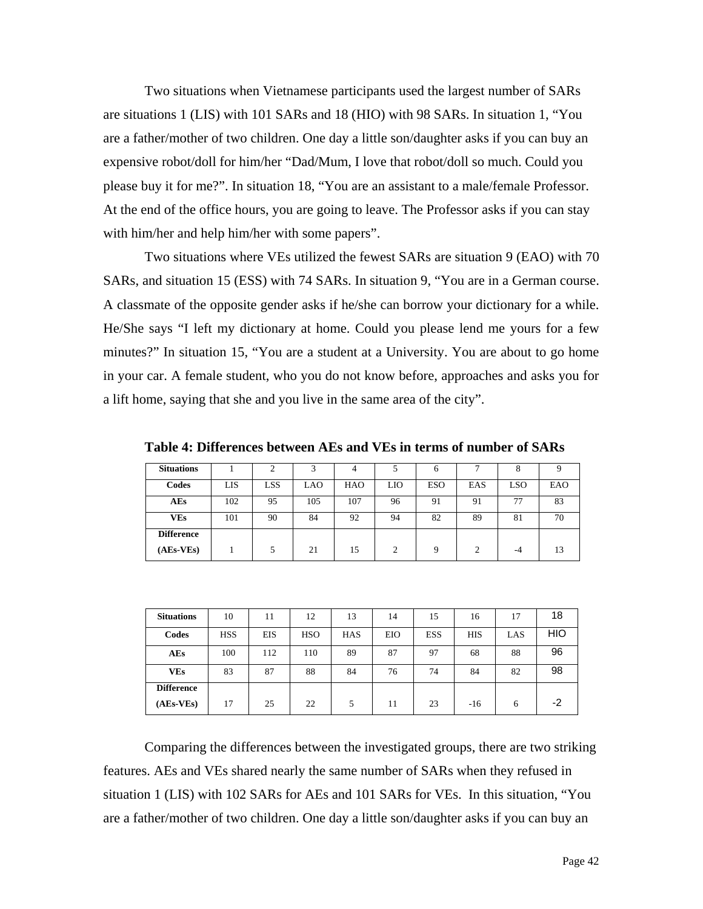Two situations when Vietnamese participants used the largest number of SARs are situations 1 (LIS) with 101 SARs and 18 (HIO) with 98 SARs. In situation 1, "You are a father/mother of two children. One day a little son/daughter asks if you can buy an expensive robot/doll for him/her "Dad/Mum, I love that robot/doll so much. Could you please buy it for me?". In situation 18, "You are an assistant to a male/female Professor. At the end of the office hours, you are going to leave. The Professor asks if you can stay with him/her and help him/her with some papers".

Two situations where VEs utilized the fewest SARs are situation 9 (EAO) with 70 SARs, and situation 15 (ESS) with 74 SARs. In situation 9, "You are in a German course. A classmate of the opposite gender asks if he/she can borrow your dictionary for a while. He/She says "I left my dictionary at home. Could you please lend me yours for a few minutes?" In situation 15, "You are a student at a University. You are about to go home in your car. A female student, who you do not know before, approaches and asks you for a lift home, saying that she and you live in the same area of the city".

**Table 4: Differences between AEs and VEs in terms of number of SARs**

| Situations | 1 | 2 | 3 | 4 | 5 | 6 | 7 | 8 | 9 |
|---|---|---|---|---|---|---|---|---|---|
| Codes | LIS | LSS | LAO | HAO | LIO | ESO | EAS | LSO | EAO |
| AEs | 102 | 95 | 105 | 107 | 96 | 91 | 91 | 77 | 83 |
| VEs | 101 | 90 | 84 | 92 | 94 | 82 | 89 | 81 | 70 |
| Difference (AEs-VEs) | 1 | 5 | 21 | 15 | 2 | 9 | 2 | -4 | 13 |

| Situations | 10 | 11 | 12 | 13 | 14 | 15 | 16 | 17 | 18 |
|---|---|---|---|---|---|---|---|---|---|
| Codes | HSS | EIS | HSO | HAS | EIO | ESS | HIS | LAS | HIO |
| AEs | 100 | 112 | 110 | 89 | 87 | 97 | 68 | 88 | 96 |
| VEs | 83 | 87 | 88 | 84 | 76 | 74 | 84 | 82 | 98 |
| Difference (AEs-VEs) | 17 | 25 | 22 | 5 | 11 | 23 | -16 | 6 | -2 |

Comparing the differences between the investigated groups, there are two striking features. AEs and VEs shared nearly the same number of SARs when they refused in situation 1 (LIS) with 102 SARs for AEs and 101 SARs for VEs. In this situation, "You are a father/mother of two children. One day a little son/daughter asks if you can buy an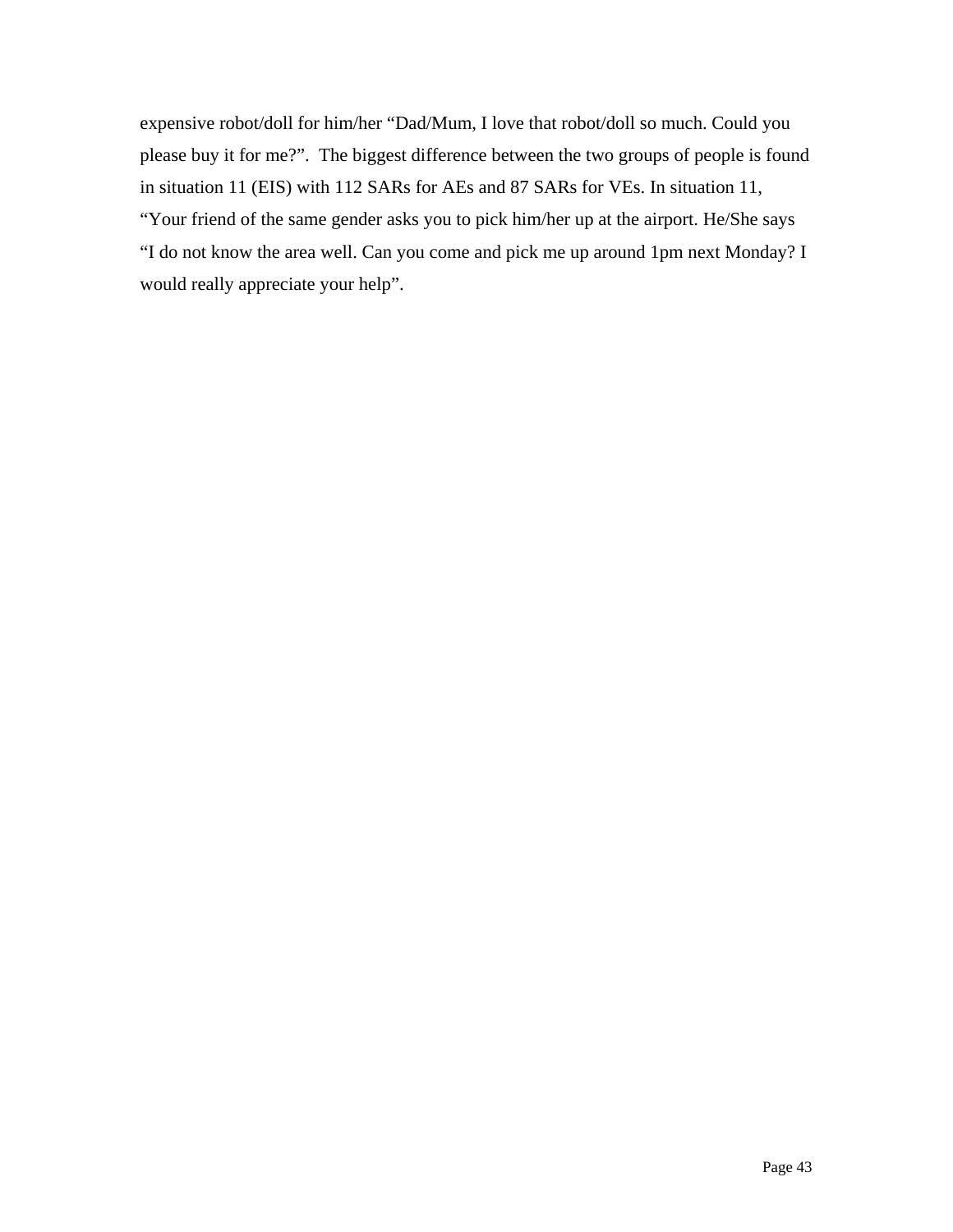expensive robot/doll for him/her “Dad/Mum, I love that robot/doll so much. Could you please buy it for me?”.  The biggest difference between the two groups of people is found in situation 11 (EIS) with 112 SARs for AEs and 87 SARs for VEs. In situation 11, “Your friend of the same gender asks you to pick him/her up at the airport. He/She says “I do not know the area well. Can you come and pick me up around 1pm next Monday? I would really appreciate your help”.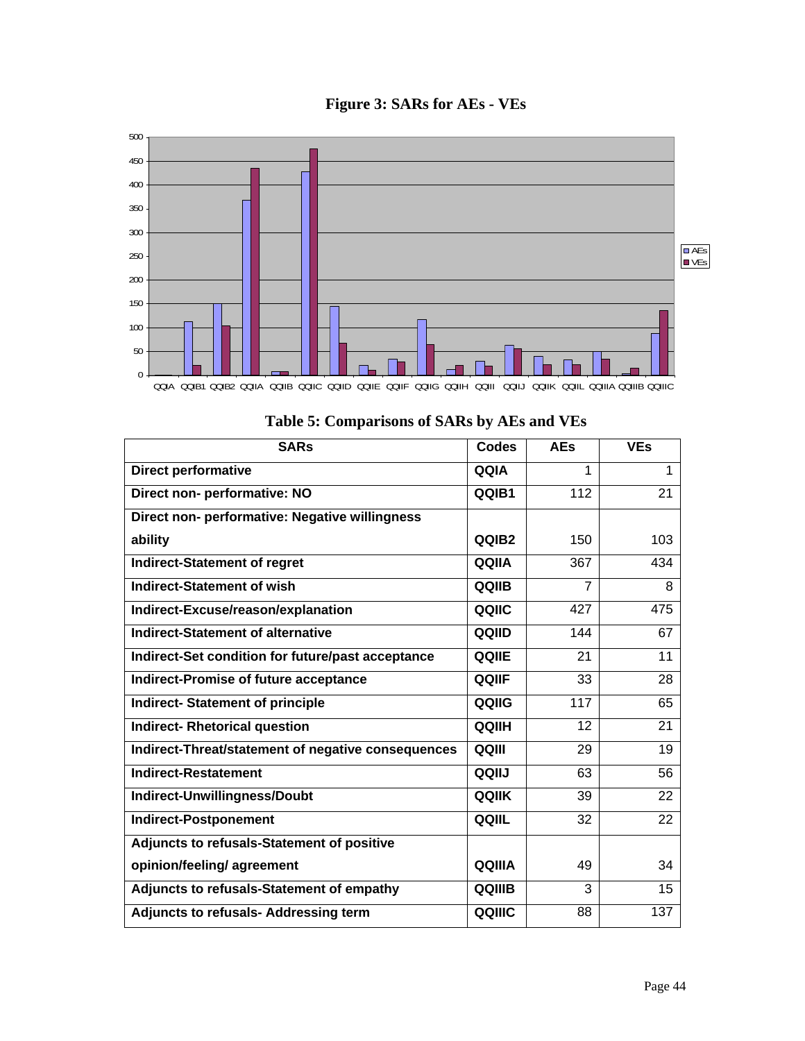**Figure 3: SARs for AEs - VEs**

**Table 5: Comparisons of SARs by AEs and VEs**

| SARs | Codes | AEs | VEs |
|---|---|---|---|
| **Direct performative** | **QQIA** | 1 | 1 |
| **Direct non- performative: NO** | **QQIB1** | 112 | 21 |
| **Direct non- performative: Negative willingness ability** | **QQIB2** | 150 | 103 |
| **Indirect-Statement of regret** | **QQIIA** | 367 | 434 |
| **Indirect-Statement of wish** | **QQIIB** | 7 | 8 |
| **Indirect-Excuse/reason/explanation** | **QQIIC** | 427 | 475 |
| **Indirect-Statement of alternative** | **QQIID** | 144 | 67 |
| **Indirect-Set condition for future/past acceptance** | **QQIIE** | 21 | 11 |
| **Indirect-Promise of future acceptance** | **QQIIF** | 33 | 28 |
| **Indirect- Statement of principle** | **QQIIG** | 117 | 65 |
| **Indirect- Rhetorical question** | **QQIIH** | 12 | 21 |
| **Indirect-Threat/statement of negative consequences** | **QQIII** | 29 | 19 |
| **Indirect-Restatement** | **QQIIJ** | 63 | 56 |
| **Indirect-Unwillingness/Doubt** | **QQIIK** | 39 | 22 |
| **Indirect-Postponement** | **QQIIL** | 32 | 22 |
| **Adjuncts to refusals-Statement of positive opinion/feeling/ agreement** | **QQIIIA** | 49 | 34 |
| **Adjuncts to refusals-Statement of empathy** | **QQIIIB** | 3 | 15 |
| **Adjuncts to refusals- Addressing term** | **QQIIIC** | 88 | 137 |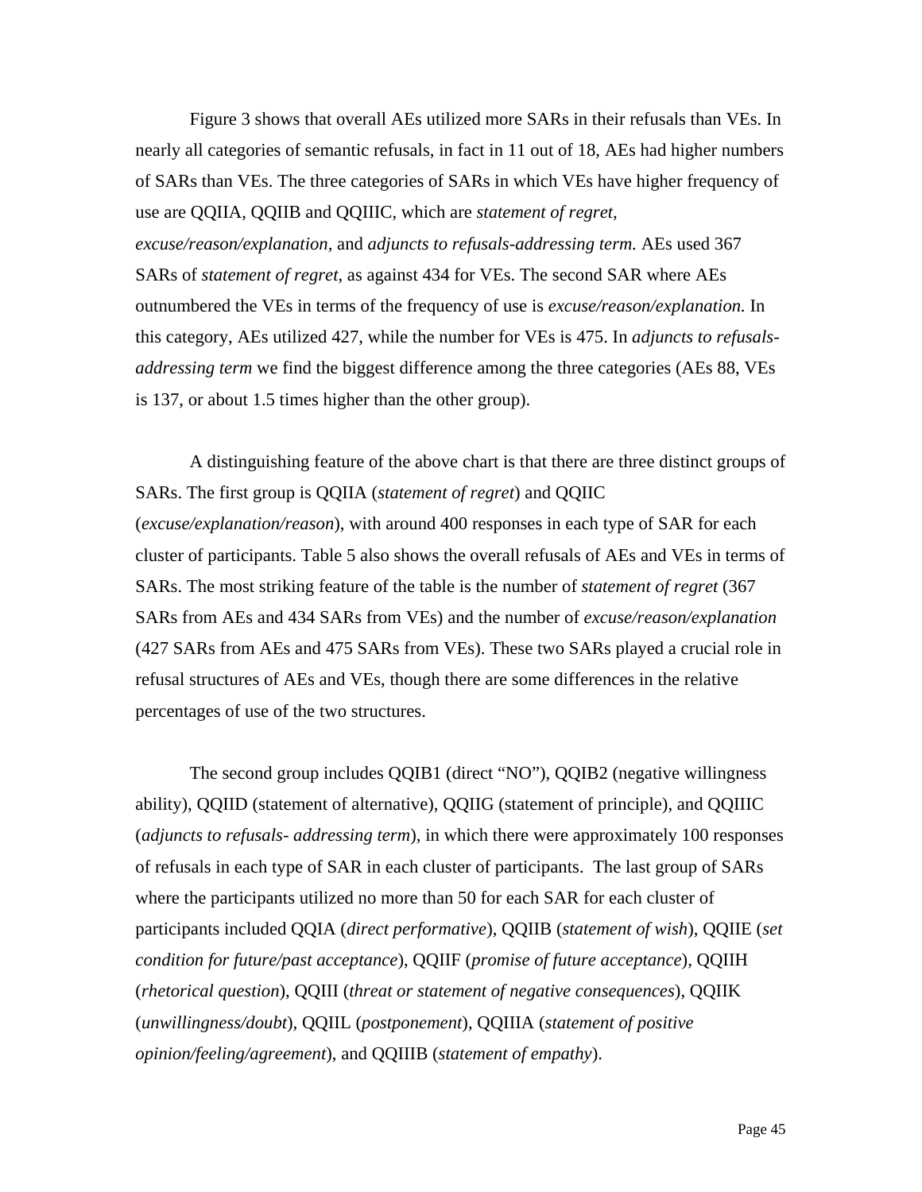Figure 3 shows that overall AEs utilized more SARs in their refusals than VEs. In nearly all categories of semantic refusals, in fact in 11 out of 18, AEs had higher numbers of SARs than VEs. The three categories of SARs in which VEs have higher frequency of use are QQIIA, QQIIB and QQIIIC, which are *statement of regret, excuse/reason/explanation,* and *adjuncts to refusals-addressing term.* AEs used 367 SARs of *statement of regret*, as against 434 for VEs. The second SAR where AEs outnumbered the VEs in terms of the frequency of use is *excuse/reason/explanation.* In this category, AEs utilized 427, while the number for VEs is 475. In *adjuncts to refusals-addressing term* we find the biggest difference among the three categories (AEs 88, VEs is 137, or about 1.5 times higher than the other group).

A distinguishing feature of the above chart is that there are three distinct groups of SARs. The first group is QQIIA (*statement of regret*) and QQIIC (*excuse/explanation/reason*), with around 400 responses in each type of SAR for each cluster of participants. Table 5 also shows the overall refusals of AEs and VEs in terms of SARs. The most striking feature of the table is the number of *statement of regret* (367 SARs from AEs and 434 SARs from VEs) and the number of *excuse/reason/explanation* (427 SARs from AEs and 475 SARs from VEs). These two SARs played a crucial role in refusal structures of AEs and VEs, though there are some differences in the relative percentages of use of the two structures.

The second group includes QQIB1 (direct "NO"), QQIB2 (negative willingness ability), QQIID (statement of alternative), QQIIG (statement of principle), and QQIIIC (*adjuncts to refusals- addressing term*), in which there were approximately 100 responses of refusals in each type of SAR in each cluster of participants. The last group of SARs where the participants utilized no more than 50 for each SAR for each cluster of participants included QQIA (*direct performative*), QQIIB (*statement of wish*), QQIIE (*set condition for future/past acceptance*), QQIIF (*promise of future acceptance*), QQIIH (*rhetorical question*), QQIII (*threat or statement of negative consequences*), QQIIK (*unwillingness/doubt*), QQIIL (*postponement*), QQIIIA (*statement of positive opinion/feeling/agreement*), and QQIIIB (*statement of empathy*).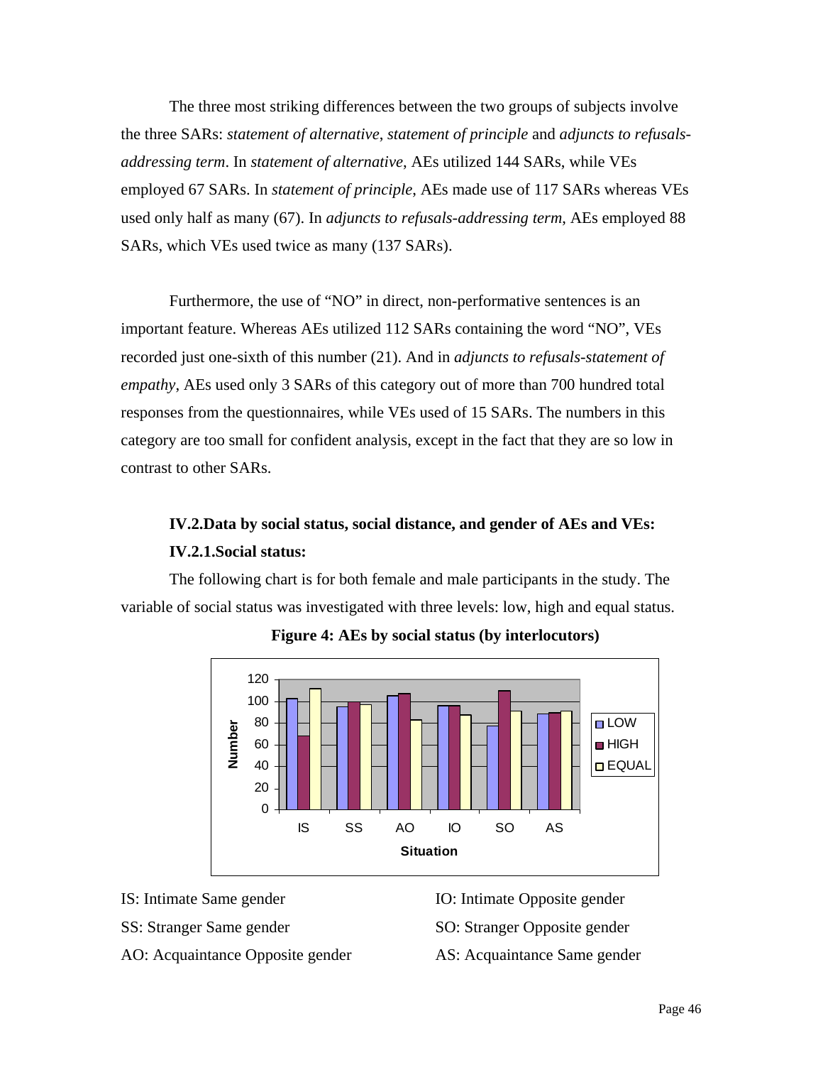The three most striking differences between the two groups of subjects involve the three SARs: *statement of alternative*, *statement of principle* and *adjuncts to refusals-addressing term*. In *statement of alternative*, AEs utilized 144 SARs, while VEs employed 67 SARs. In *statement of principle*, AEs made use of 117 SARs whereas VEs used only half as many (67). In *adjuncts to refusals-addressing term*, AEs employed 88 SARs, which VEs used twice as many (137 SARs).

Furthermore, the use of "NO" in direct, non-performative sentences is an important feature. Whereas AEs utilized 112 SARs containing the word "NO", VEs recorded just one-sixth of this number (21). And in *adjuncts to refusals-statement of empathy*, AEs used only 3 SARs of this category out of more than 700 hundred total responses from the questionnaires, while VEs used of 15 SARs. The numbers in this category are too small for confident analysis, except in the fact that they are so low in contrast to other SARs.

### IV.2.Data by social status, social distance, and gender of AEs and VEs:

### IV.2.1.Social status:

The following chart is for both female and male participants in the study. The variable of social status was investigated with three levels: low, high and equal status.

**Figure 4: AEs by social status (by interlocutors)**

IS: Intimate Same gender

SS: Stranger Same gender

AO: Acquaintance Opposite gender

IO: Intimate Opposite gender

SO: Stranger Opposite gender

AS: Acquaintance Same gender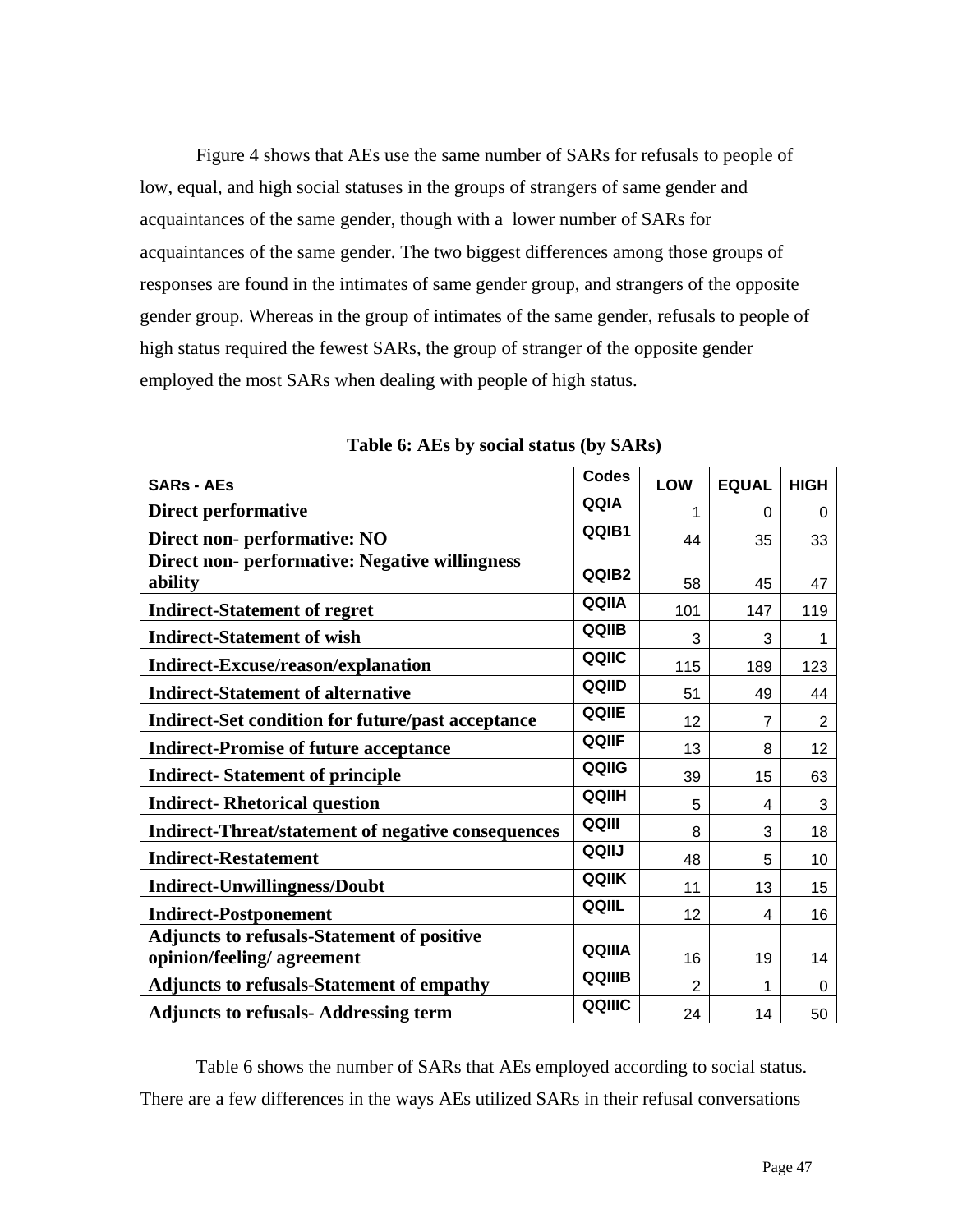Figure 4 shows that AEs use the same number of SARs for refusals to people of low, equal, and high social statuses in the groups of strangers of same gender and acquaintances of the same gender, though with a lower number of SARs for acquaintances of the same gender. The two biggest differences among those groups of responses are found in the intimates of same gender group, and strangers of the opposite gender group. Whereas in the group of intimates of the same gender, refusals to people of high status required the fewest SARs, the group of stranger of the opposite gender employed the most SARs when dealing with people of high status.

**Table 6: AEs by social status (by SARs)**

| SARs - AEs | Codes | LOW | EQUAL | HIGH |
|---|---|---|---|---|
| **Direct performative** | QQIA | 1 | 0 | 0 |
| **Direct non- performative: NO** | QQIB1 | 44 | 35 | 33 |
| **Direct non- performative: Negative willingness ability** | QQIB2 | 58 | 45 | 47 |
| **Indirect-Statement of regret** | QQIIA | 101 | 147 | 119 |
| **Indirect-Statement of wish** | QQIIB | 3 | 3 | 1 |
| **Indirect-Excuse/reason/explanation** | QQIIC | 115 | 189 | 123 |
| **Indirect-Statement of alternative** | QQIID | 51 | 49 | 44 |
| **Indirect-Set condition for future/past acceptance** | QQIIE | 12 | 7 | 2 |
| **Indirect-Promise of future acceptance** | QQIIF | 13 | 8 | 12 |
| **Indirect- Statement of principle** | QQIIG | 39 | 15 | 63 |
| **Indirect- Rhetorical question** | QQIIH | 5 | 4 | 3 |
| **Indirect-Threat/statement of negative consequences** | QQIII | 8 | 3 | 18 |
| **Indirect-Restatement** | QQIIJ | 48 | 5 | 10 |
| **Indirect-Unwillingness/Doubt** | QQIIK | 11 | 13 | 15 |
| **Indirect-Postponement** | QQIIL | 12 | 4 | 16 |
| **Adjuncts to refusals-Statement of positive opinion/feeling/ agreement** | QQIIIA | 16 | 19 | 14 |
| **Adjuncts to refusals-Statement of empathy** | QQIIIB | 2 | 1 | 0 |
| **Adjuncts to refusals- Addressing term** | QQIIIC | 24 | 14 | 50 |

Table 6 shows the number of SARs that AEs employed according to social status. There are a few differences in the ways AEs utilized SARs in their refusal conversations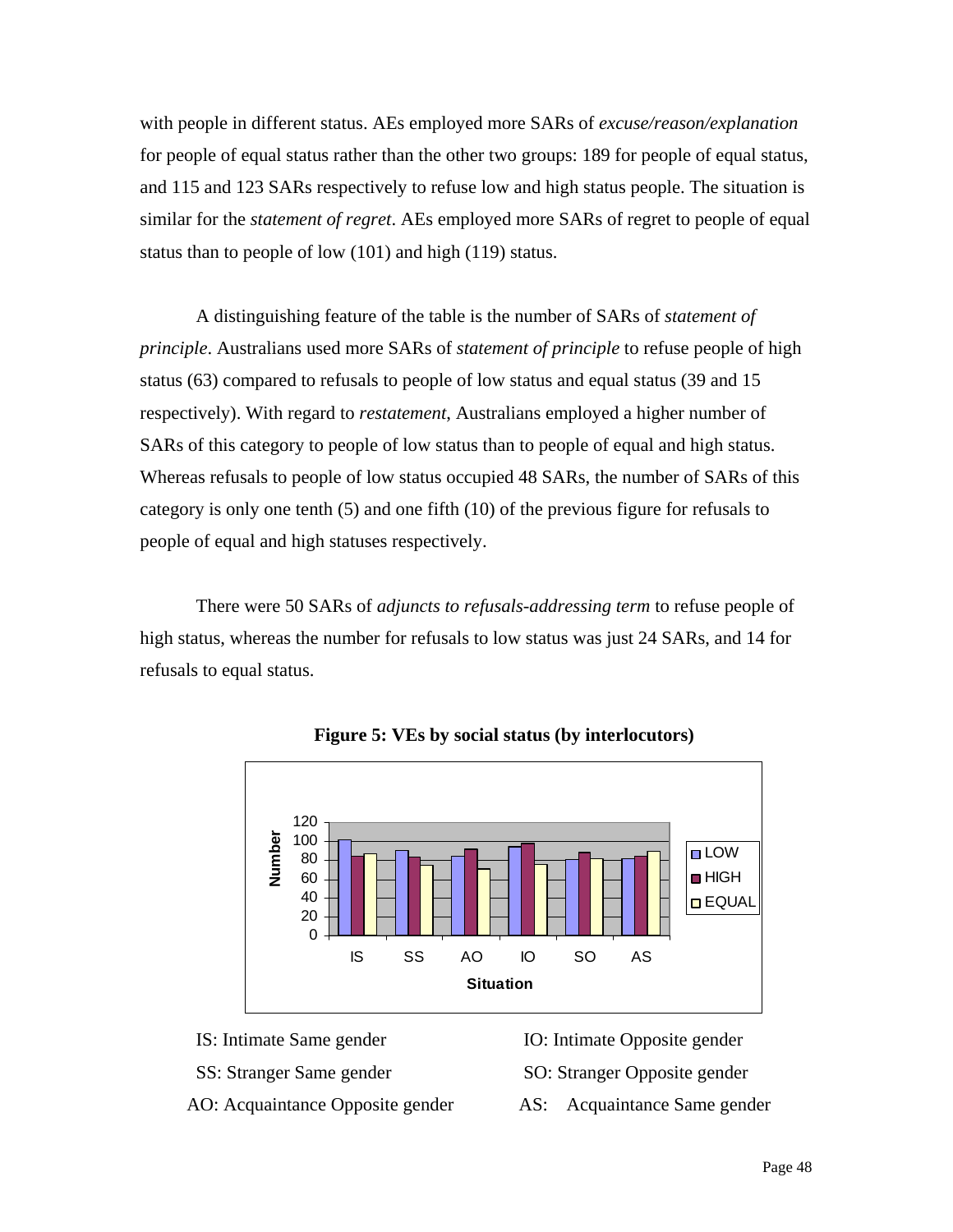with people in different status. AEs employed more SARs of *excuse/reason/explanation* for people of equal status rather than the other two groups: 189 for people of equal status, and 115 and 123 SARs respectively to refuse low and high status people. The situation is similar for the *statement of regret*. AEs employed more SARs of regret to people of equal status than to people of low (101) and high (119) status.

A distinguishing feature of the table is the number of SARs of *statement of principle*. Australians used more SARs of *statement of principle* to refuse people of high status (63) compared to refusals to people of low status and equal status (39 and 15 respectively). With regard to *restatement*, Australians employed a higher number of SARs of this category to people of low status than to people of equal and high status. Whereas refusals to people of low status occupied 48 SARs, the number of SARs of this category is only one tenth (5) and one fifth (10) of the previous figure for refusals to people of equal and high statuses respectively.

There were 50 SARs of *adjuncts to refusals-addressing term* to refuse people of high status, whereas the number for refusals to low status was just 24 SARs, and 14 for refusals to equal status.

**Figure 5: VEs by social status (by interlocutors)**

IS: Intimate Same gender
IO: Intimate Opposite gender
SS: Stranger Same gender
SO: Stranger Opposite gender
AO: Acquaintance Opposite gender
AS: Acquaintance Same gender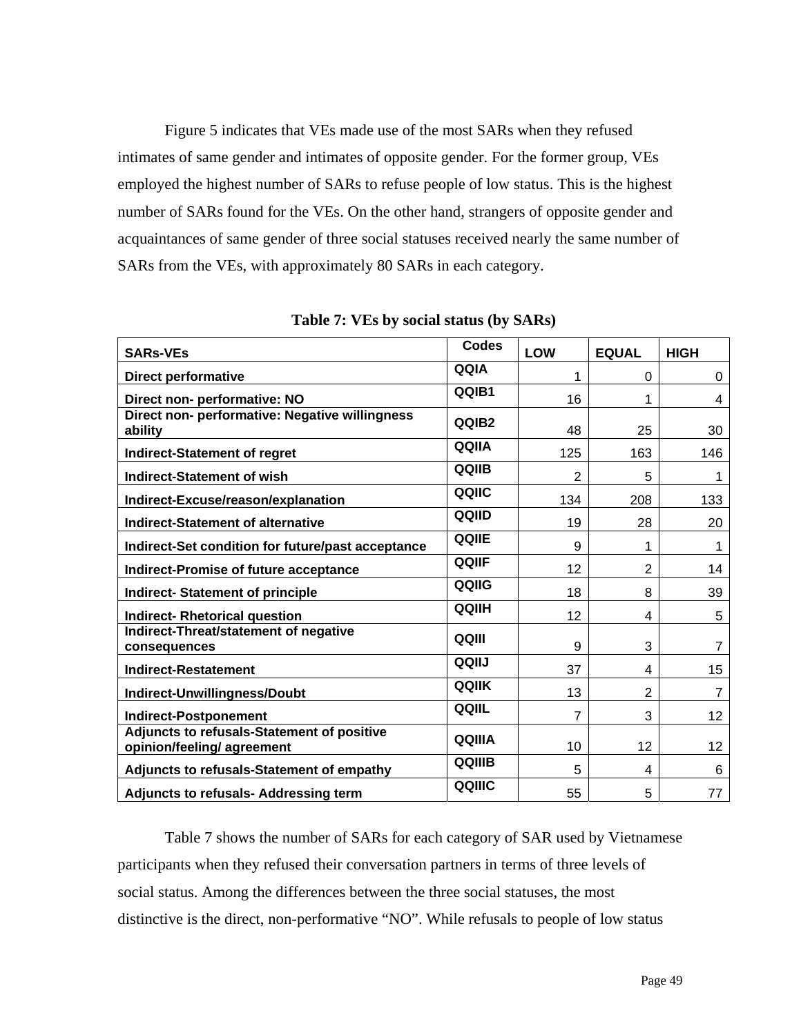Figure 5 indicates that VEs made use of the most SARs when they refused intimates of same gender and intimates of opposite gender. For the former group, VEs employed the highest number of SARs to refuse people of low status. This is the highest number of SARs found for the VEs. On the other hand, strangers of opposite gender and acquaintances of same gender of three social statuses received nearly the same number of SARs from the VEs, with approximately 80 SARs in each category.

**Table 7: VEs by social status (by SARs)**

| SARs-VEs | Codes | LOW | EQUAL | HIGH |
|---|---|---|---|---|
| Direct performative | QQIA | 1 | 0 | 0 |
| Direct non- performative: NO | QQIB1 | 16 | 1 | 4 |
| Direct non- performative: Negative willingness ability | QQIB2 | 48 | 25 | 30 |
| Indirect-Statement of regret | QQIIA | 125 | 163 | 146 |
| Indirect-Statement of wish | QQIIB | 2 | 5 | 1 |
| Indirect-Excuse/reason/explanation | QQIIC | 134 | 208 | 133 |
| Indirect-Statement of alternative | QQIID | 19 | 28 | 20 |
| Indirect-Set condition for future/past acceptance | QQIIE | 9 | 1 | 1 |
| Indirect-Promise of future acceptance | QQIIF | 12 | 2 | 14 |
| Indirect- Statement of principle | QQIIG | 18 | 8 | 39 |
| Indirect- Rhetorical question | QQIIH | 12 | 4 | 5 |
| Indirect-Threat/statement of negative consequences | QQIII | 9 | 3 | 7 |
| Indirect-Restatement | QQIIJ | 37 | 4 | 15 |
| Indirect-Unwillingness/Doubt | QQIIK | 13 | 2 | 7 |
| Indirect-Postponement | QQIIL | 7 | 3 | 12 |
| Adjuncts to refusals-Statement of positive opinion/feeling/ agreement | QQIIIA | 10 | 12 | 12 |
| Adjuncts to refusals-Statement of empathy | QQIIIB | 5 | 4 | 6 |
| Adjuncts to refusals- Addressing term | QQIIIC | 55 | 5 | 77 |

Table 7 shows the number of SARs for each category of SAR used by Vietnamese participants when they refused their conversation partners in terms of three levels of social status. Among the differences between the three social statuses, the most distinctive is the direct, non-performative "NO". While refusals to people of low status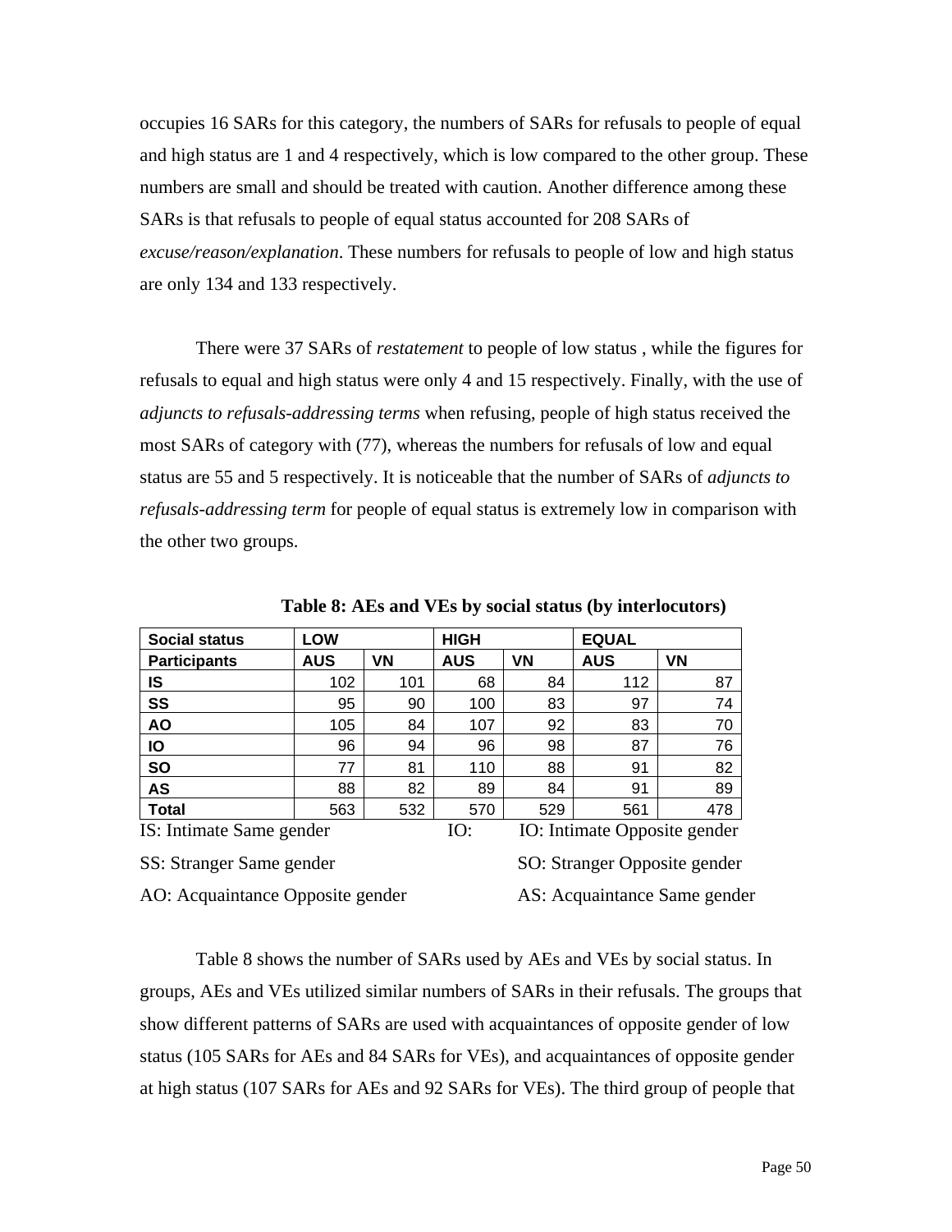occupies 16 SARs for this category, the numbers of SARs for refusals to people of equal and high status are 1 and 4 respectively, which is low compared to the other group. These numbers are small and should be treated with caution. Another difference among these SARs is that refusals to people of equal status accounted for 208 SARs of *excuse/reason/explanation*. These numbers for refusals to people of low and high status are only 134 and 133 respectively.

There were 37 SARs of *restatement* to people of low status , while the figures for refusals to equal and high status were only 4 and 15 respectively. Finally, with the use of *adjuncts to refusals-addressing terms* when refusing, people of high status received the most SARs of category with (77), whereas the numbers for refusals of low and equal status are 55 and 5 respectively. It is noticeable that the number of SARs of *adjuncts to refusals-addressing term* for people of equal status is extremely low in comparison with the other two groups.

**Table 8: AEs and VEs by social status (by interlocutors)**

| **Social status** | **LOW** | | **HIGH** | | **EQUAL** | |
|---|---|---|---|---|---|---|
| **Participants** | **AUS** | **VN** | **AUS** | **VN** | **AUS** | **VN** |
| **IS** | 102 | 101 | 68 | 84 | 112 | 87 |
| **SS** | 95 | 90 | 100 | 83 | 97 | 74 |
| **AO** | 105 | 84 | 107 | 92 | 83 | 70 |
| **IO** | 96 | 94 | 96 | 98 | 87 | 76 |
| **SO** | 77 | 81 | 110 | 88 | 91 | 82 |
| **AS** | 88 | 82 | 89 | 84 | 91 | 89 |
| **Total** | 563 | 532 | 570 | 529 | 561 | 478 |

IS: Intimate Same gender IO: IO: Intimate Opposite gender

SS: Stranger Same gender SO: Stranger Opposite gender

AO: Acquaintance Opposite gender AS: Acquaintance Same gender

Table 8 shows the number of SARs used by AEs and VEs by social status. In groups, AEs and VEs utilized similar numbers of SARs in their refusals. The groups that show different patterns of SARs are used with acquaintances of opposite gender of low status (105 SARs for AEs and 84 SARs for VEs), and acquaintances of opposite gender at high status (107 SARs for AEs and 92 SARs for VEs). The third group of people that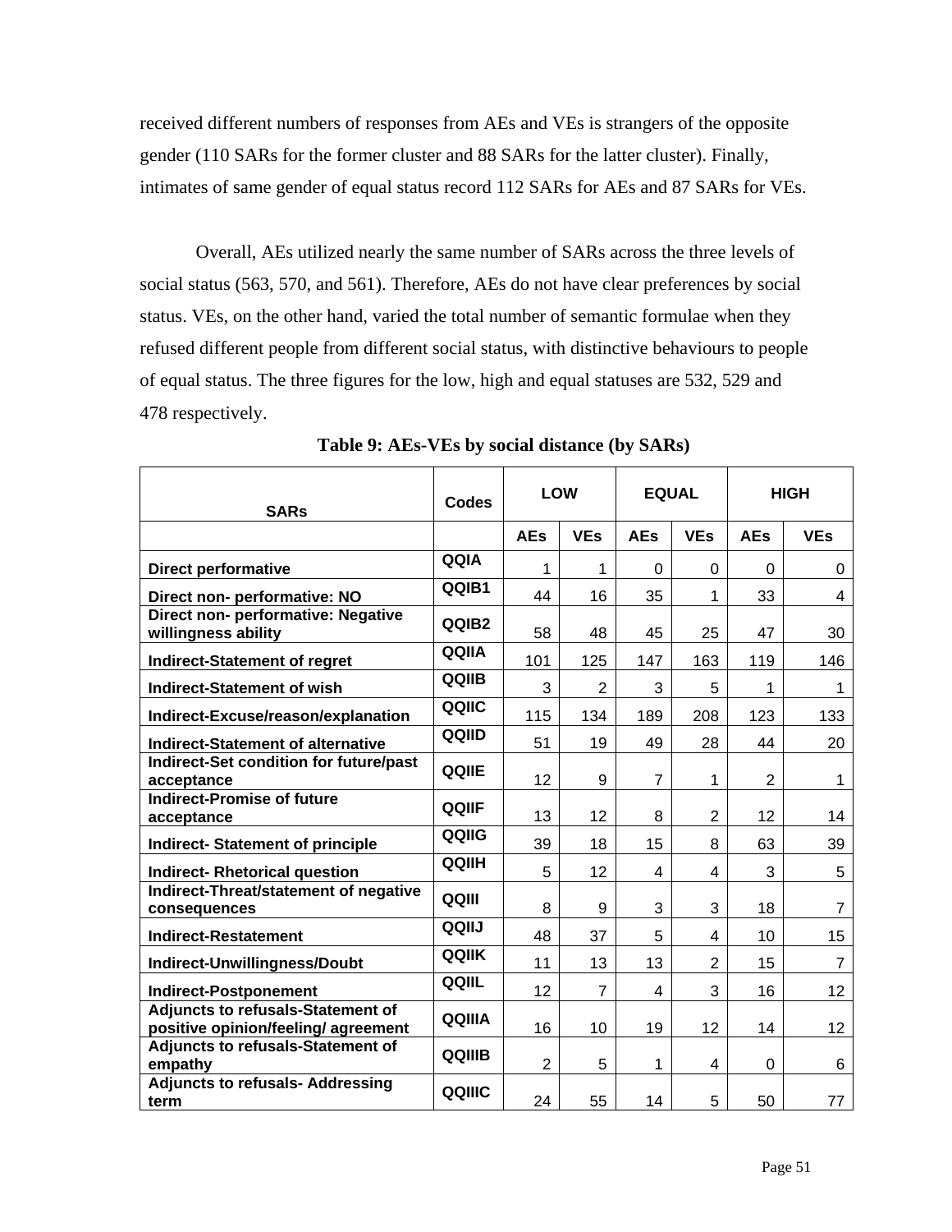received different numbers of responses from AEs and VEs is strangers of the opposite gender (110 SARs for the former cluster and 88 SARs for the latter cluster). Finally, intimates of same gender of equal status record 112 SARs for AEs and 87 SARs for VEs.

Overall, AEs utilized nearly the same number of SARs across the three levels of social status (563, 570, and 561). Therefore, AEs do not have clear preferences by social status. VEs, on the other hand, varied the total number of semantic formulae when they refused different people from different social status, with distinctive behaviours to people of equal status. The three figures for the low, high and equal statuses are 532, 529 and 478 respectively.

**Table 9: AEs-VEs by social distance (by SARs)**

| SARs | Codes | LOW | | EQUAL | | HIGH | |
|---|---|---|---|---|---|---|---|
| | | AEs | VEs | AEs | VEs | AEs | VEs |
| Direct performative | QQIA | 1 | 1 | 0 | 0 | 0 | 0 |
| Direct non- performative: NO | QQIB1 | 44 | 16 | 35 | 1 | 33 | 4 |
| Direct non- performative: Negative willingness ability | QQIB2 | 58 | 48 | 45 | 25 | 47 | 30 |
| Indirect-Statement of regret | QQIIA | 101 | 125 | 147 | 163 | 119 | 146 |
| Indirect-Statement of wish | QQIIB | 3 | 2 | 3 | 5 | 1 | 1 |
| Indirect-Excuse/reason/explanation | QQIIC | 115 | 134 | 189 | 208 | 123 | 133 |
| Indirect-Statement of alternative | QQIID | 51 | 19 | 49 | 28 | 44 | 20 |
| Indirect-Set condition for future/past acceptance | QQIIE | 12 | 9 | 7 | 1 | 2 | 1 |
| Indirect-Promise of future acceptance | QQIIF | 13 | 12 | 8 | 2 | 12 | 14 |
| Indirect- Statement of principle | QQIIG | 39 | 18 | 15 | 8 | 63 | 39 |
| Indirect- Rhetorical question | QQIIH | 5 | 12 | 4 | 4 | 3 | 5 |
| Indirect-Threat/statement of negative consequences | QQIII | 8 | 9 | 3 | 3 | 18 | 7 |
| Indirect-Restatement | QQIIJ | 48 | 37 | 5 | 4 | 10 | 15 |
| Indirect-Unwillingness/Doubt | QQIIK | 11 | 13 | 13 | 2 | 15 | 7 |
| Indirect-Postponement | QQIIL | 12 | 7 | 4 | 3 | 16 | 12 |
| Adjuncts to refusals-Statement of positive opinion/feeling/ agreement | QQIIIA | 16 | 10 | 19 | 12 | 14 | 12 |
| Adjuncts to refusals-Statement of empathy | QQIIIB | 2 | 5 | 1 | 4 | 0 | 6 |
| Adjuncts to refusals- Addressing term | QQIIIC | 24 | 55 | 14 | 5 | 50 | 77 |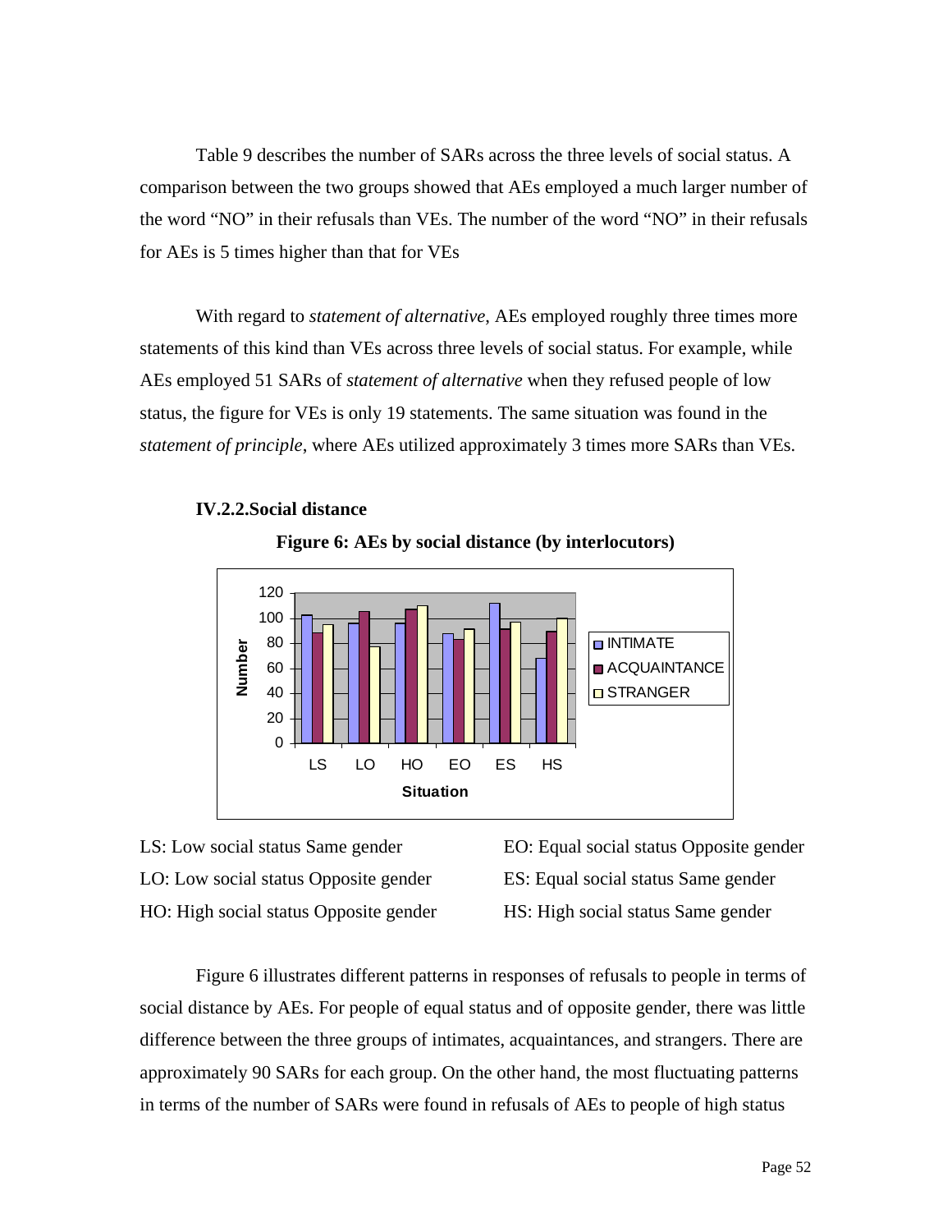Table 9 describes the number of SARs across the three levels of social status. A comparison between the two groups showed that AEs employed a much larger number of the word "NO" in their refusals than VEs. The number of the word "NO" in their refusals for AEs is 5 times higher than that for VEs

With regard to *statement of alternative,* AEs employed roughly three times more statements of this kind than VEs across three levels of social status. For example, while AEs employed 51 SARs of *statement of alternative* when they refused people of low status, the figure for VEs is only 19 statements. The same situation was found in the *statement of principle*, where AEs utilized approximately 3 times more SARs than VEs.

### IV.2.2.Social distance

**Figure 6: AEs by social distance (by interlocutors)**

LS: Low social status Same gender
LO: Low social status Opposite gender
HO: High social status Opposite gender
EO: Equal social status Opposite gender
ES: Equal social status Same gender
HS: High social status Same gender

Figure 6 illustrates different patterns in responses of refusals to people in terms of social distance by AEs. For people of equal status and of opposite gender, there was little difference between the three groups of intimates, acquaintances, and strangers. There are approximately 90 SARs for each group. On the other hand, the most fluctuating patterns in terms of the number of SARs were found in refusals of AEs to people of high status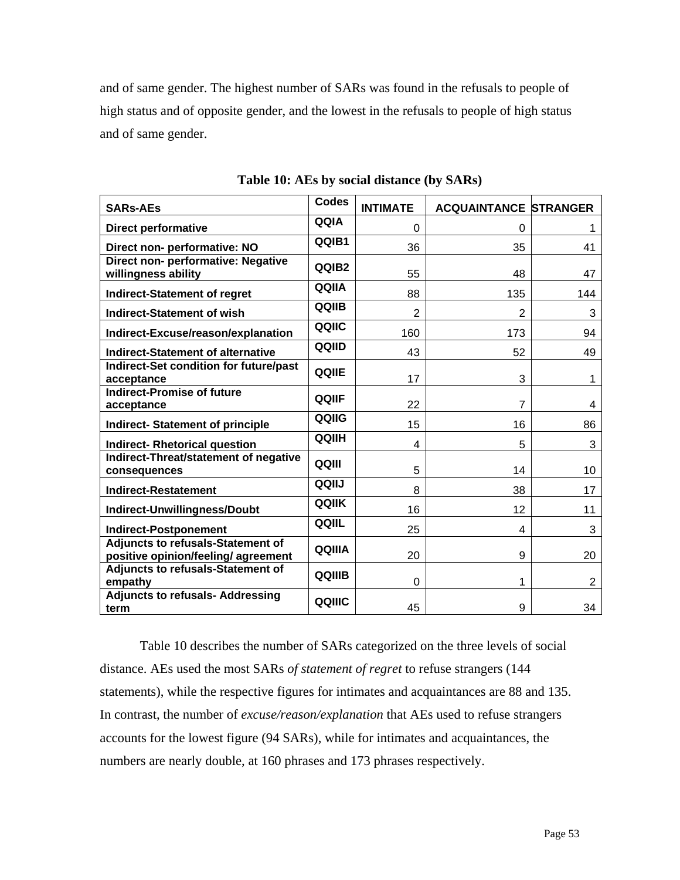and of same gender. The highest number of SARs was found in the refusals to people of high status and of opposite gender, and the lowest in the refusals to people of high status and of same gender.

**Table 10: AEs by social distance (by SARs)**

| SARs-AEs | Codes | INTIMATE | ACQUAINTANCE | STRANGER |
|---|---|---|---|---|
| Direct performative | QQIA | 0 | 0 | 1 |
| Direct non- performative: NO | QQIB1 | 36 | 35 | 41 |
| Direct non- performative: Negative willingness ability | QQIB2 | 55 | 48 | 47 |
| Indirect-Statement of regret | QQIIA | 88 | 135 | 144 |
| Indirect-Statement of wish | QQIIB | 2 | 2 | 3 |
| Indirect-Excuse/reason/explanation | QQIIC | 160 | 173 | 94 |
| Indirect-Statement of alternative | QQIID | 43 | 52 | 49 |
| Indirect-Set condition for future/past acceptance | QQIIE | 17 | 3 | 1 |
| Indirect-Promise of future acceptance | QQIIF | 22 | 7 | 4 |
| Indirect- Statement of principle | QQIIG | 15 | 16 | 86 |
| Indirect- Rhetorical question | QQIIH | 4 | 5 | 3 |
| Indirect-Threat/statement of negative consequences | QQIII | 5 | 14 | 10 |
| Indirect-Restatement | QQIIJ | 8 | 38 | 17 |
| Indirect-Unwillingness/Doubt | QQIIK | 16 | 12 | 11 |
| Indirect-Postponement | QQIIL | 25 | 4 | 3 |
| Adjuncts to refusals-Statement of positive opinion/feeling/ agreement | QQIIIA | 20 | 9 | 20 |
| Adjuncts to refusals-Statement of empathy | QQIIIB | 0 | 1 | 2 |
| Adjuncts to refusals- Addressing term | QQIIIC | 45 | 9 | 34 |

Table 10 describes the number of SARs categorized on the three levels of social distance. AEs used the most SARs *of statement of regret* to refuse strangers (144 statements), while the respective figures for intimates and acquaintances are 88 and 135. In contrast, the number of *excuse/reason/explanation* that AEs used to refuse strangers accounts for the lowest figure (94 SARs), while for intimates and acquaintances, the numbers are nearly double, at 160 phrases and 173 phrases respectively.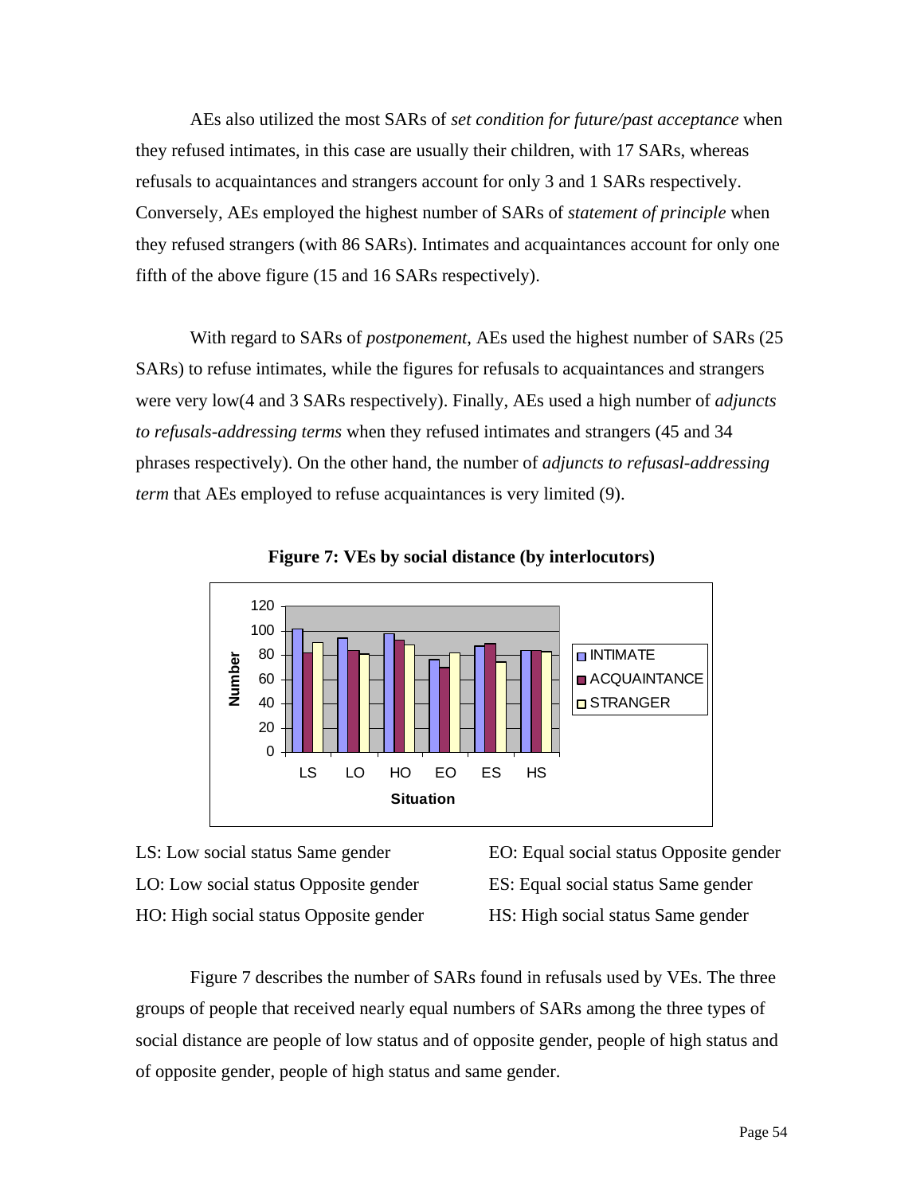AEs also utilized the most SARs of *set condition for future/past acceptance* when they refused intimates, in this case are usually their children, with 17 SARs, whereas refusals to acquaintances and strangers account for only 3 and 1 SARs respectively. Conversely, AEs employed the highest number of SARs of *statement of principle* when they refused strangers (with 86 SARs). Intimates and acquaintances account for only one fifth of the above figure (15 and 16 SARs respectively).

With regard to SARs of *postponement*, AEs used the highest number of SARs (25 SARs) to refuse intimates, while the figures for refusals to acquaintances and strangers were very low(4 and 3 SARs respectively). Finally, AEs used a high number of *adjuncts to refusals-addressing terms* when they refused intimates and strangers (45 and 34 phrases respectively). On the other hand, the number of *adjuncts to refusasl-addressing term* that AEs employed to refuse acquaintances is very limited (9).

**Figure 7: VEs by social distance (by interlocutors)**

LS: Low social status Same gender
LO: Low social status Opposite gender
HO: High social status Opposite gender
EO: Equal social status Opposite gender
ES: Equal social status Same gender
HS: High social status Same gender

Figure 7 describes the number of SARs found in refusals used by VEs. The three groups of people that received nearly equal numbers of SARs among the three types of social distance are people of low status and of opposite gender, people of high status and of opposite gender, people of high status and same gender.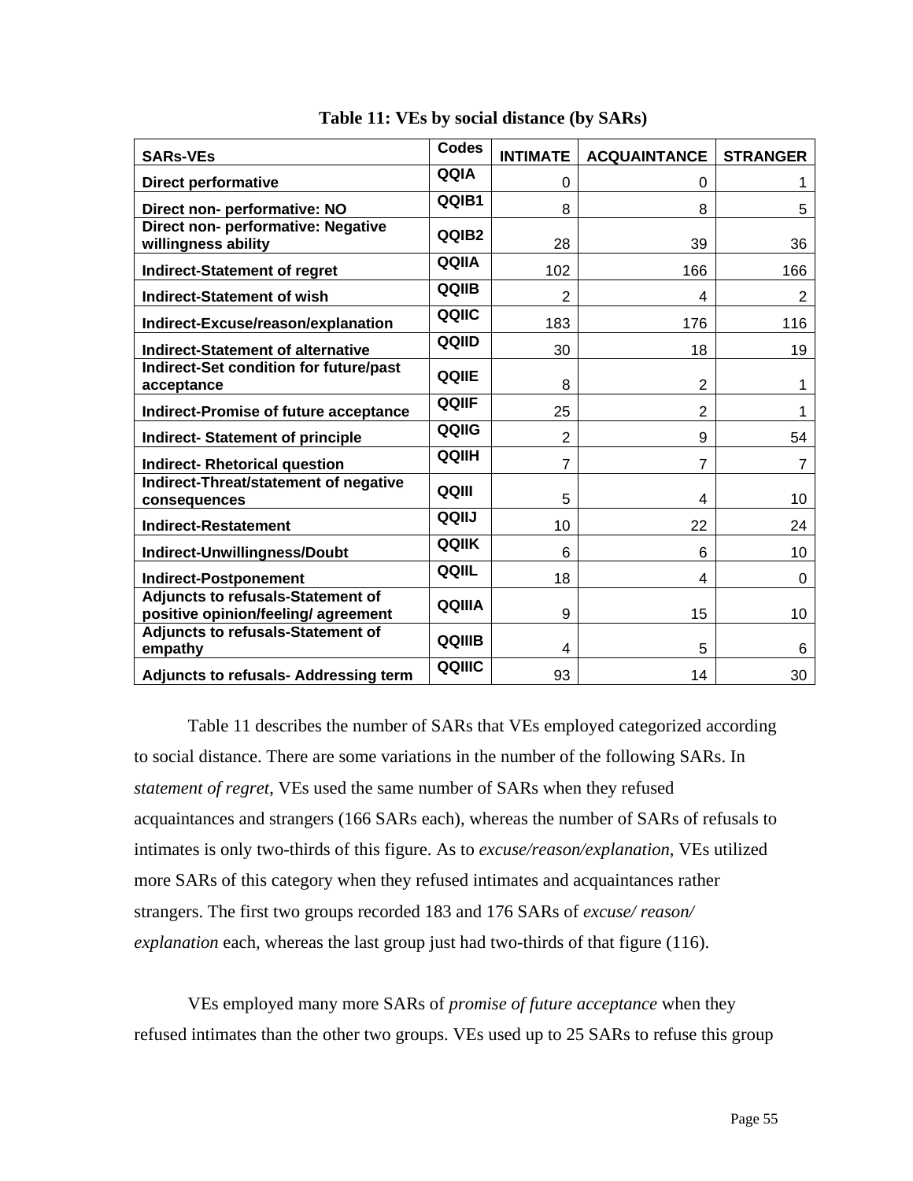**Table 11: VEs by social distance (by SARs)**

| SARs-VEs | Codes | INTIMATE | ACQUAINTANCE | STRANGER |
|---|---|---|---|---|
| Direct performative | QQIA | 0 | 0 | 1 |
| Direct non- performative: NO | QQIB1 | 8 | 8 | 5 |
| Direct non- performative: Negative willingness ability | QQIB2 | 28 | 39 | 36 |
| Indirect-Statement of regret | QQIIA | 102 | 166 | 166 |
| Indirect-Statement of wish | QQIIB | 2 | 4 | 2 |
| Indirect-Excuse/reason/explanation | QQIIC | 183 | 176 | 116 |
| Indirect-Statement of alternative | QQIID | 30 | 18 | 19 |
| Indirect-Set condition for future/past acceptance | QQIIE | 8 | 2 | 1 |
| Indirect-Promise of future acceptance | QQIIF | 25 | 2 | 1 |
| Indirect- Statement of principle | QQIIG | 2 | 9 | 54 |
| Indirect- Rhetorical question | QQIIH | 7 | 7 | 7 |
| Indirect-Threat/statement of negative consequences | QQIII | 5 | 4 | 10 |
| Indirect-Restatement | QQIIJ | 10 | 22 | 24 |
| Indirect-Unwillingness/Doubt | QQIIK | 6 | 6 | 10 |
| Indirect-Postponement | QQIIL | 18 | 4 | 0 |
| Adjuncts to refusals-Statement of positive opinion/feeling/ agreement | QQIIIA | 9 | 15 | 10 |
| Adjuncts to refusals-Statement of empathy | QQIIIB | 4 | 5 | 6 |
| Adjuncts to refusals- Addressing term | QQIIIC | 93 | 14 | 30 |

Table 11 describes the number of SARs that VEs employed categorized according to social distance. There are some variations in the number of the following SARs. In *statement of regret*, VEs used the same number of SARs when they refused acquaintances and strangers (166 SARs each), whereas the number of SARs of refusals to intimates is only two-thirds of this figure. As to *excuse/reason/explanation*, VEs utilized more SARs of this category when they refused intimates and acquaintances rather strangers. The first two groups recorded 183 and 176 SARs of *excuse/ reason/ explanation* each, whereas the last group just had two-thirds of that figure (116).

VEs employed many more SARs of *promise of future acceptance* when they refused intimates than the other two groups. VEs used up to 25 SARs to refuse this group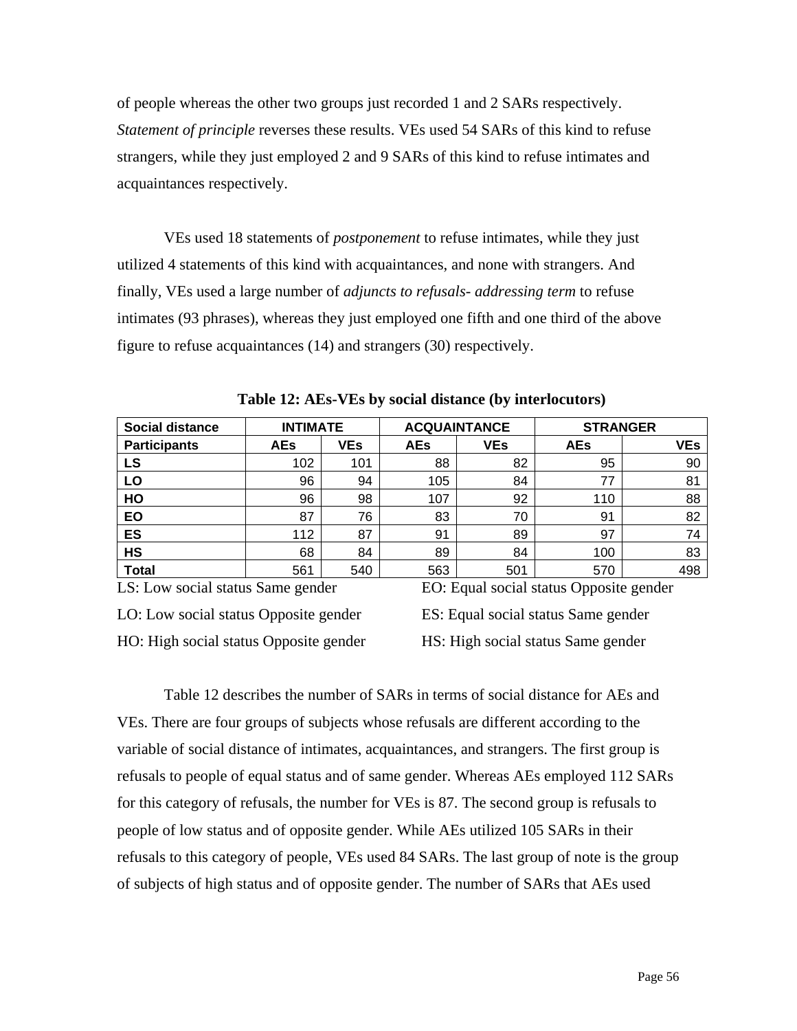of people whereas the other two groups just recorded 1 and 2 SARs respectively. *Statement of principle* reverses these results. VEs used 54 SARs of this kind to refuse strangers, while they just employed 2 and 9 SARs of this kind to refuse intimates and acquaintances respectively.

VEs used 18 statements of *postponement* to refuse intimates, while they just utilized 4 statements of this kind with acquaintances, and none with strangers. And finally, VEs used a large number of *adjuncts to refusals- addressing term* to refuse intimates (93 phrases), whereas they just employed one fifth and one third of the above figure to refuse acquaintances (14) and strangers (30) respectively.

**Table 12: AEs-VEs by social distance (by interlocutors)**

| Social distance | INTIMATE | | ACQUAINTANCE | | STRANGER | |
|---|---|---|---|---|---|---|
| Participants | AEs | VEs | AEs | VEs | AEs | VEs |
| LS | 102 | 101 | 88 | 82 | 95 | 90 |
| LO | 96 | 94 | 105 | 84 | 77 | 81 |
| HO | 96 | 98 | 107 | 92 | 110 | 88 |
| EO | 87 | 76 | 83 | 70 | 91 | 82 |
| ES | 112 | 87 | 91 | 89 | 97 | 74 |
| HS | 68 | 84 | 89 | 84 | 100 | 83 |
| Total | 561 | 540 | 563 | 501 | 570 | 498 |

LS: Low social status Same gender
LO: Low social status Opposite gender
HO: High social status Opposite gender
EO: Equal social status Opposite gender
ES: Equal social status Same gender
HS: High social status Same gender

Table 12 describes the number of SARs in terms of social distance for AEs and VEs. There are four groups of subjects whose refusals are different according to the variable of social distance of intimates, acquaintances, and strangers. The first group is refusals to people of equal status and of same gender. Whereas AEs employed 112 SARs for this category of refusals, the number for VEs is 87. The second group is refusals to people of low status and of opposite gender. While AEs utilized 105 SARs in their refusals to this category of people, VEs used 84 SARs. The last group of note is the group of subjects of high status and of opposite gender. The number of SARs that AEs used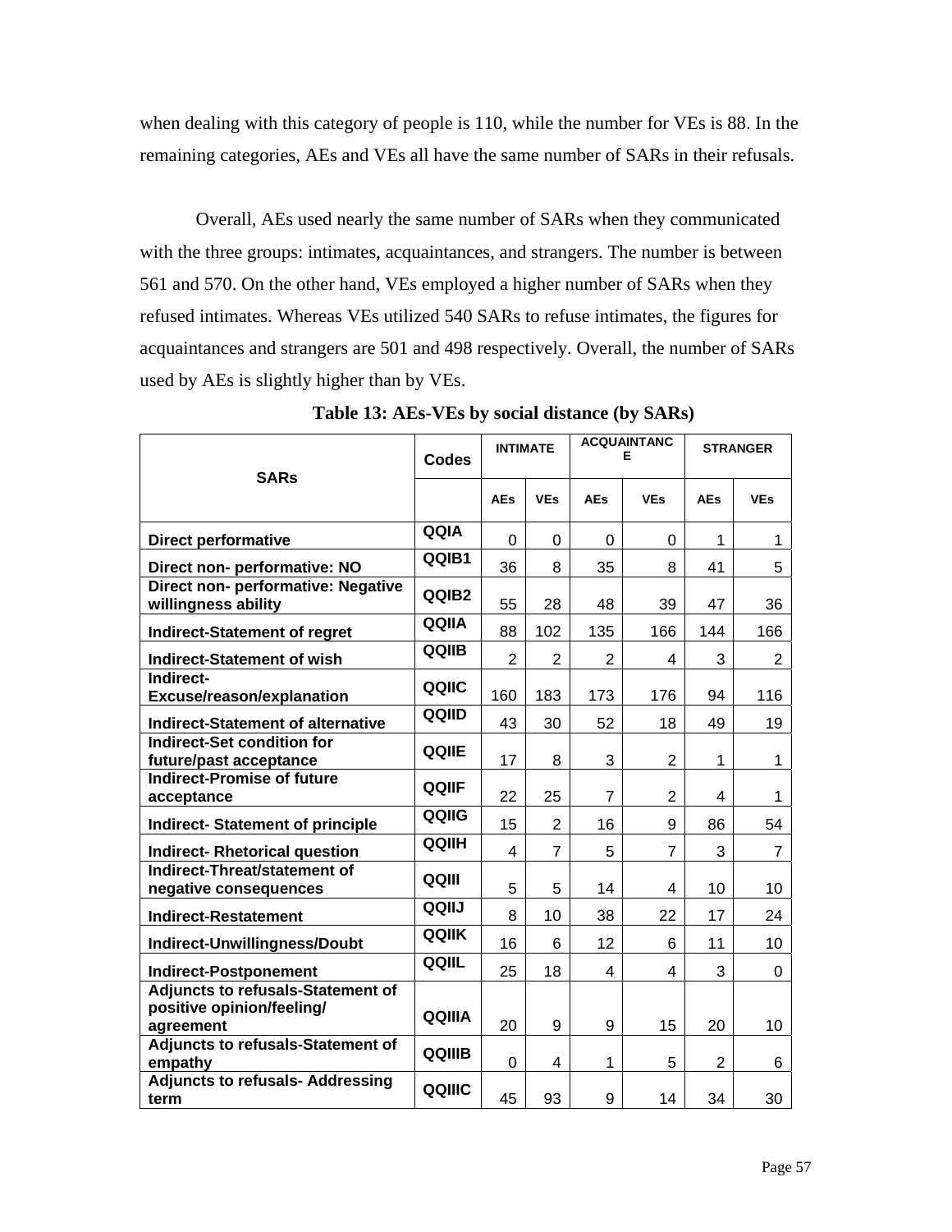when dealing with this category of people is 110, while the number for VEs is 88. In the remaining categories, AEs and VEs all have the same number of SARs in their refusals.

Overall, AEs used nearly the same number of SARs when they communicated with the three groups: intimates, acquaintances, and strangers. The number is between 561 and 570. On the other hand, VEs employed a higher number of SARs when they refused intimates. Whereas VEs utilized 540 SARs to refuse intimates, the figures for acquaintances and strangers are 501 and 498 respectively. Overall, the number of SARs used by AEs is slightly higher than by VEs.

**Table 13: AEs-VEs by social distance (by SARs)**

| SARs | Codes | INTIMATE | | ACQUAINTANCE | | STRANGER | |
|---|---|---|---|---|---|---|---|
| | | AEs | VEs | AEs | VEs | AEs | VEs |
| Direct performative | QQIA | 0 | 0 | 0 | 0 | 1 | 1 |
| Direct non- performative: NO | QQIB1 | 36 | 8 | 35 | 8 | 41 | 5 |
| Direct non- performative: Negative willingness ability | QQIB2 | 55 | 28 | 48 | 39 | 47 | 36 |
| Indirect-Statement of regret | QQIIA | 88 | 102 | 135 | 166 | 144 | 166 |
| Indirect-Statement of wish | QQIIB | 2 | 2 | 2 | 4 | 3 | 2 |
| Indirect-Excuse/reason/explanation | QQIIC | 160 | 183 | 173 | 176 | 94 | 116 |
| Indirect-Statement of alternative | QQIID | 43 | 30 | 52 | 18 | 49 | 19 |
| Indirect-Set condition for future/past acceptance | QQIIE | 17 | 8 | 3 | 2 | 1 | 1 |
| Indirect-Promise of future acceptance | QQIIF | 22 | 25 | 7 | 2 | 4 | 1 |
| Indirect- Statement of principle | QQIIG | 15 | 2 | 16 | 9 | 86 | 54 |
| Indirect- Rhetorical question | QQIIH | 4 | 7 | 5 | 7 | 3 | 7 |
| Indirect-Threat/statement of negative consequences | QQIII | 5 | 5 | 14 | 4 | 10 | 10 |
| Indirect-Restatement | QQIIJ | 8 | 10 | 38 | 22 | 17 | 24 |
| Indirect-Unwillingness/Doubt | QQIIK | 16 | 6 | 12 | 6 | 11 | 10 |
| Indirect-Postponement | QQIIL | 25 | 18 | 4 | 4 | 3 | 0 |
| Adjuncts to refusals-Statement of positive opinion/feeling/ agreement | QQIIIA | 20 | 9 | 9 | 15 | 20 | 10 |
| Adjuncts to refusals-Statement of empathy | QQIIIB | 0 | 4 | 1 | 5 | 2 | 6 |
| Adjuncts to refusals- Addressing term | QQIIIC | 45 | 93 | 9 | 14 | 34 | 30 |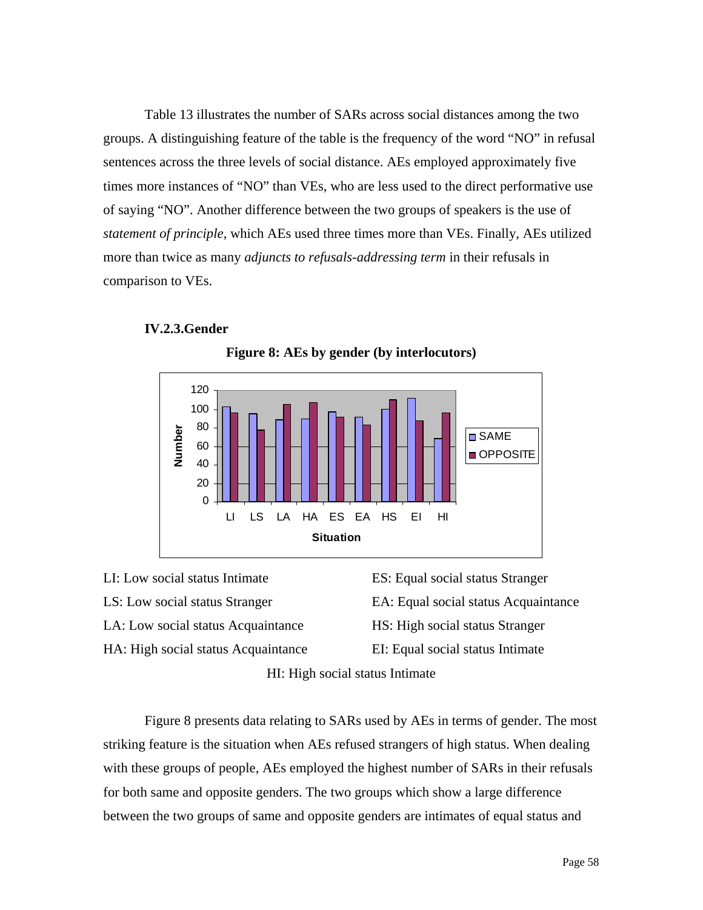Table 13 illustrates the number of SARs across social distances among the two groups. A distinguishing feature of the table is the frequency of the word "NO" in refusal sentences across the three levels of social distance. AEs employed approximately five times more instances of "NO" than VEs, who are less used to the direct performative use of saying "NO". Another difference between the two groups of speakers is the use of *statement of principle*, which AEs used three times more than VEs. Finally, AEs utilized more than twice as many *adjuncts to refusals-addressing term* in their refusals in comparison to VEs.

### IV.2.3.Gender

**Figure 8: AEs by gender (by interlocutors)**

LI: Low social status Intimate
LS: Low social status Stranger
LA: Low social status Acquaintance
HA: High social status Acquaintance
ES: Equal social status Stranger
EA: Equal social status Acquaintance
HS: High social status Stranger
EI: Equal social status Intimate
HI: High social status Intimate

Figure 8 presents data relating to SARs used by AEs in terms of gender. The most striking feature is the situation when AEs refused strangers of high status. When dealing with these groups of people, AEs employed the highest number of SARs in their refusals for both same and opposite genders. The two groups which show a large difference between the two groups of same and opposite genders are intimates of equal status and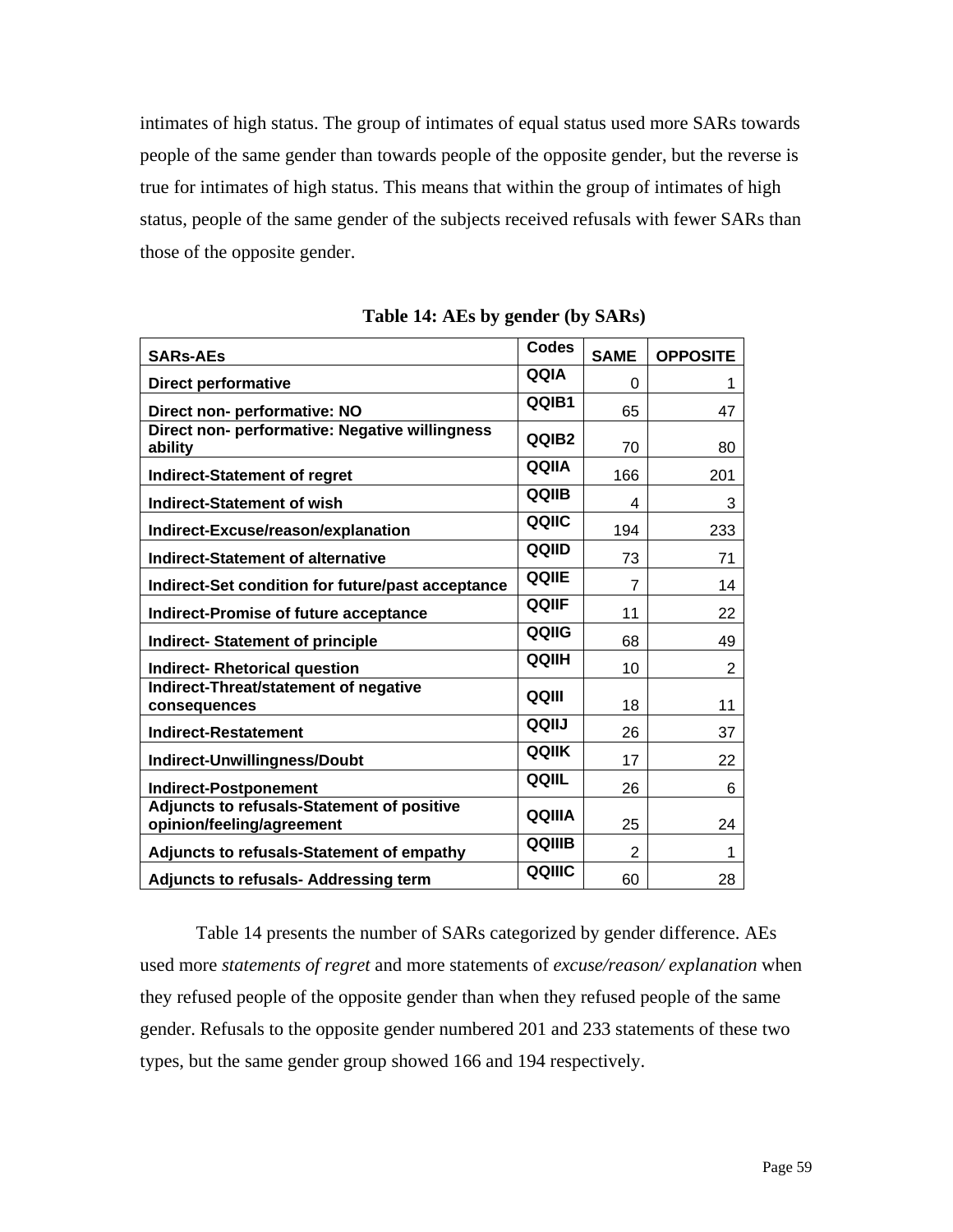intimates of high status. The group of intimates of equal status used more SARs towards people of the same gender than towards people of the opposite gender, but the reverse is true for intimates of high status. This means that within the group of intimates of high status, people of the same gender of the subjects received refusals with fewer SARs than those of the opposite gender.

**Table 14: AEs by gender (by SARs)**

| SARs-AEs | Codes | SAME | OPPOSITE |
|---|---|---|---|
| Direct performative | QQIA | 0 | 1 |
| Direct non- performative: NO | QQIB1 | 65 | 47 |
| Direct non- performative: Negative willingness ability | QQIB2 | 70 | 80 |
| Indirect-Statement of regret | QQIIA | 166 | 201 |
| Indirect-Statement of wish | QQIIB | 4 | 3 |
| Indirect-Excuse/reason/explanation | QQIIC | 194 | 233 |
| Indirect-Statement of alternative | QQIID | 73 | 71 |
| Indirect-Set condition for future/past acceptance | QQIIE | 7 | 14 |
| Indirect-Promise of future acceptance | QQIIF | 11 | 22 |
| Indirect- Statement of principle | QQIIG | 68 | 49 |
| Indirect- Rhetorical question | QQIIH | 10 | 2 |
| Indirect-Threat/statement of negative consequences | QQIII | 18 | 11 |
| Indirect-Restatement | QQIIJ | 26 | 37 |
| Indirect-Unwillingness/Doubt | QQIIK | 17 | 22 |
| Indirect-Postponement | QQIIL | 26 | 6 |
| Adjuncts to refusals-Statement of positive opinion/feeling/agreement | QQIIIA | 25 | 24 |
| Adjuncts to refusals-Statement of empathy | QQIIIB | 2 | 1 |
| Adjuncts to refusals- Addressing term | QQIIIC | 60 | 28 |

Table 14 presents the number of SARs categorized by gender difference. AEs used more *statements of regret* and more statements of *excuse/reason/ explanation* when they refused people of the opposite gender than when they refused people of the same gender. Refusals to the opposite gender numbered 201 and 233 statements of these two types, but the same gender group showed 166 and 194 respectively.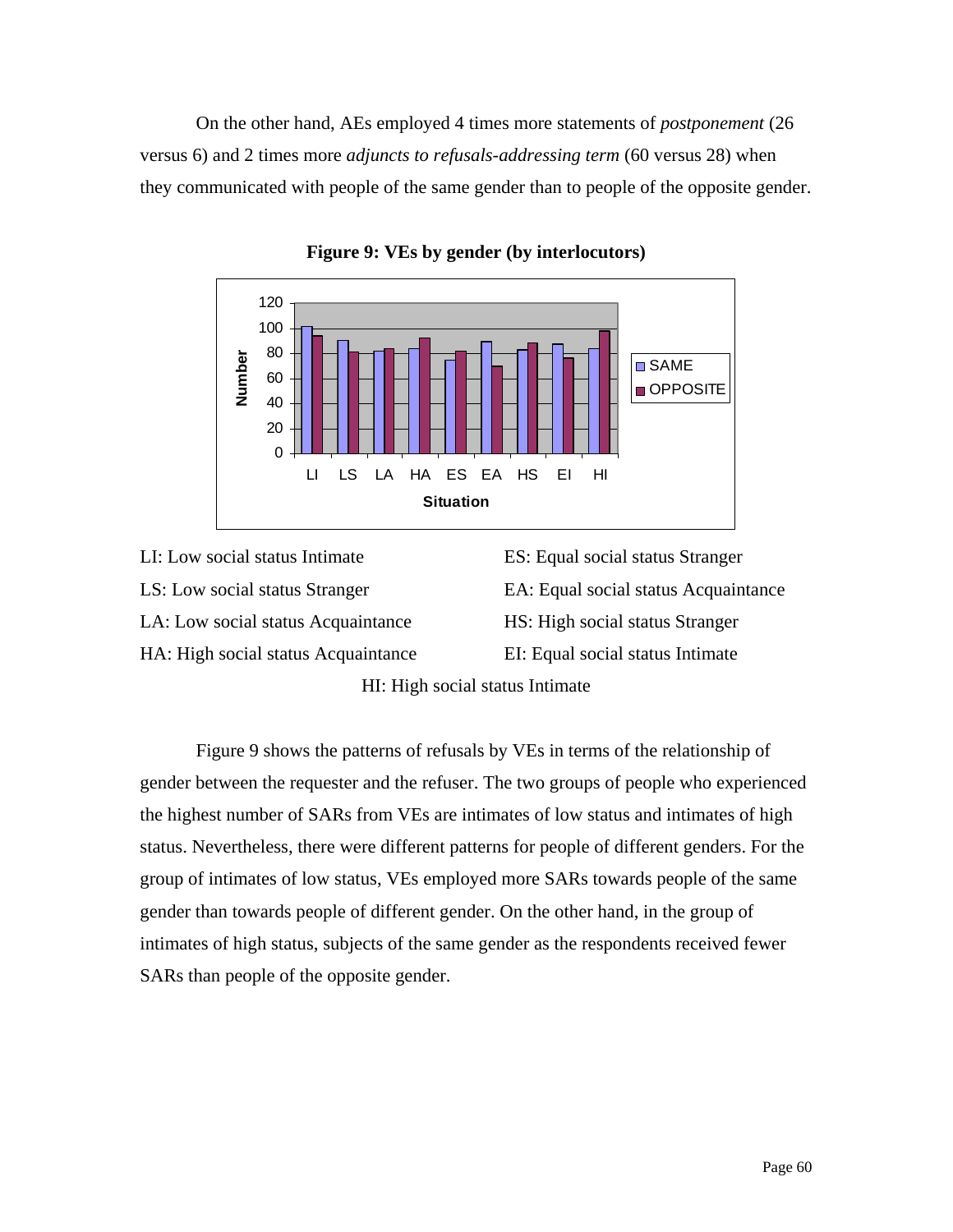On the other hand, AEs employed 4 times more statements of *postponement* (26 versus 6) and 2 times more *adjuncts to refusals-addressing term* (60 versus 28) when they communicated with people of the same gender than to people of the opposite gender.

**Figure 9: VEs by gender (by interlocutors)**

LI: Low social status Intimate

LS: Low social status Stranger

LA: Low social status Acquaintance

HA: High social status Acquaintance

ES: Equal social status Stranger

EA: Equal social status Acquaintance

HS: High social status Stranger

EI: Equal social status Intimate

HI: High social status Intimate

Figure 9 shows the patterns of refusals by VEs in terms of the relationship of gender between the requester and the refuser. The two groups of people who experienced the highest number of SARs from VEs are intimates of low status and intimates of high status. Nevertheless, there were different patterns for people of different genders. For the group of intimates of low status, VEs employed more SARs towards people of the same gender than towards people of different gender. On the other hand, in the group of intimates of high status, subjects of the same gender as the respondents received fewer SARs than people of the opposite gender.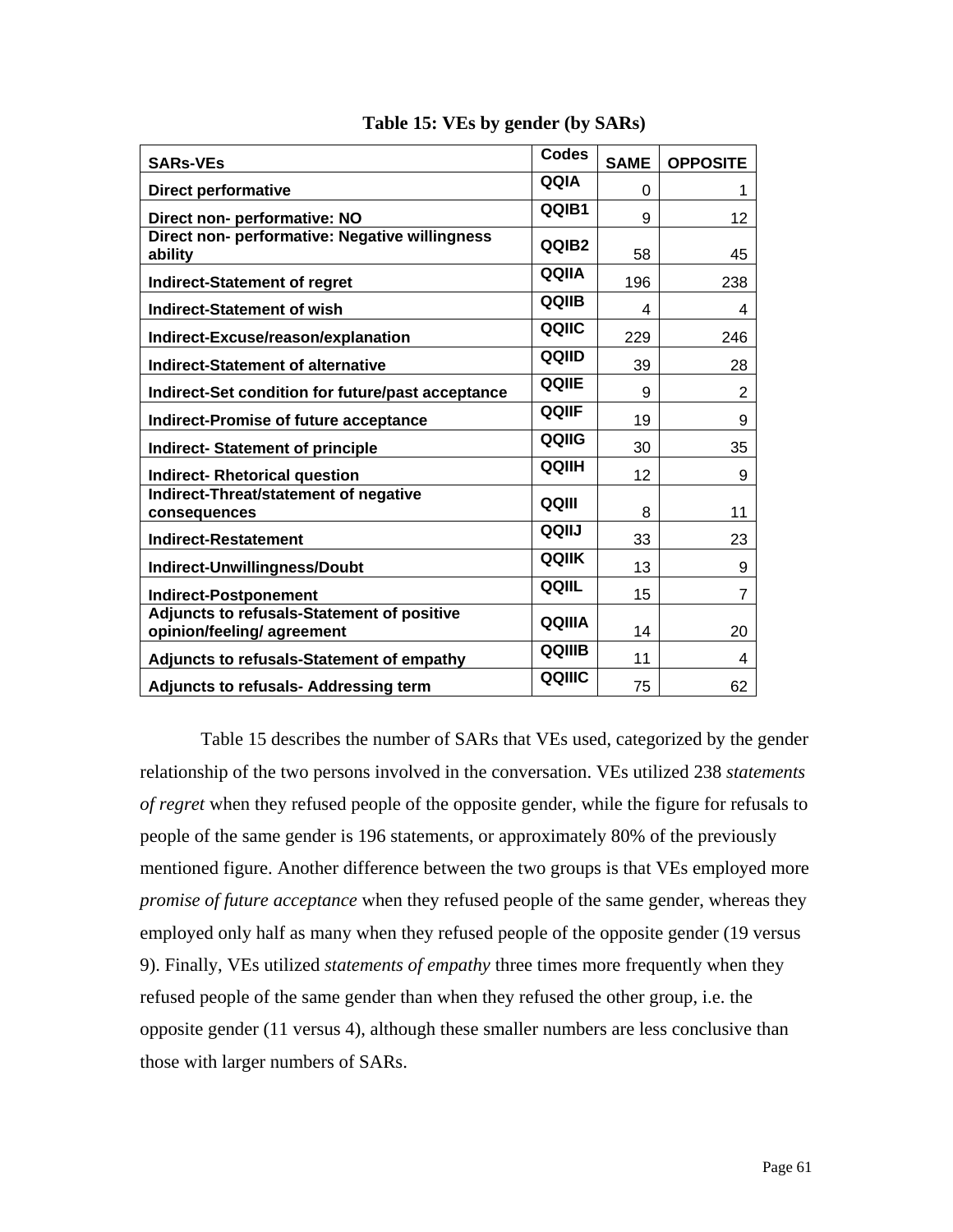**Table 15: VEs by gender (by SARs)**

| SARs-VEs | Codes | SAME | OPPOSITE |
|---|---|---|---|
| Direct performative | QQIA | 0 | 1 |
| Direct non- performative: NO | QQIB1 | 9 | 12 |
| Direct non- performative: Negative willingness ability | QQIB2 | 58 | 45 |
| Indirect-Statement of regret | QQIIA | 196 | 238 |
| Indirect-Statement of wish | QQIIB | 4 | 4 |
| Indirect-Excuse/reason/explanation | QQIIC | 229 | 246 |
| Indirect-Statement of alternative | QQIID | 39 | 28 |
| Indirect-Set condition for future/past acceptance | QQIIE | 9 | 2 |
| Indirect-Promise of future acceptance | QQIIF | 19 | 9 |
| Indirect- Statement of principle | QQIIG | 30 | 35 |
| Indirect- Rhetorical question | QQIIH | 12 | 9 |
| Indirect-Threat/statement of negative consequences | QQIII | 8 | 11 |
| Indirect-Restatement | QQIIJ | 33 | 23 |
| Indirect-Unwillingness/Doubt | QQIIK | 13 | 9 |
| Indirect-Postponement | QQIIL | 15 | 7 |
| Adjuncts to refusals-Statement of positive opinion/feeling/ agreement | QQIIIA | 14 | 20 |
| Adjuncts to refusals-Statement of empathy | QQIIIB | 11 | 4 |
| Adjuncts to refusals- Addressing term | QQIIIC | 75 | 62 |

Table 15 describes the number of SARs that VEs used, categorized by the gender relationship of the two persons involved in the conversation. VEs utilized 238 *statements of regret* when they refused people of the opposite gender, while the figure for refusals to people of the same gender is 196 statements, or approximately 80% of the previously mentioned figure. Another difference between the two groups is that VEs employed more *promise of future acceptance* when they refused people of the same gender, whereas they employed only half as many when they refused people of the opposite gender (19 versus 9). Finally, VEs utilized *statements of empathy* three times more frequently when they refused people of the same gender than when they refused the other group, i.e. the opposite gender (11 versus 4), although these smaller numbers are less conclusive than those with larger numbers of SARs.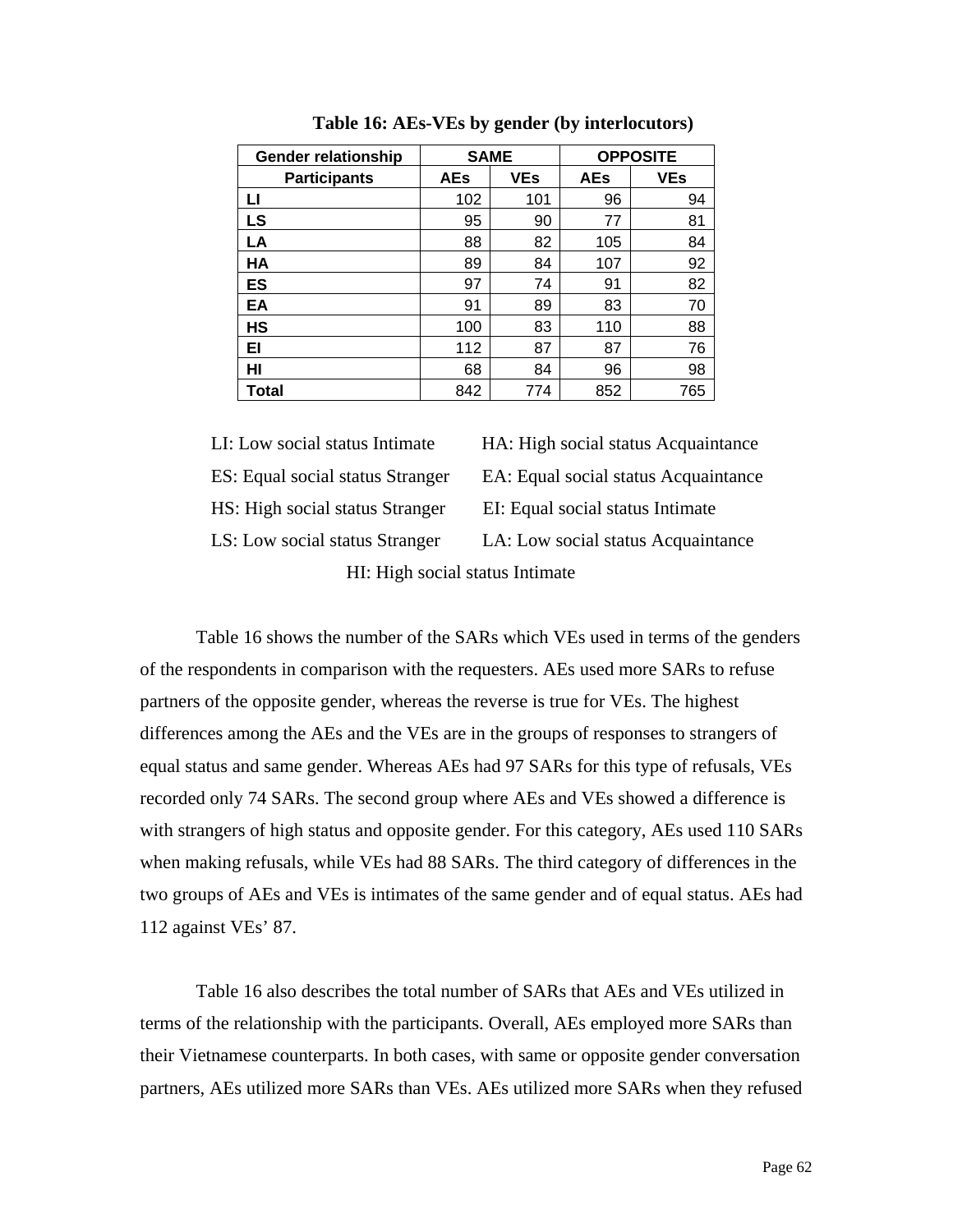**Table 16: AEs-VEs by gender (by interlocutors)**

| Gender relationship | SAME | | OPPOSITE | |
|---|---|---|---|---|
| Participants | AEs | VEs | AEs | VEs |
| LI | 102 | 101 | 96 | 94 |
| LS | 95 | 90 | 77 | 81 |
| LA | 88 | 82 | 105 | 84 |
| HA | 89 | 84 | 107 | 92 |
| ES | 97 | 74 | 91 | 82 |
| EA | 91 | 89 | 83 | 70 |
| HS | 100 | 83 | 110 | 88 |
| EI | 112 | 87 | 87 | 76 |
| HI | 68 | 84 | 96 | 98 |
| Total | 842 | 774 | 852 | 765 |

LI: Low social status Intimate HA: High social status Acquaintance

ES: Equal social status Stranger EA: Equal social status Acquaintance

HS: High social status Stranger EI: Equal social status Intimate

LS: Low social status Stranger LA: Low social status Acquaintance

HI: High social status Intimate

Table 16 shows the number of the SARs which VEs used in terms of the genders of the respondents in comparison with the requesters. AEs used more SARs to refuse partners of the opposite gender, whereas the reverse is true for VEs. The highest differences among the AEs and the VEs are in the groups of responses to strangers of equal status and same gender. Whereas AEs had 97 SARs for this type of refusals, VEs recorded only 74 SARs. The second group where AEs and VEs showed a difference is with strangers of high status and opposite gender. For this category, AEs used 110 SARs when making refusals, while VEs had 88 SARs. The third category of differences in the two groups of AEs and VEs is intimates of the same gender and of equal status. AEs had 112 against VEs' 87.

Table 16 also describes the total number of SARs that AEs and VEs utilized in terms of the relationship with the participants. Overall, AEs employed more SARs than their Vietnamese counterparts. In both cases, with same or opposite gender conversation partners, AEs utilized more SARs than VEs. AEs utilized more SARs when they refused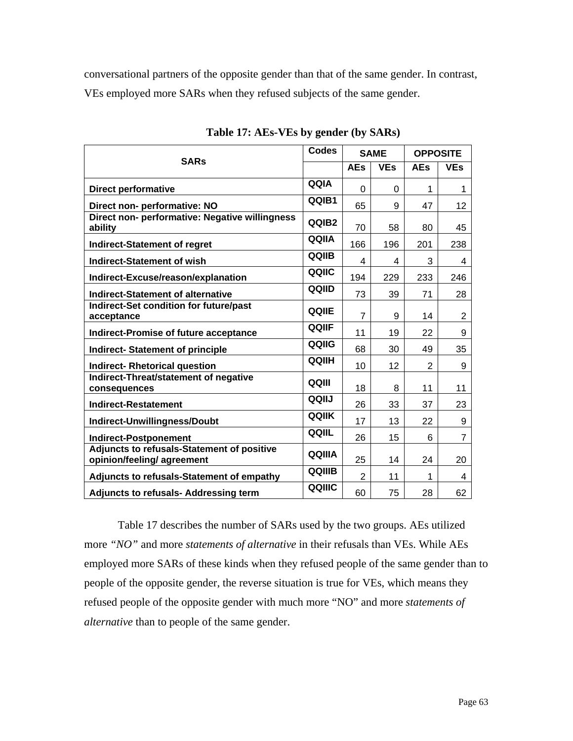conversational partners of the opposite gender than that of the same gender. In contrast, VEs employed more SARs when they refused subjects of the same gender.

**Table 17: AEs-VEs by gender (by SARs)**

| SARs | Codes | SAME | | OPPOSITE | |
|---|---|---|---|---|---|
| | | AEs | VEs | AEs | VEs |
| Direct performative | QQIA | 0 | 0 | 1 | 1 |
| Direct non- performative: NO | QQIB1 | 65 | 9 | 47 | 12 |
| Direct non- performative: Negative willingness ability | QQIB2 | 70 | 58 | 80 | 45 |
| Indirect-Statement of regret | QQIIA | 166 | 196 | 201 | 238 |
| Indirect-Statement of wish | QQIIB | 4 | 4 | 3 | 4 |
| Indirect-Excuse/reason/explanation | QQIIC | 194 | 229 | 233 | 246 |
| Indirect-Statement of alternative | QQIID | 73 | 39 | 71 | 28 |
| Indirect-Set condition for future/past acceptance | QQIIE | 7 | 9 | 14 | 2 |
| Indirect-Promise of future acceptance | QQIIF | 11 | 19 | 22 | 9 |
| Indirect- Statement of principle | QQIIG | 68 | 30 | 49 | 35 |
| Indirect- Rhetorical question | QQIIH | 10 | 12 | 2 | 9 |
| Indirect-Threat/statement of negative consequences | QQIII | 18 | 8 | 11 | 11 |
| Indirect-Restatement | QQIIJ | 26 | 33 | 37 | 23 |
| Indirect-Unwillingness/Doubt | QQIIK | 17 | 13 | 22 | 9 |
| Indirect-Postponement | QQIIL | 26 | 15 | 6 | 7 |
| Adjuncts to refusals-Statement of positive opinion/feeling/ agreement | QQIIIA | 25 | 14 | 24 | 20 |
| Adjuncts to refusals-Statement of empathy | QQIIIB | 2 | 11 | 1 | 4 |
| Adjuncts to refusals- Addressing term | QQIIIC | 60 | 75 | 28 | 62 |

Table 17 describes the number of SARs used by the two groups. AEs utilized more *"NO"* and more *statements of alternative* in their refusals than VEs. While AEs employed more SARs of these kinds when they refused people of the same gender than to people of the opposite gender, the reverse situation is true for VEs, which means they refused people of the opposite gender with much more "NO" and more *statements of alternative* than to people of the same gender.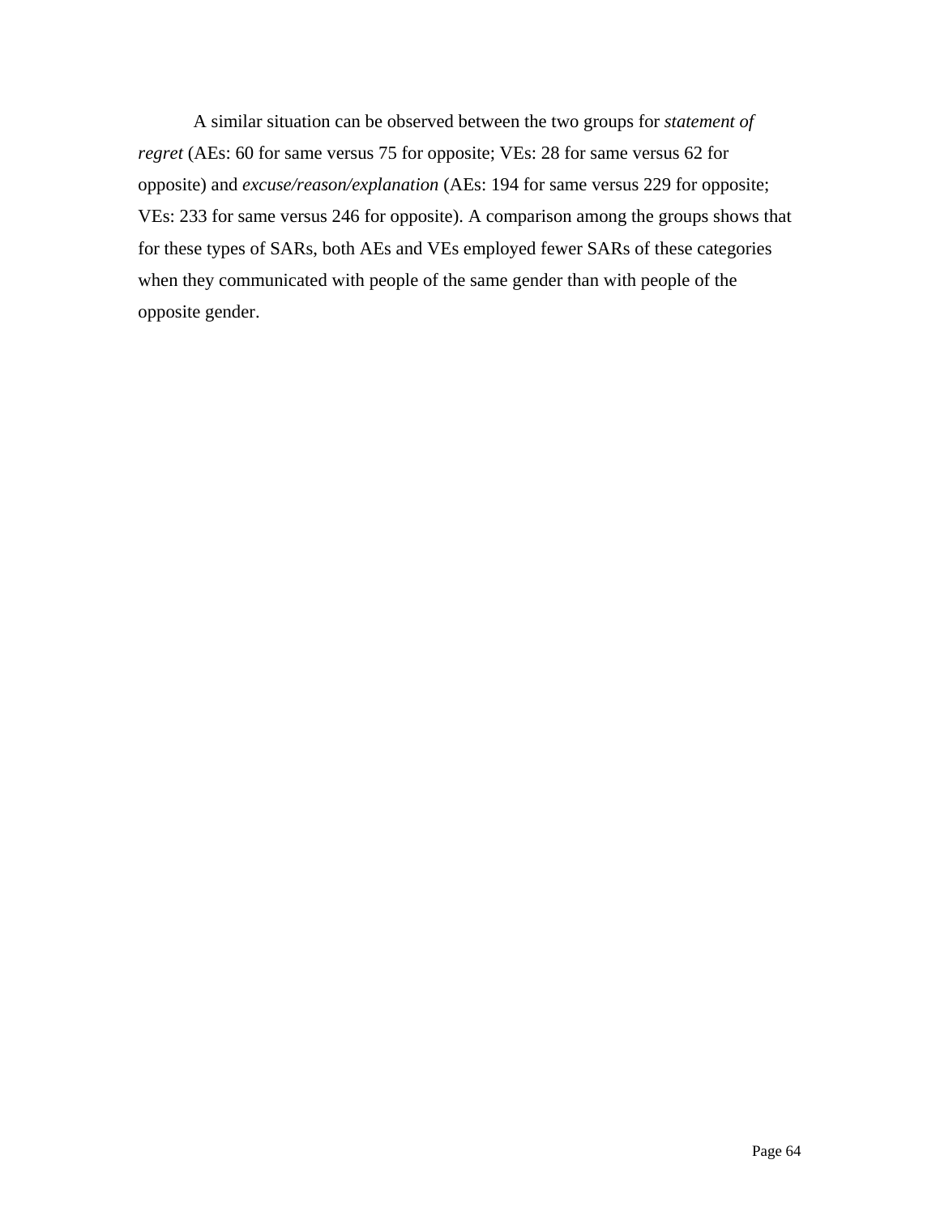A similar situation can be observed between the two groups for *statement of regret* (AEs: 60 for same versus 75 for opposite; VEs: 28 for same versus 62 for opposite) and *excuse/reason/explanation* (AEs: 194 for same versus 229 for opposite; VEs: 233 for same versus 246 for opposite). A comparison among the groups shows that for these types of SARs, both AEs and VEs employed fewer SARs of these categories when they communicated with people of the same gender than with people of the opposite gender.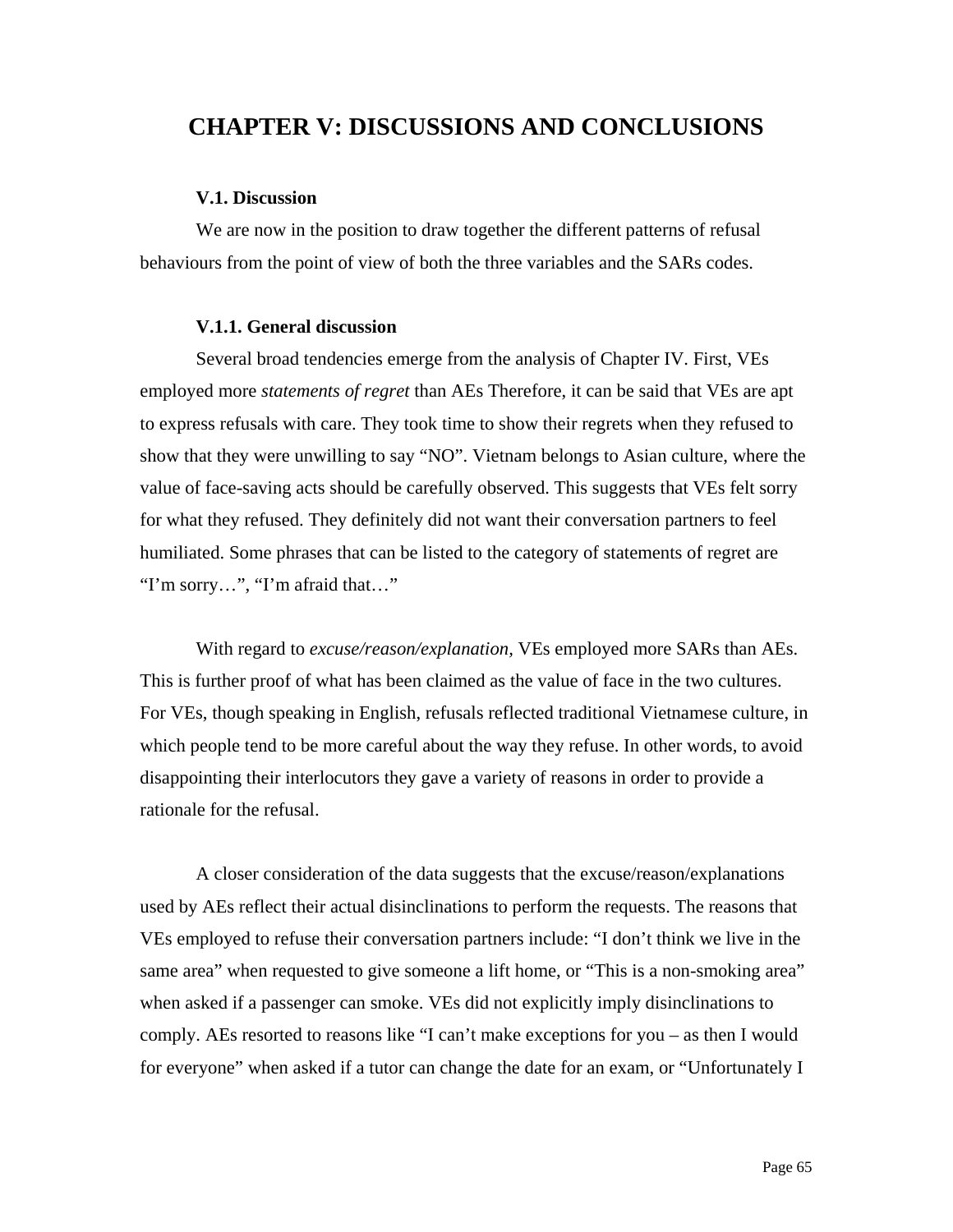# CHAPTER V: DISCUSSIONS AND CONCLUSIONS

## V.1. Discussion

We are now in the position to draw together the different patterns of refusal behaviours from the point of view of both the three variables and the SARs codes.

### V.1.1. General discussion

Several broad tendencies emerge from the analysis of Chapter IV. First, VEs employed more *statements of regret* than AEs Therefore, it can be said that VEs are apt to express refusals with care. They took time to show their regrets when they refused to show that they were unwilling to say "NO". Vietnam belongs to Asian culture, where the value of face-saving acts should be carefully observed. This suggests that VEs felt sorry for what they refused. They definitely did not want their conversation partners to feel humiliated. Some phrases that can be listed to the category of statements of regret are "I'm sorry…", "I'm afraid that…"

With regard to *excuse/reason/explanation*, VEs employed more SARs than AEs. This is further proof of what has been claimed as the value of face in the two cultures. For VEs, though speaking in English, refusals reflected traditional Vietnamese culture, in which people tend to be more careful about the way they refuse. In other words, to avoid disappointing their interlocutors they gave a variety of reasons in order to provide a rationale for the refusal.

A closer consideration of the data suggests that the excuse/reason/explanations used by AEs reflect their actual disinclinations to perform the requests. The reasons that VEs employed to refuse their conversation partners include: "I don't think we live in the same area" when requested to give someone a lift home, or "This is a non-smoking area" when asked if a passenger can smoke. VEs did not explicitly imply disinclinations to comply. AEs resorted to reasons like "I can't make exceptions for you – as then I would for everyone" when asked if a tutor can change the date for an exam, or "Unfortunately I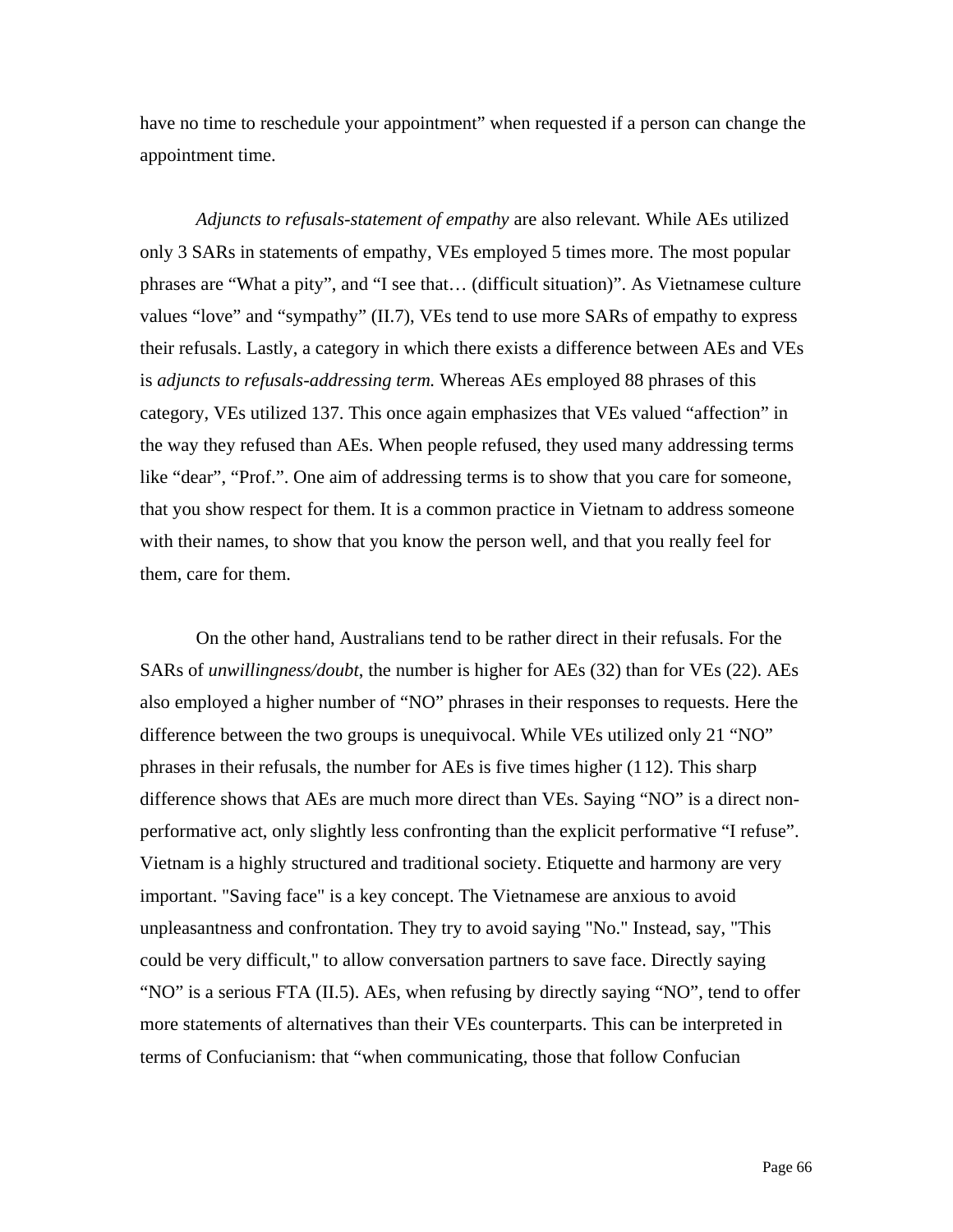have no time to reschedule your appointment" when requested if a person can change the appointment time.

*Adjuncts to refusals-statement of empathy* are also relevant. While AEs utilized only 3 SARs in statements of empathy, VEs employed 5 times more. The most popular phrases are "What a pity", and "I see that… (difficult situation)". As Vietnamese culture values "love" and "sympathy" (II.7), VEs tend to use more SARs of empathy to express their refusals. Lastly, a category in which there exists a difference between AEs and VEs is *adjuncts to refusals-addressing term.* Whereas AEs employed 88 phrases of this category, VEs utilized 137. This once again emphasizes that VEs valued "affection" in the way they refused than AEs. When people refused, they used many addressing terms like "dear", "Prof.". One aim of addressing terms is to show that you care for someone, that you show respect for them. It is a common practice in Vietnam to address someone with their names, to show that you know the person well, and that you really feel for them, care for them.

On the other hand, Australians tend to be rather direct in their refusals. For the SARs of *unwillingness/doubt*, the number is higher for AEs (32) than for VEs (22). AEs also employed a higher number of "NO" phrases in their responses to requests. Here the difference between the two groups is unequivocal. While VEs utilized only 21 "NO" phrases in their refusals, the number for AEs is five times higher (112). This sharp difference shows that AEs are much more direct than VEs. Saying "NO" is a direct non-performative act, only slightly less confronting than the explicit performative "I refuse". Vietnam is a highly structured and traditional society. Etiquette and harmony are very important. "Saving face" is a key concept. The Vietnamese are anxious to avoid unpleasantness and confrontation. They try to avoid saying "No." Instead, say, "This could be very difficult," to allow conversation partners to save face. Directly saying "NO" is a serious FTA (II.5). AEs, when refusing by directly saying "NO", tend to offer more statements of alternatives than their VEs counterparts. This can be interpreted in terms of Confucianism: that "when communicating, those that follow Confucian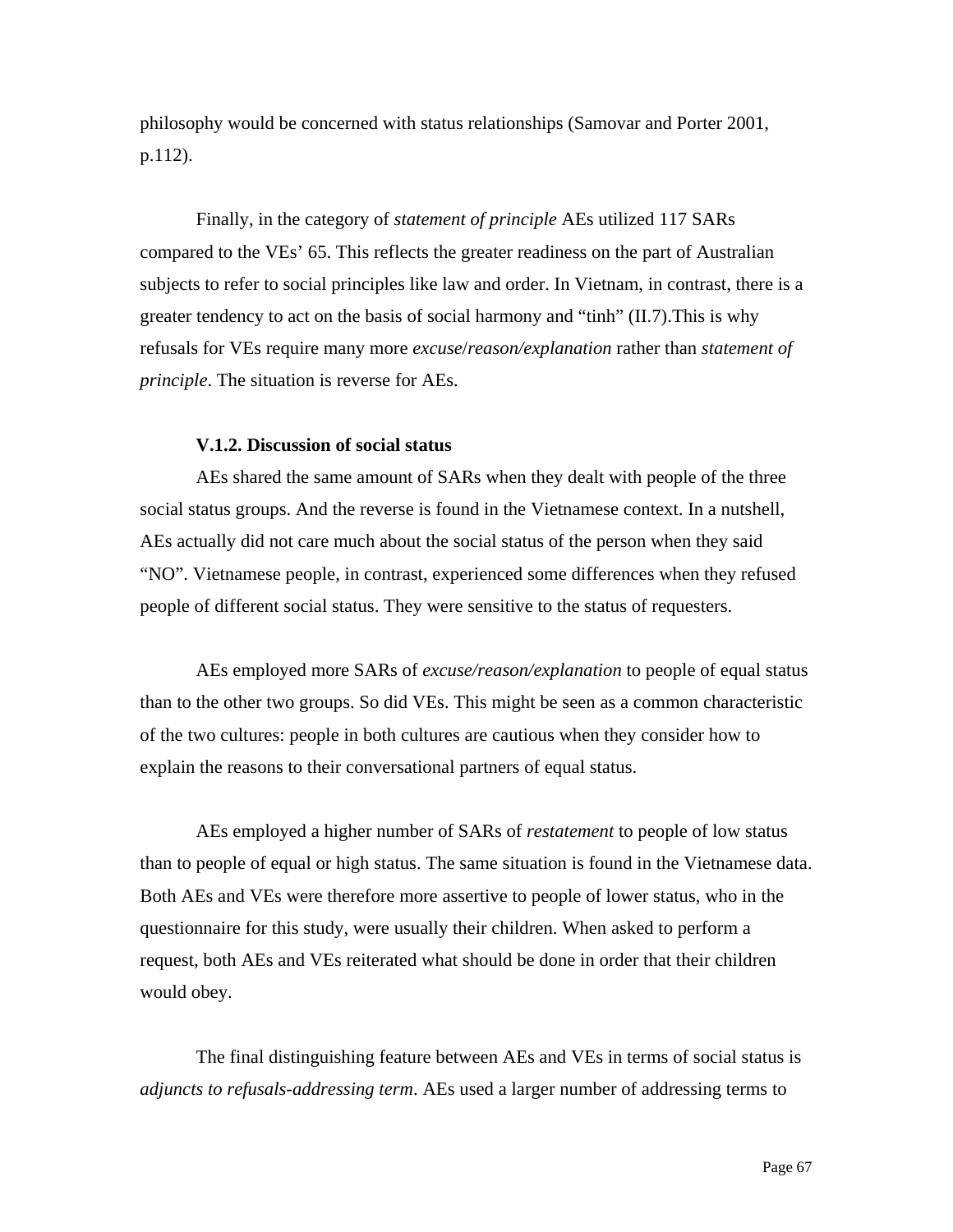philosophy would be concerned with status relationships (Samovar and Porter 2001, p.112).

Finally, in the category of *statement of principle* AEs utilized 117 SARs compared to the VEs' 65. This reflects the greater readiness on the part of Australian subjects to refer to social principles like law and order. In Vietnam, in contrast, there is a greater tendency to act on the basis of social harmony and "tinh" (II.7).This is why refusals for VEs require many more *excuse*/*reason/explanation* rather than *statement of principle*. The situation is reverse for AEs.

### V.1.2. Discussion of social status

AEs shared the same amount of SARs when they dealt with people of the three social status groups. And the reverse is found in the Vietnamese context. In a nutshell, AEs actually did not care much about the social status of the person when they said "NO". Vietnamese people, in contrast, experienced some differences when they refused people of different social status. They were sensitive to the status of requesters.

AEs employed more SARs of *excuse/reason/explanation* to people of equal status than to the other two groups. So did VEs. This might be seen as a common characteristic of the two cultures: people in both cultures are cautious when they consider how to explain the reasons to their conversational partners of equal status.

AEs employed a higher number of SARs of *restatement* to people of low status than to people of equal or high status. The same situation is found in the Vietnamese data. Both AEs and VEs were therefore more assertive to people of lower status, who in the questionnaire for this study, were usually their children. When asked to perform a request, both AEs and VEs reiterated what should be done in order that their children would obey.

The final distinguishing feature between AEs and VEs in terms of social status is *adjuncts to refusals-addressing term*. AEs used a larger number of addressing terms to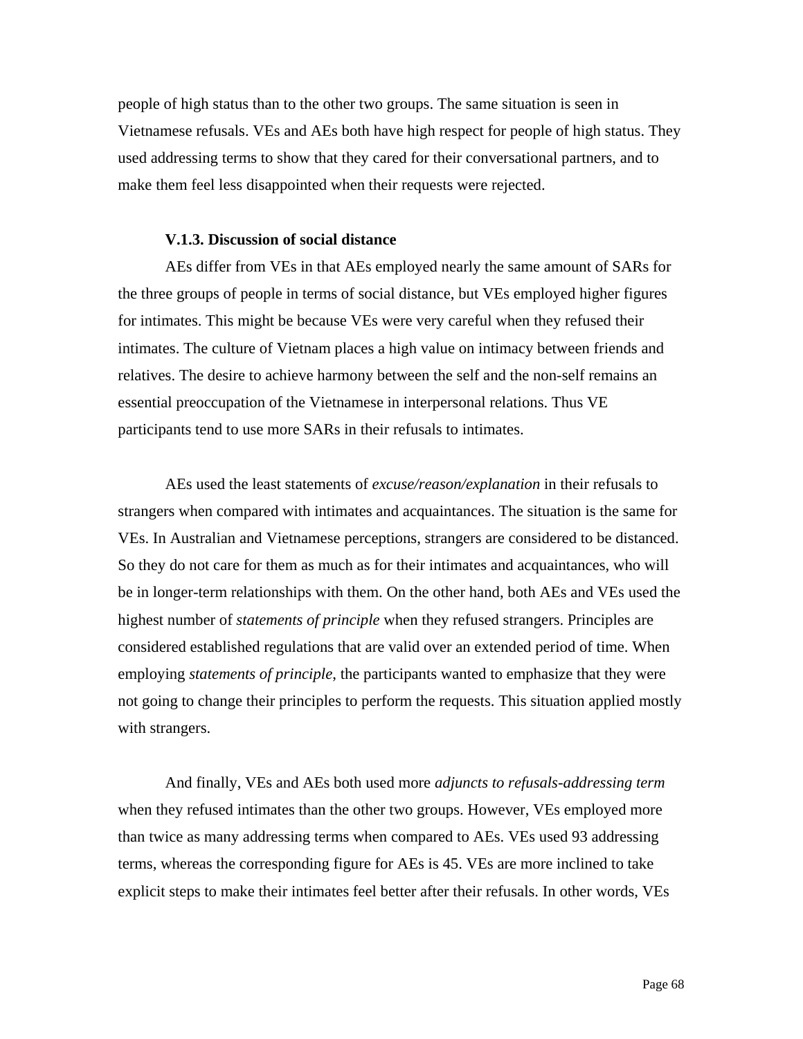people of high status than to the other two groups. The same situation is seen in Vietnamese refusals. VEs and AEs both have high respect for people of high status. They used addressing terms to show that they cared for their conversational partners, and to make them feel less disappointed when their requests were rejected.

### V.1.3. Discussion of social distance

AEs differ from VEs in that AEs employed nearly the same amount of SARs for the three groups of people in terms of social distance, but VEs employed higher figures for intimates. This might be because VEs were very careful when they refused their intimates. The culture of Vietnam places a high value on intimacy between friends and relatives. The desire to achieve harmony between the self and the non-self remains an essential preoccupation of the Vietnamese in interpersonal relations. Thus VE participants tend to use more SARs in their refusals to intimates.

AEs used the least statements of *excuse/reason/explanation* in their refusals to strangers when compared with intimates and acquaintances. The situation is the same for VEs. In Australian and Vietnamese perceptions, strangers are considered to be distanced. So they do not care for them as much as for their intimates and acquaintances, who will be in longer-term relationships with them. On the other hand, both AEs and VEs used the highest number of *statements of principle* when they refused strangers. Principles are considered established regulations that are valid over an extended period of time. When employing *statements of principle*, the participants wanted to emphasize that they were not going to change their principles to perform the requests. This situation applied mostly with strangers.

And finally, VEs and AEs both used more *adjuncts to refusals-addressing term* when they refused intimates than the other two groups. However, VEs employed more than twice as many addressing terms when compared to AEs. VEs used 93 addressing terms, whereas the corresponding figure for AEs is 45. VEs are more inclined to take explicit steps to make their intimates feel better after their refusals. In other words, VEs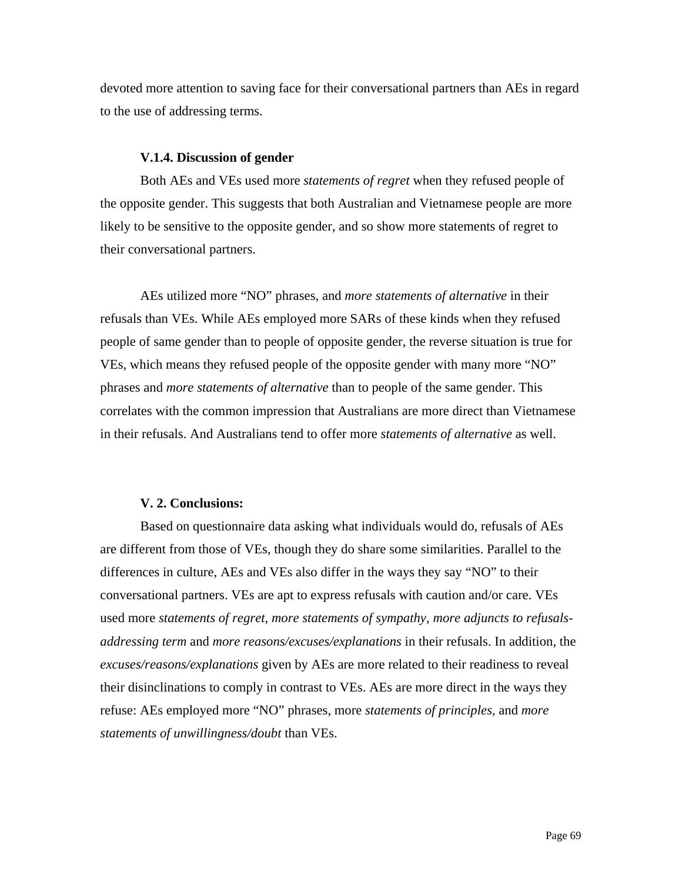devoted more attention to saving face for their conversational partners than AEs in regard to the use of addressing terms.

### V.1.4. Discussion of gender

Both AEs and VEs used more *statements of regret* when they refused people of the opposite gender. This suggests that both Australian and Vietnamese people are more likely to be sensitive to the opposite gender, and so show more statements of regret to their conversational partners.

AEs utilized more "NO" phrases, and *more statements of alternative* in their refusals than VEs. While AEs employed more SARs of these kinds when they refused people of same gender than to people of opposite gender, the reverse situation is true for VEs, which means they refused people of the opposite gender with many more "NO" phrases and *more statements of alternative* than to people of the same gender. This correlates with the common impression that Australians are more direct than Vietnamese in their refusals. And Australians tend to offer more *statements of alternative* as well.

## V. 2. Conclusions:

Based on questionnaire data asking what individuals would do, refusals of AEs are different from those of VEs, though they do share some similarities. Parallel to the differences in culture, AEs and VEs also differ in the ways they say "NO" to their conversational partners. VEs are apt to express refusals with caution and/or care. VEs used more *statements of regret, more statements of sympathy, more adjuncts to refusals-addressing term* and *more reasons/excuses/explanations* in their refusals. In addition, the *excuses/reasons/explanations* given by AEs are more related to their readiness to reveal their disinclinations to comply in contrast to VEs. AEs are more direct in the ways they refuse: AEs employed more "NO" phrases, more *statements of principles,* and *more statements of unwillingness/doubt* than VEs.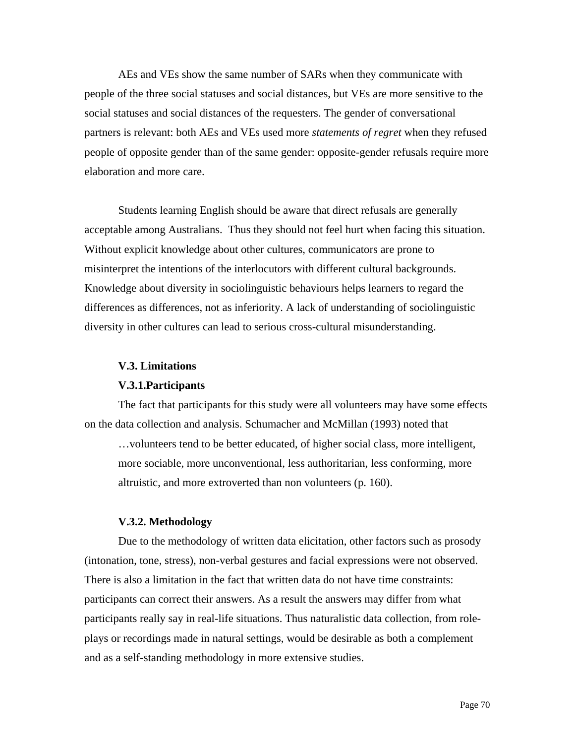AEs and VEs show the same number of SARs when they communicate with people of the three social statuses and social distances, but VEs are more sensitive to the social statuses and social distances of the requesters. The gender of conversational partners is relevant: both AEs and VEs used more *statements of regret* when they refused people of opposite gender than of the same gender: opposite-gender refusals require more elaboration and more care.

Students learning English should be aware that direct refusals are generally acceptable among Australians. Thus they should not feel hurt when facing this situation. Without explicit knowledge about other cultures, communicators are prone to misinterpret the intentions of the interlocutors with different cultural backgrounds. Knowledge about diversity in sociolinguistic behaviours helps learners to regard the differences as differences, not as inferiority. A lack of understanding of sociolinguistic diversity in other cultures can lead to serious cross-cultural misunderstanding.

### V.3. Limitations

#### V.3.1.Participants

The fact that participants for this study were all volunteers may have some effects on the data collection and analysis. Schumacher and McMillan (1993) noted that

> …volunteers tend to be better educated, of higher social class, more intelligent, more sociable, more unconventional, less authoritarian, less conforming, more altruistic, and more extroverted than non volunteers (p. 160).

#### V.3.2. Methodology

Due to the methodology of written data elicitation, other factors such as prosody (intonation, tone, stress), non-verbal gestures and facial expressions were not observed. There is also a limitation in the fact that written data do not have time constraints: participants can correct their answers. As a result the answers may differ from what participants really say in real-life situations. Thus naturalistic data collection, from role-plays or recordings made in natural settings, would be desirable as both a complement and as a self-standing methodology in more extensive studies.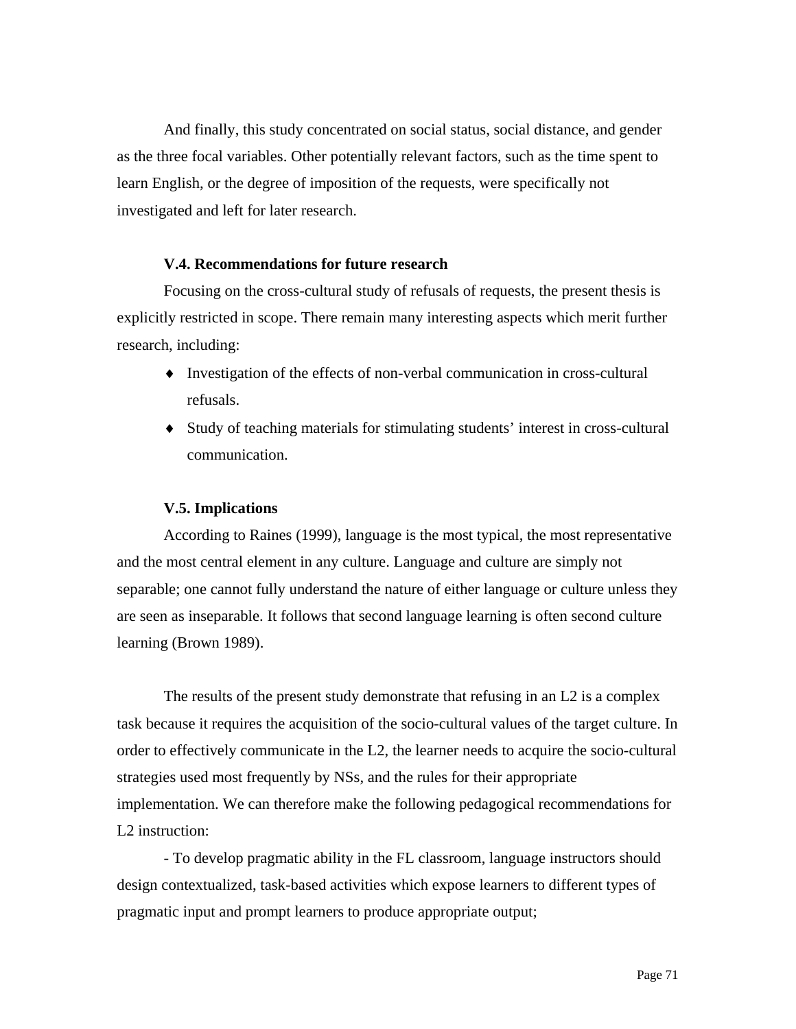And finally, this study concentrated on social status, social distance, and gender as the three focal variables. Other potentially relevant factors, such as the time spent to learn English, or the degree of imposition of the requests, were specifically not investigated and left for later research.

### V.4. Recommendations for future research

Focusing on the cross-cultural study of refusals of requests, the present thesis is explicitly restricted in scope. There remain many interesting aspects which merit further research, including:

- Investigation of the effects of non-verbal communication in cross-cultural refusals.
- Study of teaching materials for stimulating students' interest in cross-cultural communication.

### V.5. Implications

According to Raines (1999), language is the most typical, the most representative and the most central element in any culture. Language and culture are simply not separable; one cannot fully understand the nature of either language or culture unless they are seen as inseparable. It follows that second language learning is often second culture learning (Brown 1989).

The results of the present study demonstrate that refusing in an L2 is a complex task because it requires the acquisition of the socio-cultural values of the target culture. In order to effectively communicate in the L2, the learner needs to acquire the socio-cultural strategies used most frequently by NSs, and the rules for their appropriate implementation. We can therefore make the following pedagogical recommendations for L2 instruction:

- To develop pragmatic ability in the FL classroom, language instructors should design contextualized, task-based activities which expose learners to different types of pragmatic input and prompt learners to produce appropriate output;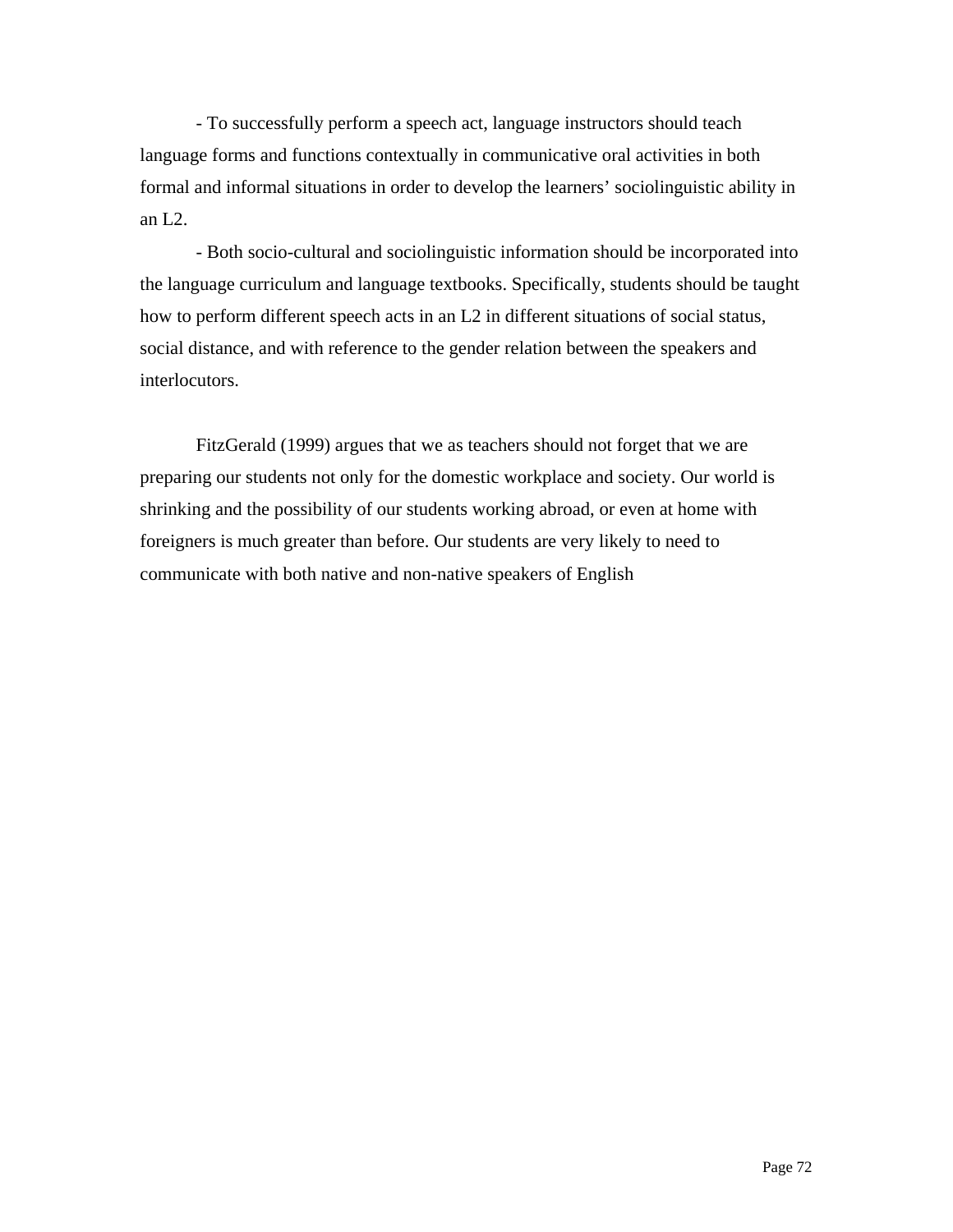- To successfully perform a speech act, language instructors should teach language forms and functions contextually in communicative oral activities in both formal and informal situations in order to develop the learners' sociolinguistic ability in an L2.

- Both socio-cultural and sociolinguistic information should be incorporated into the language curriculum and language textbooks. Specifically, students should be taught how to perform different speech acts in an L2 in different situations of social status, social distance, and with reference to the gender relation between the speakers and interlocutors.

FitzGerald (1999) argues that we as teachers should not forget that we are preparing our students not only for the domestic workplace and society. Our world is shrinking and the possibility of our students working abroad, or even at home with foreigners is much greater than before. Our students are very likely to need to communicate with both native and non-native speakers of English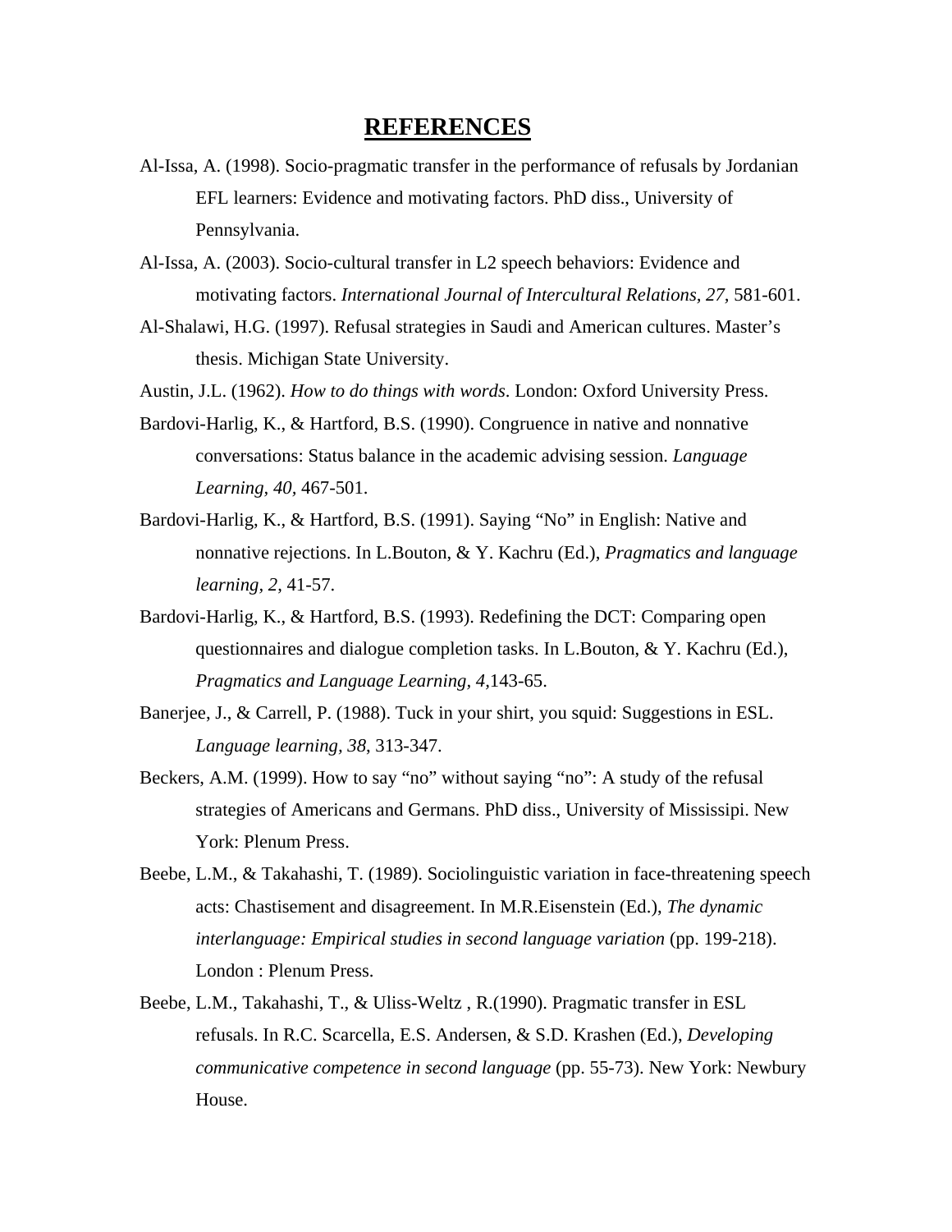# REFERENCES

Al-Issa, A. (1998). Socio-pragmatic transfer in the performance of refusals by Jordanian EFL learners: Evidence and motivating factors. PhD diss., University of Pennsylvania.

Al-Issa, A. (2003). Socio-cultural transfer in L2 speech behaviors: Evidence and motivating factors. *International Journal of Intercultural Relations, 27,* 581-601.

Al-Shalawi, H.G. (1997). Refusal strategies in Saudi and American cultures. Master's thesis. Michigan State University.

Austin, J.L. (1962). *How to do things with words*. London: Oxford University Press.

Bardovi-Harlig, K., & Hartford, B.S. (1990). Congruence in native and nonnative conversations: Status balance in the academic advising session. *Language Learning, 40*, 467-501.

Bardovi-Harlig, K., & Hartford, B.S. (1991). Saying "No" in English: Native and nonnative rejections. In L.Bouton, & Y. Kachru (Ed.), *Pragmatics and language learning, 2*, 41-57.

Bardovi-Harlig, K., & Hartford, B.S. (1993). Redefining the DCT: Comparing open questionnaires and dialogue completion tasks. In L.Bouton, & Y. Kachru (Ed.), *Pragmatics and Language Learning, 4,*143-65.

Banerjee, J., & Carrell, P. (1988). Tuck in your shirt, you squid: Suggestions in ESL. *Language learning, 38,* 313-347.

Beckers, A.M. (1999). How to say "no" without saying "no": A study of the refusal strategies of Americans and Germans. PhD diss., University of Mississipi. New York: Plenum Press.

Beebe, L.M., & Takahashi, T. (1989). Sociolinguistic variation in face-threatening speech acts: Chastisement and disagreement. In M.R.Eisenstein (Ed.), *The dynamic interlanguage: Empirical studies in second language variation* (pp. 199-218). London : Plenum Press.

Beebe, L.M., Takahashi, T., & Uliss-Weltz , R.(1990). Pragmatic transfer in ESL refusals. In R.C. Scarcella, E.S. Andersen, & S.D. Krashen (Ed.), *Developing communicative competence in second language* (pp. 55-73). New York: Newbury House.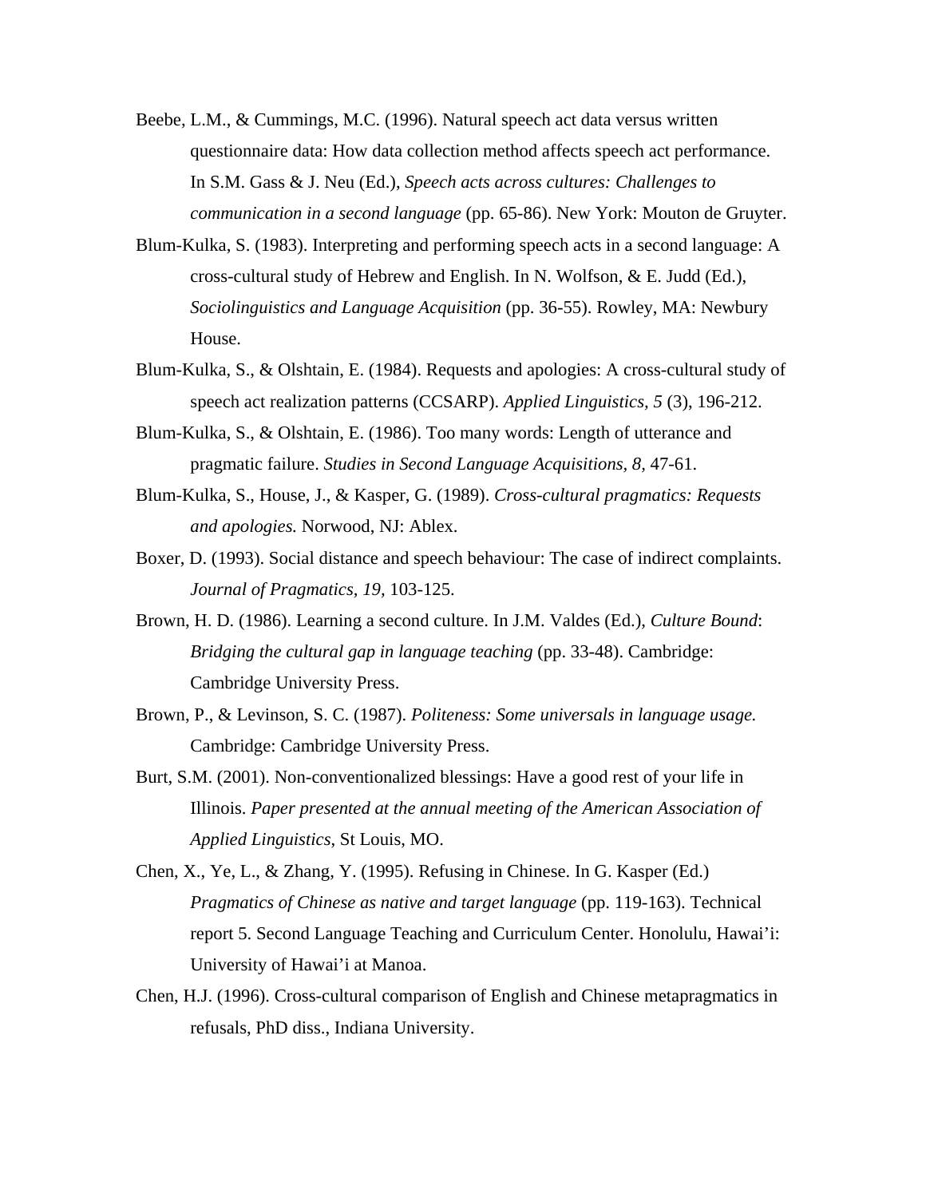Beebe, L.M., & Cummings, M.C. (1996). Natural speech act data versus written questionnaire data: How data collection method affects speech act performance. In S.M. Gass & J. Neu (Ed.), *Speech acts across cultures: Challenges to communication in a second language* (pp. 65-86). New York: Mouton de Gruyter.

Blum-Kulka, S. (1983). Interpreting and performing speech acts in a second language: A cross-cultural study of Hebrew and English. In N. Wolfson, & E. Judd (Ed.), *Sociolinguistics and Language Acquisition* (pp. 36-55). Rowley, MA: Newbury House.

Blum-Kulka, S., & Olshtain, E. (1984). Requests and apologies: A cross-cultural study of speech act realization patterns (CCSARP). *Applied Linguistics, 5* (3), 196-212.

Blum-Kulka, S., & Olshtain, E. (1986). Too many words: Length of utterance and pragmatic failure. *Studies in Second Language Acquisitions, 8,* 47-61.

Blum-Kulka, S., House, J., & Kasper, G. (1989). *Cross-cultural pragmatics: Requests and apologies.* Norwood, NJ: Ablex.

Boxer, D. (1993). Social distance and speech behaviour: The case of indirect complaints. *Journal of Pragmatics, 19,* 103-125.

Brown, H. D. (1986). Learning a second culture. In J.M. Valdes (Ed.), *Culture Bound*: *Bridging the cultural gap in language teaching* (pp. 33-48). Cambridge: Cambridge University Press.

Brown, P., & Levinson, S. C. (1987). *Politeness: Some universals in language usage.* Cambridge: Cambridge University Press.

Burt, S.M. (2001). Non-conventionalized blessings: Have a good rest of your life in Illinois. *Paper presented at the annual meeting of the American Association of Applied Linguistics*, St Louis, MO.

Chen, X., Ye, L., & Zhang, Y. (1995). Refusing in Chinese. In G. Kasper (Ed.) *Pragmatics of Chinese as native and target language* (pp. 119-163). Technical report 5. Second Language Teaching and Curriculum Center. Honolulu, Hawai'i: University of Hawai'i at Manoa.

Chen, H.J. (1996). Cross-cultural comparison of English and Chinese metapragmatics in refusals, PhD diss., Indiana University.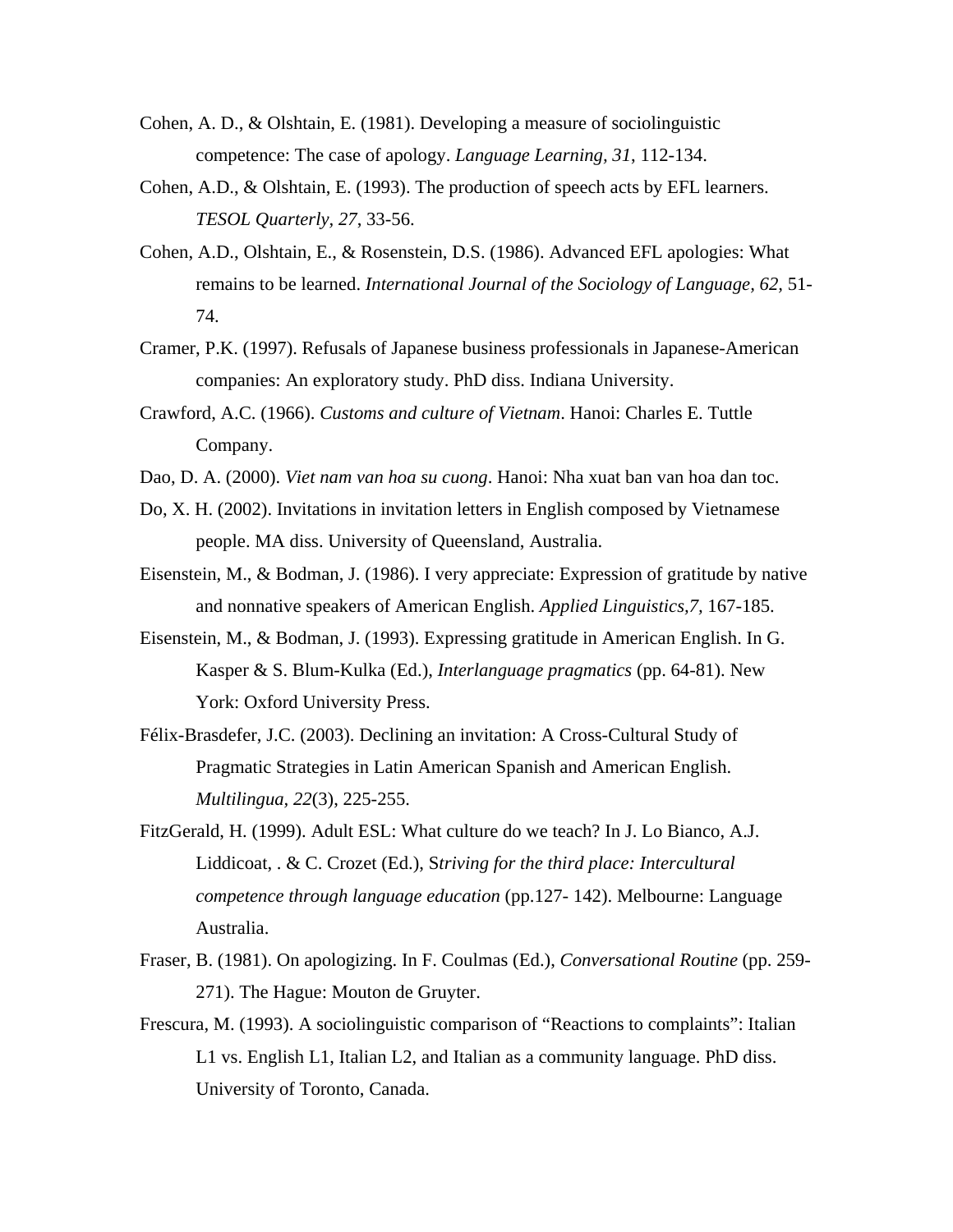Cohen, A. D., & Olshtain, E. (1981). Developing a measure of sociolinguistic competence: The case of apology. *Language Learning, 31,* 112-134.

Cohen, A.D., & Olshtain, E. (1993). The production of speech acts by EFL learners. *TESOL Quarterly, 27*, 33-56.

Cohen, A.D., Olshtain, E., & Rosenstein, D.S. (1986). Advanced EFL apologies: What remains to be learned. *International Journal of the Sociology of Language, 62,* 51-74.

Cramer, P.K. (1997). Refusals of Japanese business professionals in Japanese-American companies: An exploratory study. PhD diss. Indiana University.

Crawford, A.C. (1966). *Customs and culture of Vietnam*. Hanoi: Charles E. Tuttle Company.

Dao, D. A. (2000). *Viet nam van hoa su cuong*. Hanoi: Nha xuat ban van hoa dan toc.

Do, X. H. (2002). Invitations in invitation letters in English composed by Vietnamese people. MA diss. University of Queensland, Australia.

Eisenstein, M., & Bodman, J. (1986). I very appreciate: Expression of gratitude by native and nonnative speakers of American English. *Applied Linguistics,7,* 167-185.

Eisenstein, M., & Bodman, J. (1993). Expressing gratitude in American English. In G. Kasper & S. Blum-Kulka (Ed.), *Interlanguage pragmatics* (pp. 64-81). New York: Oxford University Press.

Félix-Brasdefer, J.C. (2003). Declining an invitation: A Cross-Cultural Study of Pragmatic Strategies in Latin American Spanish and American English. *Multilingua, 22*(3), 225-255.

FitzGerald, H. (1999). Adult ESL: What culture do we teach? In J. Lo Bianco, A.J. Liddicoat, . & C. Crozet (Ed.), S*triving for the third place: Intercultural competence through language education* (pp.127- 142). Melbourne: Language Australia.

Fraser, B. (1981). On apologizing. In F. Coulmas (Ed.), *Conversational Routine* (pp. 259-271). The Hague: Mouton de Gruyter.

Frescura, M. (1993). A sociolinguistic comparison of "Reactions to complaints": Italian L1 vs. English L1, Italian L2, and Italian as a community language. PhD diss. University of Toronto, Canada.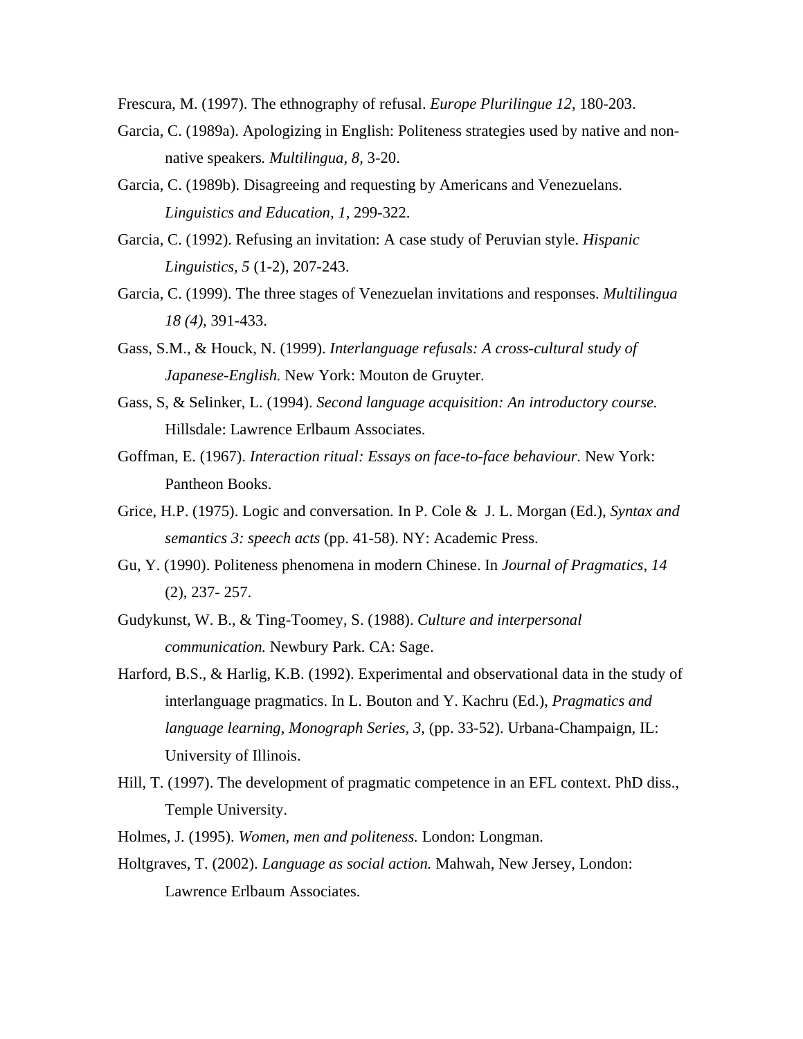Frescura, M. (1997). The ethnography of refusal. *Europe Plurilingue 12*, 180-203.

Garcia, C. (1989a). Apologizing in English: Politeness strategies used by native and non-native speakers*. Multilingua, 8,* 3-20.

Garcia, C. (1989b). Disagreeing and requesting by Americans and Venezuelans. *Linguistics and Education, 1,* 299-322.

Garcia, C. (1992). Refusing an invitation: A case study of Peruvian style. *Hispanic Linguistics, 5* (1-2), 207-243.

Garcia, C. (1999). The three stages of Venezuelan invitations and responses. *Multilingua 18 (4)*, 391-433.

Gass, S.M., & Houck, N. (1999). *Interlanguage refusals: A cross-cultural study of Japanese-English.* New York: Mouton de Gruyter.

Gass, S, & Selinker, L. (1994). *Second language acquisition: An introductory course.* Hillsdale: Lawrence Erlbaum Associates.

Goffman, E. (1967). *Interaction ritual: Essays on face-to-face behaviour.* New York: Pantheon Books.

Grice, H.P. (1975). Logic and conversation*.* In P. Cole & J. L. Morgan (Ed.), *Syntax and semantics 3: speech acts* (pp. 41-58). NY: Academic Press.

Gu, Y. (1990). Politeness phenomena in modern Chinese. In *Journal of Pragmatics, 14* (2), 237- 257.

Gudykunst, W. B., & Ting-Toomey, S. (1988). *Culture and interpersonal communication.* Newbury Park. CA: Sage.

Harford, B.S., & Harlig, K.B. (1992). Experimental and observational data in the study of interlanguage pragmatics. In L. Bouton and Y. Kachru (Ed.), *Pragmatics and language learning*, *Monograph Series*, *3,* (pp. 33-52). Urbana-Champaign, IL: University of Illinois.

Hill, T. (1997). The development of pragmatic competence in an EFL context. PhD diss., Temple University.

Holmes, J. (1995). *Women, men and politeness.* London: Longman.

Holtgraves, T. (2002). *Language as social action.* Mahwah, New Jersey, London: Lawrence Erlbaum Associates.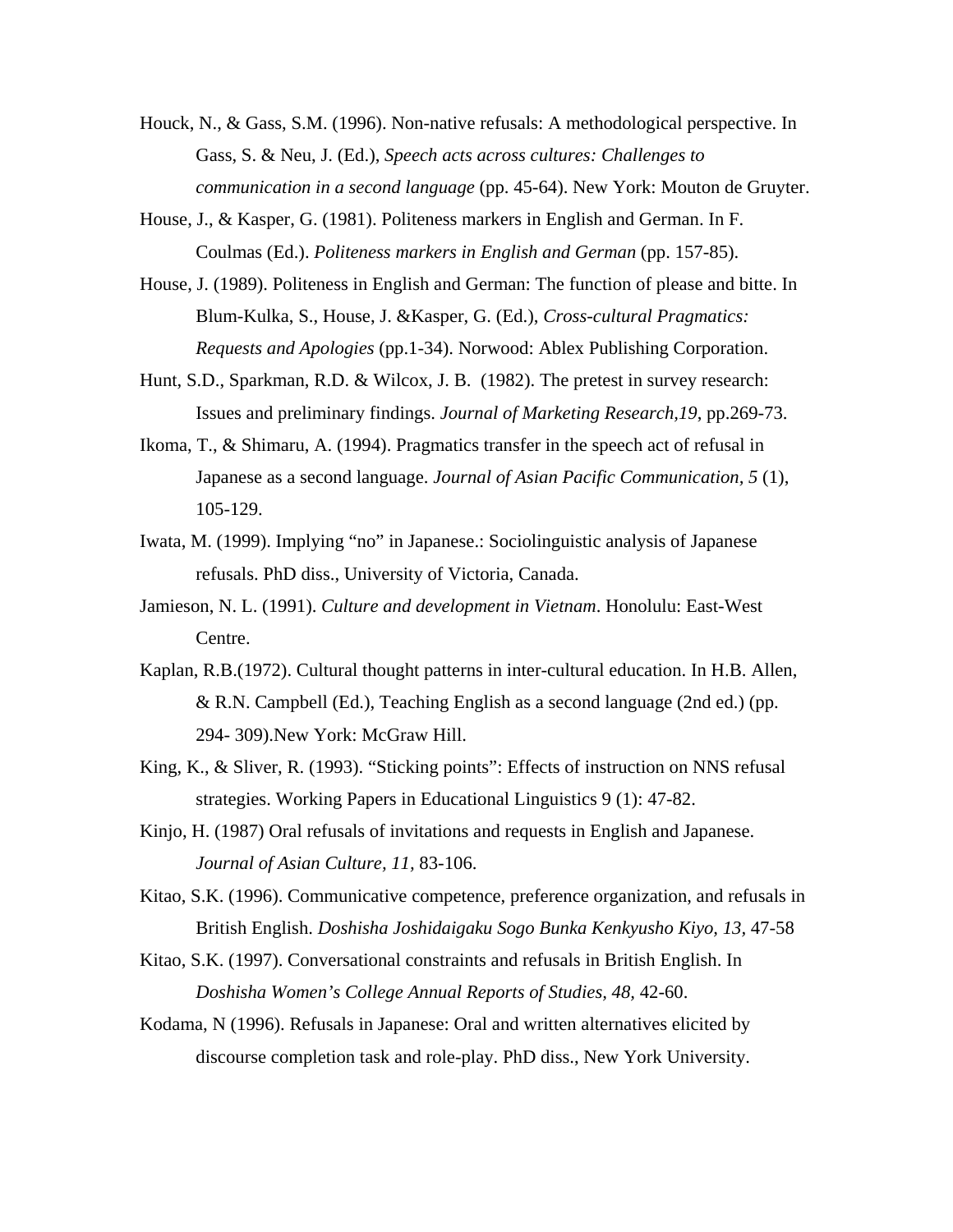Houck, N., & Gass, S.M. (1996). Non-native refusals: A methodological perspective. In Gass, S. & Neu, J. (Ed.), *Speech acts across cultures: Challenges to communication in a second language* (pp. 45-64). New York: Mouton de Gruyter.

House, J., & Kasper, G. (1981). Politeness markers in English and German. In F. Coulmas (Ed.). *Politeness markers in English and German* (pp. 157-85).

House, J. (1989). Politeness in English and German: The function of please and bitte. In Blum-Kulka, S., House, J. &Kasper, G. (Ed.), *Cross-cultural Pragmatics: Requests and Apologies* (pp.1-34). Norwood: Ablex Publishing Corporation.

Hunt, S.D., Sparkman, R.D. & Wilcox, J. B. (1982). The pretest in survey research: Issues and preliminary findings. *Journal of Marketing Research,19*, pp.269-73.

Ikoma, T., & Shimaru, A. (1994). Pragmatics transfer in the speech act of refusal in Japanese as a second language. *Journal of Asian Pacific Communication, 5* (1), 105-129.

Iwata, M. (1999). Implying "no" in Japanese.: Sociolinguistic analysis of Japanese refusals. PhD diss., University of Victoria, Canada.

Jamieson, N. L. (1991). *Culture and development in Vietnam*. Honolulu: East-West Centre.

Kaplan, R.B.(1972). Cultural thought patterns in inter-cultural education. In H.B. Allen, & R.N. Campbell (Ed.), Teaching English as a second language (2nd ed.) (pp. 294- 309).New York: McGraw Hill.

King, K., & Sliver, R. (1993). "Sticking points": Effects of instruction on NNS refusal strategies. Working Papers in Educational Linguistics 9 (1): 47-82.

Kinjo, H. (1987) Oral refusals of invitations and requests in English and Japanese. *Journal of Asian Culture, 11,* 83-106.

Kitao, S.K. (1996). Communicative competence, preference organization, and refusals in British English. *Doshisha Joshidaigaku Sogo Bunka Kenkyusho Kiyo, 13,* 47-58

Kitao, S.K. (1997). Conversational constraints and refusals in British English. In *Doshisha Women's College Annual Reports of Studies, 48,* 42-60.

Kodama, N (1996). Refusals in Japanese: Oral and written alternatives elicited by discourse completion task and role-play. PhD diss., New York University.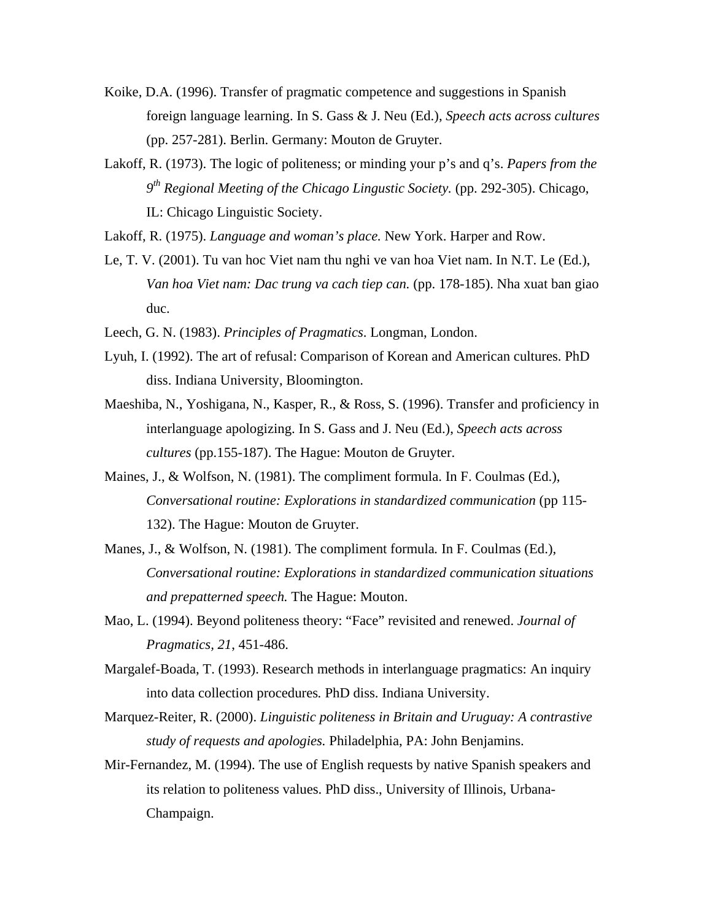Koike, D.A. (1996). Transfer of pragmatic competence and suggestions in Spanish foreign language learning. In S. Gass & J. Neu (Ed.), *Speech acts across cultures* (pp. 257-281). Berlin. Germany: Mouton de Gruyter.

Lakoff, R. (1973). The logic of politeness; or minding your p's and q's. *Papers from the 9th Regional Meeting of the Chicago Lingustic Society.* (pp. 292-305). Chicago, IL: Chicago Linguistic Society.

Lakoff, R. (1975). *Language and woman's place.* New York. Harper and Row.

Le, T. V. (2001). Tu van hoc Viet nam thu nghi ve van hoa Viet nam. In N.T. Le (Ed.), *Van hoa Viet nam: Dac trung va cach tiep can.* (pp. 178-185). Nha xuat ban giao duc.

Leech, G. N. (1983). *Principles of Pragmatics*. Longman, London.

Lyuh, I. (1992). The art of refusal: Comparison of Korean and American cultures. PhD diss. Indiana University, Bloomington.

Maeshiba, N., Yoshigana, N., Kasper, R., & Ross, S. (1996). Transfer and proficiency in interlanguage apologizing. In S. Gass and J. Neu (Ed.), *Speech acts across cultures* (pp.155-187). The Hague: Mouton de Gruyter.

Maines, J., & Wolfson, N. (1981). The compliment formula. In F. Coulmas (Ed.), *Conversational routine: Explorations in standardized communication* (pp 115-132). The Hague: Mouton de Gruyter.

Manes, J., & Wolfson, N. (1981). The compliment formula. In F. Coulmas (Ed.), *Conversational routine: Explorations in standardized communication situations and prepatterned speech.* The Hague: Mouton.

Mao, L. (1994). Beyond politeness theory: "Face" revisited and renewed. *Journal of Pragmatics, 21*, 451-486.

Margalef-Boada, T. (1993). Research methods in interlanguage pragmatics: An inquiry into data collection procedures. PhD diss. Indiana University.

Marquez-Reiter, R. (2000). *Linguistic politeness in Britain and Uruguay: A contrastive study of requests and apologies.* Philadelphia, PA: John Benjamins.

Mir-Fernandez, M. (1994). The use of English requests by native Spanish speakers and its relation to politeness values. PhD diss., University of Illinois, Urbana-Champaign.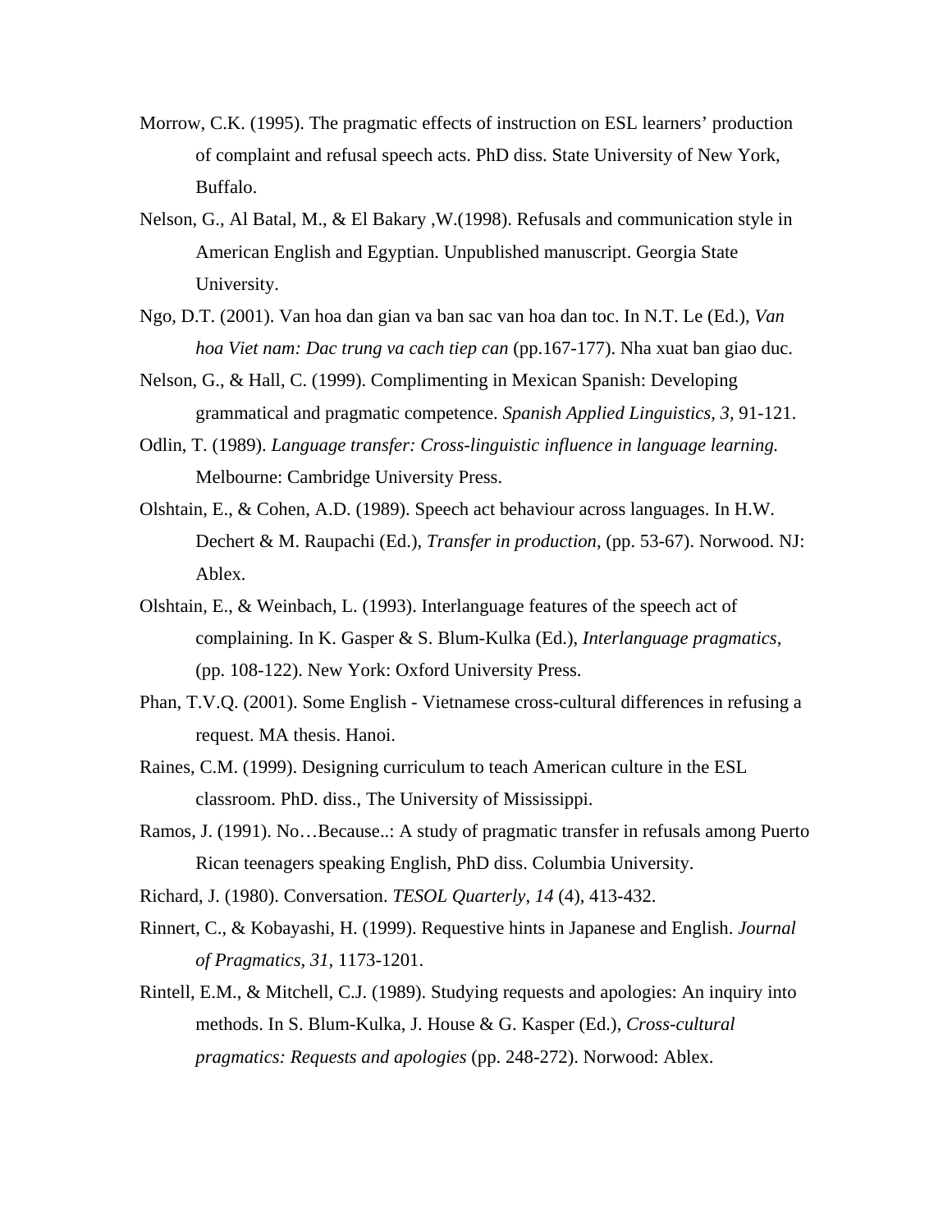Morrow, C.K. (1995). The pragmatic effects of instruction on ESL learners' production of complaint and refusal speech acts. PhD diss. State University of New York, Buffalo.

Nelson, G., Al Batal, M., & El Bakary ,W.(1998). Refusals and communication style in American English and Egyptian. Unpublished manuscript. Georgia State University.

Ngo, D.T. (2001). Van hoa dan gian va ban sac van hoa dan toc. In N.T. Le (Ed.), *Van hoa Viet nam: Dac trung va cach tiep can* (pp.167-177). Nha xuat ban giao duc.

Nelson, G., & Hall, C. (1999). Complimenting in Mexican Spanish: Developing grammatical and pragmatic competence. *Spanish Applied Linguistics, 3,* 91-121.

Odlin, T. (1989). *Language transfer: Cross-linguistic influence in language learning.* Melbourne: Cambridge University Press.

Olshtain, E., & Cohen, A.D. (1989). Speech act behaviour across languages. In H.W. Dechert & M. Raupachi (Ed.), *Transfer in production,* (pp. 53-67). Norwood. NJ: Ablex.

Olshtain, E., & Weinbach, L. (1993). Interlanguage features of the speech act of complaining. In K. Gasper & S. Blum-Kulka (Ed.), *Interlanguage pragmatics,* (pp. 108-122). New York: Oxford University Press.

Phan, T.V.Q. (2001). Some English - Vietnamese cross-cultural differences in refusing a request. MA thesis. Hanoi.

Raines, C.M. (1999). Designing curriculum to teach American culture in the ESL classroom. PhD. diss., The University of Mississippi.

Ramos, J. (1991). No…Because..: A study of pragmatic transfer in refusals among Puerto Rican teenagers speaking English, PhD diss. Columbia University.

Richard, J. (1980). Conversation. *TESOL Quarterly*, *14* (4), 413-432.

Rinnert, C., & Kobayashi, H. (1999). Requestive hints in Japanese and English. *Journal of Pragmatics, 31,* 1173-1201.

Rintell, E.M., & Mitchell, C.J. (1989). Studying requests and apologies: An inquiry into methods. In S. Blum-Kulka, J. House & G. Kasper (Ed.), *Cross-cultural pragmatics: Requests and apologies* (pp. 248-272). Norwood: Ablex.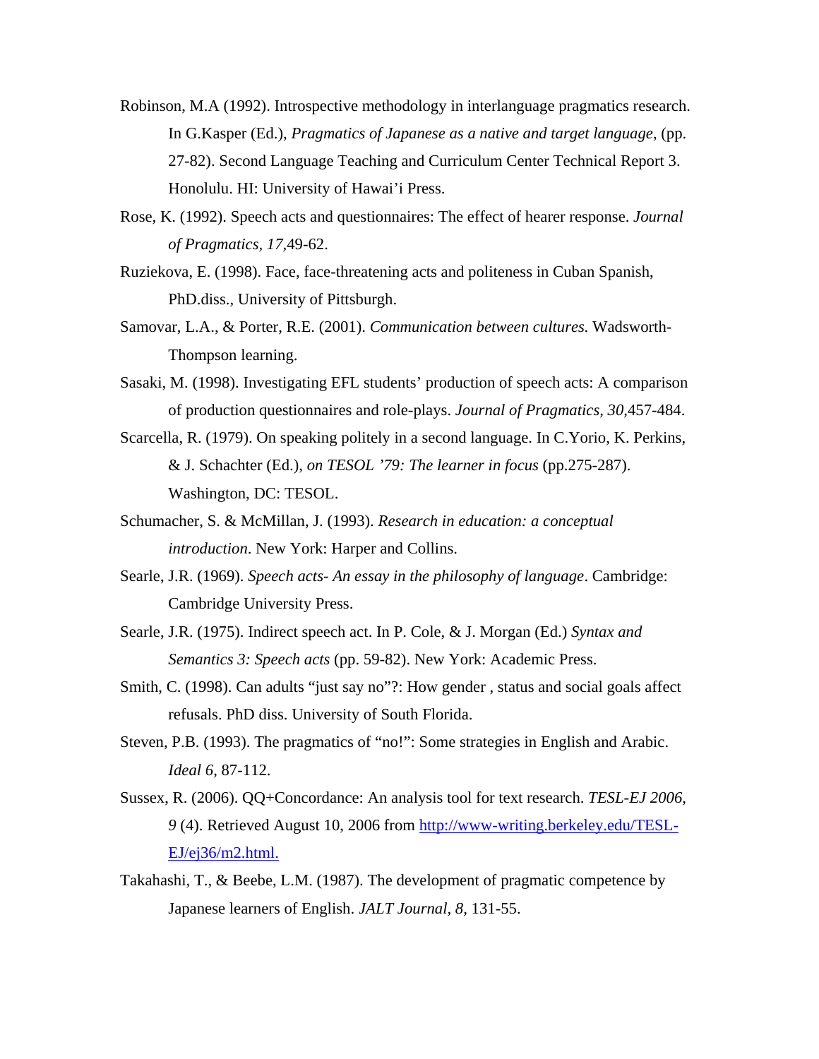Robinson, M.A (1992). Introspective methodology in interlanguage pragmatics research. In G.Kasper (Ed.), *Pragmatics of Japanese as a native and target language*, (pp. 27-82). Second Language Teaching and Curriculum Center Technical Report 3. Honolulu. HI: University of Hawai'i Press.

Rose, K. (1992). Speech acts and questionnaires: The effect of hearer response. *Journal of Pragmatics, 17*,49-62.

Ruziekova, E. (1998). Face, face-threatening acts and politeness in Cuban Spanish, PhD.diss., University of Pittsburgh.

Samovar, L.A., & Porter, R.E. (2001). *Communication between cultures.* Wadsworth-Thompson learning.

Sasaki, M. (1998). Investigating EFL students' production of speech acts: A comparison of production questionnaires and role-plays. *Journal of Pragmatics, 30*,457-484.

Scarcella, R. (1979). On speaking politely in a second language. In C.Yorio, K. Perkins, & J. Schachter (Ed.), *on TESOL '79: The learner in focus* (pp.275-287). Washington, DC: TESOL.

Schumacher, S. & McMillan, J. (1993). *Research in education: a conceptual introduction*. New York: Harper and Collins.

Searle, J.R. (1969). *Speech acts- An essay in the philosophy of language*. Cambridge: Cambridge University Press.

Searle, J.R. (1975). Indirect speech act. In P. Cole, & J. Morgan (Ed.) *Syntax and Semantics 3: Speech acts* (pp. 59-82). New York: Academic Press.

Smith, C. (1998). Can adults "just say no"?: How gender , status and social goals affect refusals. PhD diss. University of South Florida.

Steven, P.B. (1993). The pragmatics of "no!": Some strategies in English and Arabic. *Ideal 6*, 87-112.

Sussex, R. (2006). QQ+Concordance: An analysis tool for text research. *TESL-EJ 2006*, *9* (4). Retrieved August 10, 2006 from http://www-writing.berkeley.edu/TESL-EJ/ej36/m2.html.

Takahashi, T., & Beebe, L.M. (1987). The development of pragmatic competence by Japanese learners of English. *JALT Journal, 8*, 131-55.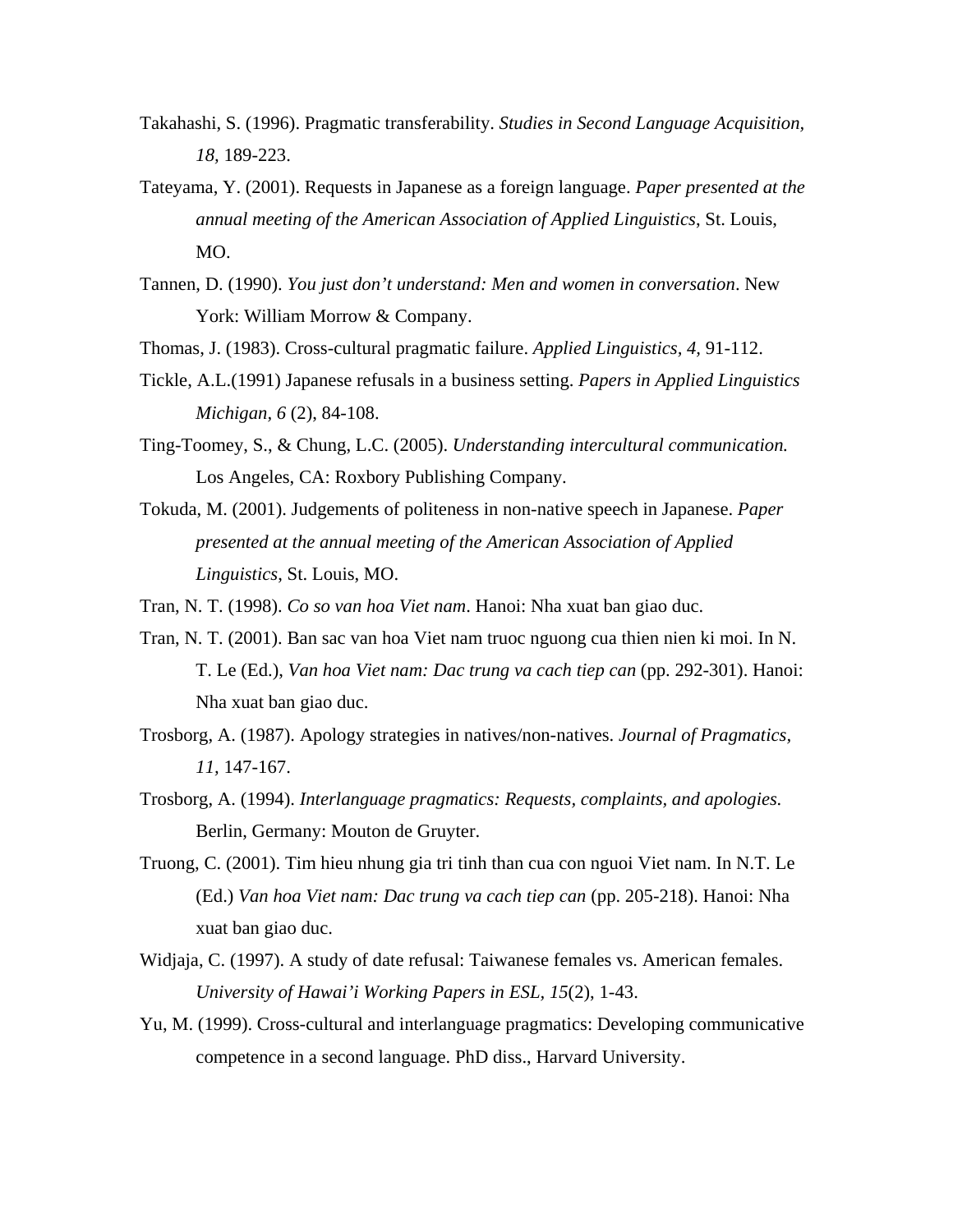Takahashi, S. (1996). Pragmatic transferability. *Studies in Second Language Acquisition, 18*, 189-223.

Tateyama, Y. (2001). Requests in Japanese as a foreign language. *Paper presented at the annual meeting of the American Association of Applied Linguistics*, St. Louis, MO.

Tannen, D. (1990). *You just don't understand: Men and women in conversation*. New York: William Morrow & Company.

Thomas, J. (1983). Cross-cultural pragmatic failure. *Applied Linguistics, 4*, 91-112.

Tickle, A.L.(1991) Japanese refusals in a business setting. *Papers in Applied Linguistics Michigan, 6* (2), 84-108.

Ting-Toomey, S., & Chung, L.C. (2005). *Understanding intercultural communication.* Los Angeles, CA: Roxbory Publishing Company.

Tokuda, M. (2001). Judgements of politeness in non-native speech in Japanese. *Paper presented at the annual meeting of the American Association of Applied Linguistics*, St. Louis, MO.

Tran, N. T. (1998). *Co so van hoa Viet nam*. Hanoi: Nha xuat ban giao duc.

Tran, N. T. (2001). Ban sac van hoa Viet nam truoc nguong cua thien nien ki moi. In N. T. Le (Ed.), *Van hoa Viet nam: Dac trung va cach tiep can* (pp. 292-301). Hanoi: Nha xuat ban giao duc.

Trosborg, A. (1987). Apology strategies in natives/non-natives. *Journal of Pragmatics, 11,* 147-167.

Trosborg, A. (1994). *Interlanguage pragmatics: Requests, complaints, and apologies.* Berlin, Germany: Mouton de Gruyter.

Truong, C. (2001). Tim hieu nhung gia tri tinh than cua con nguoi Viet nam. In N.T. Le (Ed.) *Van hoa Viet nam: Dac trung va cach tiep can* (pp. 205-218). Hanoi: Nha xuat ban giao duc.

Widjaja, C. (1997). A study of date refusal: Taiwanese females vs. American females. *University of Hawai'i Working Papers in ESL, 15*(2), 1-43.

Yu, M. (1999). Cross-cultural and interlanguage pragmatics: Developing communicative competence in a second language. PhD diss., Harvard University.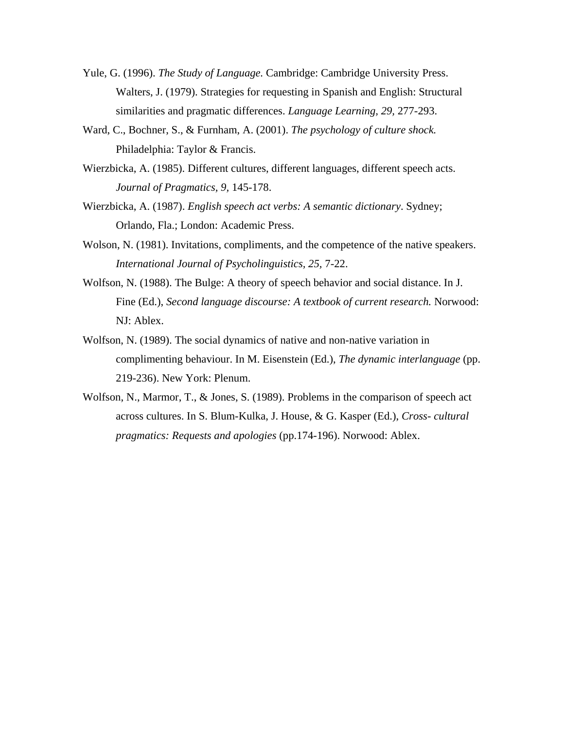Yule, G. (1996). *The Study of Language.* Cambridge: Cambridge University Press.

Walters, J. (1979). Strategies for requesting in Spanish and English: Structural similarities and pragmatic differences. *Language Learning, 29*, 277-293.

Ward, C., Bochner, S., & Furnham, A. (2001). *The psychology of culture shock.* Philadelphia: Taylor & Francis.

Wierzbicka, A. (1985). Different cultures, different languages, different speech acts. *Journal of Pragmatics, 9,* 145-178.

Wierzbicka, A. (1987). *English speech act verbs: A semantic dictionary*. Sydney; Orlando, Fla.; London: Academic Press.

Wolson, N. (1981). Invitations, compliments, and the competence of the native speakers. *International Journal of Psycholinguistics, 25*, 7-22.

Wolfson, N. (1988). The Bulge: A theory of speech behavior and social distance. In J. Fine (Ed.), *Second language discourse: A textbook of current research.* Norwood: NJ: Ablex.

Wolfson, N. (1989). The social dynamics of native and non-native variation in complimenting behaviour. In M. Eisenstein (Ed.), *The dynamic interlanguage* (pp. 219-236). New York: Plenum.

Wolfson, N., Marmor, T., & Jones, S. (1989). Problems in the comparison of speech act across cultures. In S. Blum-Kulka, J. House, & G. Kasper (Ed.), *Cross- cultural pragmatics: Requests and apologies* (pp.174-196). Norwood: Ablex.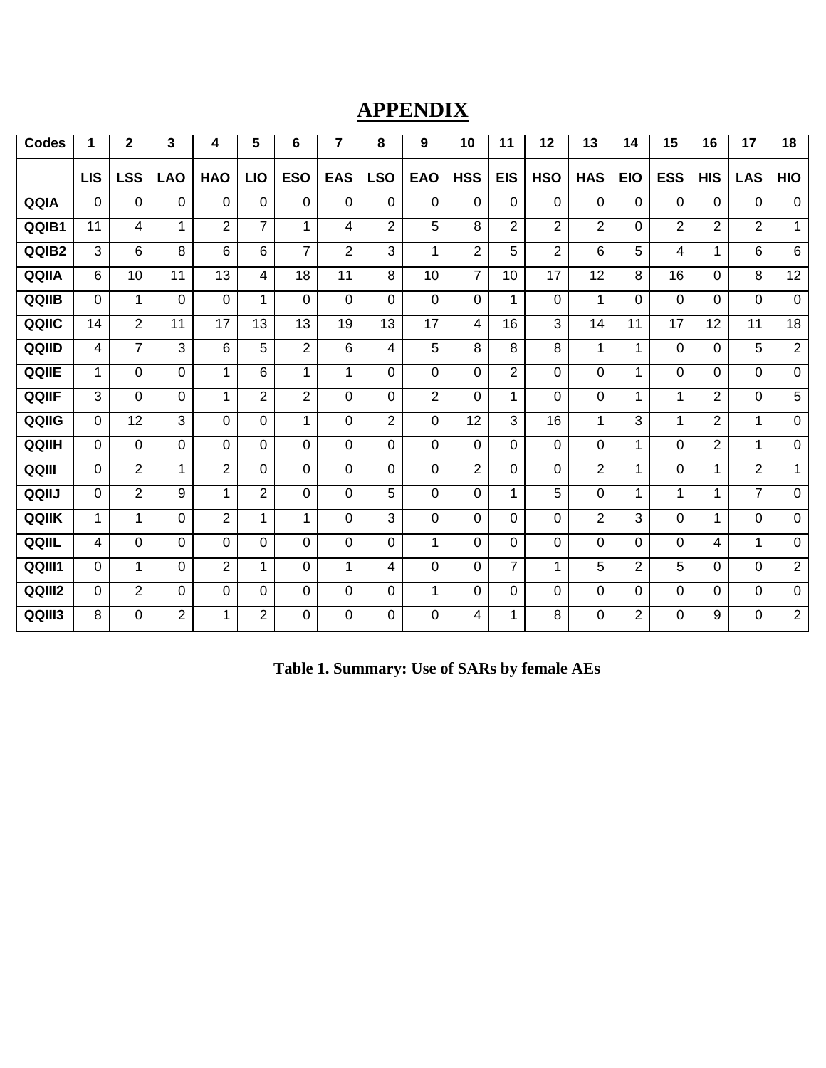# APPENDIX

| Codes | 1 | 2 | 3 | 4 | 5 | 6 | 7 | 8 | 9 | 10 | 11 | 12 | 13 | 14 | 15 | 16 | 17 | 18 |
|---|---|---|---|---|---|---|---|---|---|---|---|---|---|---|---|---|---|---|
| | LIS | LSS | LAO | HAO | LIO | ESO | EAS | LSO | EAO | HSS | EIS | HSO | HAS | EIO | ESS | HIS | LAS | HIO |
| QQIA | 0 | 0 | 0 | 0 | 0 | 0 | 0 | 0 | 0 | 0 | 0 | 0 | 0 | 0 | 0 | 0 | 0 | 0 |
| QQIB1 | 11 | 4 | 1 | 2 | 7 | 1 | 4 | 2 | 5 | 8 | 2 | 2 | 2 | 0 | 2 | 2 | 2 | 1 |
| QQIB2 | 3 | 6 | 8 | 6 | 6 | 7 | 2 | 3 | 1 | 2 | 5 | 2 | 6 | 5 | 4 | 1 | 6 | 6 |
| QQIIA | 6 | 10 | 11 | 13 | 4 | 18 | 11 | 8 | 10 | 7 | 10 | 17 | 12 | 8 | 16 | 0 | 8 | 12 |
| QQIIB | 0 | 1 | 0 | 0 | 1 | 0 | 0 | 0 | 0 | 0 | 1 | 0 | 1 | 0 | 0 | 0 | 0 | 0 |
| QQIIC | 14 | 2 | 11 | 17 | 13 | 13 | 19 | 13 | 17 | 4 | 16 | 3 | 14 | 11 | 17 | 12 | 11 | 18 |
| QQIID | 4 | 7 | 3 | 6 | 5 | 2 | 6 | 4 | 5 | 8 | 8 | 8 | 1 | 1 | 0 | 0 | 5 | 2 |
| QQIIE | 1 | 0 | 0 | 1 | 6 | 1 | 1 | 0 | 0 | 0 | 2 | 0 | 0 | 1 | 0 | 0 | 0 | 0 |
| QQIIF | 3 | 0 | 0 | 1 | 2 | 2 | 0 | 0 | 2 | 0 | 1 | 0 | 0 | 1 | 1 | 2 | 0 | 5 |
| QQIIG | 0 | 12 | 3 | 0 | 0 | 1 | 0 | 2 | 0 | 12 | 3 | 16 | 1 | 3 | 1 | 2 | 1 | 0 |
| QQIIH | 0 | 0 | 0 | 0 | 0 | 0 | 0 | 0 | 0 | 0 | 0 | 0 | 0 | 1 | 0 | 2 | 1 | 0 |
| QQIII | 0 | 2 | 1 | 2 | 0 | 0 | 0 | 0 | 0 | 2 | 0 | 0 | 2 | 1 | 0 | 1 | 2 | 1 |
| QQIIJ | 0 | 2 | 9 | 1 | 2 | 0 | 0 | 5 | 0 | 0 | 1 | 5 | 0 | 1 | 1 | 1 | 7 | 0 |
| QQIIK | 1 | 1 | 0 | 2 | 1 | 1 | 0 | 3 | 0 | 0 | 0 | 0 | 2 | 3 | 0 | 1 | 0 | 0 |
| QQIIL | 4 | 0 | 0 | 0 | 0 | 0 | 0 | 0 | 1 | 0 | 0 | 0 | 0 | 0 | 0 | 4 | 1 | 0 |
| QQIII1 | 0 | 1 | 0 | 2 | 1 | 0 | 1 | 4 | 0 | 0 | 7 | 1 | 5 | 2 | 5 | 0 | 0 | 2 |
| QQIII2 | 0 | 2 | 0 | 0 | 0 | 0 | 0 | 0 | 1 | 0 | 0 | 0 | 0 | 0 | 0 | 0 | 0 | 0 |
| QQIII3 | 8 | 0 | 2 | 1 | 2 | 0 | 0 | 0 | 0 | 4 | 1 | 8 | 0 | 2 | 0 | 9 | 0 | 2 |

**Table 1. Summary: Use of SARs by female AEs**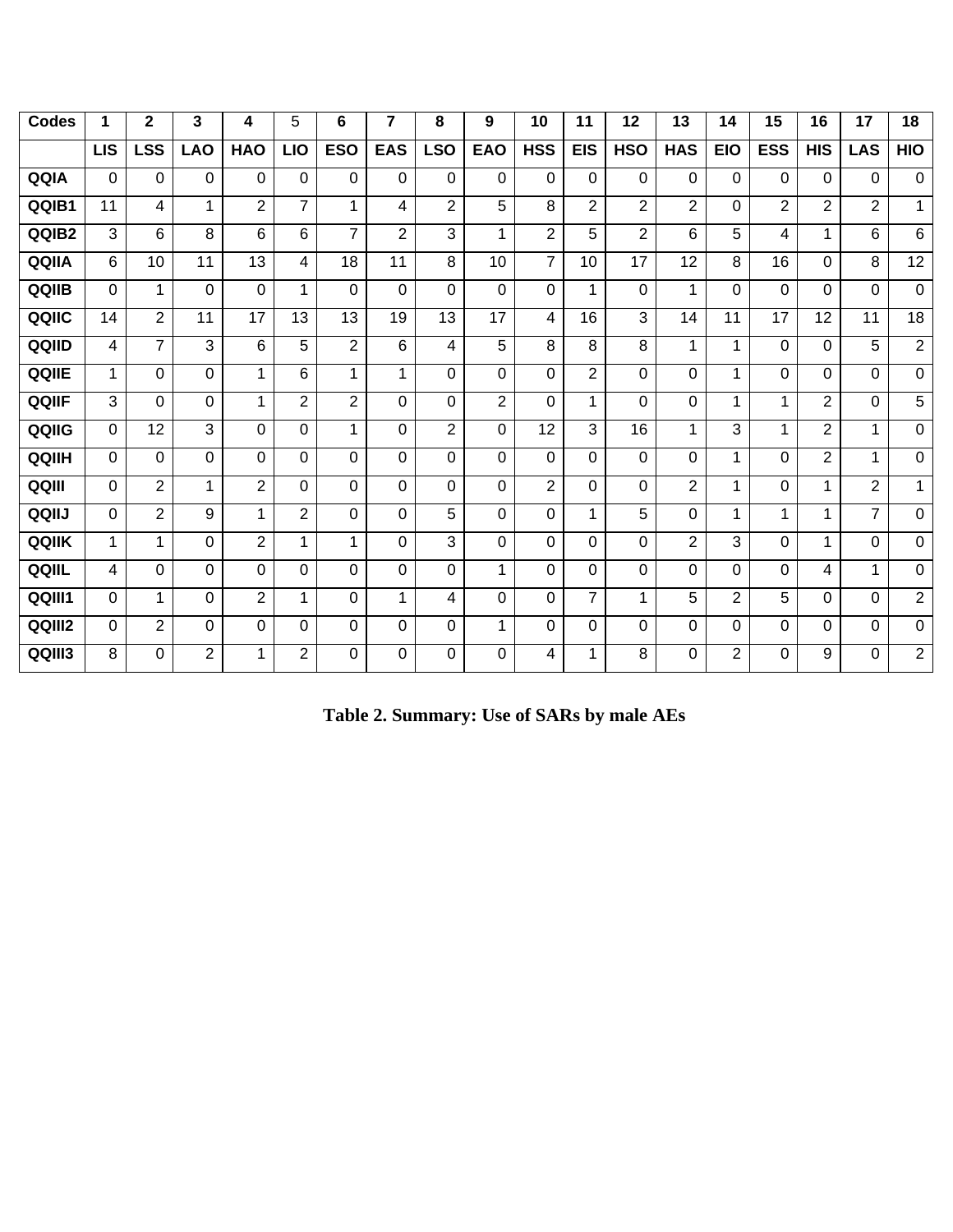| Codes | 1 | 2 | 3 | 4 | 5 | 6 | 7 | 8 | 9 | 10 | 11 | 12 | 13 | 14 | 15 | 16 | 17 | 18 |
|---|---|---|---|---|---|---|---|---|---|---|---|---|---|---|---|---|---|---|
| | LIS | LSS | LAO | HAO | LIO | ESO | EAS | LSO | EAO | HSS | EIS | HSO | HAS | EIO | ESS | HIS | LAS | HIO |
| QQIA | 0 | 0 | 0 | 0 | 0 | 0 | 0 | 0 | 0 | 0 | 0 | 0 | 0 | 0 | 0 | 0 | 0 | 0 |
| QQIB1 | 11 | 4 | 1 | 2 | 7 | 1 | 4 | 2 | 5 | 8 | 2 | 2 | 2 | 0 | 2 | 2 | 2 | 1 |
| QQIB2 | 3 | 6 | 8 | 6 | 6 | 7 | 2 | 3 | 1 | 2 | 5 | 2 | 6 | 5 | 4 | 1 | 6 | 6 |
| QQIIA | 6 | 10 | 11 | 13 | 4 | 18 | 11 | 8 | 10 | 7 | 10 | 17 | 12 | 8 | 16 | 0 | 8 | 12 |
| QQIIB | 0 | 1 | 0 | 0 | 1 | 0 | 0 | 0 | 0 | 0 | 1 | 0 | 1 | 0 | 0 | 0 | 0 | 0 |
| QQIIC | 14 | 2 | 11 | 17 | 13 | 13 | 19 | 13 | 17 | 4 | 16 | 3 | 14 | 11 | 17 | 12 | 11 | 18 |
| QQIID | 4 | 7 | 3 | 6 | 5 | 2 | 6 | 4 | 5 | 8 | 8 | 8 | 1 | 1 | 0 | 0 | 5 | 2 |
| QQIIE | 1 | 0 | 0 | 1 | 6 | 1 | 1 | 0 | 0 | 0 | 2 | 0 | 0 | 1 | 0 | 0 | 0 | 0 |
| QQIIF | 3 | 0 | 0 | 1 | 2 | 2 | 0 | 0 | 2 | 0 | 1 | 0 | 0 | 1 | 1 | 2 | 0 | 5 |
| QQIIG | 0 | 12 | 3 | 0 | 0 | 1 | 0 | 2 | 0 | 12 | 3 | 16 | 1 | 3 | 1 | 2 | 1 | 0 |
| QQIIH | 0 | 0 | 0 | 0 | 0 | 0 | 0 | 0 | 0 | 0 | 0 | 0 | 0 | 1 | 0 | 2 | 1 | 0 |
| QQIII | 0 | 2 | 1 | 2 | 0 | 0 | 0 | 0 | 0 | 2 | 0 | 0 | 2 | 1 | 0 | 1 | 2 | 1 |
| QQIIJ | 0 | 2 | 9 | 1 | 2 | 0 | 0 | 5 | 0 | 0 | 1 | 5 | 0 | 1 | 1 | 1 | 7 | 0 |
| QQIIK | 1 | 1 | 0 | 2 | 1 | 1 | 0 | 3 | 0 | 0 | 0 | 0 | 2 | 3 | 0 | 1 | 0 | 0 |
| QQIIL | 4 | 0 | 0 | 0 | 0 | 0 | 0 | 0 | 1 | 0 | 0 | 0 | 0 | 0 | 0 | 4 | 1 | 0 |
| QQIII1 | 0 | 1 | 0 | 2 | 1 | 0 | 1 | 4 | 0 | 0 | 7 | 1 | 5 | 2 | 5 | 0 | 0 | 2 |
| QQIII2 | 0 | 2 | 0 | 0 | 0 | 0 | 0 | 0 | 1 | 0 | 0 | 0 | 0 | 0 | 0 | 0 | 0 | 0 |
| QQIII3 | 8 | 0 | 2 | 1 | 2 | 0 | 0 | 0 | 0 | 4 | 1 | 8 | 0 | 2 | 0 | 9 | 0 | 2 |

**Table 2. Summary: Use of SARs by male AEs**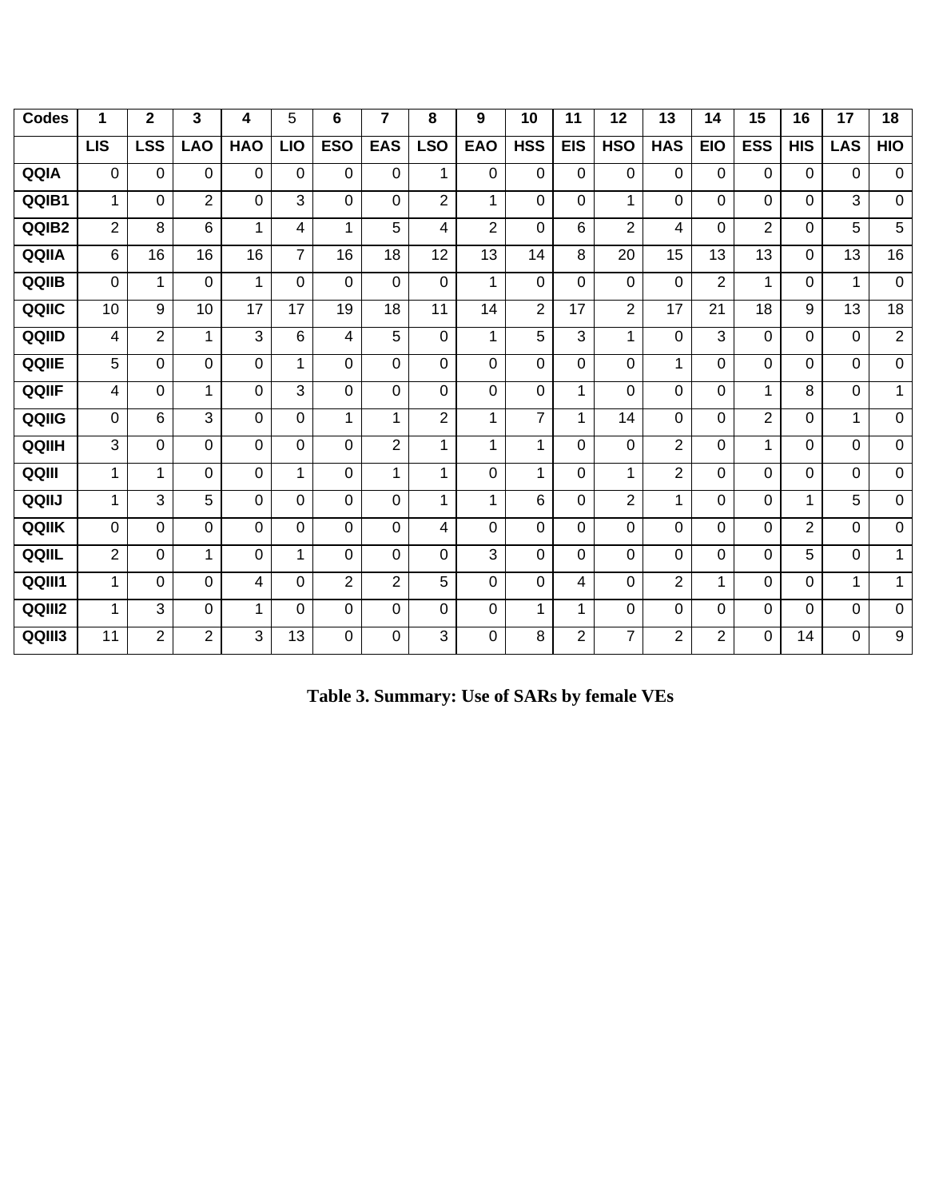| Codes | 1 | 2 | 3 | 4 | 5 | 6 | 7 | 8 | 9 | 10 | 11 | 12 | 13 | 14 | 15 | 16 | 17 | 18 |
|---|---|---|---|---|---|---|---|---|---|---|---|---|---|---|---|---|---|---|
| | LIS | LSS | LAO | HAO | LIO | ESO | EAS | LSO | EAO | HSS | EIS | HSO | HAS | EIO | ESS | HIS | LAS | HIO |
| QQIA | 0 | 0 | 0 | 0 | 0 | 0 | 0 | 1 | 0 | 0 | 0 | 0 | 0 | 0 | 0 | 0 | 0 | 0 |
| QQIB1 | 1 | 0 | 2 | 0 | 3 | 0 | 0 | 2 | 1 | 0 | 0 | 1 | 0 | 0 | 0 | 0 | 3 | 0 |
| QQIB2 | 2 | 8 | 6 | 1 | 4 | 1 | 5 | 4 | 2 | 0 | 6 | 2 | 4 | 0 | 2 | 0 | 5 | 5 |
| QQIIA | 6 | 16 | 16 | 16 | 7 | 16 | 18 | 12 | 13 | 14 | 8 | 20 | 15 | 13 | 13 | 0 | 13 | 16 |
| QQIIB | 0 | 1 | 0 | 1 | 0 | 0 | 0 | 0 | 1 | 0 | 0 | 0 | 0 | 2 | 1 | 0 | 1 | 0 |
| QQIIC | 10 | 9 | 10 | 17 | 17 | 19 | 18 | 11 | 14 | 2 | 17 | 2 | 17 | 21 | 18 | 9 | 13 | 18 |
| QQIID | 4 | 2 | 1 | 3 | 6 | 4 | 5 | 0 | 1 | 5 | 3 | 1 | 0 | 3 | 0 | 0 | 0 | 2 |
| QQIIE | 5 | 0 | 0 | 0 | 1 | 0 | 0 | 0 | 0 | 0 | 0 | 0 | 1 | 0 | 0 | 0 | 0 | 0 |
| QQIIF | 4 | 0 | 1 | 0 | 3 | 0 | 0 | 0 | 0 | 0 | 1 | 0 | 0 | 0 | 1 | 8 | 0 | 1 |
| QQIIG | 0 | 6 | 3 | 0 | 0 | 1 | 1 | 2 | 1 | 7 | 1 | 14 | 0 | 0 | 2 | 0 | 1 | 0 |
| QQIIH | 3 | 0 | 0 | 0 | 0 | 0 | 2 | 1 | 1 | 1 | 0 | 0 | 2 | 0 | 1 | 0 | 0 | 0 |
| QQIII | 1 | 1 | 0 | 0 | 1 | 0 | 1 | 1 | 0 | 1 | 0 | 1 | 2 | 0 | 0 | 0 | 0 | 0 |
| QQIIJ | 1 | 3 | 5 | 0 | 0 | 0 | 0 | 1 | 1 | 6 | 0 | 2 | 1 | 0 | 0 | 1 | 5 | 0 |
| QQIIK | 0 | 0 | 0 | 0 | 0 | 0 | 0 | 4 | 0 | 0 | 0 | 0 | 0 | 0 | 0 | 2 | 0 | 0 |
| QQIIL | 2 | 0 | 1 | 0 | 1 | 0 | 0 | 0 | 3 | 0 | 0 | 0 | 0 | 0 | 0 | 5 | 0 | 1 |
| QQIII1 | 1 | 0 | 0 | 4 | 0 | 2 | 2 | 5 | 0 | 0 | 4 | 0 | 2 | 1 | 0 | 0 | 1 | 1 |
| QQIII2 | 1 | 3 | 0 | 1 | 0 | 0 | 0 | 0 | 0 | 1 | 1 | 0 | 0 | 0 | 0 | 0 | 0 | 0 |
| QQIII3 | 11 | 2 | 2 | 3 | 13 | 0 | 0 | 3 | 0 | 8 | 2 | 7 | 2 | 2 | 0 | 14 | 0 | 9 |

**Table 3. Summary: Use of SARs by female VEs**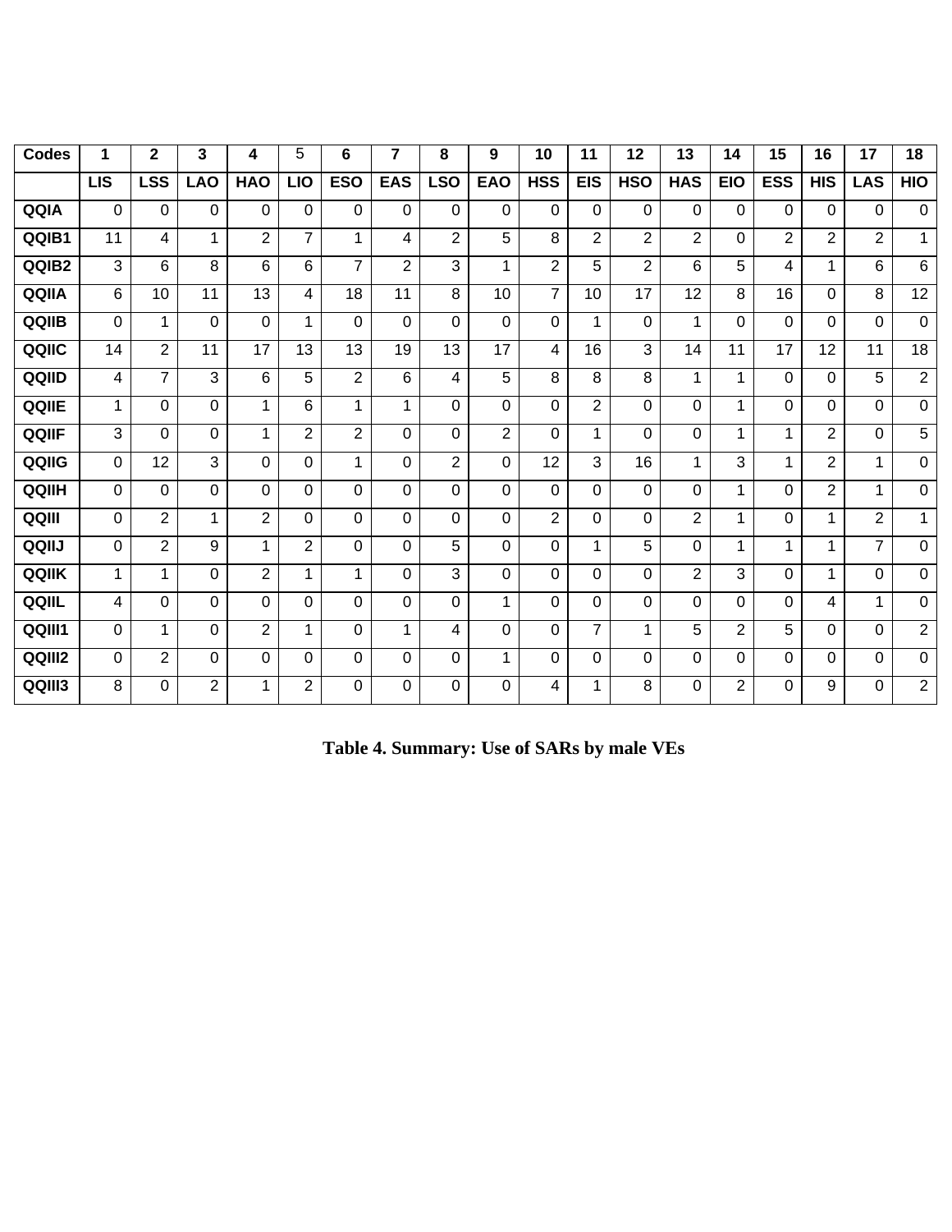| Codes | 1 | 2 | 3 | 4 | 5 | 6 | 7 | 8 | 9 | 10 | 11 | 12 | 13 | 14 | 15 | 16 | 17 | 18 |
|---|---|---|---|---|---|---|---|---|---|---|---|---|---|---|---|---|---|---|
| | LIS | LSS | LAO | HAO | LIO | ESO | EAS | LSO | EAO | HSS | EIS | HSO | HAS | EIO | ESS | HIS | LAS | HIO |
| QQIA | 0 | 0 | 0 | 0 | 0 | 0 | 0 | 0 | 0 | 0 | 0 | 0 | 0 | 0 | 0 | 0 | 0 | 0 |
| QQIB1 | 11 | 4 | 1 | 2 | 7 | 1 | 4 | 2 | 5 | 8 | 2 | 2 | 2 | 0 | 2 | 2 | 2 | 1 |
| QQIB2 | 3 | 6 | 8 | 6 | 6 | 7 | 2 | 3 | 1 | 2 | 5 | 2 | 6 | 5 | 4 | 1 | 6 | 6 |
| QQIIA | 6 | 10 | 11 | 13 | 4 | 18 | 11 | 8 | 10 | 7 | 10 | 17 | 12 | 8 | 16 | 0 | 8 | 12 |
| QQIIB | 0 | 1 | 0 | 0 | 1 | 0 | 0 | 0 | 0 | 0 | 1 | 0 | 1 | 0 | 0 | 0 | 0 | 0 |
| QQIIC | 14 | 2 | 11 | 17 | 13 | 13 | 19 | 13 | 17 | 4 | 16 | 3 | 14 | 11 | 17 | 12 | 11 | 18 |
| QQIID | 4 | 7 | 3 | 6 | 5 | 2 | 6 | 4 | 5 | 8 | 8 | 8 | 1 | 1 | 0 | 0 | 5 | 2 |
| QQIIE | 1 | 0 | 0 | 1 | 6 | 1 | 1 | 0 | 0 | 0 | 2 | 0 | 0 | 1 | 0 | 0 | 0 | 0 |
| QQIIF | 3 | 0 | 0 | 1 | 2 | 2 | 0 | 0 | 2 | 0 | 1 | 0 | 0 | 1 | 1 | 2 | 0 | 5 |
| QQIIG | 0 | 12 | 3 | 0 | 0 | 1 | 0 | 2 | 0 | 12 | 3 | 16 | 1 | 3 | 1 | 2 | 1 | 0 |
| QQIIH | 0 | 0 | 0 | 0 | 0 | 0 | 0 | 0 | 0 | 0 | 0 | 0 | 0 | 1 | 0 | 2 | 1 | 0 |
| QQIII | 0 | 2 | 1 | 2 | 0 | 0 | 0 | 0 | 0 | 2 | 0 | 0 | 2 | 1 | 0 | 1 | 2 | 1 |
| QQIIJ | 0 | 2 | 9 | 1 | 2 | 0 | 0 | 5 | 0 | 0 | 1 | 5 | 0 | 1 | 1 | 1 | 7 | 0 |
| QQIIK | 1 | 1 | 0 | 2 | 1 | 1 | 0 | 3 | 0 | 0 | 0 | 0 | 2 | 3 | 0 | 1 | 0 | 0 |
| QQIIL | 4 | 0 | 0 | 0 | 0 | 0 | 0 | 0 | 1 | 0 | 0 | 0 | 0 | 0 | 0 | 4 | 1 | 0 |
| QQIII1 | 0 | 1 | 0 | 2 | 1 | 0 | 1 | 4 | 0 | 0 | 7 | 1 | 5 | 2 | 5 | 0 | 0 | 2 |
| QQIII2 | 0 | 2 | 0 | 0 | 0 | 0 | 0 | 0 | 1 | 0 | 0 | 0 | 0 | 0 | 0 | 0 | 0 | 0 |
| QQIII3 | 8 | 0 | 2 | 1 | 2 | 0 | 0 | 0 | 0 | 4 | 1 | 8 | 0 | 2 | 0 | 9 | 0 | 2 |

**Table 4. Summary: Use of SARs by male VEs**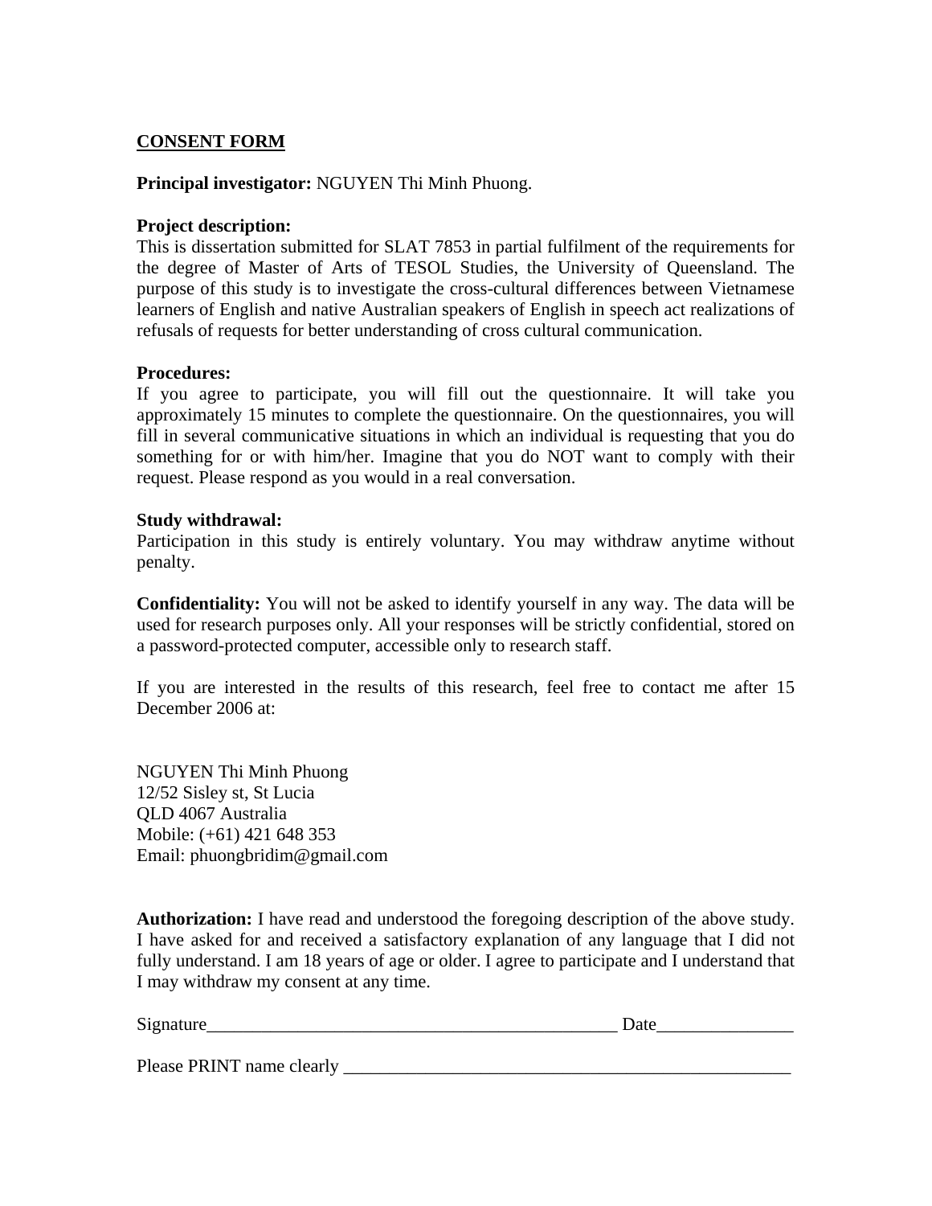## CONSENT FORM

**Principal investigator:** NGUYEN Thi Minh Phuong.

**Project description:**
This is dissertation submitted for SLAT 7853 in partial fulfilment of the requirements for the degree of Master of Arts of TESOL Studies, the University of Queensland. The purpose of this study is to investigate the cross-cultural differences between Vietnamese learners of English and native Australian speakers of English in speech act realizations of refusals of requests for better understanding of cross cultural communication.

**Procedures:**
If you agree to participate, you will fill out the questionnaire. It will take you approximately 15 minutes to complete the questionnaire. On the questionnaires, you will fill in several communicative situations in which an individual is requesting that you do something for or with him/her. Imagine that you do NOT want to comply with their request. Please respond as you would in a real conversation.

**Study withdrawal:**
Participation in this study is entirely voluntary. You may withdraw anytime without penalty.

**Confidentiality:** You will not be asked to identify yourself in any way. The data will be used for research purposes only. All your responses will be strictly confidential, stored on a password-protected computer, accessible only to research staff.

If you are interested in the results of this research, feel free to contact me after 15 December 2006 at:

NGUYEN Thi Minh Phuong
12/52 Sisley st, St Lucia
QLD 4067 Australia
Mobile: (+61) 421 648 353
Email: phuongbridim@gmail.com

**Authorization:** I have read and understood the foregoing description of the above study. I have asked for and received a satisfactory explanation of any language that I did not fully understand. I am 18 years of age or older. I agree to participate and I understand that I may withdraw my consent at any time.

Signature_______________________________________________ Date_______________

Please PRINT name clearly ___________________________________________________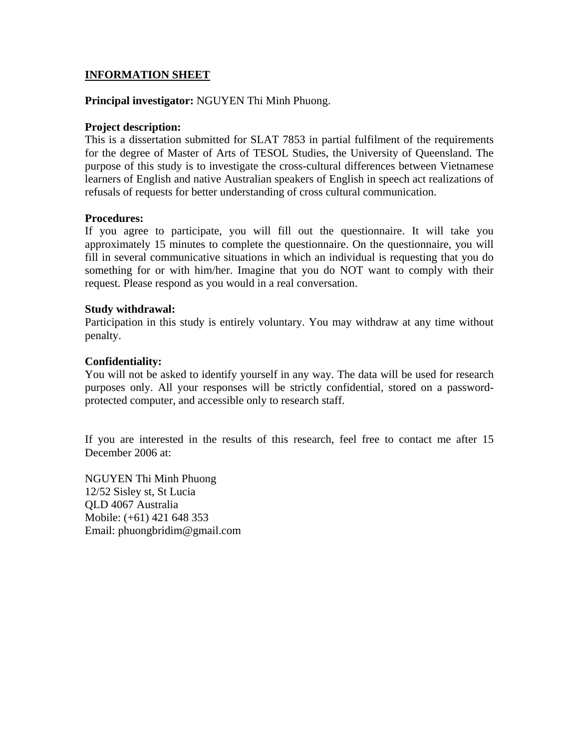## INFORMATION SHEET

**Principal investigator:** NGUYEN Thi Minh Phuong.

**Project description:**
This is a dissertation submitted for SLAT 7853 in partial fulfilment of the requirements for the degree of Master of Arts of TESOL Studies, the University of Queensland. The purpose of this study is to investigate the cross-cultural differences between Vietnamese learners of English and native Australian speakers of English in speech act realizations of refusals of requests for better understanding of cross cultural communication.

**Procedures:**
If you agree to participate, you will fill out the questionnaire. It will take you approximately 15 minutes to complete the questionnaire. On the questionnaire, you will fill in several communicative situations in which an individual is requesting that you do something for or with him/her. Imagine that you do NOT want to comply with their request. Please respond as you would in a real conversation.

**Study withdrawal:**
Participation in this study is entirely voluntary. You may withdraw at any time without penalty.

**Confidentiality:**
You will not be asked to identify yourself in any way. The data will be used for research purposes only. All your responses will be strictly confidential, stored on a password-protected computer, and accessible only to research staff.

If you are interested in the results of this research, feel free to contact me after 15 December 2006 at:

NGUYEN Thi Minh Phuong
12/52 Sisley st, St Lucia
QLD 4067 Australia
Mobile: (+61) 421 648 353
Email: phuongbridim@gmail.com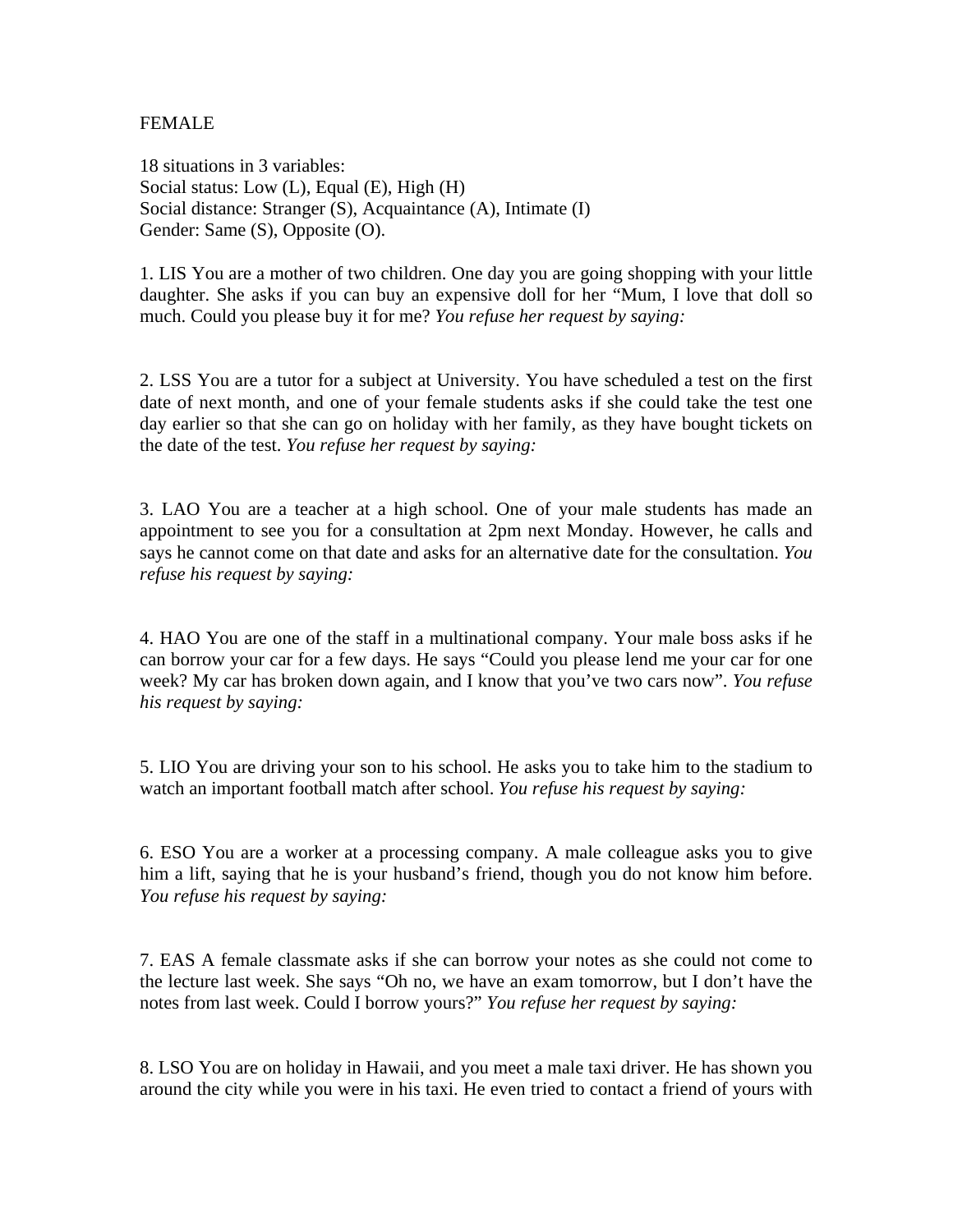FEMALE

18 situations in 3 variables:
Social status: Low (L), Equal (E), High (H)
Social distance: Stranger (S), Acquaintance (A), Intimate (I)
Gender: Same (S), Opposite (O).

1. LIS You are a mother of two children. One day you are going shopping with your little daughter. She asks if you can buy an expensive doll for her "Mum, I love that doll so much. Could you please buy it for me? *You refuse her request by saying:*

2. LSS You are a tutor for a subject at University. You have scheduled a test on the first date of next month, and one of your female students asks if she could take the test one day earlier so that she can go on holiday with her family, as they have bought tickets on the date of the test. *You refuse her request by saying:*

3. LAO You are a teacher at a high school. One of your male students has made an appointment to see you for a consultation at 2pm next Monday. However, he calls and says he cannot come on that date and asks for an alternative date for the consultation. *You refuse his request by saying:*

4. HAO You are one of the staff in a multinational company. Your male boss asks if he can borrow your car for a few days. He says "Could you please lend me your car for one week? My car has broken down again, and I know that you've two cars now". *You refuse his request by saying:*

5. LIO You are driving your son to his school. He asks you to take him to the stadium to watch an important football match after school. *You refuse his request by saying:*

6. ESO You are a worker at a processing company. A male colleague asks you to give him a lift, saying that he is your husband's friend, though you do not know him before. *You refuse his request by saying:*

7. EAS A female classmate asks if she can borrow your notes as she could not come to the lecture last week. She says "Oh no, we have an exam tomorrow, but I don't have the notes from last week. Could I borrow yours?" *You refuse her request by saying:*

8. LSO You are on holiday in Hawaii, and you meet a male taxi driver. He has shown you around the city while you were in his taxi. He even tried to contact a friend of yours with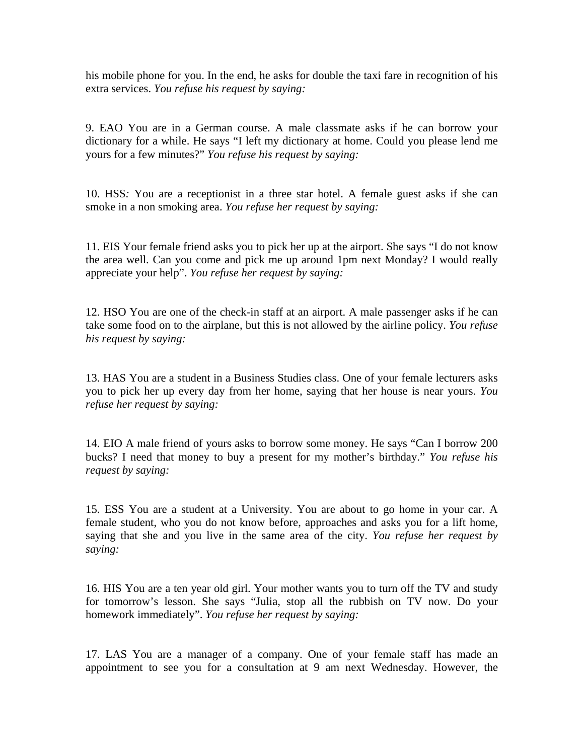his mobile phone for you. In the end, he asks for double the taxi fare in recognition of his extra services. *You refuse his request by saying:*

9. EAO You are in a German course. A male classmate asks if he can borrow your dictionary for a while. He says "I left my dictionary at home. Could you please lend me yours for a few minutes?" *You refuse his request by saying:*

10. HSS*:* You are a receptionist in a three star hotel. A female guest asks if she can smoke in a non smoking area. *You refuse her request by saying:*

11. EIS Your female friend asks you to pick her up at the airport. She says "I do not know the area well. Can you come and pick me up around 1pm next Monday? I would really appreciate your help". *You refuse her request by saying:*

12. HSO You are one of the check-in staff at an airport. A male passenger asks if he can take some food on to the airplane, but this is not allowed by the airline policy. *You refuse his request by saying:*

13. HAS You are a student in a Business Studies class. One of your female lecturers asks you to pick her up every day from her home, saying that her house is near yours. *You refuse her request by saying:*

14. EIO A male friend of yours asks to borrow some money. He says "Can I borrow 200 bucks? I need that money to buy a present for my mother's birthday." *You refuse his request by saying:*

15. ESS You are a student at a University. You are about to go home in your car. A female student, who you do not know before, approaches and asks you for a lift home, saying that she and you live in the same area of the city. *You refuse her request by saying:*

16. HIS You are a ten year old girl. Your mother wants you to turn off the TV and study for tomorrow's lesson. She says "Julia, stop all the rubbish on TV now. Do your homework immediately". *You refuse her request by saying:*

17. LAS You are a manager of a company. One of your female staff has made an appointment to see you for a consultation at 9 am next Wednesday. However, the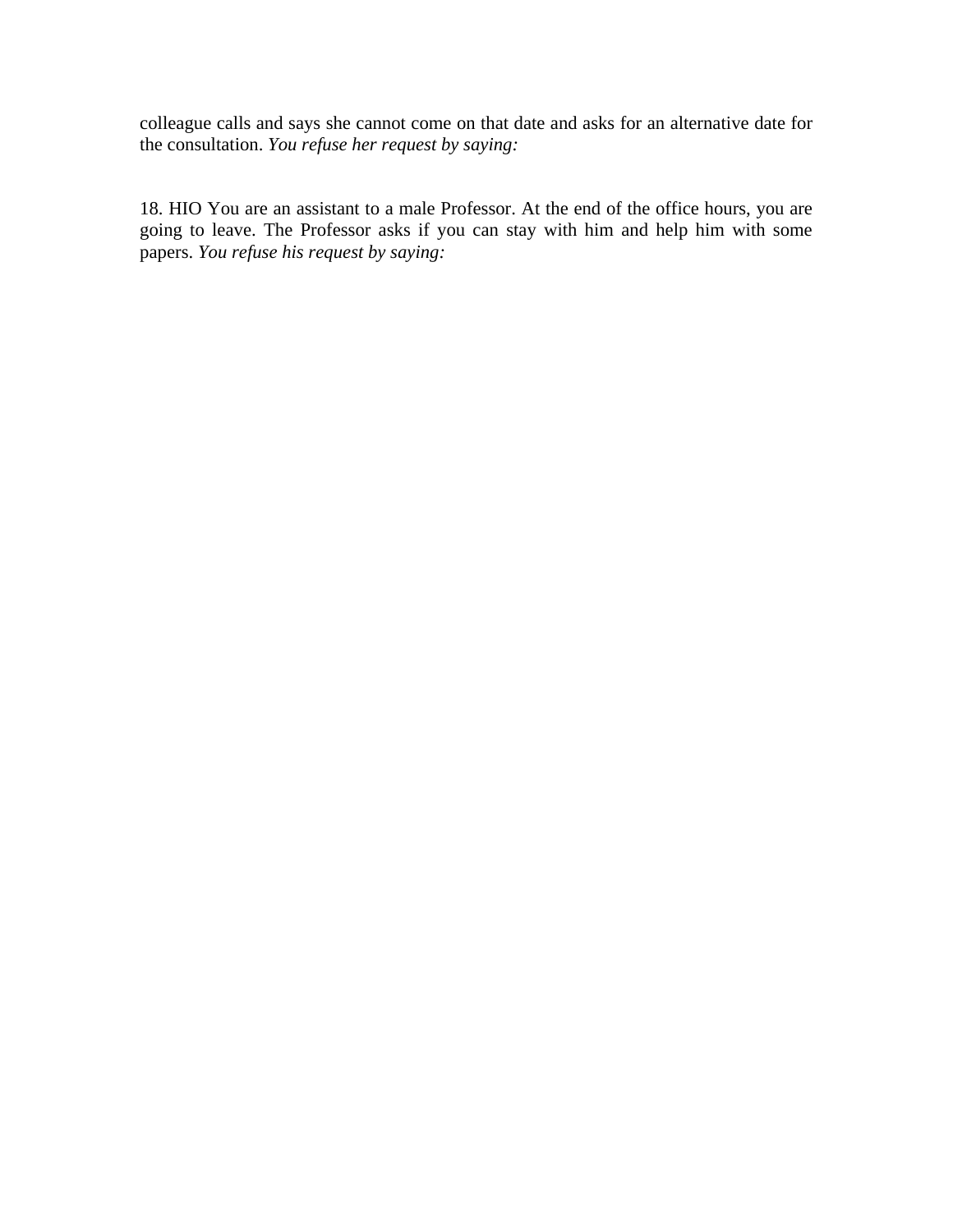colleague calls and says she cannot come on that date and asks for an alternative date for the consultation. *You refuse her request by saying:*

18. HIO You are an assistant to a male Professor. At the end of the office hours, you are going to leave. The Professor asks if you can stay with him and help him with some papers. *You refuse his request by saying:*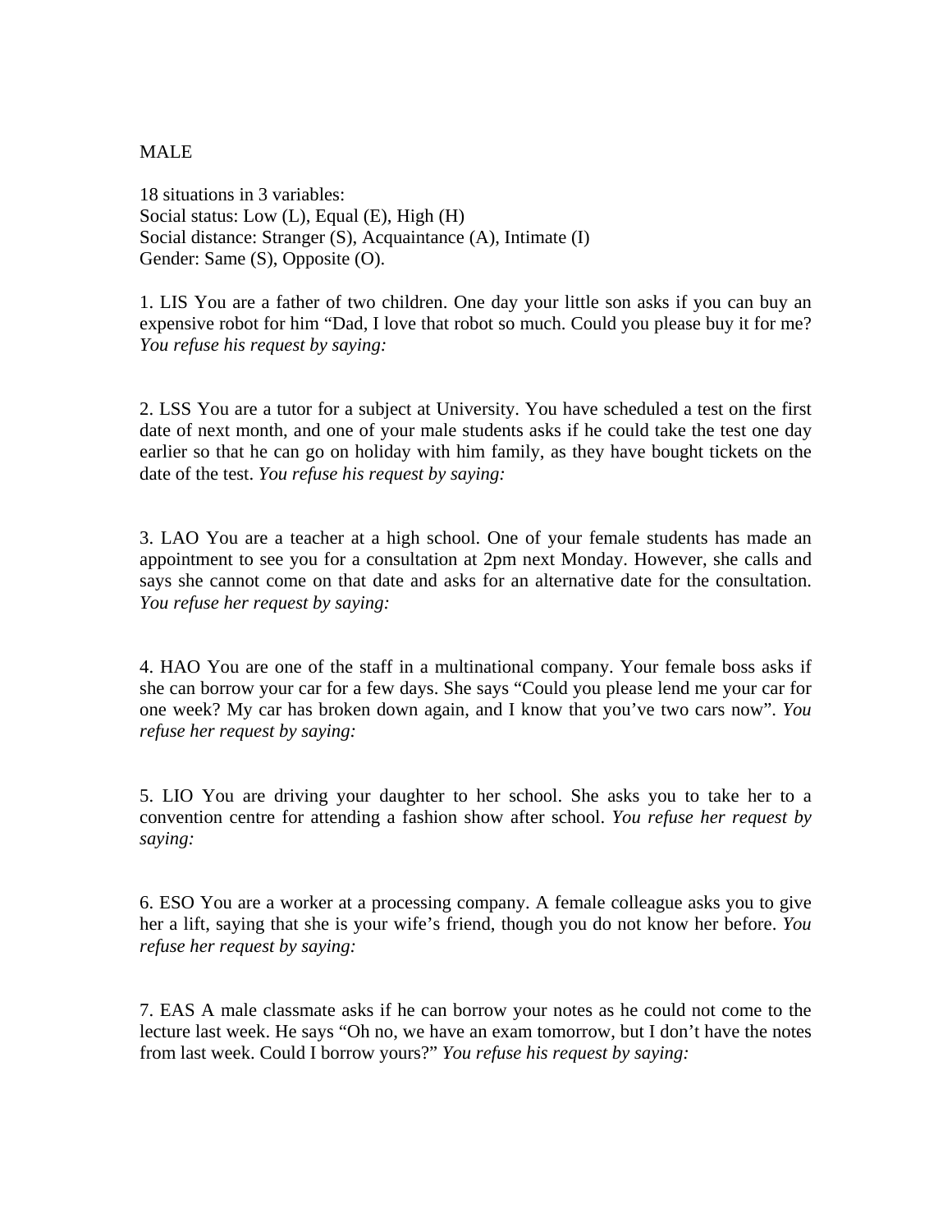MALE

18 situations in 3 variables:
Social status: Low (L), Equal (E), High (H)
Social distance: Stranger (S), Acquaintance (A), Intimate (I)
Gender: Same (S), Opposite (O).

1. LIS You are a father of two children. One day your little son asks if you can buy an expensive robot for him "Dad, I love that robot so much. Could you please buy it for me? *You refuse his request by saying:*

2. LSS You are a tutor for a subject at University. You have scheduled a test on the first date of next month, and one of your male students asks if he could take the test one day earlier so that he can go on holiday with him family, as they have bought tickets on the date of the test. *You refuse his request by saying:*

3. LAO You are a teacher at a high school. One of your female students has made an appointment to see you for a consultation at 2pm next Monday. However, she calls and says she cannot come on that date and asks for an alternative date for the consultation. *You refuse her request by saying:*

4. HAO You are one of the staff in a multinational company. Your female boss asks if she can borrow your car for a few days. She says "Could you please lend me your car for one week? My car has broken down again, and I know that you've two cars now". *You refuse her request by saying:*

5. LIO You are driving your daughter to her school. She asks you to take her to a convention centre for attending a fashion show after school. *You refuse her request by saying:*

6. ESO You are a worker at a processing company. A female colleague asks you to give her a lift, saying that she is your wife's friend, though you do not know her before. *You refuse her request by saying:*

7. EAS A male classmate asks if he can borrow your notes as he could not come to the lecture last week. He says "Oh no, we have an exam tomorrow, but I don't have the notes from last week. Could I borrow yours?" *You refuse his request by saying:*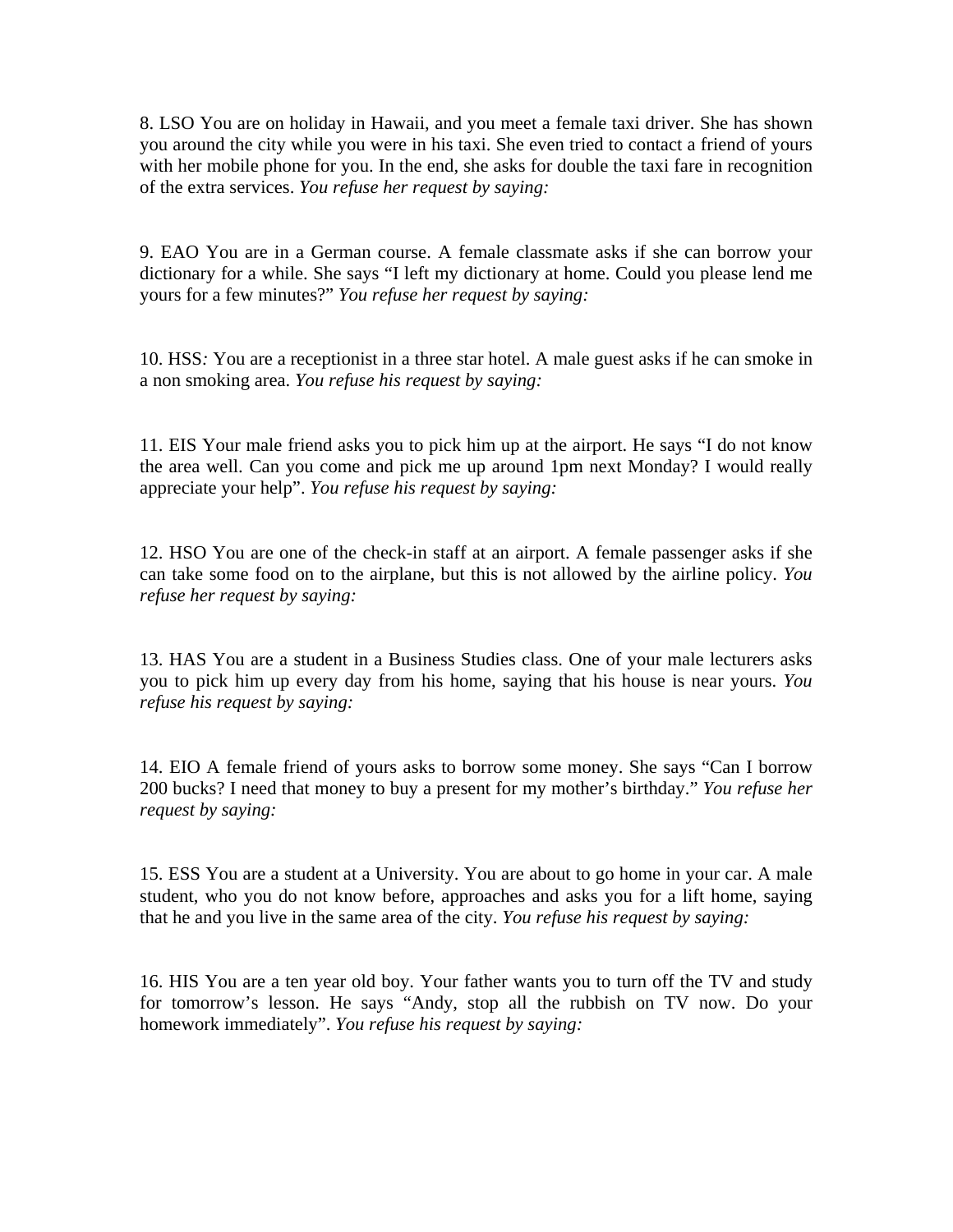8. LSO You are on holiday in Hawaii, and you meet a female taxi driver. She has shown you around the city while you were in his taxi. She even tried to contact a friend of yours with her mobile phone for you. In the end, she asks for double the taxi fare in recognition of the extra services. *You refuse her request by saying:*

9. EAO You are in a German course. A female classmate asks if she can borrow your dictionary for a while. She says "I left my dictionary at home. Could you please lend me yours for a few minutes?" *You refuse her request by saying:*

10. HSS*:* You are a receptionist in a three star hotel. A male guest asks if he can smoke in a non smoking area. *You refuse his request by saying:*

11. EIS Your male friend asks you to pick him up at the airport. He says "I do not know the area well. Can you come and pick me up around 1pm next Monday? I would really appreciate your help". *You refuse his request by saying:*

12. HSO You are one of the check-in staff at an airport. A female passenger asks if she can take some food on to the airplane, but this is not allowed by the airline policy. *You refuse her request by saying:*

13. HAS You are a student in a Business Studies class. One of your male lecturers asks you to pick him up every day from his home, saying that his house is near yours. *You refuse his request by saying:*

14. EIO A female friend of yours asks to borrow some money. She says "Can I borrow 200 bucks? I need that money to buy a present for my mother's birthday." *You refuse her request by saying:*

15. ESS You are a student at a University. You are about to go home in your car. A male student, who you do not know before, approaches and asks you for a lift home, saying that he and you live in the same area of the city. *You refuse his request by saying:*

16. HIS You are a ten year old boy. Your father wants you to turn off the TV and study for tomorrow's lesson. He says "Andy, stop all the rubbish on TV now. Do your homework immediately". *You refuse his request by saying:*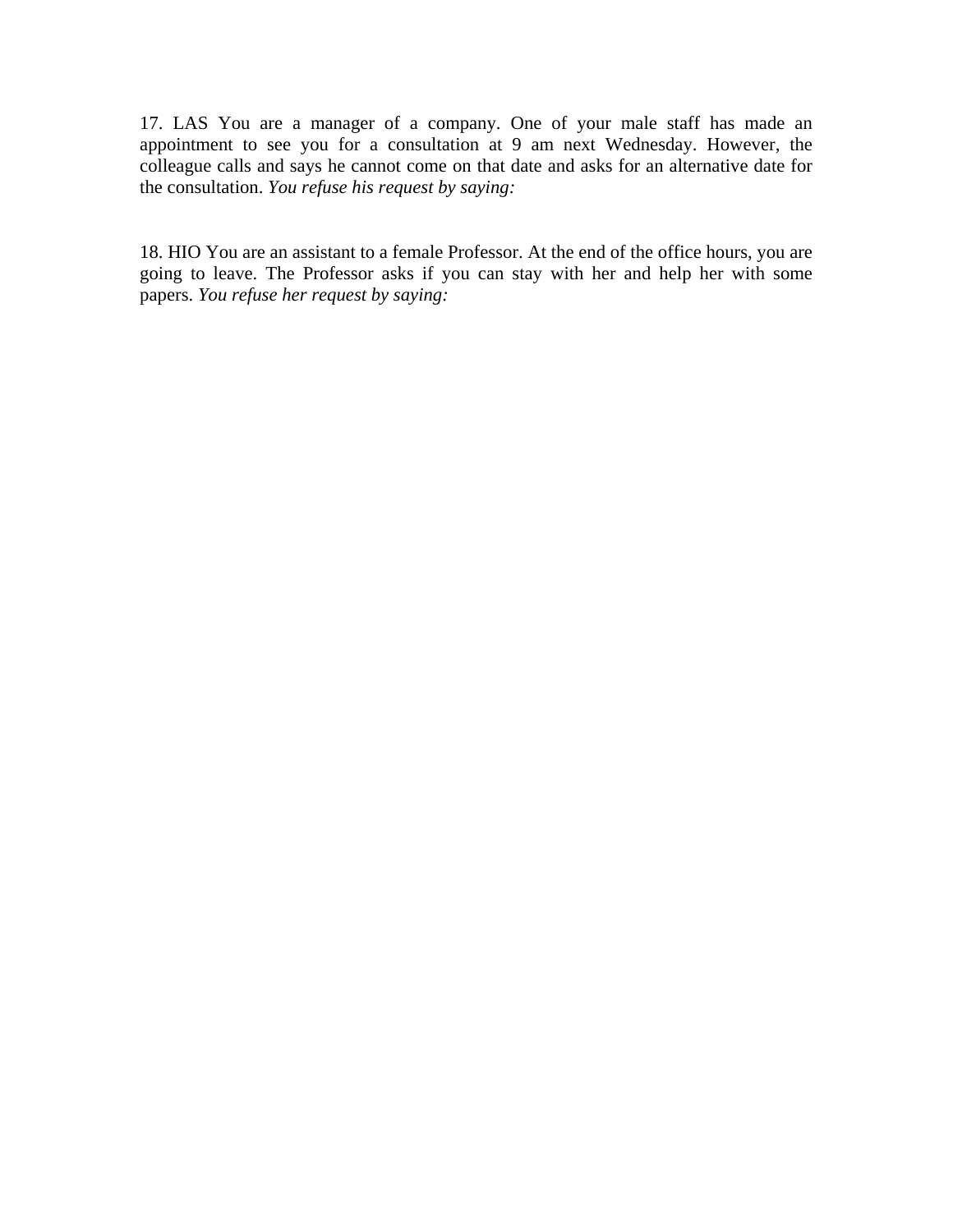17. LAS You are a manager of a company. One of your male staff has made an appointment to see you for a consultation at 9 am next Wednesday. However, the colleague calls and says he cannot come on that date and asks for an alternative date for the consultation. *You refuse his request by saying:*

18. HIO You are an assistant to a female Professor. At the end of the office hours, you are going to leave. The Professor asks if you can stay with her and help her with some papers. *You refuse her request by saying:*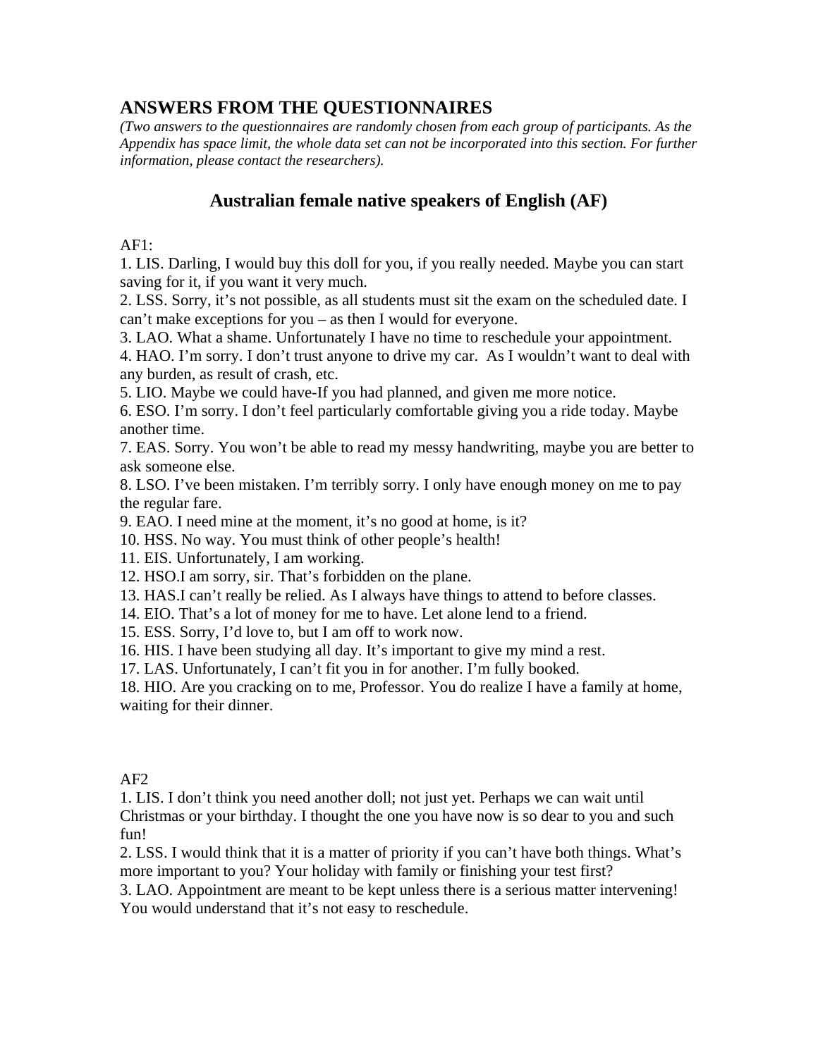## ANSWERS FROM THE QUESTIONNAIRES

*(Two answers to the questionnaires are randomly chosen from each group of participants. As the Appendix has space limit, the whole data set can not be incorporated into this section. For further information, please contact the researchers).*

### Australian female native speakers of English (AF)

AF1:

1. LIS. Darling, I would buy this doll for you, if you really needed. Maybe you can start saving for it, if you want it very much.
2. LSS. Sorry, it's not possible, as all students must sit the exam on the scheduled date. I can't make exceptions for you – as then I would for everyone.
3. LAO. What a shame. Unfortunately I have no time to reschedule your appointment.
4. HAO. I'm sorry. I don't trust anyone to drive my car. As I wouldn't want to deal with any burden, as result of crash, etc.
5. LIO. Maybe we could have-If you had planned, and given me more notice.
6. ESO. I'm sorry. I don't feel particularly comfortable giving you a ride today. Maybe another time.
7. EAS. Sorry. You won't be able to read my messy handwriting, maybe you are better to ask someone else.
8. LSO. I've been mistaken. I'm terribly sorry. I only have enough money on me to pay the regular fare.
9. EAO. I need mine at the moment, it's no good at home, is it?
10. HSS. No way. You must think of other people's health!
11. EIS. Unfortunately, I am working.
12. HSO.I am sorry, sir. That's forbidden on the plane.
13. HAS.I can't really be relied. As I always have things to attend to before classes.
14. EIO. That's a lot of money for me to have. Let alone lend to a friend.
15. ESS. Sorry, I'd love to, but I am off to work now.
16. HIS. I have been studying all day. It's important to give my mind a rest.
17. LAS. Unfortunately, I can't fit you in for another. I'm fully booked.
18. HIO. Are you cracking on to me, Professor. You do realize I have a family at home, waiting for their dinner.

AF2

1. LIS. I don't think you need another doll; not just yet. Perhaps we can wait until Christmas or your birthday. I thought the one you have now is so dear to you and such fun!
2. LSS. I would think that it is a matter of priority if you can't have both things. What's more important to you? Your holiday with family or finishing your test first?
3. LAO. Appointment are meant to be kept unless there is a serious matter intervening! You would understand that it's not easy to reschedule.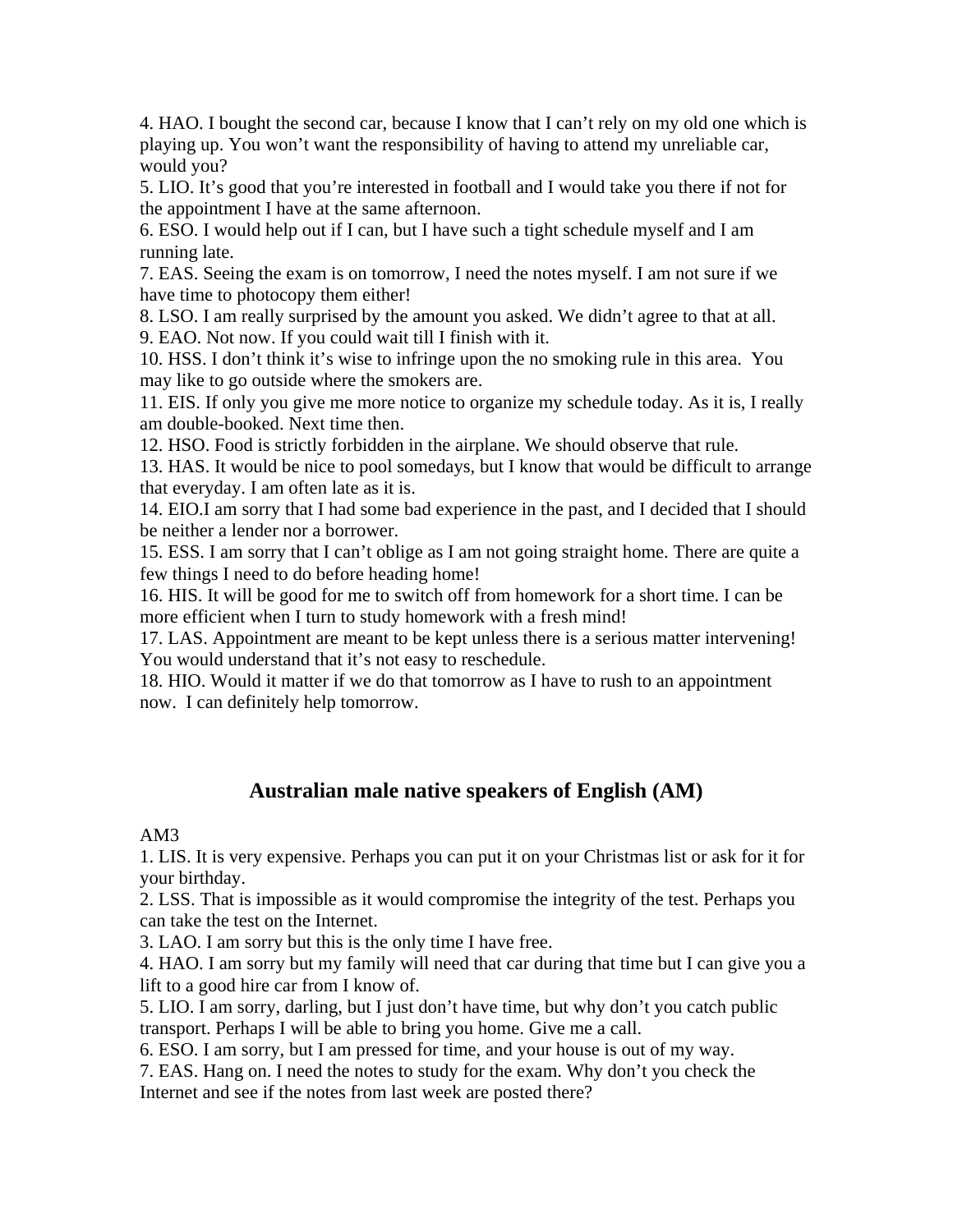4. HAO. I bought the second car, because I know that I can't rely on my old one which is playing up. You won't want the responsibility of having to attend my unreliable car, would you?

5. LIO. It's good that you're interested in football and I would take you there if not for the appointment I have at the same afternoon.

6. ESO. I would help out if I can, but I have such a tight schedule myself and I am running late.

7. EAS. Seeing the exam is on tomorrow, I need the notes myself. I am not sure if we have time to photocopy them either!

8. LSO. I am really surprised by the amount you asked. We didn't agree to that at all.

9. EAO. Not now. If you could wait till I finish with it.

10. HSS. I don't think it's wise to infringe upon the no smoking rule in this area. You may like to go outside where the smokers are.

11. EIS. If only you give me more notice to organize my schedule today. As it is, I really am double-booked. Next time then.

12. HSO. Food is strictly forbidden in the airplane. We should observe that rule.

13. HAS. It would be nice to pool somedays, but I know that would be difficult to arrange that everyday. I am often late as it is.

14. EIO.I am sorry that I had some bad experience in the past, and I decided that I should be neither a lender nor a borrower.

15. ESS. I am sorry that I can't oblige as I am not going straight home. There are quite a few things I need to do before heading home!

16. HIS. It will be good for me to switch off from homework for a short time. I can be more efficient when I turn to study homework with a fresh mind!

17. LAS. Appointment are meant to be kept unless there is a serious matter intervening! You would understand that it's not easy to reschedule.

18. HIO. Would it matter if we do that tomorrow as I have to rush to an appointment now. I can definitely help tomorrow.

## Australian male native speakers of English (AM)

AM3

1. LIS. It is very expensive. Perhaps you can put it on your Christmas list or ask for it for your birthday.

2. LSS. That is impossible as it would compromise the integrity of the test. Perhaps you can take the test on the Internet.

3. LAO. I am sorry but this is the only time I have free.

4. HAO. I am sorry but my family will need that car during that time but I can give you a lift to a good hire car from I know of.

5. LIO. I am sorry, darling, but I just don't have time, but why don't you catch public transport. Perhaps I will be able to bring you home. Give me a call.

6. ESO. I am sorry, but I am pressed for time, and your house is out of my way.

7. EAS. Hang on. I need the notes to study for the exam. Why don't you check the Internet and see if the notes from last week are posted there?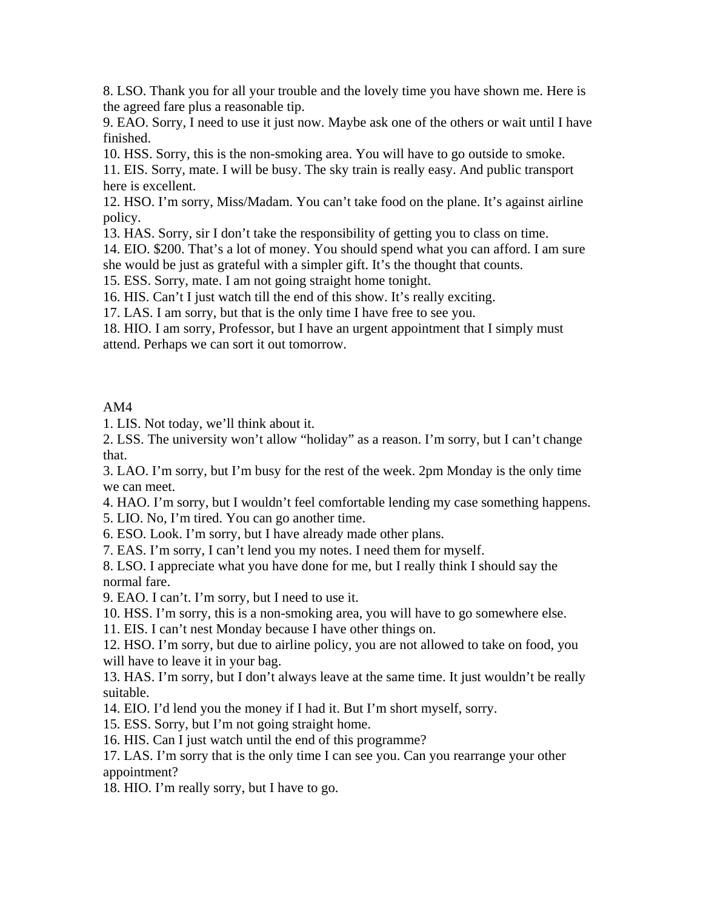8. LSO. Thank you for all your trouble and the lovely time you have shown me. Here is the agreed fare plus a reasonable tip.
9. EAO. Sorry, I need to use it just now. Maybe ask one of the others or wait until I have finished.
10. HSS. Sorry, this is the non-smoking area. You will have to go outside to smoke.
11. EIS. Sorry, mate. I will be busy. The sky train is really easy. And public transport here is excellent.
12. HSO. I'm sorry, Miss/Madam. You can't take food on the plane. It's against airline policy.
13. HAS. Sorry, sir I don't take the responsibility of getting you to class on time.
14. EIO. $200. That's a lot of money. You should spend what you can afford. I am sure she would be just as grateful with a simpler gift. It's the thought that counts.
15. ESS. Sorry, mate. I am not going straight home tonight.
16. HIS. Can't I just watch till the end of this show. It's really exciting.
17. LAS. I am sorry, but that is the only time I have free to see you.
18. HIO. I am sorry, Professor, but I have an urgent appointment that I simply must attend. Perhaps we can sort it out tomorrow.

AM4

1. LIS. Not today, we'll think about it.
2. LSS. The university won't allow "holiday" as a reason. I'm sorry, but I can't change that.
3. LAO. I'm sorry, but I'm busy for the rest of the week. 2pm Monday is the only time we can meet.
4. HAO. I'm sorry, but I wouldn't feel comfortable lending my case something happens.
5. LIO. No, I'm tired. You can go another time.
6. ESO. Look. I'm sorry, but I have already made other plans.
7. EAS. I'm sorry, I can't lend you my notes. I need them for myself.
8. LSO. I appreciate what you have done for me, but I really think I should say the normal fare.
9. EAO. I can't. I'm sorry, but I need to use it.
10. HSS. I'm sorry, this is a non-smoking area, you will have to go somewhere else.
11. EIS. I can't nest Monday because I have other things on.
12. HSO. I'm sorry, but due to airline policy, you are not allowed to take on food, you will have to leave it in your bag.
13. HAS. I'm sorry, but I don't always leave at the same time. It just wouldn't be really suitable.
14. EIO. I'd lend you the money if I had it. But I'm short myself, sorry.
15. ESS. Sorry, but I'm not going straight home.
16. HIS. Can I just watch until the end of this programme?
17. LAS. I'm sorry that is the only time I can see you. Can you rearrange your other appointment?
18. HIO. I'm really sorry, but I have to go.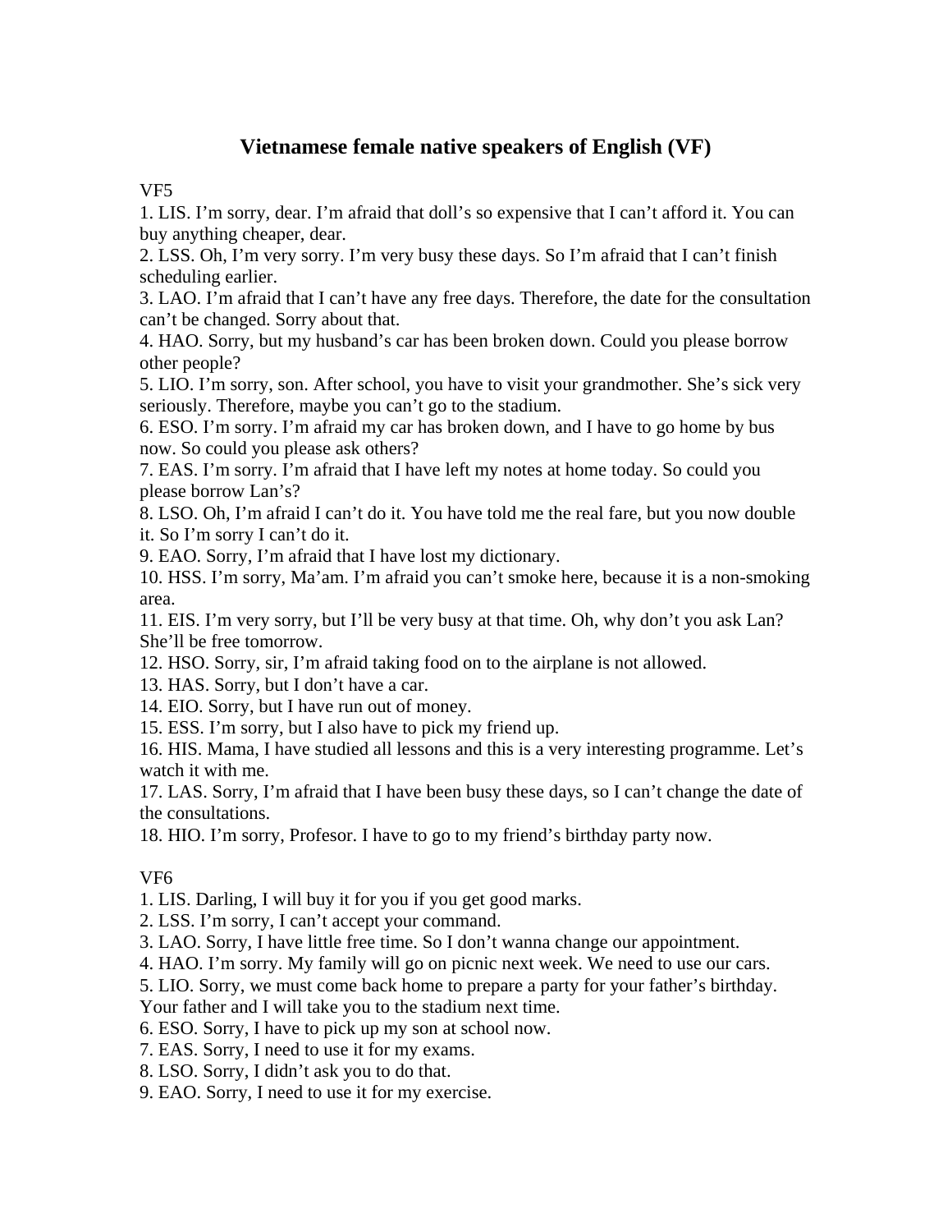# Vietnamese female native speakers of English (VF)

VF5

1. LIS. I'm sorry, dear. I'm afraid that doll's so expensive that I can't afford it. You can buy anything cheaper, dear.
2. LSS. Oh, I'm very sorry. I'm very busy these days. So I'm afraid that I can't finish scheduling earlier.
3. LAO. I'm afraid that I can't have any free days. Therefore, the date for the consultation can't be changed. Sorry about that.
4. HAO. Sorry, but my husband's car has been broken down. Could you please borrow other people?
5. LIO. I'm sorry, son. After school, you have to visit your grandmother. She's sick very seriously. Therefore, maybe you can't go to the stadium.
6. ESO. I'm sorry. I'm afraid my car has broken down, and I have to go home by bus now. So could you please ask others?
7. EAS. I'm sorry. I'm afraid that I have left my notes at home today. So could you please borrow Lan's?
8. LSO. Oh, I'm afraid I can't do it. You have told me the real fare, but you now double it. So I'm sorry I can't do it.
9. EAO. Sorry, I'm afraid that I have lost my dictionary.
10. HSS. I'm sorry, Ma'am. I'm afraid you can't smoke here, because it is a non-smoking area.
11. EIS. I'm very sorry, but I'll be very busy at that time. Oh, why don't you ask Lan? She'll be free tomorrow.
12. HSO. Sorry, sir, I'm afraid taking food on to the airplane is not allowed.
13. HAS. Sorry, but I don't have a car.
14. EIO. Sorry, but I have run out of money.
15. ESS. I'm sorry, but I also have to pick my friend up.
16. HIS. Mama, I have studied all lessons and this is a very interesting programme. Let's watch it with me.
17. LAS. Sorry, I'm afraid that I have been busy these days, so I can't change the date of the consultations.
18. HIO. I'm sorry, Profesor. I have to go to my friend's birthday party now.

VF6

1. LIS. Darling, I will buy it for you if you get good marks.
2. LSS. I'm sorry, I can't accept your command.
3. LAO. Sorry, I have little free time. So I don't wanna change our appointment.
4. HAO. I'm sorry. My family will go on picnic next week. We need to use our cars.
5. LIO. Sorry, we must come back home to prepare a party for your father's birthday. Your father and I will take you to the stadium next time.
6. ESO. Sorry, I have to pick up my son at school now.
7. EAS. Sorry, I need to use it for my exams.
8. LSO. Sorry, I didn't ask you to do that.
9. EAO. Sorry, I need to use it for my exercise.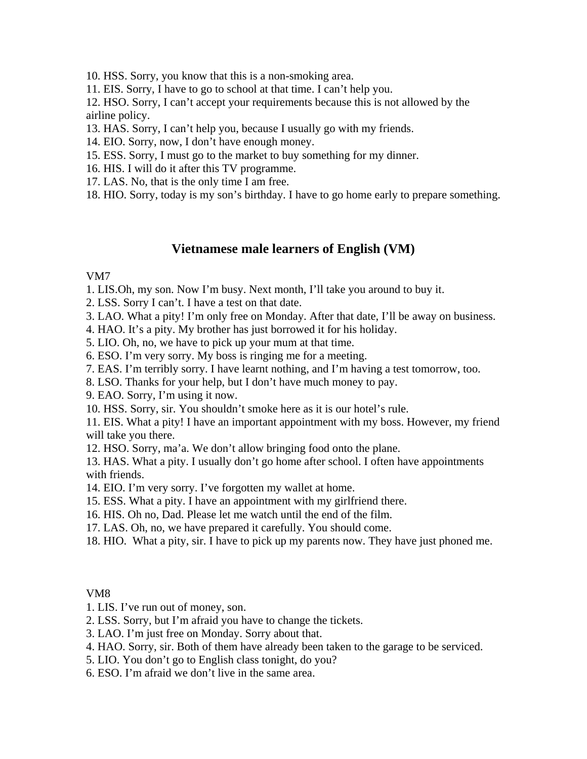10. HSS. Sorry, you know that this is a non-smoking area.
11. EIS. Sorry, I have to go to school at that time. I can't help you.
12. HSO. Sorry, I can't accept your requirements because this is not allowed by the airline policy.
13. HAS. Sorry, I can't help you, because I usually go with my friends.
14. EIO. Sorry, now, I don't have enough money.
15. ESS. Sorry, I must go to the market to buy something for my dinner.
16. HIS. I will do it after this TV programme.
17. LAS. No, that is the only time I am free.
18. HIO. Sorry, today is my son's birthday. I have to go home early to prepare something.

## Vietnamese male learners of English (VM)

VM7

1. LIS.Oh, my son. Now I'm busy. Next month, I'll take you around to buy it.
2. LSS. Sorry I can't. I have a test on that date.
3. LAO. What a pity! I'm only free on Monday. After that date, I'll be away on business.
4. HAO. It's a pity. My brother has just borrowed it for his holiday.
5. LIO. Oh, no, we have to pick up your mum at that time.
6. ESO. I'm very sorry. My boss is ringing me for a meeting.
7. EAS. I'm terribly sorry. I have learnt nothing, and I'm having a test tomorrow, too.
8. LSO. Thanks for your help, but I don't have much money to pay.
9. EAO. Sorry, I'm using it now.
10. HSS. Sorry, sir. You shouldn't smoke here as it is our hotel's rule.
11. EIS. What a pity! I have an important appointment with my boss. However, my friend will take you there.
12. HSO. Sorry, ma'a. We don't allow bringing food onto the plane.
13. HAS. What a pity. I usually don't go home after school. I often have appointments with friends.
14. EIO. I'm very sorry. I've forgotten my wallet at home.
15. ESS. What a pity. I have an appointment with my girlfriend there.
16. HIS. Oh no, Dad. Please let me watch until the end of the film.
17. LAS. Oh, no, we have prepared it carefully. You should come.
18. HIO. What a pity, sir. I have to pick up my parents now. They have just phoned me.

VM8

1. LIS. I've run out of money, son.
2. LSS. Sorry, but I'm afraid you have to change the tickets.
3. LAO. I'm just free on Monday. Sorry about that.
4. HAO. Sorry, sir. Both of them have already been taken to the garage to be serviced.
5. LIO. You don't go to English class tonight, do you?
6. ESO. I'm afraid we don't live in the same area.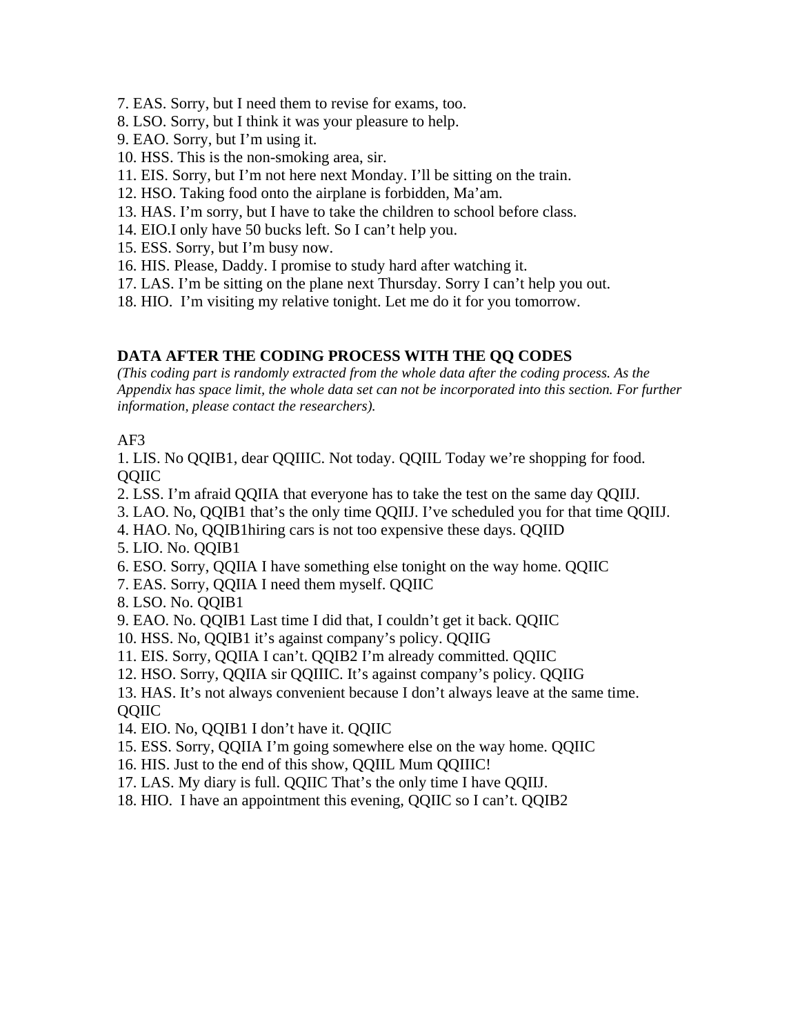7. EAS. Sorry, but I need them to revise for exams, too.
8. LSO. Sorry, but I think it was your pleasure to help.
9. EAO. Sorry, but I'm using it.
10. HSS. This is the non-smoking area, sir.
11. EIS. Sorry, but I'm not here next Monday. I'll be sitting on the train.
12. HSO. Taking food onto the airplane is forbidden, Ma'am.
13. HAS. I'm sorry, but I have to take the children to school before class.
14. EIO.I only have 50 bucks left. So I can't help you.
15. ESS. Sorry, but I'm busy now.
16. HIS. Please, Daddy. I promise to study hard after watching it.
17. LAS. I'm be sitting on the plane next Thursday. Sorry I can't help you out.
18. HIO. I'm visiting my relative tonight. Let me do it for you tomorrow.

**DATA AFTER THE CODING PROCESS WITH THE QQ CODES**

*(This coding part is randomly extracted from the whole data after the coding process. As the Appendix has space limit, the whole data set can not be incorporated into this section. For further information, please contact the researchers).*

AF3

1. LIS. No QQIB1, dear QQIIIC. Not today. QQIIL Today we're shopping for food. QQIIC
2. LSS. I'm afraid QQIIA that everyone has to take the test on the same day QQIIJ.
3. LAO. No, QQIB1 that's the only time QQIIJ. I've scheduled you for that time QQIIJ.
4. HAO. No, QQIB1hiring cars is not too expensive these days. QQIID
5. LIO. No. QQIB1
6. ESO. Sorry, QQIIA I have something else tonight on the way home. QQIIC
7. EAS. Sorry, QQIIA I need them myself. QQIIC
8. LSO. No. QQIB1
9. EAO. No. QQIB1 Last time I did that, I couldn't get it back. QQIIC
10. HSS. No, QQIB1 it's against company's policy. QQIIG
11. EIS. Sorry, QQIIA I can't. QQIB2 I'm already committed. QQIIC
12. HSO. Sorry, QQIIA sir QQIIIC. It's against company's policy. QQIIG
13. HAS. It's not always convenient because I don't always leave at the same time. QQIIC
14. EIO. No, QQIB1 I don't have it. QQIIC
15. ESS. Sorry, QQIIA I'm going somewhere else on the way home. QQIIC
16. HIS. Just to the end of this show, QQIIL Mum QQIIIC!
17. LAS. My diary is full. QQIIC That's the only time I have QQIIJ.
18. HIO. I have an appointment this evening, QQIIC so I can't. QQIB2